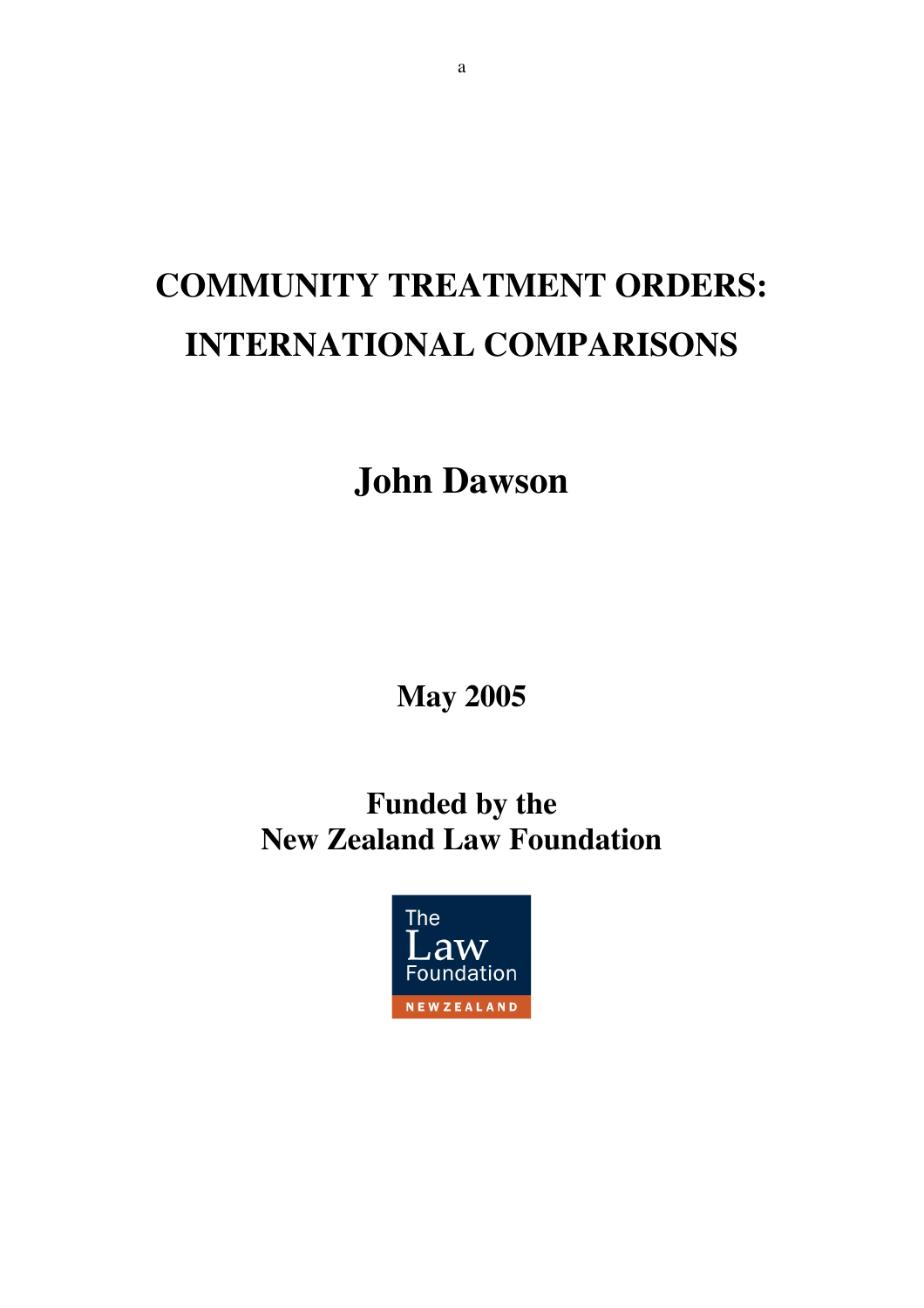# COMMUNITY TREATMENT ORDERS: INTERNATIONAL COMPARISONS

## John Dawson

**May 2005**

**Funded by the New Zealand Law Foundation**

The Law Foundation NEW ZEALAND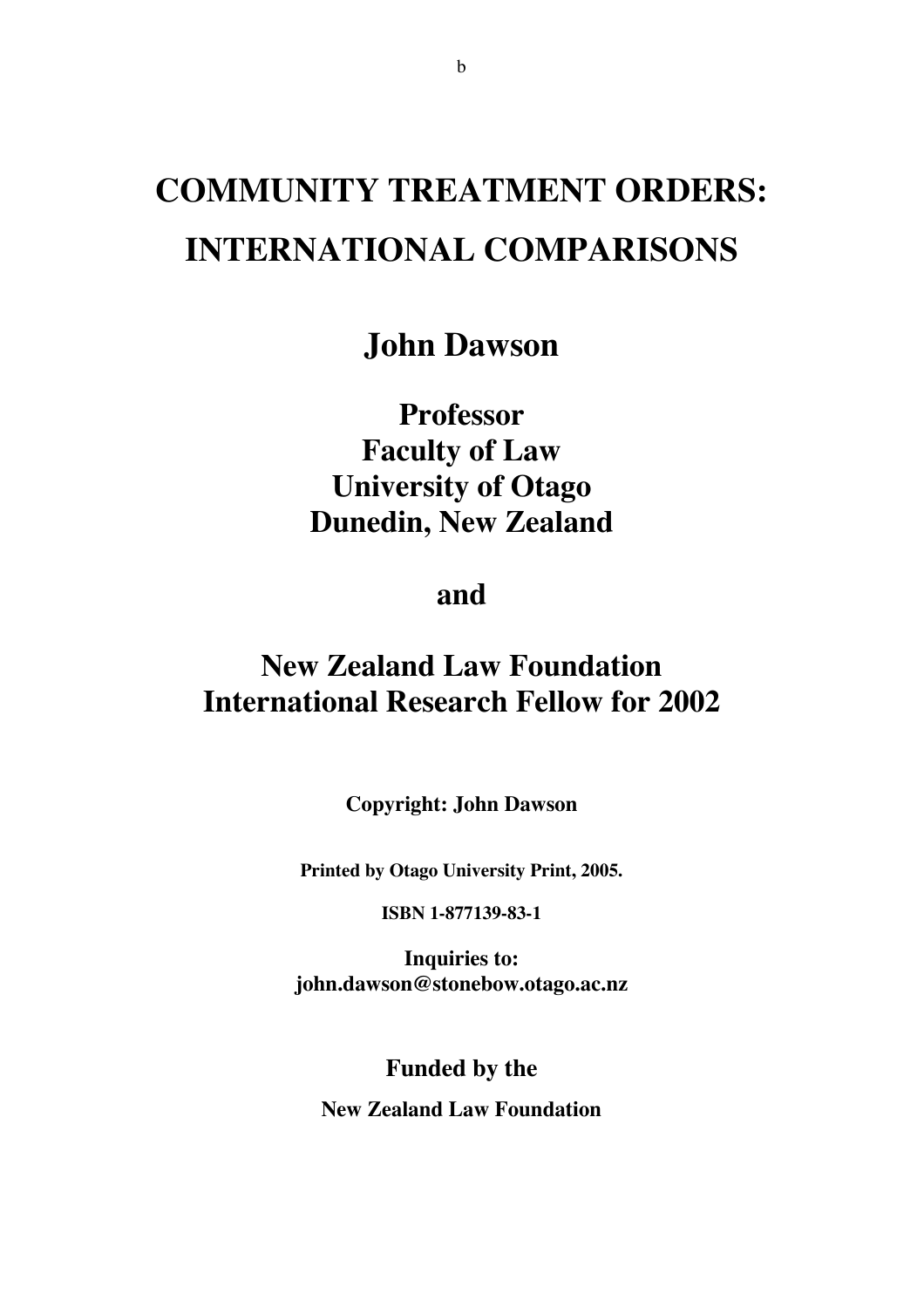# COMMUNITY TREATMENT ORDERS: INTERNATIONAL COMPARISONS

## John Dawson

## Professor
## Faculty of Law
## University of Otago
## Dunedin, New Zealand

## and

## New Zealand Law Foundation
## International Research Fellow for 2002

**Copyright: John Dawson**

**Printed by Otago University Print, 2005.**

**ISBN 1-877139-83-1**

**Inquiries to:**
**john.dawson@stonebow.otago.ac.nz**

**Funded by the**

**New Zealand Law Foundation**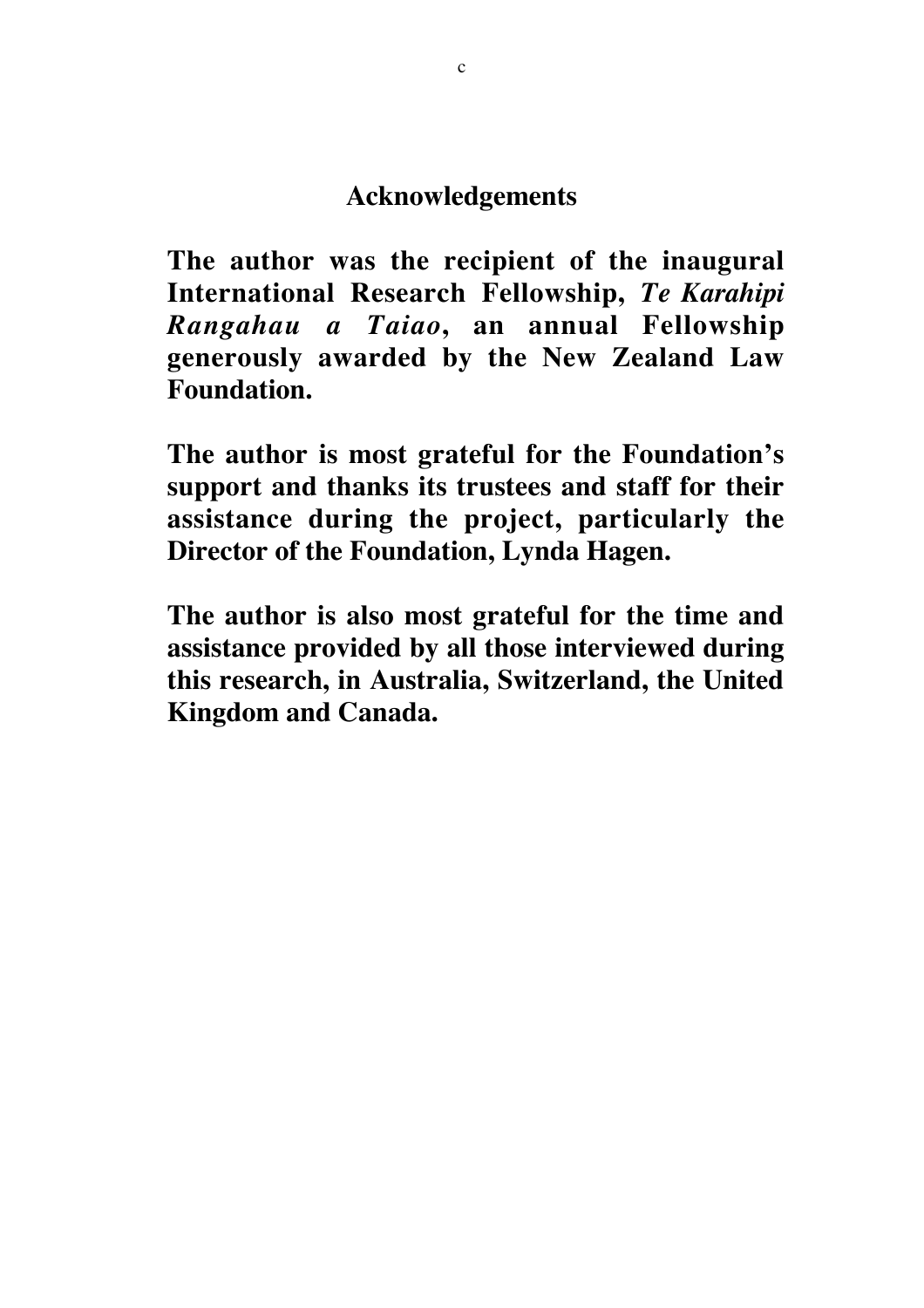# Acknowledgements

**The author was the recipient of the inaugural International Research Fellowship, *Te Karahipi Rangahau a Taiao*, an annual Fellowship generously awarded by the New Zealand Law Foundation.**

**The author is most grateful for the Foundation's support and thanks its trustees and staff for their assistance during the project, particularly the Director of the Foundation, Lynda Hagen.**

**The author is also most grateful for the time and assistance provided by all those interviewed during this research, in Australia, Switzerland, the United Kingdom and Canada.**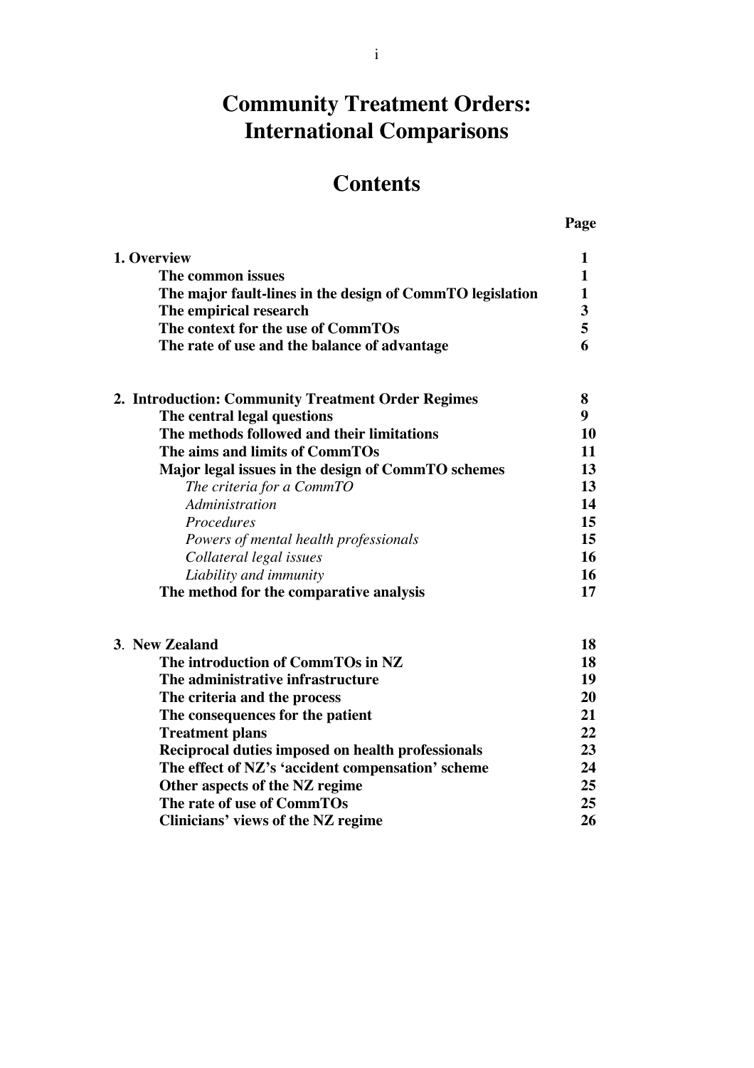# Community Treatment Orders: International Comparisons

## Contents

| | Page |
|---|---|
| **1. Overview** | **1** |
| **The common issues** | **1** |
| **The major fault-lines in the design of CommTO legislation** | **1** |
| **The empirical research** | **3** |
| **The context for the use of CommTOs** | **5** |
| **The rate of use and the balance of advantage** | **6** |
| **2. Introduction: Community Treatment Order Regimes** | **8** |
| **The central legal questions** | **9** |
| **The methods followed and their limitations** | **10** |
| **The aims and limits of CommTOs** | **11** |
| **Major legal issues in the design of CommTO schemes** | **13** |
| *The criteria for a CommTO* | **13** |
| *Administration* | **14** |
| *Procedures* | **15** |
| *Powers of mental health professionals* | **15** |
| *Collateral legal issues* | **16** |
| *Liability and immunity* | **16** |
| **The method for the comparative analysis** | **17** |
| **3. New Zealand** | **18** |
| **The introduction of CommTOs in NZ** | **18** |
| **The administrative infrastructure** | **19** |
| **The criteria and the process** | **20** |
| **The consequences for the patient** | **21** |
| **Treatment plans** | **22** |
| **Reciprocal duties imposed on health professionals** | **23** |
| **The effect of NZ's 'accident compensation' scheme** | **24** |
| **Other aspects of the NZ regime** | **25** |
| **The rate of use of CommTOs** | **25** |
| **Clinicians' views of the NZ regime** | **26** |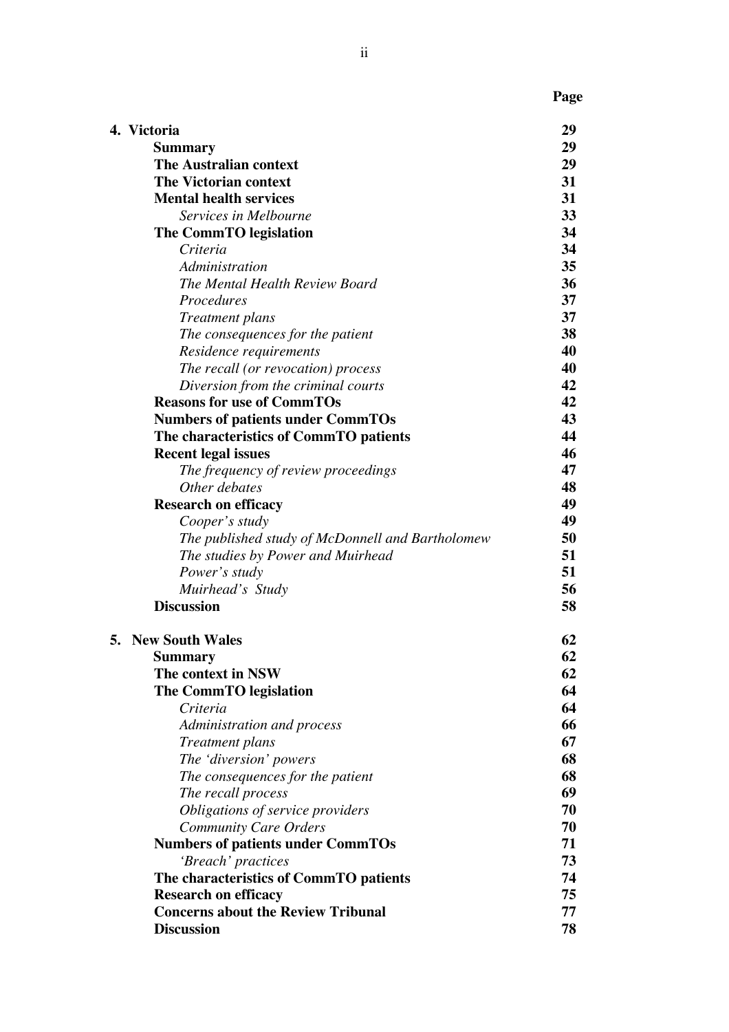| | **Page** |
|---|---|
| **4. Victoria** | **29** |
| **Summary** | **29** |
| **The Australian context** | **29** |
| **The Victorian context** | **31** |
| **Mental health services** | **31** |
| *Services in Melbourne* | **33** |
| **The CommTO legislation** | **34** |
| *Criteria* | **34** |
| *Administration* | **35** |
| *The Mental Health Review Board* | **36** |
| *Procedures* | **37** |
| *Treatment plans* | **37** |
| *The consequences for the patient* | **38** |
| *Residence requirements* | **40** |
| *The recall (or revocation) process* | **40** |
| *Diversion from the criminal courts* | **42** |
| **Reasons for use of CommTOs** | **42** |
| **Numbers of patients under CommTOs** | **43** |
| **The characteristics of CommTO patients** | **44** |
| **Recent legal issues** | **46** |
| *The frequency of review proceedings* | **47** |
| *Other debates* | **48** |
| **Research on efficacy** | **49** |
| *Cooper's study* | **49** |
| *The published study of McDonnell and Bartholomew* | **50** |
| *The studies by Power and Muirhead* | **51** |
| *Power's study* | **51** |
| *Muirhead's Study* | **56** |
| **Discussion** | **58** |
| **5. New South Wales** | **62** |
| **Summary** | **62** |
| **The context in NSW** | **62** |
| **The CommTO legislation** | **64** |
| *Criteria* | **64** |
| *Administration and process* | **66** |
| *Treatment plans* | **67** |
| *The 'diversion' powers* | **68** |
| *The consequences for the patient* | **68** |
| *The recall process* | **69** |
| *Obligations of service providers* | **70** |
| *Community Care Orders* | **70** |
| **Numbers of patients under CommTOs** | **71** |
| *'Breach' practices* | **73** |
| **The characteristics of CommTO patients** | **74** |
| **Research on efficacy** | **75** |
| **Concerns about the Review Tribunal** | **77** |
| **Discussion** | **78** |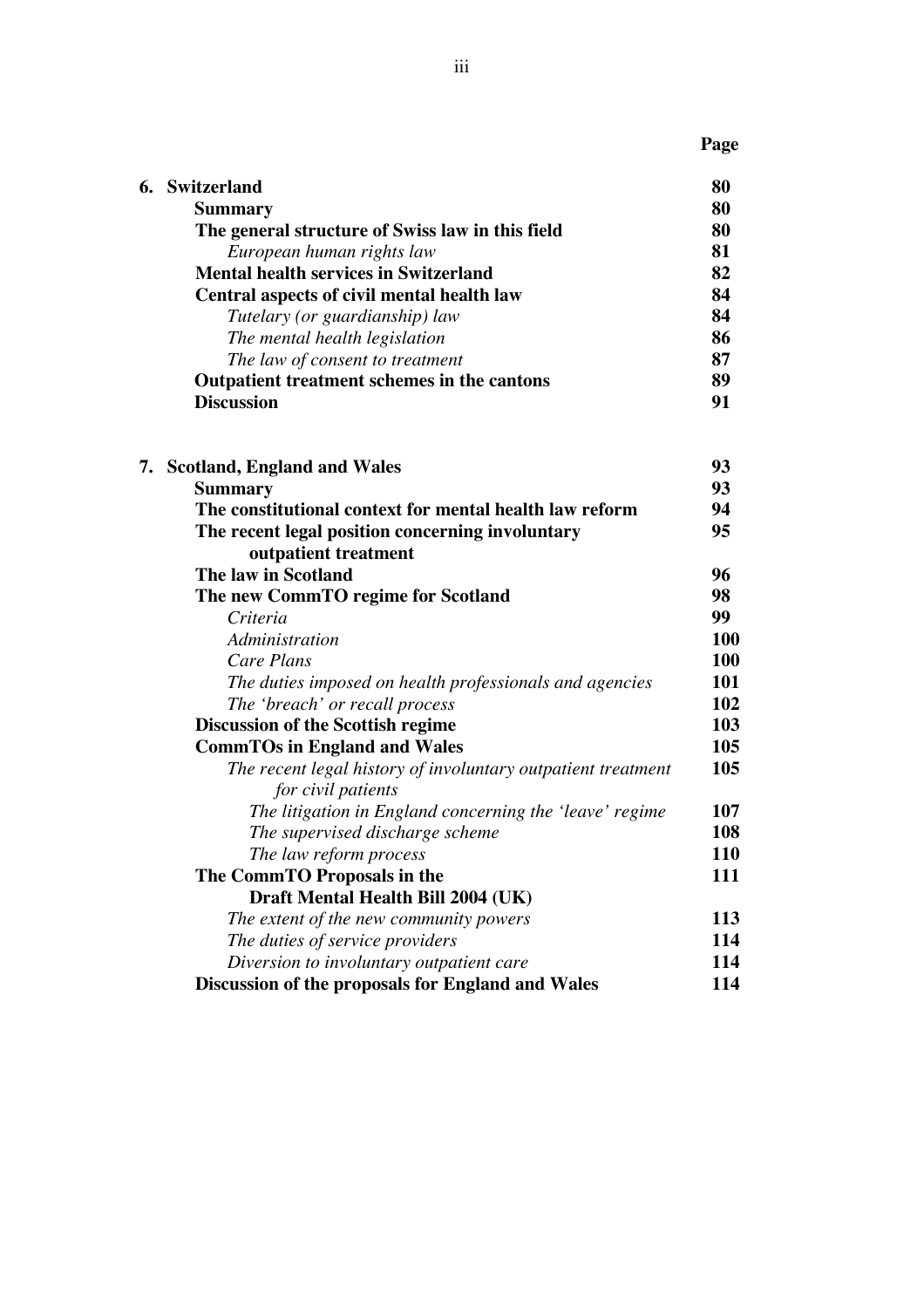| | Page |
|---|---|
| **6. Switzerland** | **80** |
| **Summary** | **80** |
| **The general structure of Swiss law in this field** | **80** |
| *European human rights law* | **81** |
| **Mental health services in Switzerland** | **82** |
| **Central aspects of civil mental health law** | **84** |
| *Tutelary (or guardianship) law* | **84** |
| *The mental health legislation* | **86** |
| *The law of consent to treatment* | **87** |
| **Outpatient treatment schemes in the cantons** | **89** |
| **Discussion** | **91** |
| | |
| **7. Scotland, England and Wales** | **93** |
| **Summary** | **93** |
| **The constitutional context for mental health law reform** | **94** |
| **The recent legal position concerning involuntary outpatient treatment** | **95** |
| **The law in Scotland** | **96** |
| **The new CommTO regime for Scotland** | **98** |
| *Criteria* | **99** |
| *Administration* | **100** |
| *Care Plans* | **100** |
| *The duties imposed on health professionals and agencies* | **101** |
| *The 'breach' or recall process* | **102** |
| **Discussion of the Scottish regime** | **103** |
| **CommTOs in England and Wales** | **105** |
| *The recent legal history of involuntary outpatient treatment for civil patients* | **105** |
| *The litigation in England concerning the 'leave' regime* | **107** |
| *The supervised discharge scheme* | **108** |
| *The law reform process* | **110** |
| **The CommTO Proposals in the Draft Mental Health Bill 2004 (UK)** | **111** |
| *The extent of the new community powers* | **113** |
| *The duties of service providers* | **114** |
| *Diversion to involuntary outpatient care* | **114** |
| **Discussion of the proposals for England and Wales** | **114** |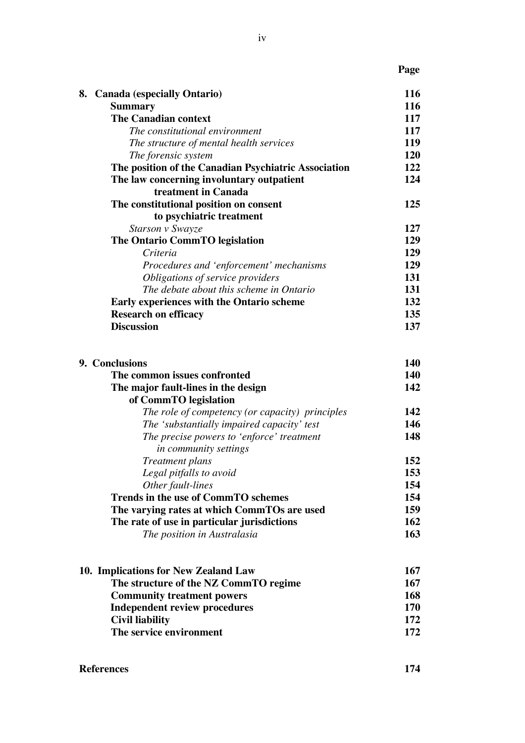| | Page |
|---|---|
| **8. Canada (especially Ontario)** | **116** |
| **Summary** | **116** |
| **The Canadian context** | **117** |
| *The constitutional environment* | **117** |
| *The structure of mental health services* | **119** |
| *The forensic system* | **120** |
| **The position of the Canadian Psychiatric Association** | **122** |
| **The law concerning involuntary outpatient treatment in Canada** | **124** |
| **The constitutional position on consent to psychiatric treatment** | **125** |
| *Starson v Swayze* | **127** |
| **The Ontario CommTO legislation** | **129** |
| *Criteria* | **129** |
| *Procedures and 'enforcement' mechanisms* | **129** |
| *Obligations of service providers* | **131** |
| *The debate about this scheme in Ontario* | **131** |
| **Early experiences with the Ontario scheme** | **132** |
| **Research on efficacy** | **135** |
| **Discussion** | **137** |
| | |
| **9. Conclusions** | **140** |
| **The common issues confronted** | **140** |
| **The major fault-lines in the design of CommTO legislation** | **142** |
| *The role of competency (or capacity) principles* | **142** |
| *The 'substantially impaired capacity' test* | **146** |
| *The precise powers to 'enforce' treatment in community settings* | **148** |
| *Treatment plans* | **152** |
| *Legal pitfalls to avoid* | **153** |
| *Other fault-lines* | **154** |
| **Trends in the use of CommTO schemes** | **154** |
| **The varying rates at which CommTOs are used** | **159** |
| **The rate of use in particular jurisdictions** | **162** |
| *The position in Australasia* | **163** |
| | |
| **10. Implications for New Zealand Law** | **167** |
| **The structure of the NZ CommTO regime** | **167** |
| **Community treatment powers** | **168** |
| **Independent review procedures** | **170** |
| **Civil liability** | **172** |
| **The service environment** | **172** |
| | |
| **References** | **174** |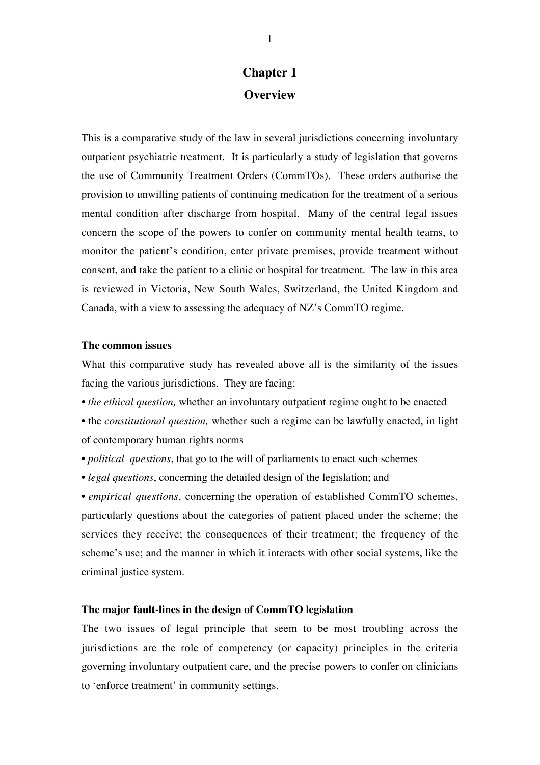# Chapter 1

# Overview

This is a comparative study of the law in several jurisdictions concerning involuntary outpatient psychiatric treatment. It is particularly a study of legislation that governs the use of Community Treatment Orders (CommTOs). These orders authorise the provision to unwilling patients of continuing medication for the treatment of a serious mental condition after discharge from hospital. Many of the central legal issues concern the scope of the powers to confer on community mental health teams, to monitor the patient's condition, enter private premises, provide treatment without consent, and take the patient to a clinic or hospital for treatment. The law in this area is reviewed in Victoria, New South Wales, Switzerland, the United Kingdom and Canada, with a view to assessing the adequacy of NZ's CommTO regime.

**The common issues**

What this comparative study has revealed above all is the similarity of the issues facing the various jurisdictions. They are facing:

• *the ethical question,* whether an involuntary outpatient regime ought to be enacted

• the *constitutional question,* whether such a regime can be lawfully enacted, in light of contemporary human rights norms

• *political questions*, that go to the will of parliaments to enact such schemes

• *legal questions*, concerning the detailed design of the legislation; and

• *empirical questions*, concerning the operation of established CommTO schemes, particularly questions about the categories of patient placed under the scheme; the services they receive; the consequences of their treatment; the frequency of the scheme's use; and the manner in which it interacts with other social systems, like the criminal justice system.

**The major fault-lines in the design of CommTO legislation**

The two issues of legal principle that seem to be most troubling across the jurisdictions are the role of competency (or capacity) principles in the criteria governing involuntary outpatient care, and the precise powers to confer on clinicians to 'enforce treatment' in community settings.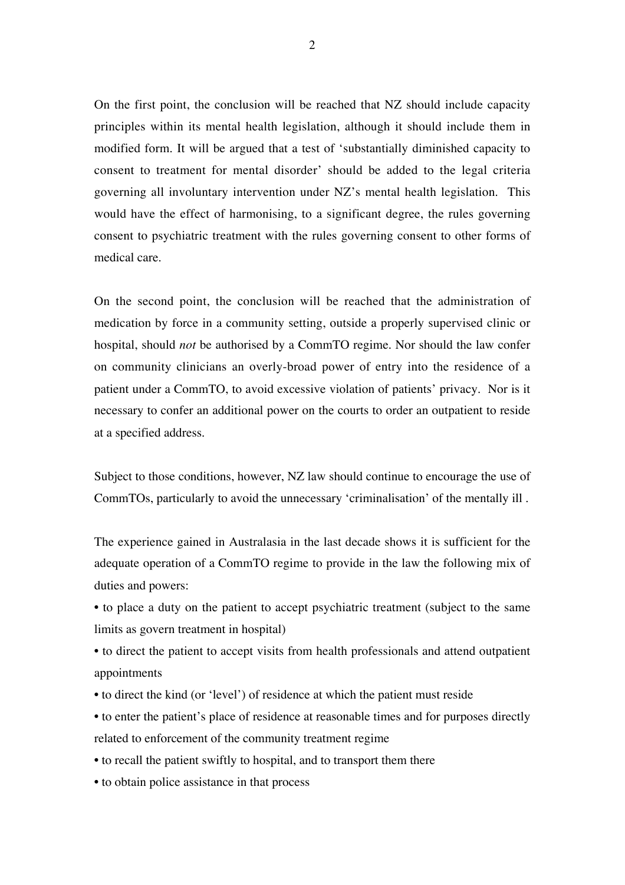On the first point, the conclusion will be reached that NZ should include capacity principles within its mental health legislation, although it should include them in modified form. It will be argued that a test of 'substantially diminished capacity to consent to treatment for mental disorder' should be added to the legal criteria governing all involuntary intervention under NZ's mental health legislation. This would have the effect of harmonising, to a significant degree, the rules governing consent to psychiatric treatment with the rules governing consent to other forms of medical care.

On the second point, the conclusion will be reached that the administration of medication by force in a community setting, outside a properly supervised clinic or hospital, should *not* be authorised by a CommTO regime. Nor should the law confer on community clinicians an overly-broad power of entry into the residence of a patient under a CommTO, to avoid excessive violation of patients' privacy. Nor is it necessary to confer an additional power on the courts to order an outpatient to reside at a specified address.

Subject to those conditions, however, NZ law should continue to encourage the use of CommTOs, particularly to avoid the unnecessary 'criminalisation' of the mentally ill .

The experience gained in Australasia in the last decade shows it is sufficient for the adequate operation of a CommTO regime to provide in the law the following mix of duties and powers:

- to place a duty on the patient to accept psychiatric treatment (subject to the same limits as govern treatment in hospital)
- to direct the patient to accept visits from health professionals and attend outpatient appointments
- to direct the kind (or 'level') of residence at which the patient must reside
- to enter the patient's place of residence at reasonable times and for purposes directly related to enforcement of the community treatment regime
- to recall the patient swiftly to hospital, and to transport them there
- to obtain police assistance in that process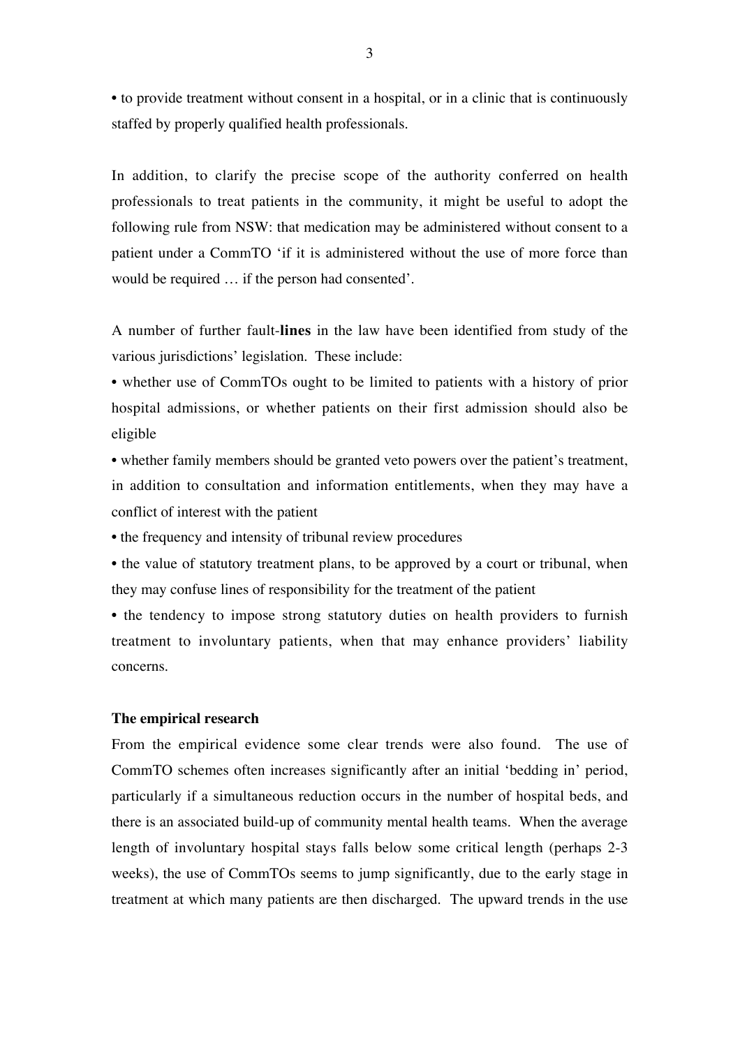• to provide treatment without consent in a hospital, or in a clinic that is continuously staffed by properly qualified health professionals.

In addition, to clarify the precise scope of the authority conferred on health professionals to treat patients in the community, it might be useful to adopt the following rule from NSW: that medication may be administered without consent to a patient under a CommTO 'if it is administered without the use of more force than would be required … if the person had consented'.

A number of further fault-**lines** in the law have been identified from study of the various jurisdictions' legislation. These include:

• whether use of CommTOs ought to be limited to patients with a history of prior hospital admissions, or whether patients on their first admission should also be eligible

• whether family members should be granted veto powers over the patient's treatment, in addition to consultation and information entitlements, when they may have a conflict of interest with the patient

• the frequency and intensity of tribunal review procedures

• the value of statutory treatment plans, to be approved by a court or tribunal, when they may confuse lines of responsibility for the treatment of the patient

• the tendency to impose strong statutory duties on health providers to furnish treatment to involuntary patients, when that may enhance providers' liability concerns.

**The empirical research**

From the empirical evidence some clear trends were also found. The use of CommTO schemes often increases significantly after an initial 'bedding in' period, particularly if a simultaneous reduction occurs in the number of hospital beds, and there is an associated build-up of community mental health teams. When the average length of involuntary hospital stays falls below some critical length (perhaps 2-3 weeks), the use of CommTOs seems to jump significantly, due to the early stage in treatment at which many patients are then discharged. The upward trends in the use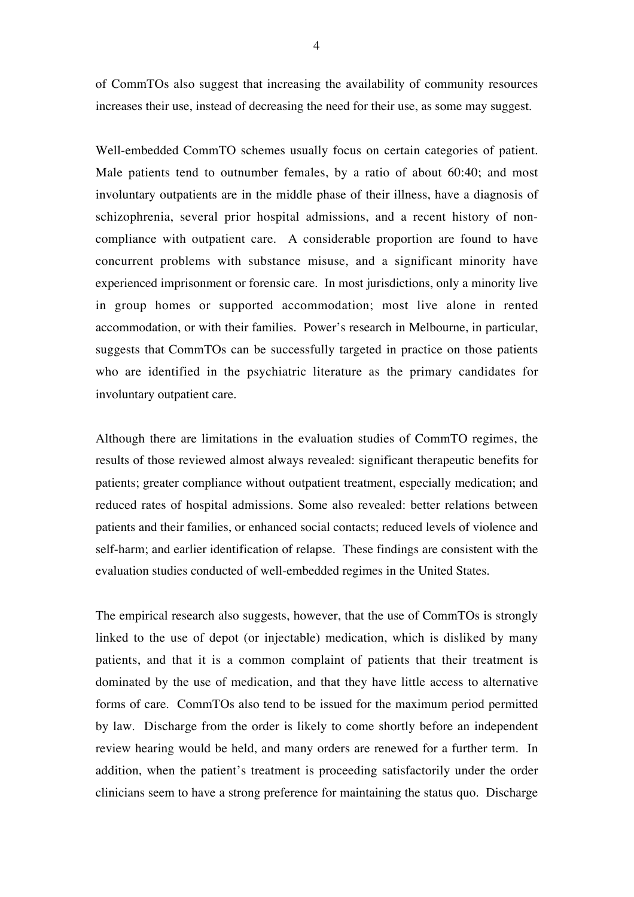of CommTOs also suggest that increasing the availability of community resources increases their use, instead of decreasing the need for their use, as some may suggest.

Well-embedded CommTO schemes usually focus on certain categories of patient. Male patients tend to outnumber females, by a ratio of about 60:40; and most involuntary outpatients are in the middle phase of their illness, have a diagnosis of schizophrenia, several prior hospital admissions, and a recent history of non-compliance with outpatient care. A considerable proportion are found to have concurrent problems with substance misuse, and a significant minority have experienced imprisonment or forensic care. In most jurisdictions, only a minority live in group homes or supported accommodation; most live alone in rented accommodation, or with their families. Power's research in Melbourne, in particular, suggests that CommTOs can be successfully targeted in practice on those patients who are identified in the psychiatric literature as the primary candidates for involuntary outpatient care.

Although there are limitations in the evaluation studies of CommTO regimes, the results of those reviewed almost always revealed: significant therapeutic benefits for patients; greater compliance without outpatient treatment, especially medication; and reduced rates of hospital admissions. Some also revealed: better relations between patients and their families, or enhanced social contacts; reduced levels of violence and self-harm; and earlier identification of relapse. These findings are consistent with the evaluation studies conducted of well-embedded regimes in the United States.

The empirical research also suggests, however, that the use of CommTOs is strongly linked to the use of depot (or injectable) medication, which is disliked by many patients, and that it is a common complaint of patients that their treatment is dominated by the use of medication, and that they have little access to alternative forms of care. CommTOs also tend to be issued for the maximum period permitted by law. Discharge from the order is likely to come shortly before an independent review hearing would be held, and many orders are renewed for a further term. In addition, when the patient's treatment is proceeding satisfactorily under the order clinicians seem to have a strong preference for maintaining the status quo. Discharge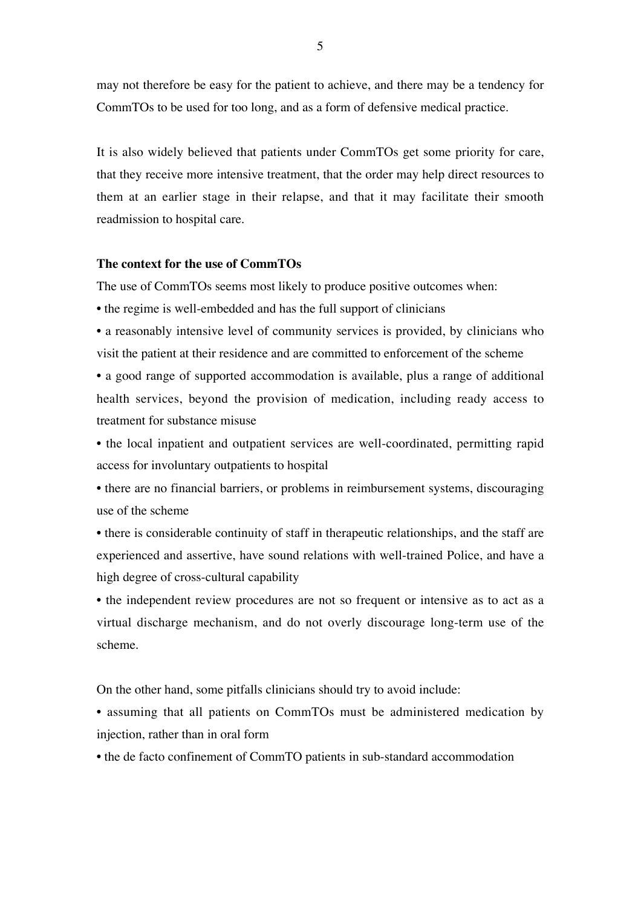may not therefore be easy for the patient to achieve, and there may be a tendency for CommTOs to be used for too long, and as a form of defensive medical practice.

It is also widely believed that patients under CommTOs get some priority for care, that they receive more intensive treatment, that the order may help direct resources to them at an earlier stage in their relapse, and that it may facilitate their smooth readmission to hospital care.

**The context for the use of CommTOs**

The use of CommTOs seems most likely to produce positive outcomes when:

- the regime is well-embedded and has the full support of clinicians
- a reasonably intensive level of community services is provided, by clinicians who visit the patient at their residence and are committed to enforcement of the scheme
- a good range of supported accommodation is available, plus a range of additional health services, beyond the provision of medication, including ready access to treatment for substance misuse
- the local inpatient and outpatient services are well-coordinated, permitting rapid access for involuntary outpatients to hospital
- there are no financial barriers, or problems in reimbursement systems, discouraging use of the scheme
- there is considerable continuity of staff in therapeutic relationships, and the staff are experienced and assertive, have sound relations with well-trained Police, and have a high degree of cross-cultural capability
- the independent review procedures are not so frequent or intensive as to act as a virtual discharge mechanism, and do not overly discourage long-term use of the scheme.

On the other hand, some pitfalls clinicians should try to avoid include:

- assuming that all patients on CommTOs must be administered medication by injection, rather than in oral form
- the de facto confinement of CommTO patients in sub-standard accommodation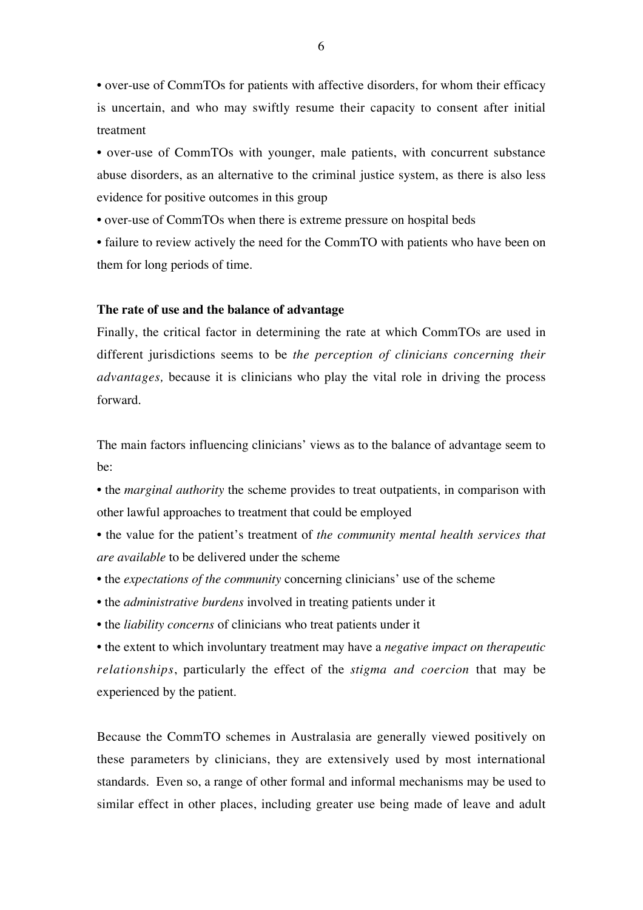• over-use of CommTOs for patients with affective disorders, for whom their efficacy is uncertain, and who may swiftly resume their capacity to consent after initial treatment

• over-use of CommTOs with younger, male patients, with concurrent substance abuse disorders, as an alternative to the criminal justice system, as there is also less evidence for positive outcomes in this group

• over-use of CommTOs when there is extreme pressure on hospital beds

• failure to review actively the need for the CommTO with patients who have been on them for long periods of time.

**The rate of use and the balance of advantage**

Finally, the critical factor in determining the rate at which CommTOs are used in different jurisdictions seems to be *the perception of clinicians concerning their advantages,* because it is clinicians who play the vital role in driving the process forward.

The main factors influencing clinicians' views as to the balance of advantage seem to be:

• the *marginal authority* the scheme provides to treat outpatients, in comparison with other lawful approaches to treatment that could be employed

• the value for the patient's treatment of *the community mental health services that are available* to be delivered under the scheme

• the *expectations of the community* concerning clinicians' use of the scheme

• the *administrative burdens* involved in treating patients under it

• the *liability concerns* of clinicians who treat patients under it

• the extent to which involuntary treatment may have a *negative impact on therapeutic relationships*, particularly the effect of the *stigma and coercion* that may be experienced by the patient.

Because the CommTO schemes in Australasia are generally viewed positively on these parameters by clinicians, they are extensively used by most international standards. Even so, a range of other formal and informal mechanisms may be used to similar effect in other places, including greater use being made of leave and adult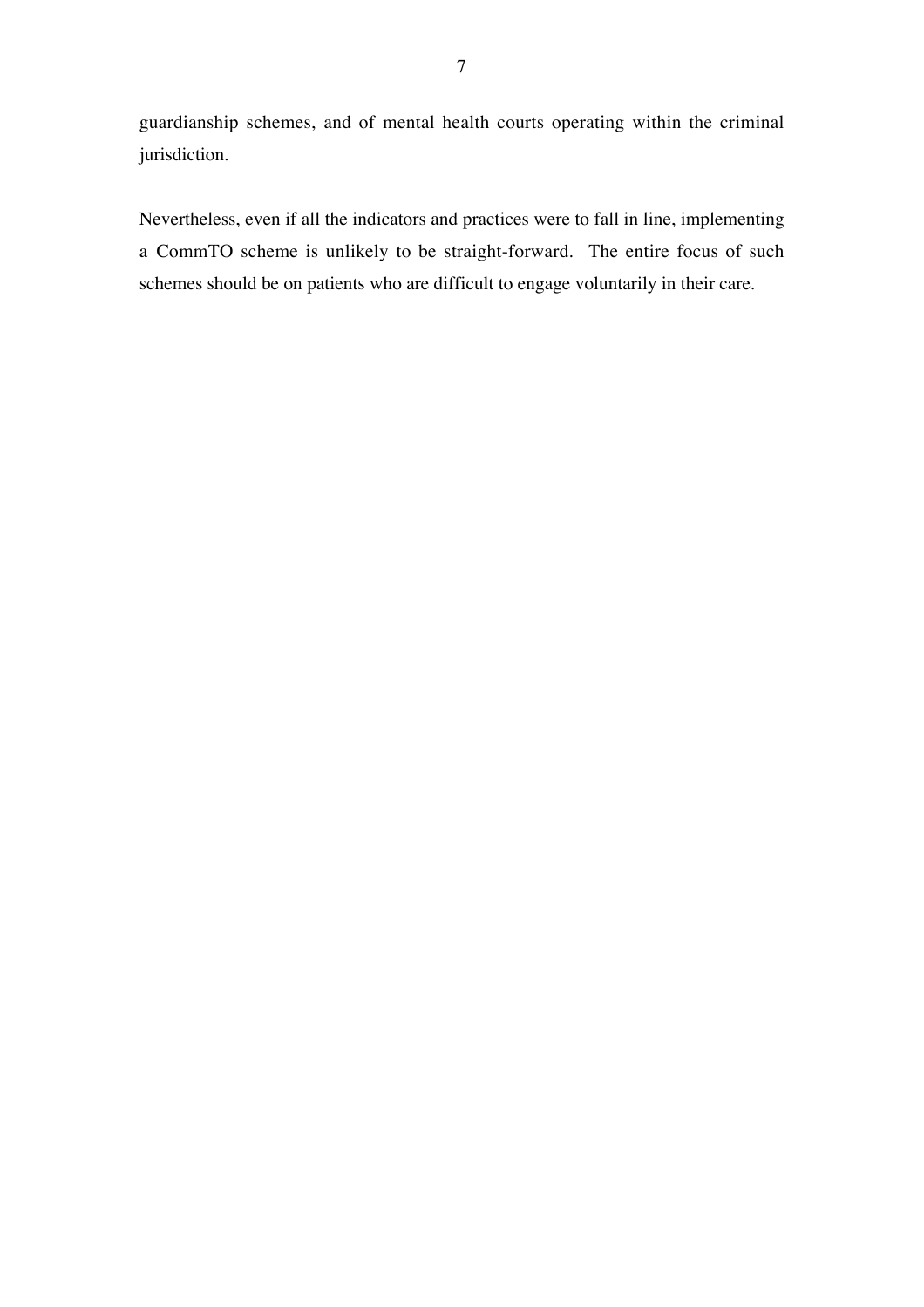guardianship schemes, and of mental health courts operating within the criminal jurisdiction.

Nevertheless, even if all the indicators and practices were to fall in line, implementing a CommTO scheme is unlikely to be straight-forward. The entire focus of such schemes should be on patients who are difficult to engage voluntarily in their care.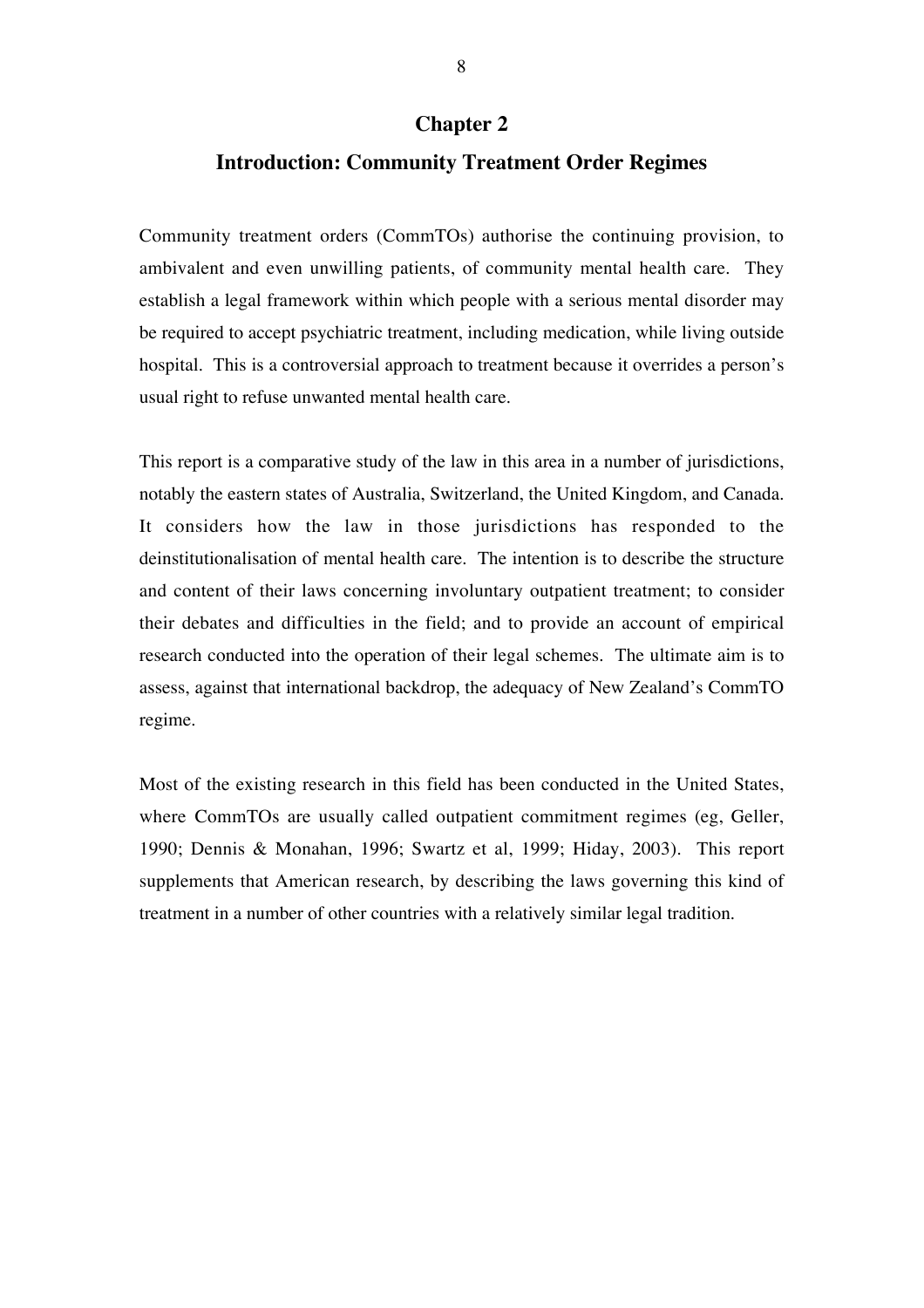# Chapter 2

## Introduction: Community Treatment Order Regimes

Community treatment orders (CommTOs) authorise the continuing provision, to ambivalent and even unwilling patients, of community mental health care. They establish a legal framework within which people with a serious mental disorder may be required to accept psychiatric treatment, including medication, while living outside hospital. This is a controversial approach to treatment because it overrides a person's usual right to refuse unwanted mental health care.

This report is a comparative study of the law in this area in a number of jurisdictions, notably the eastern states of Australia, Switzerland, the United Kingdom, and Canada. It considers how the law in those jurisdictions has responded to the deinstitutionalisation of mental health care. The intention is to describe the structure and content of their laws concerning involuntary outpatient treatment; to consider their debates and difficulties in the field; and to provide an account of empirical research conducted into the operation of their legal schemes. The ultimate aim is to assess, against that international backdrop, the adequacy of New Zealand's CommTO regime.

Most of the existing research in this field has been conducted in the United States, where CommTOs are usually called outpatient commitment regimes (eg, Geller, 1990; Dennis & Monahan, 1996; Swartz et al, 1999; Hiday, 2003). This report supplements that American research, by describing the laws governing this kind of treatment in a number of other countries with a relatively similar legal tradition.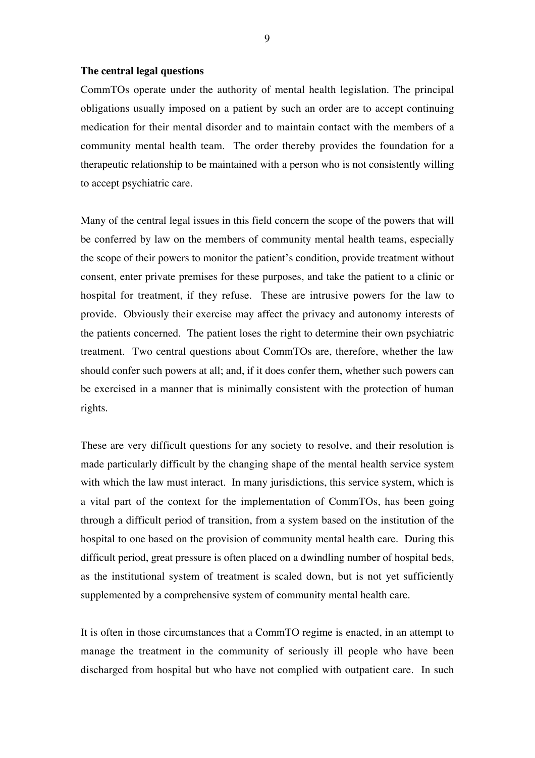**The central legal questions**

CommTOs operate under the authority of mental health legislation. The principal obligations usually imposed on a patient by such an order are to accept continuing medication for their mental disorder and to maintain contact with the members of a community mental health team. The order thereby provides the foundation for a therapeutic relationship to be maintained with a person who is not consistently willing to accept psychiatric care.

Many of the central legal issues in this field concern the scope of the powers that will be conferred by law on the members of community mental health teams, especially the scope of their powers to monitor the patient's condition, provide treatment without consent, enter private premises for these purposes, and take the patient to a clinic or hospital for treatment, if they refuse. These are intrusive powers for the law to provide. Obviously their exercise may affect the privacy and autonomy interests of the patients concerned. The patient loses the right to determine their own psychiatric treatment. Two central questions about CommTOs are, therefore, whether the law should confer such powers at all; and, if it does confer them, whether such powers can be exercised in a manner that is minimally consistent with the protection of human rights.

These are very difficult questions for any society to resolve, and their resolution is made particularly difficult by the changing shape of the mental health service system with which the law must interact. In many jurisdictions, this service system, which is a vital part of the context for the implementation of CommTOs, has been going through a difficult period of transition, from a system based on the institution of the hospital to one based on the provision of community mental health care. During this difficult period, great pressure is often placed on a dwindling number of hospital beds, as the institutional system of treatment is scaled down, but is not yet sufficiently supplemented by a comprehensive system of community mental health care.

It is often in those circumstances that a CommTO regime is enacted, in an attempt to manage the treatment in the community of seriously ill people who have been discharged from hospital but who have not complied with outpatient care. In such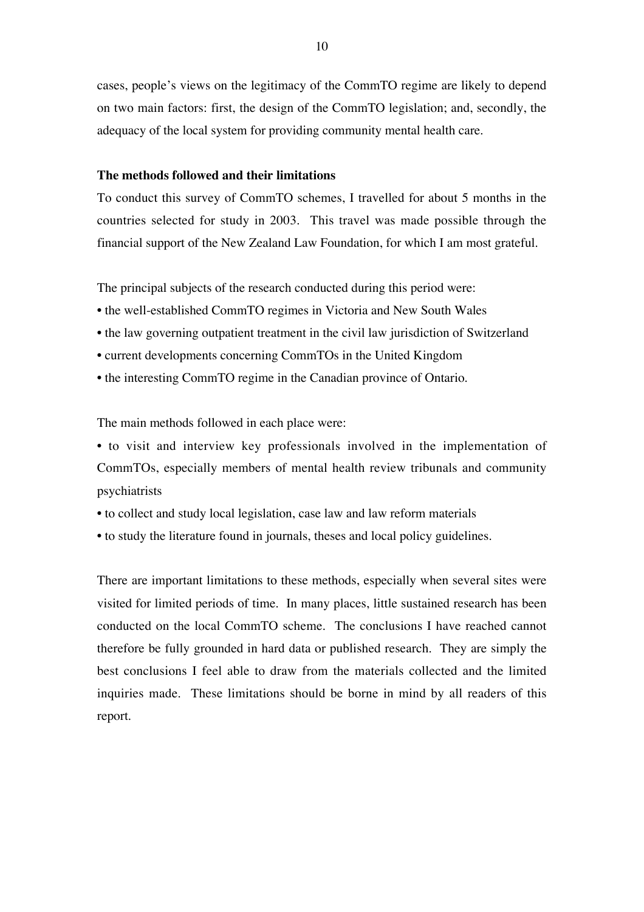cases, people's views on the legitimacy of the CommTO regime are likely to depend on two main factors: first, the design of the CommTO legislation; and, secondly, the adequacy of the local system for providing community mental health care.

**The methods followed and their limitations**

To conduct this survey of CommTO schemes, I travelled for about 5 months in the countries selected for study in 2003. This travel was made possible through the financial support of the New Zealand Law Foundation, for which I am most grateful.

The principal subjects of the research conducted during this period were:

- the well-established CommTO regimes in Victoria and New South Wales
- the law governing outpatient treatment in the civil law jurisdiction of Switzerland
- current developments concerning CommTOs in the United Kingdom
- the interesting CommTO regime in the Canadian province of Ontario.

The main methods followed in each place were:

- to visit and interview key professionals involved in the implementation of CommTOs, especially members of mental health review tribunals and community psychiatrists
- to collect and study local legislation, case law and law reform materials
- to study the literature found in journals, theses and local policy guidelines.

There are important limitations to these methods, especially when several sites were visited for limited periods of time. In many places, little sustained research has been conducted on the local CommTO scheme. The conclusions I have reached cannot therefore be fully grounded in hard data or published research. They are simply the best conclusions I feel able to draw from the materials collected and the limited inquiries made. These limitations should be borne in mind by all readers of this report.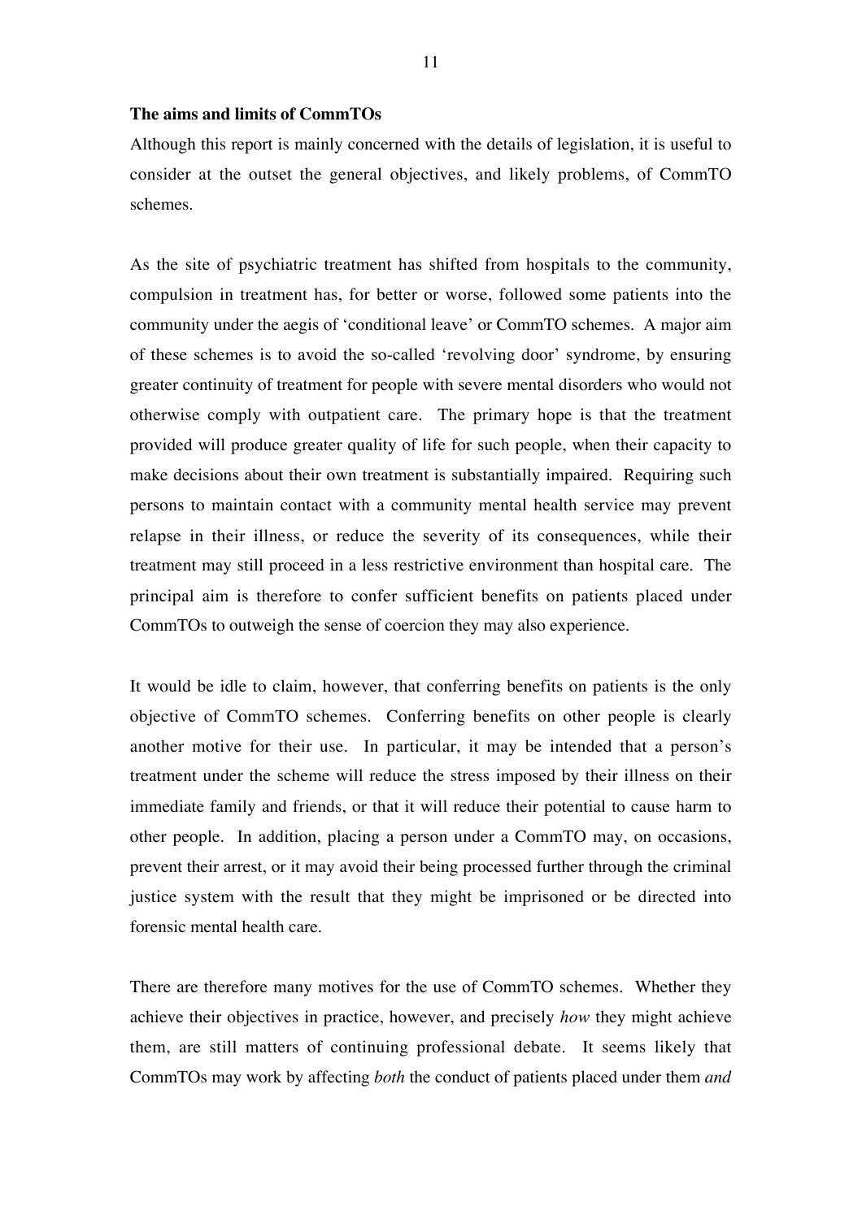**The aims and limits of CommTOs**

Although this report is mainly concerned with the details of legislation, it is useful to consider at the outset the general objectives, and likely problems, of CommTO schemes.

As the site of psychiatric treatment has shifted from hospitals to the community, compulsion in treatment has, for better or worse, followed some patients into the community under the aegis of 'conditional leave' or CommTO schemes. A major aim of these schemes is to avoid the so-called 'revolving door' syndrome, by ensuring greater continuity of treatment for people with severe mental disorders who would not otherwise comply with outpatient care. The primary hope is that the treatment provided will produce greater quality of life for such people, when their capacity to make decisions about their own treatment is substantially impaired. Requiring such persons to maintain contact with a community mental health service may prevent relapse in their illness, or reduce the severity of its consequences, while their treatment may still proceed in a less restrictive environment than hospital care. The principal aim is therefore to confer sufficient benefits on patients placed under CommTOs to outweigh the sense of coercion they may also experience.

It would be idle to claim, however, that conferring benefits on patients is the only objective of CommTO schemes. Conferring benefits on other people is clearly another motive for their use. In particular, it may be intended that a person's treatment under the scheme will reduce the stress imposed by their illness on their immediate family and friends, or that it will reduce their potential to cause harm to other people. In addition, placing a person under a CommTO may, on occasions, prevent their arrest, or it may avoid their being processed further through the criminal justice system with the result that they might be imprisoned or be directed into forensic mental health care.

There are therefore many motives for the use of CommTO schemes. Whether they achieve their objectives in practice, however, and precisely *how* they might achieve them, are still matters of continuing professional debate. It seems likely that CommTOs may work by affecting *both* the conduct of patients placed under them *and*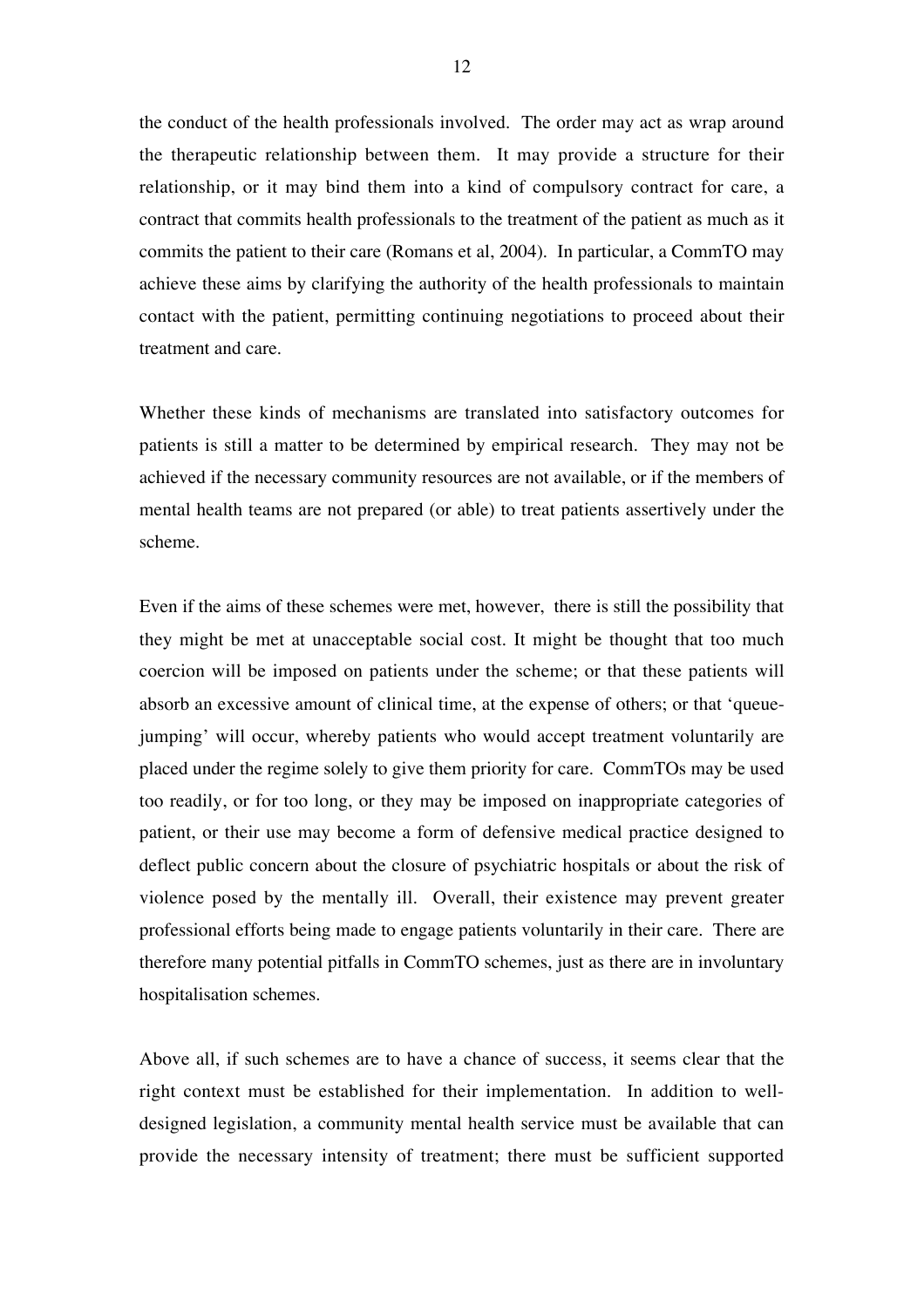the conduct of the health professionals involved. The order may act as wrap around the therapeutic relationship between them. It may provide a structure for their relationship, or it may bind them into a kind of compulsory contract for care, a contract that commits health professionals to the treatment of the patient as much as it commits the patient to their care (Romans et al, 2004). In particular, a CommTO may achieve these aims by clarifying the authority of the health professionals to maintain contact with the patient, permitting continuing negotiations to proceed about their treatment and care.

Whether these kinds of mechanisms are translated into satisfactory outcomes for patients is still a matter to be determined by empirical research. They may not be achieved if the necessary community resources are not available, or if the members of mental health teams are not prepared (or able) to treat patients assertively under the scheme.

Even if the aims of these schemes were met, however, there is still the possibility that they might be met at unacceptable social cost. It might be thought that too much coercion will be imposed on patients under the scheme; or that these patients will absorb an excessive amount of clinical time, at the expense of others; or that 'queue-jumping' will occur, whereby patients who would accept treatment voluntarily are placed under the regime solely to give them priority for care. CommTOs may be used too readily, or for too long, or they may be imposed on inappropriate categories of patient, or their use may become a form of defensive medical practice designed to deflect public concern about the closure of psychiatric hospitals or about the risk of violence posed by the mentally ill. Overall, their existence may prevent greater professional efforts being made to engage patients voluntarily in their care. There are therefore many potential pitfalls in CommTO schemes, just as there are in involuntary hospitalisation schemes.

Above all, if such schemes are to have a chance of success, it seems clear that the right context must be established for their implementation. In addition to well-designed legislation, a community mental health service must be available that can provide the necessary intensity of treatment; there must be sufficient supported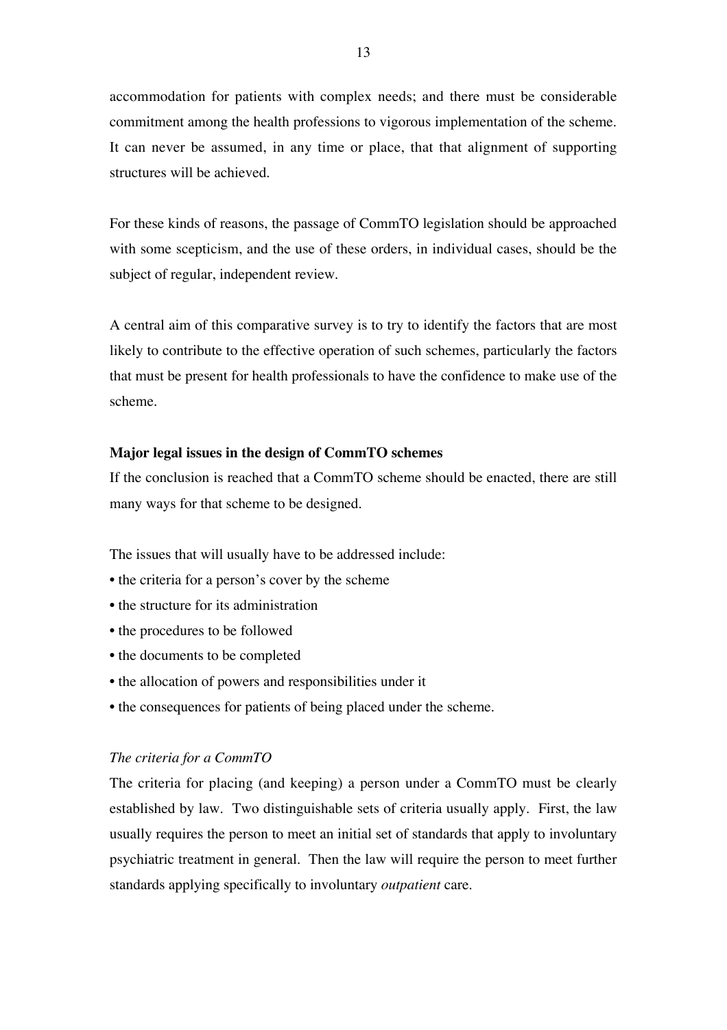accommodation for patients with complex needs; and there must be considerable commitment among the health professions to vigorous implementation of the scheme. It can never be assumed, in any time or place, that that alignment of supporting structures will be achieved.

For these kinds of reasons, the passage of CommTO legislation should be approached with some scepticism, and the use of these orders, in individual cases, should be the subject of regular, independent review.

A central aim of this comparative survey is to try to identify the factors that are most likely to contribute to the effective operation of such schemes, particularly the factors that must be present for health professionals to have the confidence to make use of the scheme.

**Major legal issues in the design of CommTO schemes**

If the conclusion is reached that a CommTO scheme should be enacted, there are still many ways for that scheme to be designed.

The issues that will usually have to be addressed include:

- the criteria for a person's cover by the scheme
- the structure for its administration
- the procedures to be followed
- the documents to be completed
- the allocation of powers and responsibilities under it
- the consequences for patients of being placed under the scheme.

*The criteria for a CommTO*

The criteria for placing (and keeping) a person under a CommTO must be clearly established by law. Two distinguishable sets of criteria usually apply. First, the law usually requires the person to meet an initial set of standards that apply to involuntary psychiatric treatment in general. Then the law will require the person to meet further standards applying specifically to involuntary *outpatient* care.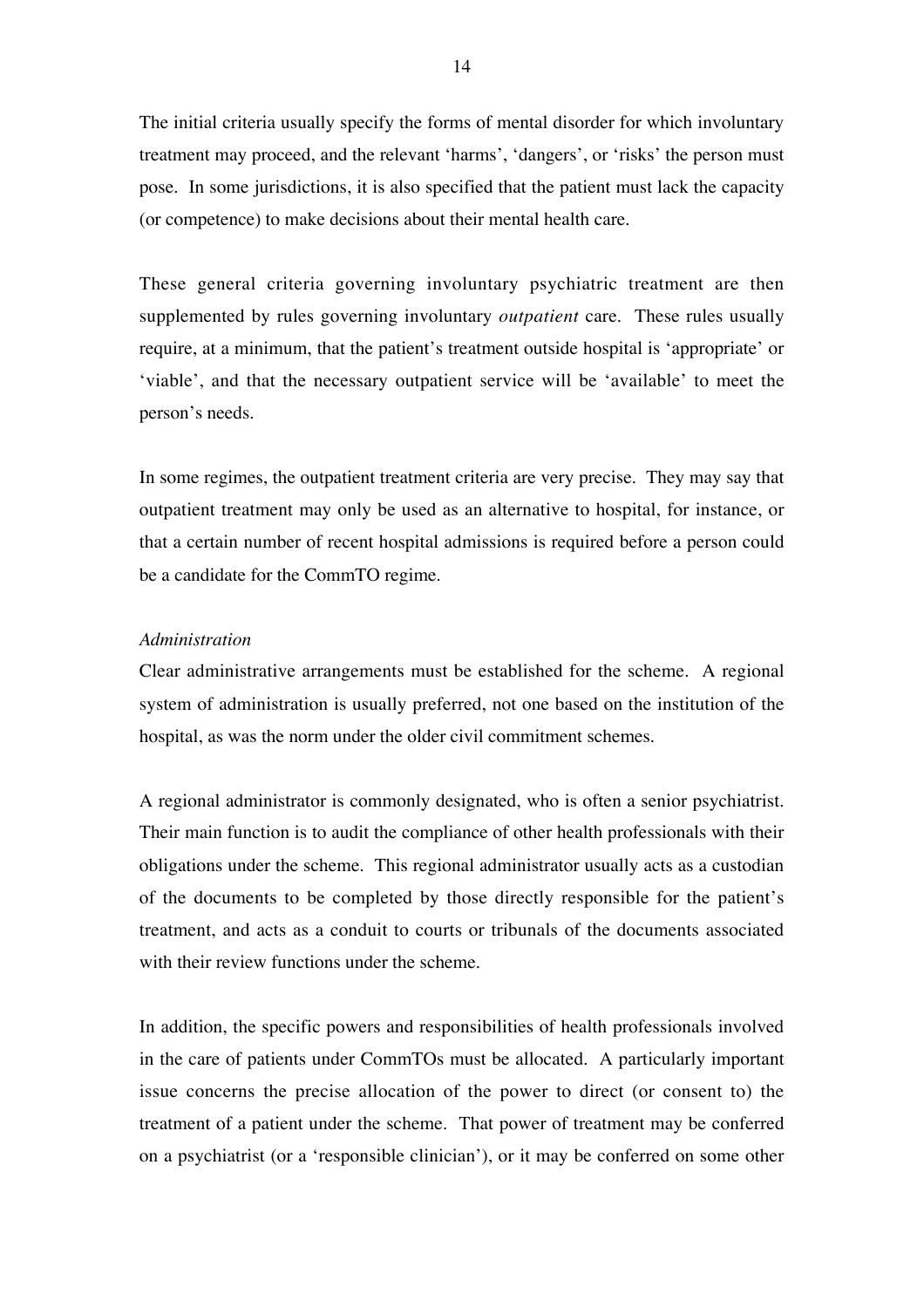The initial criteria usually specify the forms of mental disorder for which involuntary treatment may proceed, and the relevant 'harms', 'dangers', or 'risks' the person must pose. In some jurisdictions, it is also specified that the patient must lack the capacity (or competence) to make decisions about their mental health care.

These general criteria governing involuntary psychiatric treatment are then supplemented by rules governing involuntary *outpatient* care. These rules usually require, at a minimum, that the patient's treatment outside hospital is 'appropriate' or 'viable', and that the necessary outpatient service will be 'available' to meet the person's needs.

In some regimes, the outpatient treatment criteria are very precise. They may say that outpatient treatment may only be used as an alternative to hospital, for instance, or that a certain number of recent hospital admissions is required before a person could be a candidate for the CommTO regime.

*Administration*

Clear administrative arrangements must be established for the scheme. A regional system of administration is usually preferred, not one based on the institution of the hospital, as was the norm under the older civil commitment schemes.

A regional administrator is commonly designated, who is often a senior psychiatrist. Their main function is to audit the compliance of other health professionals with their obligations under the scheme. This regional administrator usually acts as a custodian of the documents to be completed by those directly responsible for the patient's treatment, and acts as a conduit to courts or tribunals of the documents associated with their review functions under the scheme.

In addition, the specific powers and responsibilities of health professionals involved in the care of patients under CommTOs must be allocated. A particularly important issue concerns the precise allocation of the power to direct (or consent to) the treatment of a patient under the scheme. That power of treatment may be conferred on a psychiatrist (or a 'responsible clinician'), or it may be conferred on some other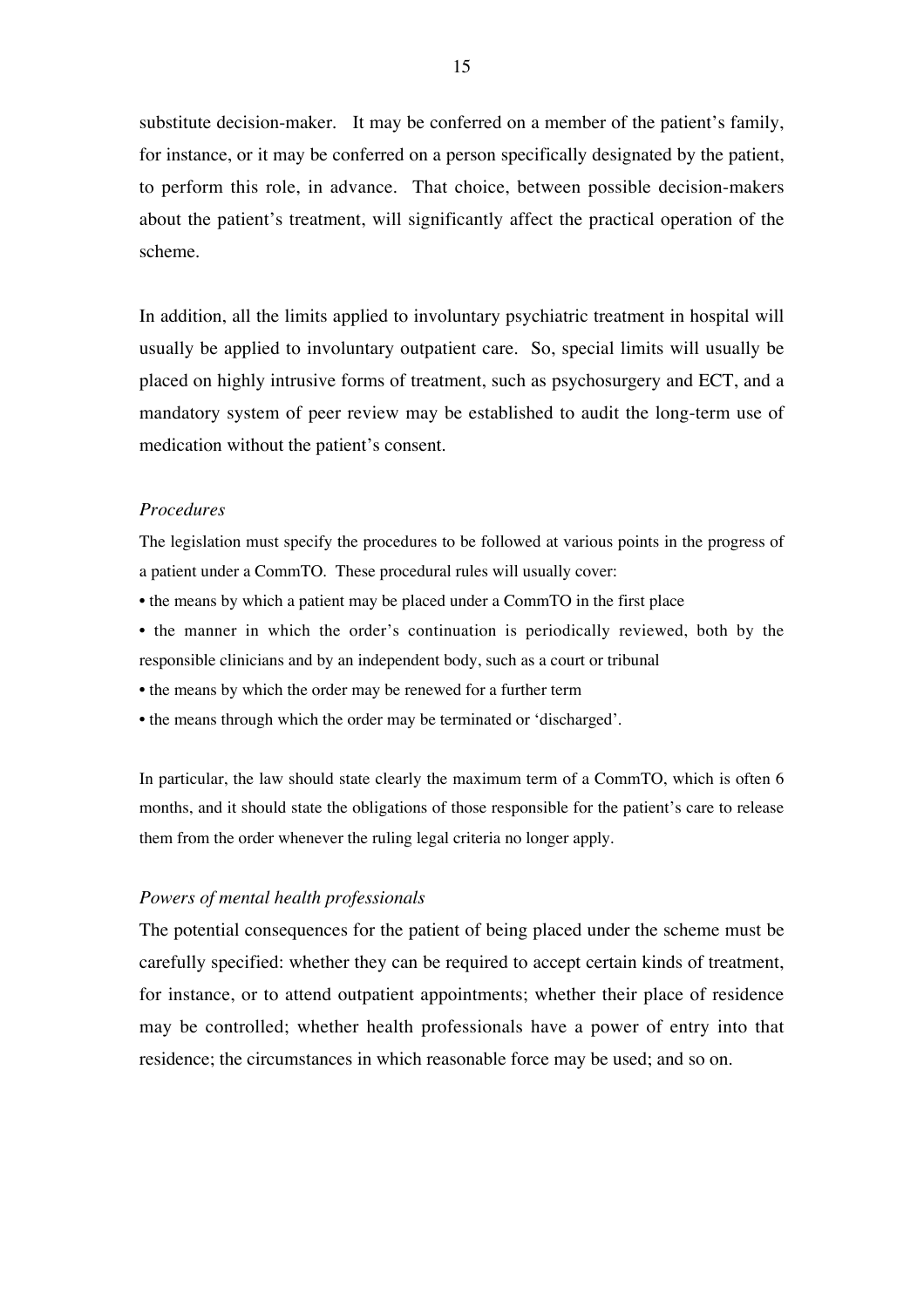substitute decision-maker. It may be conferred on a member of the patient's family, for instance, or it may be conferred on a person specifically designated by the patient, to perform this role, in advance. That choice, between possible decision-makers about the patient's treatment, will significantly affect the practical operation of the scheme.

In addition, all the limits applied to involuntary psychiatric treatment in hospital will usually be applied to involuntary outpatient care. So, special limits will usually be placed on highly intrusive forms of treatment, such as psychosurgery and ECT, and a mandatory system of peer review may be established to audit the long-term use of medication without the patient's consent.

*Procedures*

The legislation must specify the procedures to be followed at various points in the progress of a patient under a CommTO. These procedural rules will usually cover:

- the means by which a patient may be placed under a CommTO in the first place
- the manner in which the order's continuation is periodically reviewed, both by the responsible clinicians and by an independent body, such as a court or tribunal
- the means by which the order may be renewed for a further term
- the means through which the order may be terminated or 'discharged'.

In particular, the law should state clearly the maximum term of a CommTO, which is often 6 months, and it should state the obligations of those responsible for the patient's care to release them from the order whenever the ruling legal criteria no longer apply.

*Powers of mental health professionals*

The potential consequences for the patient of being placed under the scheme must be carefully specified: whether they can be required to accept certain kinds of treatment, for instance, or to attend outpatient appointments; whether their place of residence may be controlled; whether health professionals have a power of entry into that residence; the circumstances in which reasonable force may be used; and so on.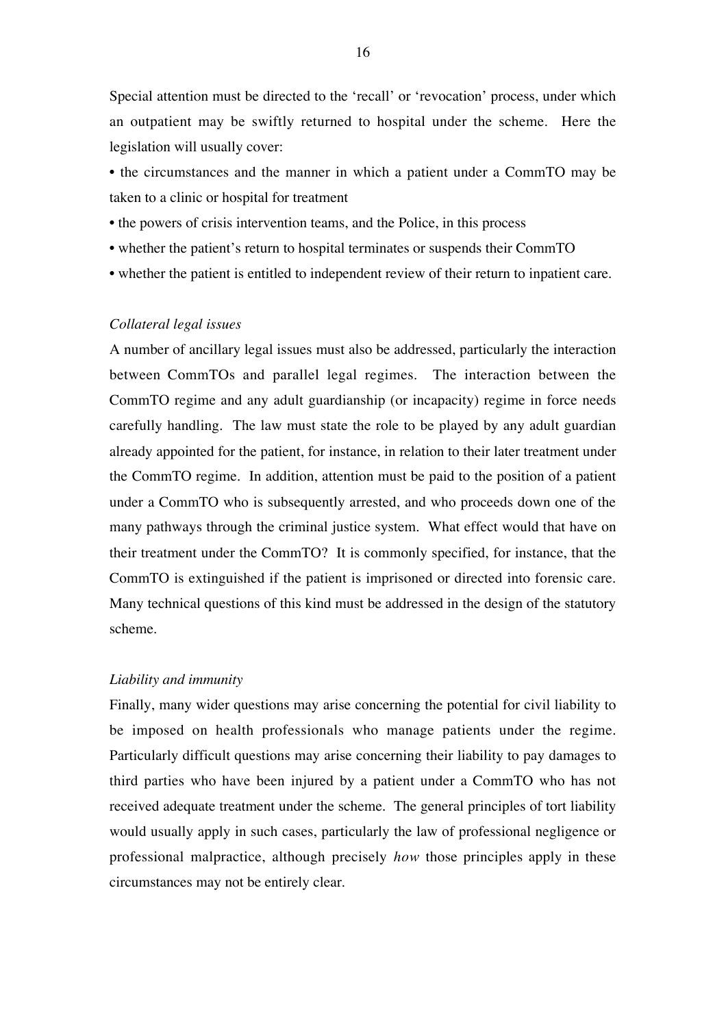Special attention must be directed to the 'recall' or 'revocation' process, under which an outpatient may be swiftly returned to hospital under the scheme. Here the legislation will usually cover:

- the circumstances and the manner in which a patient under a CommTO may be taken to a clinic or hospital for treatment
- the powers of crisis intervention teams, and the Police, in this process
- whether the patient's return to hospital terminates or suspends their CommTO
- whether the patient is entitled to independent review of their return to inpatient care.

*Collateral legal issues*

A number of ancillary legal issues must also be addressed, particularly the interaction between CommTOs and parallel legal regimes. The interaction between the CommTO regime and any adult guardianship (or incapacity) regime in force needs carefully handling. The law must state the role to be played by any adult guardian already appointed for the patient, for instance, in relation to their later treatment under the CommTO regime. In addition, attention must be paid to the position of a patient under a CommTO who is subsequently arrested, and who proceeds down one of the many pathways through the criminal justice system. What effect would that have on their treatment under the CommTO? It is commonly specified, for instance, that the CommTO is extinguished if the patient is imprisoned or directed into forensic care. Many technical questions of this kind must be addressed in the design of the statutory scheme.

*Liability and immunity*

Finally, many wider questions may arise concerning the potential for civil liability to be imposed on health professionals who manage patients under the regime. Particularly difficult questions may arise concerning their liability to pay damages to third parties who have been injured by a patient under a CommTO who has not received adequate treatment under the scheme. The general principles of tort liability would usually apply in such cases, particularly the law of professional negligence or professional malpractice, although precisely *how* those principles apply in these circumstances may not be entirely clear.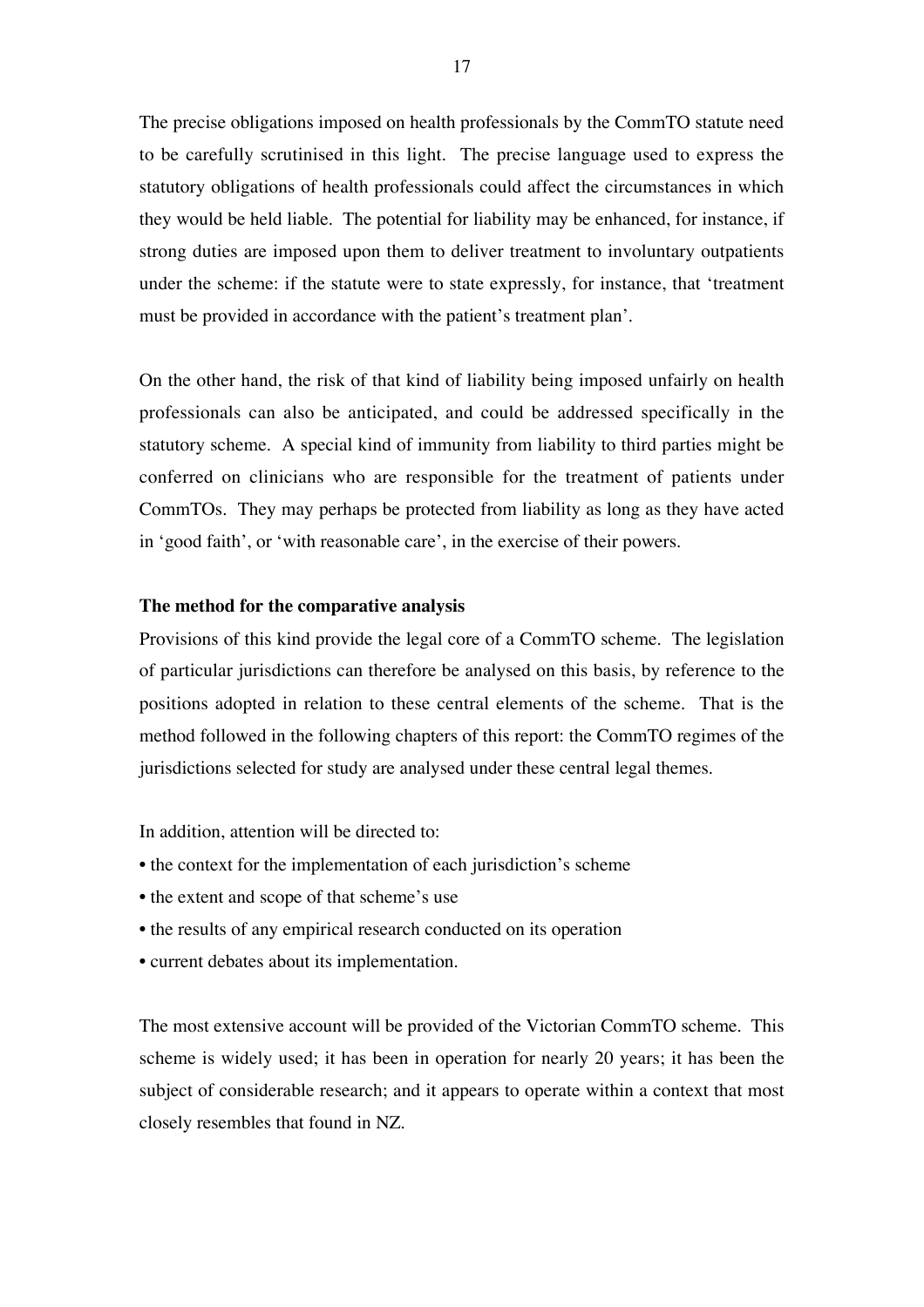The precise obligations imposed on health professionals by the CommTO statute need to be carefully scrutinised in this light. The precise language used to express the statutory obligations of health professionals could affect the circumstances in which they would be held liable. The potential for liability may be enhanced, for instance, if strong duties are imposed upon them to deliver treatment to involuntary outpatients under the scheme: if the statute were to state expressly, for instance, that 'treatment must be provided in accordance with the patient's treatment plan'.

On the other hand, the risk of that kind of liability being imposed unfairly on health professionals can also be anticipated, and could be addressed specifically in the statutory scheme. A special kind of immunity from liability to third parties might be conferred on clinicians who are responsible for the treatment of patients under CommTOs. They may perhaps be protected from liability as long as they have acted in 'good faith', or 'with reasonable care', in the exercise of their powers.

**The method for the comparative analysis**

Provisions of this kind provide the legal core of a CommTO scheme. The legislation of particular jurisdictions can therefore be analysed on this basis, by reference to the positions adopted in relation to these central elements of the scheme. That is the method followed in the following chapters of this report: the CommTO regimes of the jurisdictions selected for study are analysed under these central legal themes.

In addition, attention will be directed to:

- the context for the implementation of each jurisdiction's scheme
- the extent and scope of that scheme's use
- the results of any empirical research conducted on its operation
- current debates about its implementation.

The most extensive account will be provided of the Victorian CommTO scheme. This scheme is widely used; it has been in operation for nearly 20 years; it has been the subject of considerable research; and it appears to operate within a context that most closely resembles that found in NZ.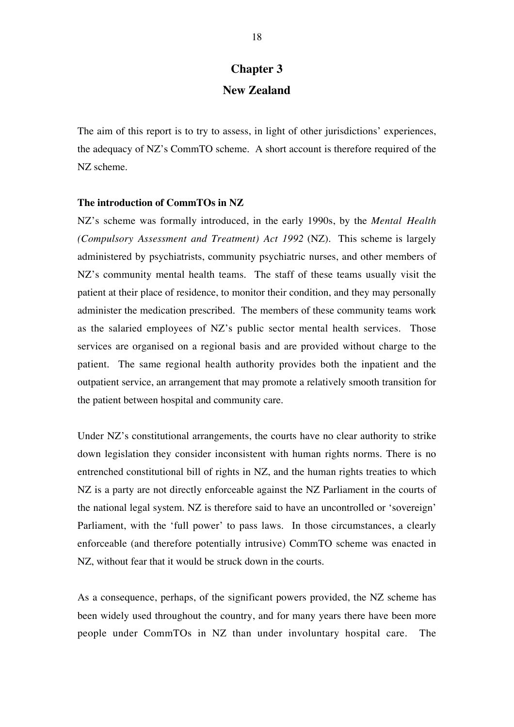# Chapter 3

# New Zealand

The aim of this report is to try to assess, in light of other jurisdictions' experiences, the adequacy of NZ's CommTO scheme. A short account is therefore required of the NZ scheme.

**The introduction of CommTOs in NZ**

NZ's scheme was formally introduced, in the early 1990s, by the *Mental Health (Compulsory Assessment and Treatment) Act 1992* (NZ). This scheme is largely administered by psychiatrists, community psychiatric nurses, and other members of NZ's community mental health teams. The staff of these teams usually visit the patient at their place of residence, to monitor their condition, and they may personally administer the medication prescribed. The members of these community teams work as the salaried employees of NZ's public sector mental health services. Those services are organised on a regional basis and are provided without charge to the patient. The same regional health authority provides both the inpatient and the outpatient service, an arrangement that may promote a relatively smooth transition for the patient between hospital and community care.

Under NZ's constitutional arrangements, the courts have no clear authority to strike down legislation they consider inconsistent with human rights norms. There is no entrenched constitutional bill of rights in NZ, and the human rights treaties to which NZ is a party are not directly enforceable against the NZ Parliament in the courts of the national legal system. NZ is therefore said to have an uncontrolled or 'sovereign' Parliament, with the 'full power' to pass laws. In those circumstances, a clearly enforceable (and therefore potentially intrusive) CommTO scheme was enacted in NZ, without fear that it would be struck down in the courts.

As a consequence, perhaps, of the significant powers provided, the NZ scheme has been widely used throughout the country, and for many years there have been more people under CommTOs in NZ than under involuntary hospital care. The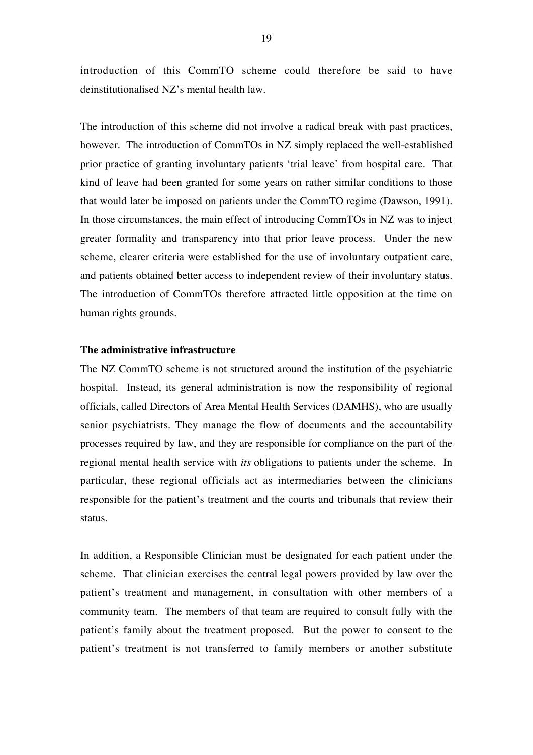introduction of this CommTO scheme could therefore be said to have deinstitutionalised NZ's mental health law.

The introduction of this scheme did not involve a radical break with past practices, however. The introduction of CommTOs in NZ simply replaced the well-established prior practice of granting involuntary patients 'trial leave' from hospital care. That kind of leave had been granted for some years on rather similar conditions to those that would later be imposed on patients under the CommTO regime (Dawson, 1991). In those circumstances, the main effect of introducing CommTOs in NZ was to inject greater formality and transparency into that prior leave process. Under the new scheme, clearer criteria were established for the use of involuntary outpatient care, and patients obtained better access to independent review of their involuntary status. The introduction of CommTOs therefore attracted little opposition at the time on human rights grounds.

**The administrative infrastructure**

The NZ CommTO scheme is not structured around the institution of the psychiatric hospital. Instead, its general administration is now the responsibility of regional officials, called Directors of Area Mental Health Services (DAMHS), who are usually senior psychiatrists. They manage the flow of documents and the accountability processes required by law, and they are responsible for compliance on the part of the regional mental health service with *its* obligations to patients under the scheme. In particular, these regional officials act as intermediaries between the clinicians responsible for the patient's treatment and the courts and tribunals that review their status.

In addition, a Responsible Clinician must be designated for each patient under the scheme. That clinician exercises the central legal powers provided by law over the patient's treatment and management, in consultation with other members of a community team. The members of that team are required to consult fully with the patient's family about the treatment proposed. But the power to consent to the patient's treatment is not transferred to family members or another substitute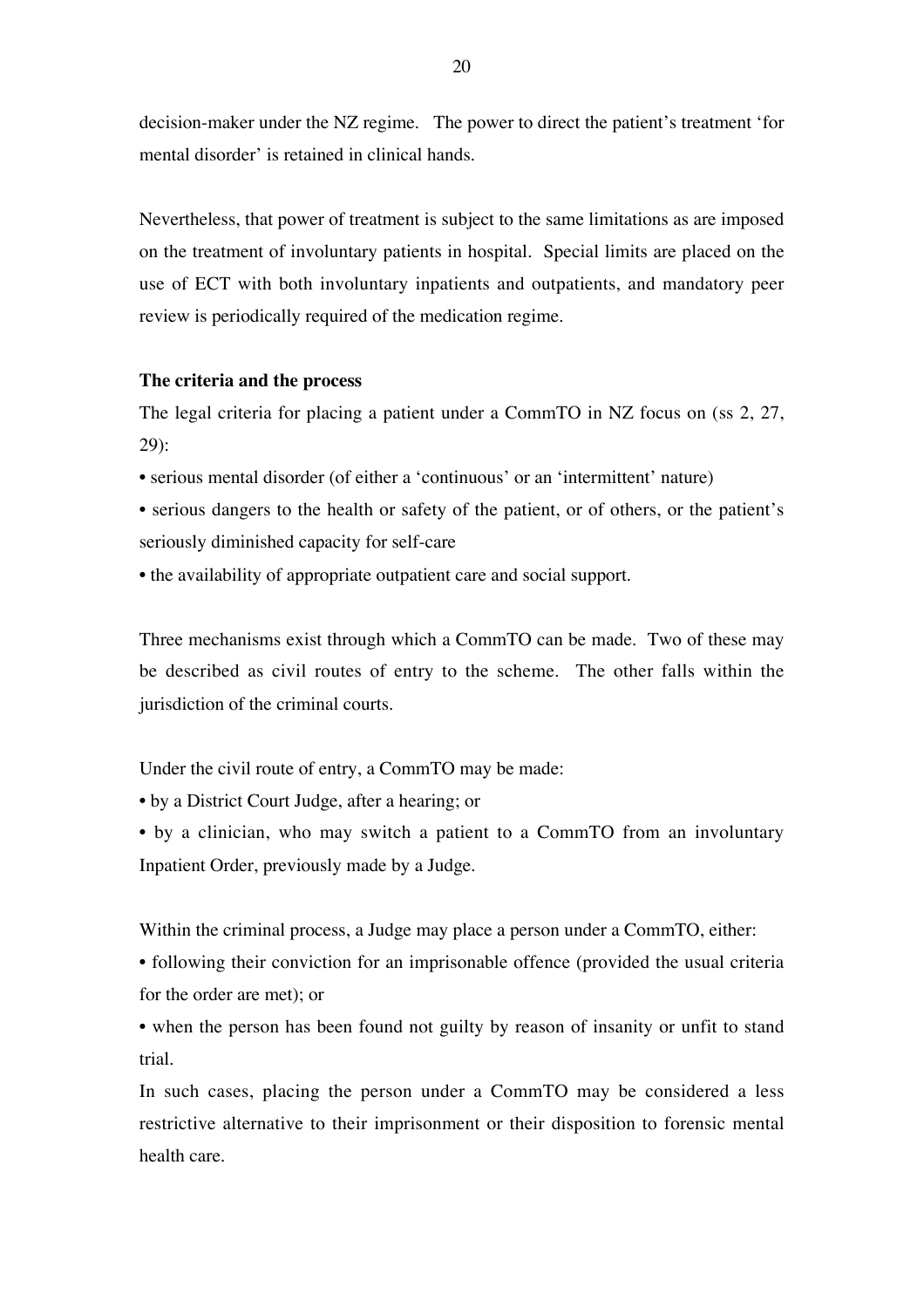decision-maker under the NZ regime. The power to direct the patient's treatment 'for mental disorder' is retained in clinical hands.

Nevertheless, that power of treatment is subject to the same limitations as are imposed on the treatment of involuntary patients in hospital. Special limits are placed on the use of ECT with both involuntary inpatients and outpatients, and mandatory peer review is periodically required of the medication regime.

**The criteria and the process**

The legal criteria for placing a patient under a CommTO in NZ focus on (ss 2, 27, 29):

- serious mental disorder (of either a 'continuous' or an 'intermittent' nature)
- serious dangers to the health or safety of the patient, or of others, or the patient's seriously diminished capacity for self-care
- the availability of appropriate outpatient care and social support.

Three mechanisms exist through which a CommTO can be made. Two of these may be described as civil routes of entry to the scheme. The other falls within the jurisdiction of the criminal courts.

Under the civil route of entry, a CommTO may be made:

- by a District Court Judge, after a hearing; or
- by a clinician, who may switch a patient to a CommTO from an involuntary Inpatient Order, previously made by a Judge.

Within the criminal process, a Judge may place a person under a CommTO, either:

- following their conviction for an imprisonable offence (provided the usual criteria for the order are met); or
- when the person has been found not guilty by reason of insanity or unfit to stand trial.

In such cases, placing the person under a CommTO may be considered a less restrictive alternative to their imprisonment or their disposition to forensic mental health care.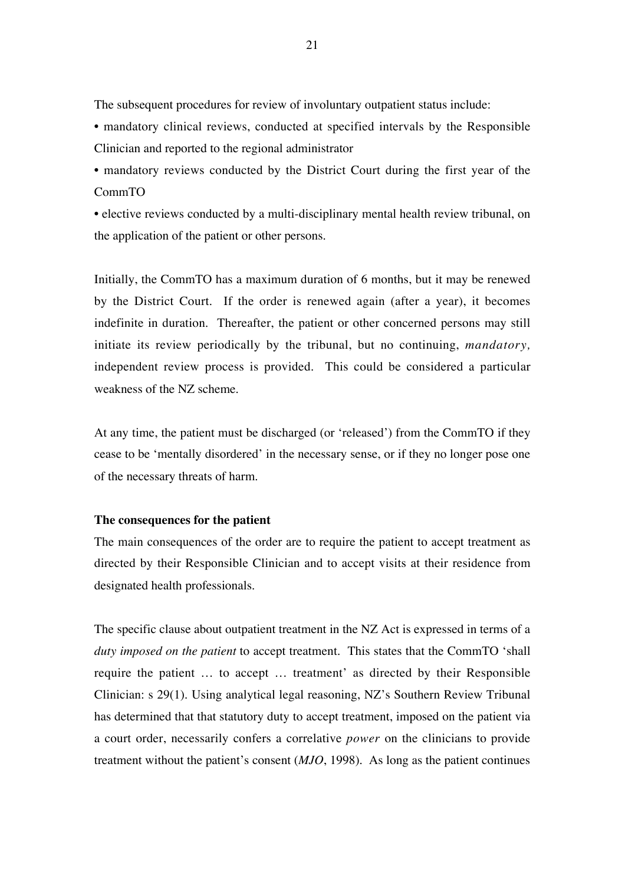The subsequent procedures for review of involuntary outpatient status include:

- mandatory clinical reviews, conducted at specified intervals by the Responsible Clinician and reported to the regional administrator
- mandatory reviews conducted by the District Court during the first year of the CommTO
- elective reviews conducted by a multi-disciplinary mental health review tribunal, on the application of the patient or other persons.

Initially, the CommTO has a maximum duration of 6 months, but it may be renewed by the District Court. If the order is renewed again (after a year), it becomes indefinite in duration. Thereafter, the patient or other concerned persons may still initiate its review periodically by the tribunal, but no continuing, *mandatory,* independent review process is provided. This could be considered a particular weakness of the NZ scheme.

At any time, the patient must be discharged (or 'released') from the CommTO if they cease to be 'mentally disordered' in the necessary sense, or if they no longer pose one of the necessary threats of harm.

**The consequences for the patient**

The main consequences of the order are to require the patient to accept treatment as directed by their Responsible Clinician and to accept visits at their residence from designated health professionals.

The specific clause about outpatient treatment in the NZ Act is expressed in terms of a *duty imposed on the patient* to accept treatment. This states that the CommTO 'shall require the patient … to accept … treatment' as directed by their Responsible Clinician: s 29(1). Using analytical legal reasoning, NZ's Southern Review Tribunal has determined that that statutory duty to accept treatment, imposed on the patient via a court order, necessarily confers a correlative *power* on the clinicians to provide treatment without the patient's consent (*MJO*, 1998). As long as the patient continues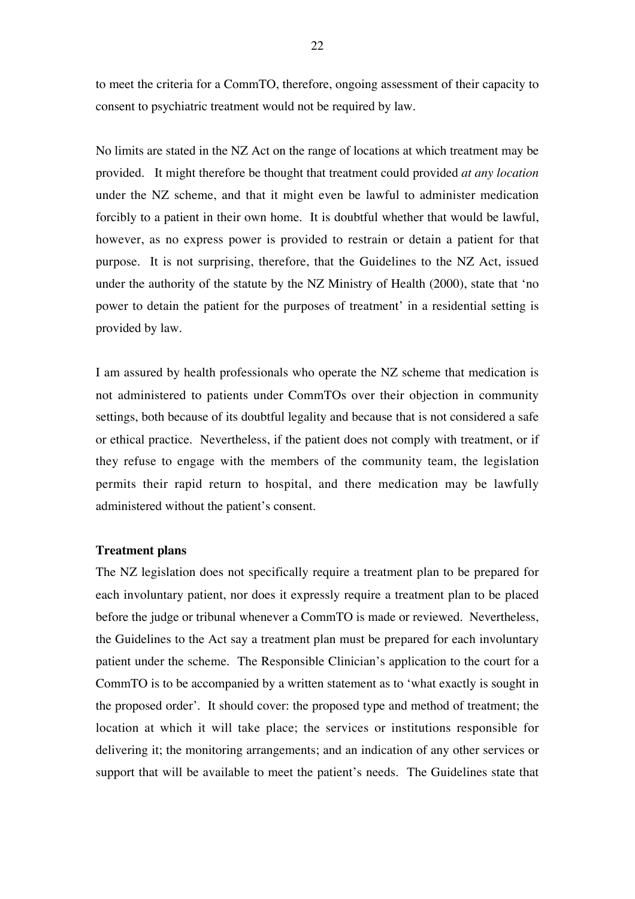to meet the criteria for a CommTO, therefore, ongoing assessment of their capacity to consent to psychiatric treatment would not be required by law.

No limits are stated in the NZ Act on the range of locations at which treatment may be provided. It might therefore be thought that treatment could provided *at any location* under the NZ scheme, and that it might even be lawful to administer medication forcibly to a patient in their own home. It is doubtful whether that would be lawful, however, as no express power is provided to restrain or detain a patient for that purpose. It is not surprising, therefore, that the Guidelines to the NZ Act, issued under the authority of the statute by the NZ Ministry of Health (2000), state that 'no power to detain the patient for the purposes of treatment' in a residential setting is provided by law.

I am assured by health professionals who operate the NZ scheme that medication is not administered to patients under CommTOs over their objection in community settings, both because of its doubtful legality and because that is not considered a safe or ethical practice. Nevertheless, if the patient does not comply with treatment, or if they refuse to engage with the members of the community team, the legislation permits their rapid return to hospital, and there medication may be lawfully administered without the patient's consent.

**Treatment plans**

The NZ legislation does not specifically require a treatment plan to be prepared for each involuntary patient, nor does it expressly require a treatment plan to be placed before the judge or tribunal whenever a CommTO is made or reviewed. Nevertheless, the Guidelines to the Act say a treatment plan must be prepared for each involuntary patient under the scheme. The Responsible Clinician's application to the court for a CommTO is to be accompanied by a written statement as to 'what exactly is sought in the proposed order'. It should cover: the proposed type and method of treatment; the location at which it will take place; the services or institutions responsible for delivering it; the monitoring arrangements; and an indication of any other services or support that will be available to meet the patient's needs. The Guidelines state that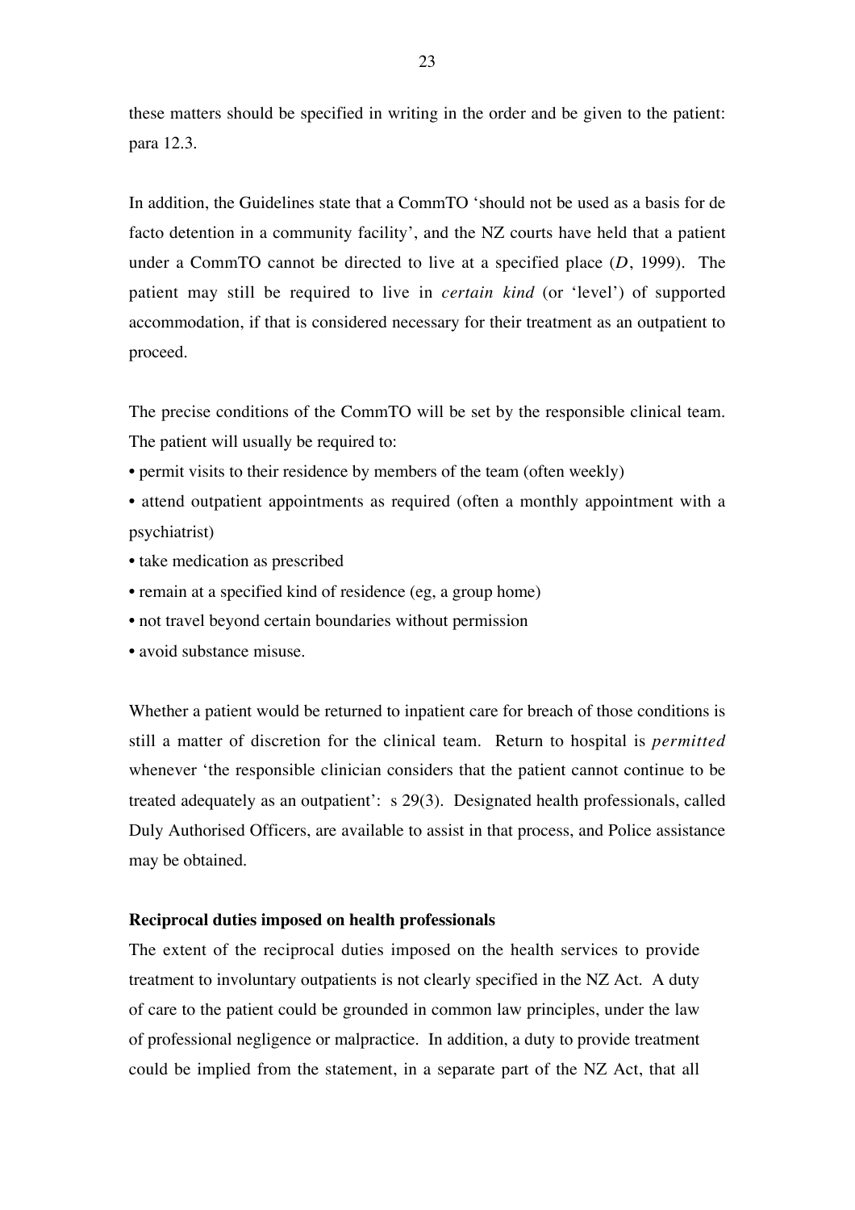these matters should be specified in writing in the order and be given to the patient: para 12.3.

In addition, the Guidelines state that a CommTO 'should not be used as a basis for de facto detention in a community facility', and the NZ courts have held that a patient under a CommTO cannot be directed to live at a specified place (*D*, 1999). The patient may still be required to live in *certain kind* (or 'level') of supported accommodation, if that is considered necessary for their treatment as an outpatient to proceed.

The precise conditions of the CommTO will be set by the responsible clinical team. The patient will usually be required to:

- permit visits to their residence by members of the team (often weekly)
- attend outpatient appointments as required (often a monthly appointment with a psychiatrist)
- take medication as prescribed
- remain at a specified kind of residence (eg, a group home)
- not travel beyond certain boundaries without permission
- avoid substance misuse.

Whether a patient would be returned to inpatient care for breach of those conditions is still a matter of discretion for the clinical team. Return to hospital is *permitted* whenever 'the responsible clinician considers that the patient cannot continue to be treated adequately as an outpatient': s 29(3). Designated health professionals, called Duly Authorised Officers, are available to assist in that process, and Police assistance may be obtained.

**Reciprocal duties imposed on health professionals**

The extent of the reciprocal duties imposed on the health services to provide treatment to involuntary outpatients is not clearly specified in the NZ Act. A duty of care to the patient could be grounded in common law principles, under the law of professional negligence or malpractice. In addition, a duty to provide treatment could be implied from the statement, in a separate part of the NZ Act, that all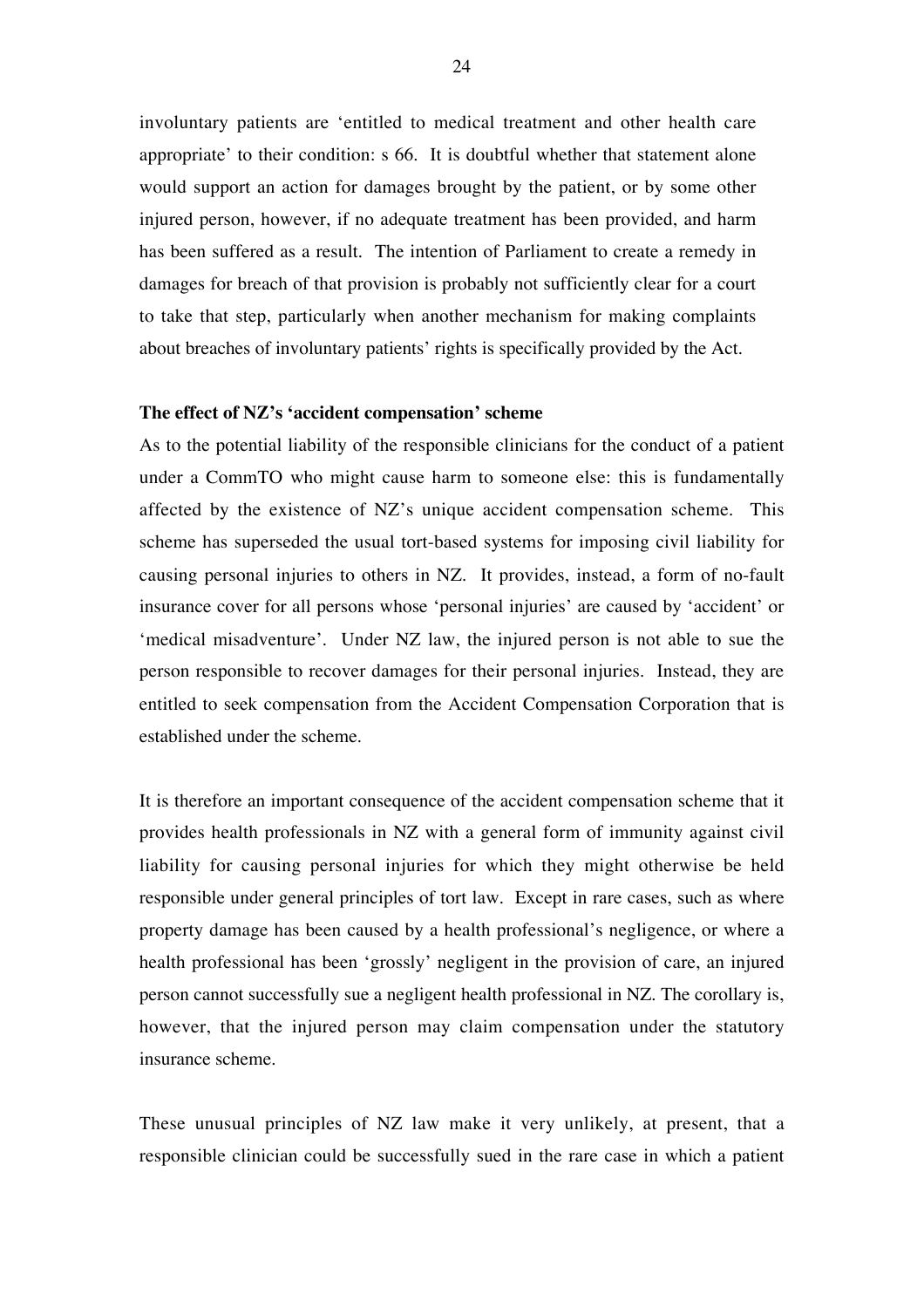involuntary patients are 'entitled to medical treatment and other health care appropriate' to their condition: s 66. It is doubtful whether that statement alone would support an action for damages brought by the patient, or by some other injured person, however, if no adequate treatment has been provided, and harm has been suffered as a result. The intention of Parliament to create a remedy in damages for breach of that provision is probably not sufficiently clear for a court to take that step, particularly when another mechanism for making complaints about breaches of involuntary patients' rights is specifically provided by the Act.

**The effect of NZ's 'accident compensation' scheme**

As to the potential liability of the responsible clinicians for the conduct of a patient under a CommTO who might cause harm to someone else: this is fundamentally affected by the existence of NZ's unique accident compensation scheme. This scheme has superseded the usual tort-based systems for imposing civil liability for causing personal injuries to others in NZ. It provides, instead, a form of no-fault insurance cover for all persons whose 'personal injuries' are caused by 'accident' or 'medical misadventure'. Under NZ law, the injured person is not able to sue the person responsible to recover damages for their personal injuries. Instead, they are entitled to seek compensation from the Accident Compensation Corporation that is established under the scheme.

It is therefore an important consequence of the accident compensation scheme that it provides health professionals in NZ with a general form of immunity against civil liability for causing personal injuries for which they might otherwise be held responsible under general principles of tort law. Except in rare cases, such as where property damage has been caused by a health professional's negligence, or where a health professional has been 'grossly' negligent in the provision of care, an injured person cannot successfully sue a negligent health professional in NZ. The corollary is, however, that the injured person may claim compensation under the statutory insurance scheme.

These unusual principles of NZ law make it very unlikely, at present, that a responsible clinician could be successfully sued in the rare case in which a patient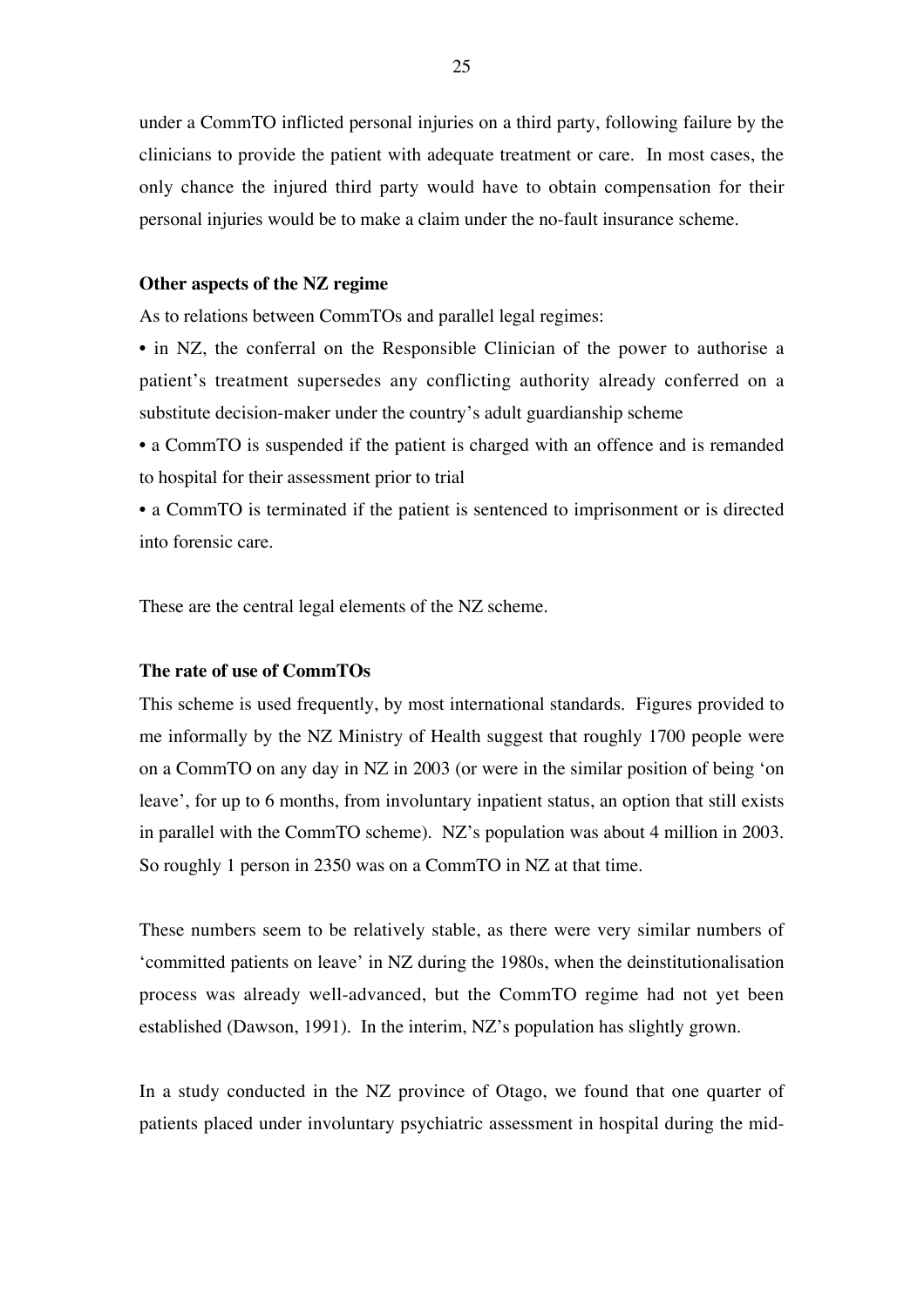under a CommTO inflicted personal injuries on a third party, following failure by the clinicians to provide the patient with adequate treatment or care. In most cases, the only chance the injured third party would have to obtain compensation for their personal injuries would be to make a claim under the no-fault insurance scheme.

**Other aspects of the NZ regime**

As to relations between CommTOs and parallel legal regimes:

- in NZ, the conferral on the Responsible Clinician of the power to authorise a patient's treatment supersedes any conflicting authority already conferred on a substitute decision-maker under the country's adult guardianship scheme
- a CommTO is suspended if the patient is charged with an offence and is remanded to hospital for their assessment prior to trial
- a CommTO is terminated if the patient is sentenced to imprisonment or is directed into forensic care.

These are the central legal elements of the NZ scheme.

**The rate of use of CommTOs**

This scheme is used frequently, by most international standards. Figures provided to me informally by the NZ Ministry of Health suggest that roughly 1700 people were on a CommTO on any day in NZ in 2003 (or were in the similar position of being 'on leave', for up to 6 months, from involuntary inpatient status, an option that still exists in parallel with the CommTO scheme). NZ's population was about 4 million in 2003. So roughly 1 person in 2350 was on a CommTO in NZ at that time.

These numbers seem to be relatively stable, as there were very similar numbers of 'committed patients on leave' in NZ during the 1980s, when the deinstitutionalisation process was already well-advanced, but the CommTO regime had not yet been established (Dawson, 1991). In the interim, NZ's population has slightly grown.

In a study conducted in the NZ province of Otago, we found that one quarter of patients placed under involuntary psychiatric assessment in hospital during the mid-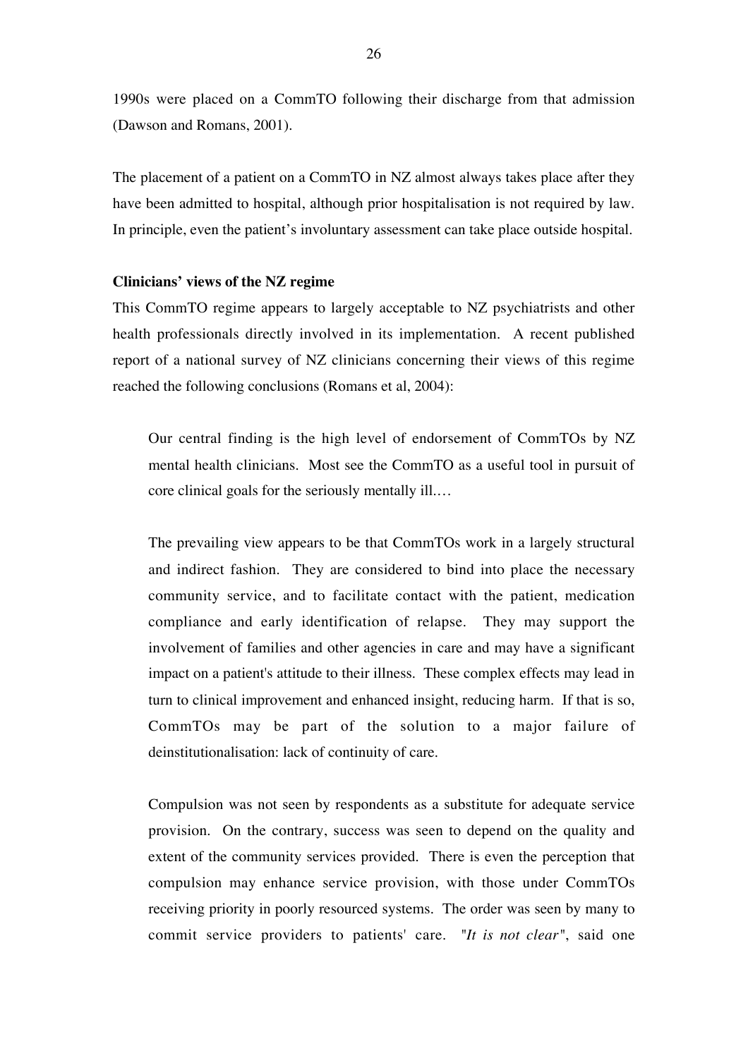1990s were placed on a CommTO following their discharge from that admission (Dawson and Romans, 2001).

The placement of a patient on a CommTO in NZ almost always takes place after they have been admitted to hospital, although prior hospitalisation is not required by law. In principle, even the patient's involuntary assessment can take place outside hospital.

**Clinicians' views of the NZ regime**

This CommTO regime appears to largely acceptable to NZ psychiatrists and other health professionals directly involved in its implementation. A recent published report of a national survey of NZ clinicians concerning their views of this regime reached the following conclusions (Romans et al, 2004):

> Our central finding is the high level of endorsement of CommTOs by NZ mental health clinicians. Most see the CommTO as a useful tool in pursuit of core clinical goals for the seriously mentally ill.…
>
> The prevailing view appears to be that CommTOs work in a largely structural and indirect fashion. They are considered to bind into place the necessary community service, and to facilitate contact with the patient, medication compliance and early identification of relapse. They may support the involvement of families and other agencies in care and may have a significant impact on a patient's attitude to their illness. These complex effects may lead in turn to clinical improvement and enhanced insight, reducing harm. If that is so, CommTOs may be part of the solution to a major failure of deinstitutionalisation: lack of continuity of care.
>
> Compulsion was not seen by respondents as a substitute for adequate service provision. On the contrary, success was seen to depend on the quality and extent of the community services provided. There is even the perception that compulsion may enhance service provision, with those under CommTOs receiving priority in poorly resourced systems. The order was seen by many to commit service providers to patients' care. "*It is not clear*", said one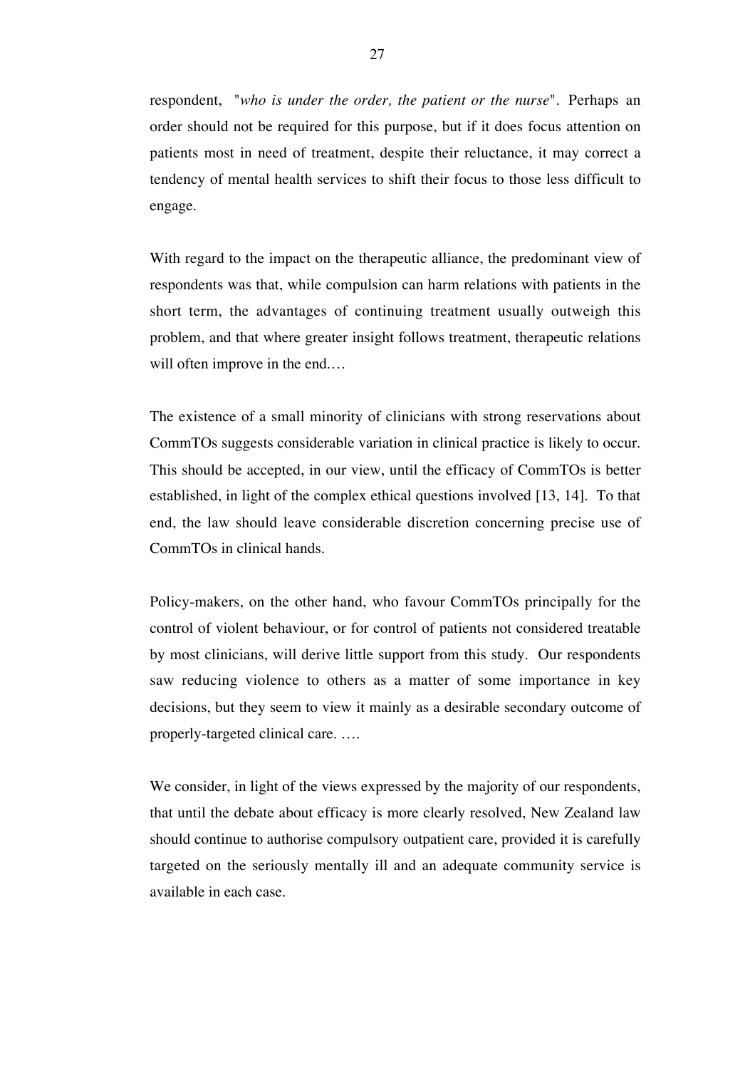respondent, "*who is under the order, the patient or the nurse*". Perhaps an order should not be required for this purpose, but if it does focus attention on patients most in need of treatment, despite their reluctance, it may correct a tendency of mental health services to shift their focus to those less difficult to engage.

With regard to the impact on the therapeutic alliance, the predominant view of respondents was that, while compulsion can harm relations with patients in the short term, the advantages of continuing treatment usually outweigh this problem, and that where greater insight follows treatment, therapeutic relations will often improve in the end.…

The existence of a small minority of clinicians with strong reservations about CommTOs suggests considerable variation in clinical practice is likely to occur. This should be accepted, in our view, until the efficacy of CommTOs is better established, in light of the complex ethical questions involved [13, 14]. To that end, the law should leave considerable discretion concerning precise use of CommTOs in clinical hands.

Policy-makers, on the other hand, who favour CommTOs principally for the control of violent behaviour, or for control of patients not considered treatable by most clinicians, will derive little support from this study. Our respondents saw reducing violence to others as a matter of some importance in key decisions, but they seem to view it mainly as a desirable secondary outcome of properly-targeted clinical care. ….

We consider, in light of the views expressed by the majority of our respondents, that until the debate about efficacy is more clearly resolved, New Zealand law should continue to authorise compulsory outpatient care, provided it is carefully targeted on the seriously mentally ill and an adequate community service is available in each case.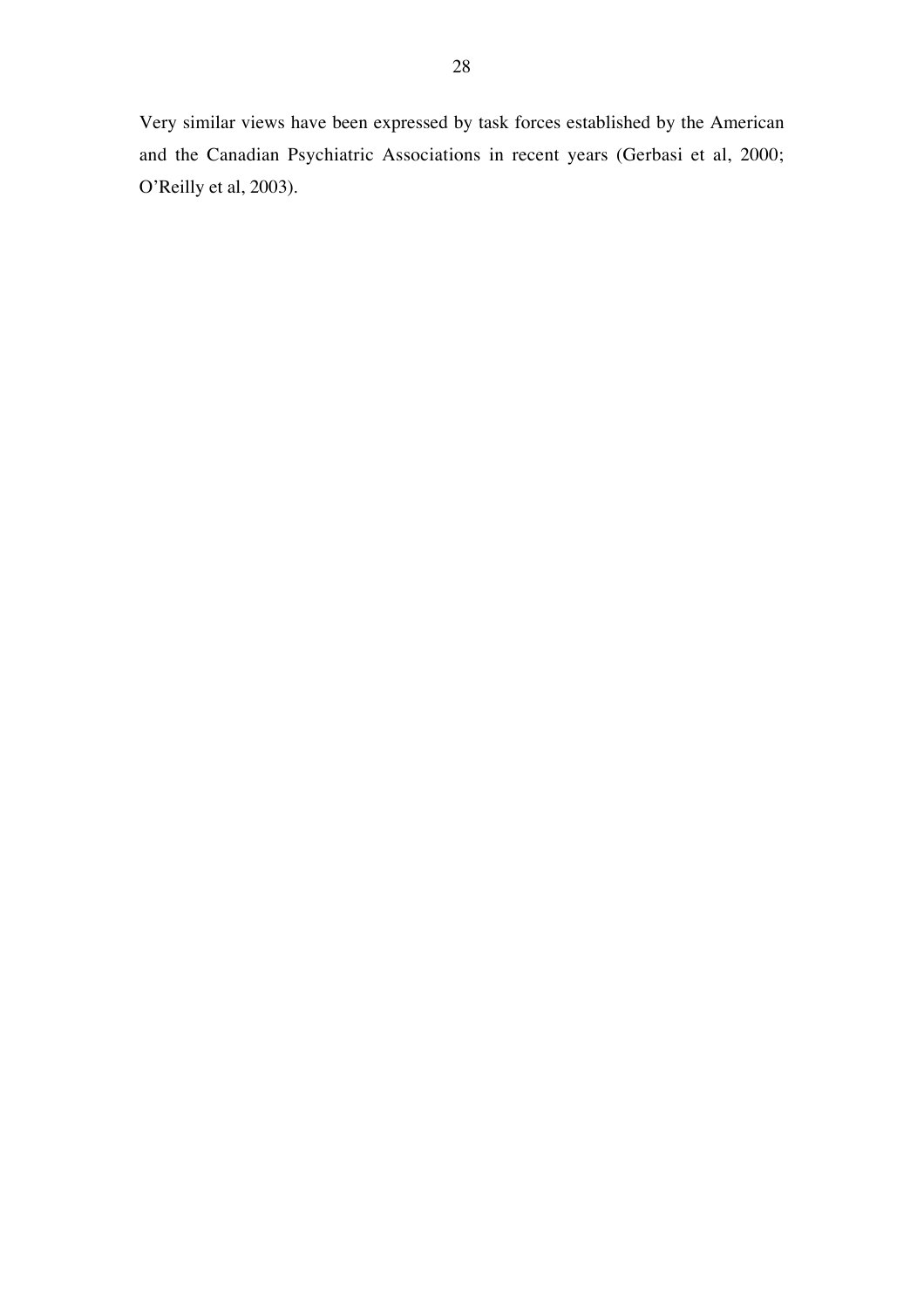Very similar views have been expressed by task forces established by the American and the Canadian Psychiatric Associations in recent years (Gerbasi et al, 2000; O'Reilly et al, 2003).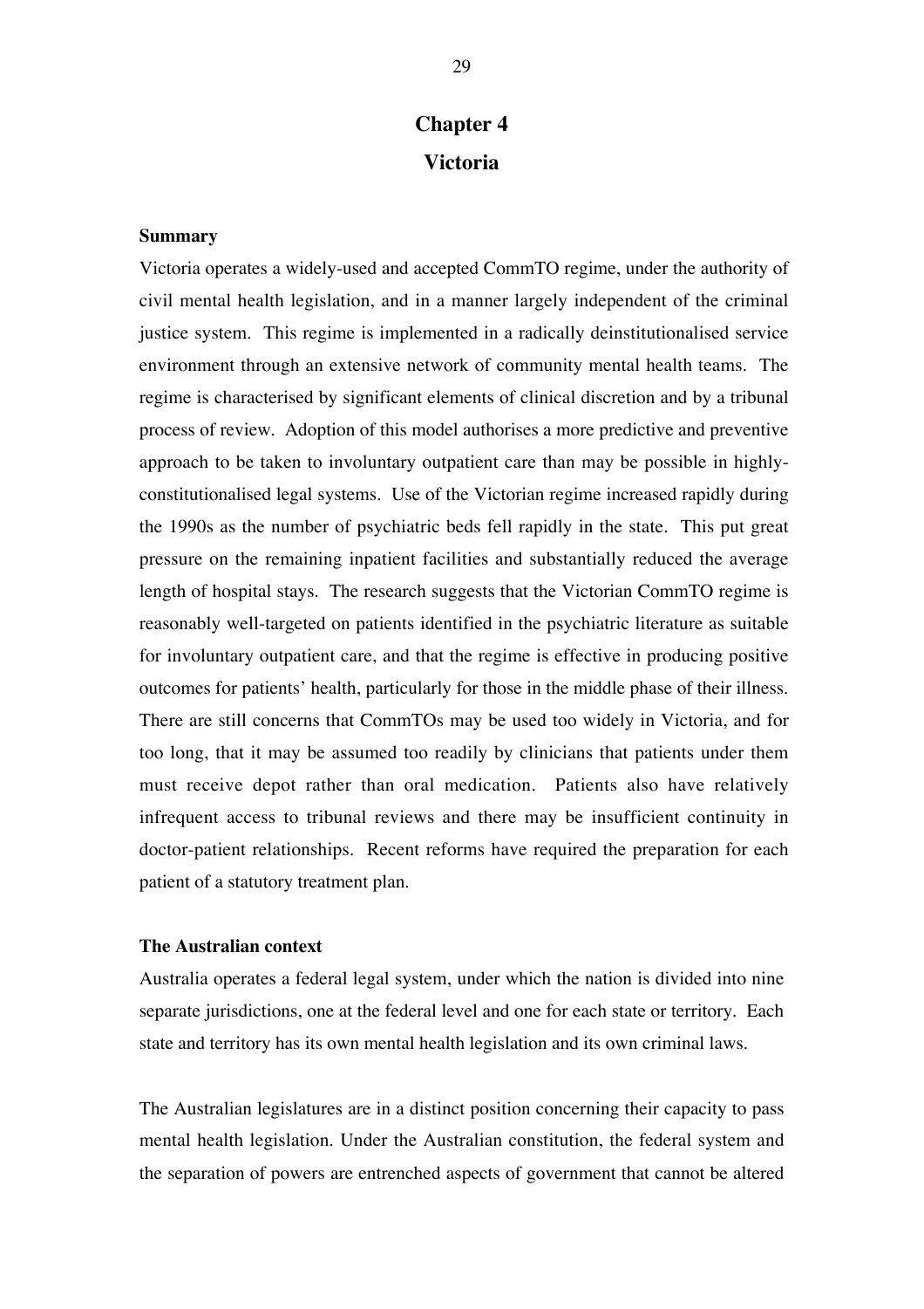# Chapter 4

# Victoria

**Summary**

Victoria operates a widely-used and accepted CommTO regime, under the authority of civil mental health legislation, and in a manner largely independent of the criminal justice system. This regime is implemented in a radically deinstitutionalised service environment through an extensive network of community mental health teams. The regime is characterised by significant elements of clinical discretion and by a tribunal process of review. Adoption of this model authorises a more predictive and preventive approach to be taken to involuntary outpatient care than may be possible in highly-constitutionalised legal systems. Use of the Victorian regime increased rapidly during the 1990s as the number of psychiatric beds fell rapidly in the state. This put great pressure on the remaining inpatient facilities and substantially reduced the average length of hospital stays. The research suggests that the Victorian CommTO regime is reasonably well-targeted on patients identified in the psychiatric literature as suitable for involuntary outpatient care, and that the regime is effective in producing positive outcomes for patients' health, particularly for those in the middle phase of their illness. There are still concerns that CommTOs may be used too widely in Victoria, and for too long, that it may be assumed too readily by clinicians that patients under them must receive depot rather than oral medication. Patients also have relatively infrequent access to tribunal reviews and there may be insufficient continuity in doctor-patient relationships. Recent reforms have required the preparation for each patient of a statutory treatment plan.

**The Australian context**

Australia operates a federal legal system, under which the nation is divided into nine separate jurisdictions, one at the federal level and one for each state or territory. Each state and territory has its own mental health legislation and its own criminal laws.

The Australian legislatures are in a distinct position concerning their capacity to pass mental health legislation. Under the Australian constitution, the federal system and the separation of powers are entrenched aspects of government that cannot be altered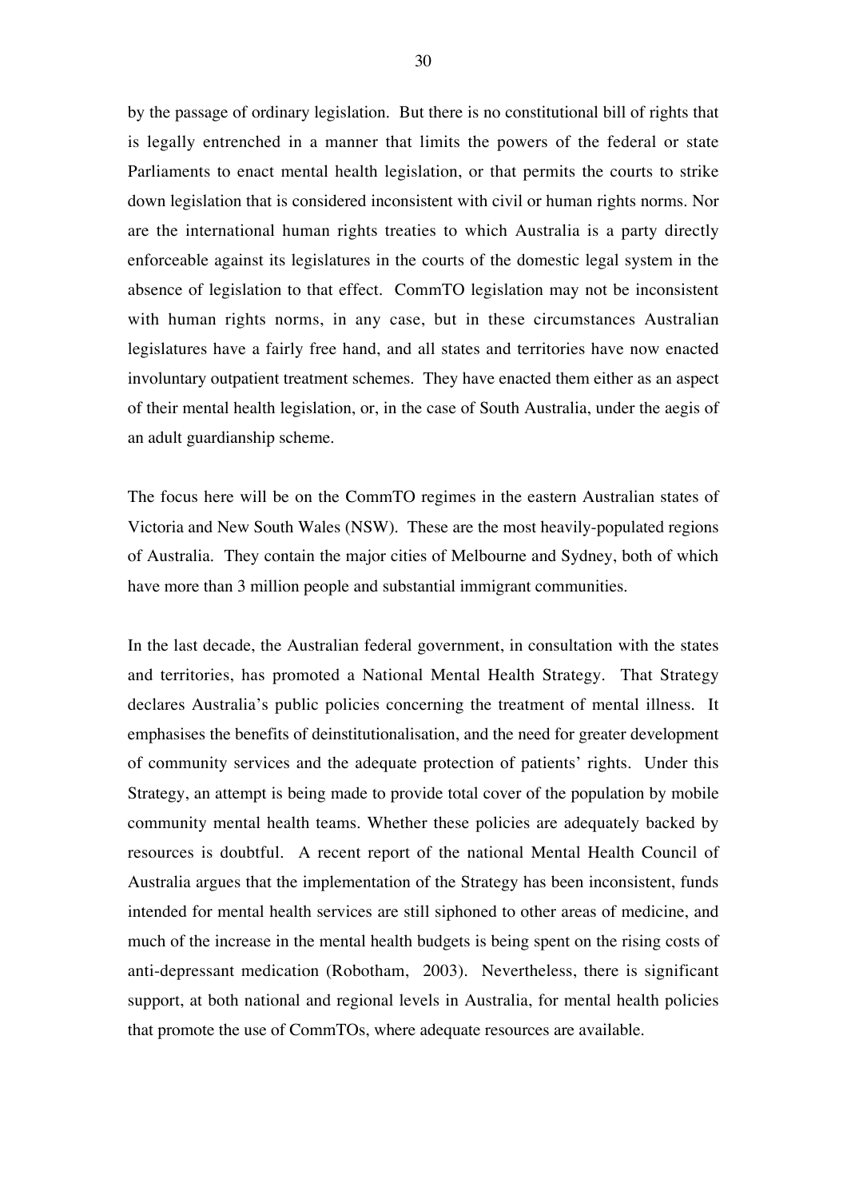by the passage of ordinary legislation. But there is no constitutional bill of rights that is legally entrenched in a manner that limits the powers of the federal or state Parliaments to enact mental health legislation, or that permits the courts to strike down legislation that is considered inconsistent with civil or human rights norms. Nor are the international human rights treaties to which Australia is a party directly enforceable against its legislatures in the courts of the domestic legal system in the absence of legislation to that effect. CommTO legislation may not be inconsistent with human rights norms, in any case, but in these circumstances Australian legislatures have a fairly free hand, and all states and territories have now enacted involuntary outpatient treatment schemes. They have enacted them either as an aspect of their mental health legislation, or, in the case of South Australia, under the aegis of an adult guardianship scheme.

The focus here will be on the CommTO regimes in the eastern Australian states of Victoria and New South Wales (NSW). These are the most heavily-populated regions of Australia. They contain the major cities of Melbourne and Sydney, both of which have more than 3 million people and substantial immigrant communities.

In the last decade, the Australian federal government, in consultation with the states and territories, has promoted a National Mental Health Strategy. That Strategy declares Australia's public policies concerning the treatment of mental illness. It emphasises the benefits of deinstitutionalisation, and the need for greater development of community services and the adequate protection of patients' rights. Under this Strategy, an attempt is being made to provide total cover of the population by mobile community mental health teams. Whether these policies are adequately backed by resources is doubtful. A recent report of the national Mental Health Council of Australia argues that the implementation of the Strategy has been inconsistent, funds intended for mental health services are still siphoned to other areas of medicine, and much of the increase in the mental health budgets is being spent on the rising costs of anti-depressant medication (Robotham, 2003). Nevertheless, there is significant support, at both national and regional levels in Australia, for mental health policies that promote the use of CommTOs, where adequate resources are available.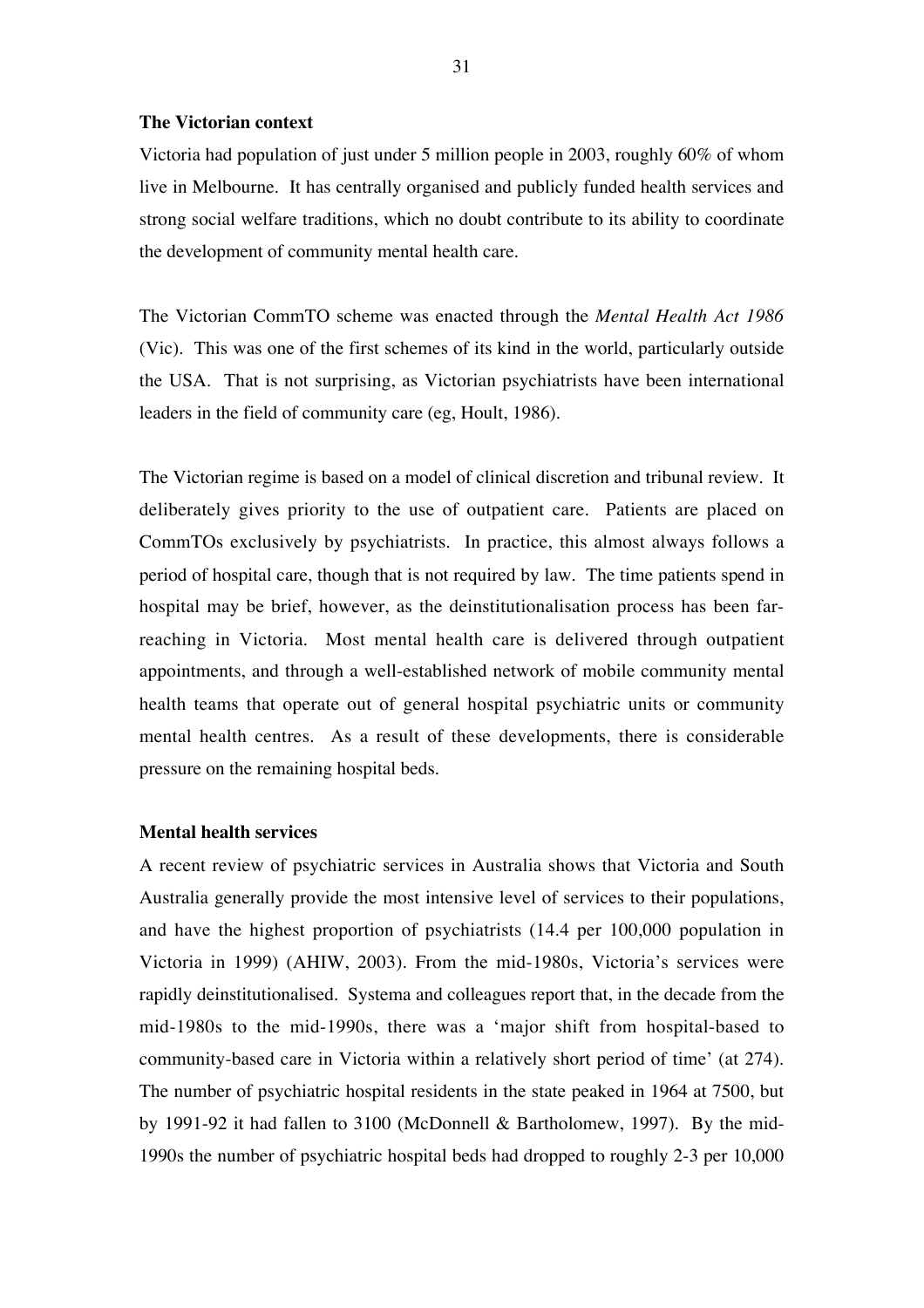**The Victorian context**

Victoria had population of just under 5 million people in 2003, roughly 60% of whom live in Melbourne. It has centrally organised and publicly funded health services and strong social welfare traditions, which no doubt contribute to its ability to coordinate the development of community mental health care.

The Victorian CommTO scheme was enacted through the *Mental Health Act 1986* (Vic). This was one of the first schemes of its kind in the world, particularly outside the USA. That is not surprising, as Victorian psychiatrists have been international leaders in the field of community care (eg, Hoult, 1986).

The Victorian regime is based on a model of clinical discretion and tribunal review. It deliberately gives priority to the use of outpatient care. Patients are placed on CommTOs exclusively by psychiatrists. In practice, this almost always follows a period of hospital care, though that is not required by law. The time patients spend in hospital may be brief, however, as the deinstitutionalisation process has been far-reaching in Victoria. Most mental health care is delivered through outpatient appointments, and through a well-established network of mobile community mental health teams that operate out of general hospital psychiatric units or community mental health centres. As a result of these developments, there is considerable pressure on the remaining hospital beds.

**Mental health services**

A recent review of psychiatric services in Australia shows that Victoria and South Australia generally provide the most intensive level of services to their populations, and have the highest proportion of psychiatrists (14.4 per 100,000 population in Victoria in 1999) (AHIW, 2003). From the mid-1980s, Victoria's services were rapidly deinstitutionalised. Systema and colleagues report that, in the decade from the mid-1980s to the mid-1990s, there was a 'major shift from hospital-based to community-based care in Victoria within a relatively short period of time' (at 274). The number of psychiatric hospital residents in the state peaked in 1964 at 7500, but by 1991-92 it had fallen to 3100 (McDonnell & Bartholomew, 1997). By the mid-1990s the number of psychiatric hospital beds had dropped to roughly 2-3 per 10,000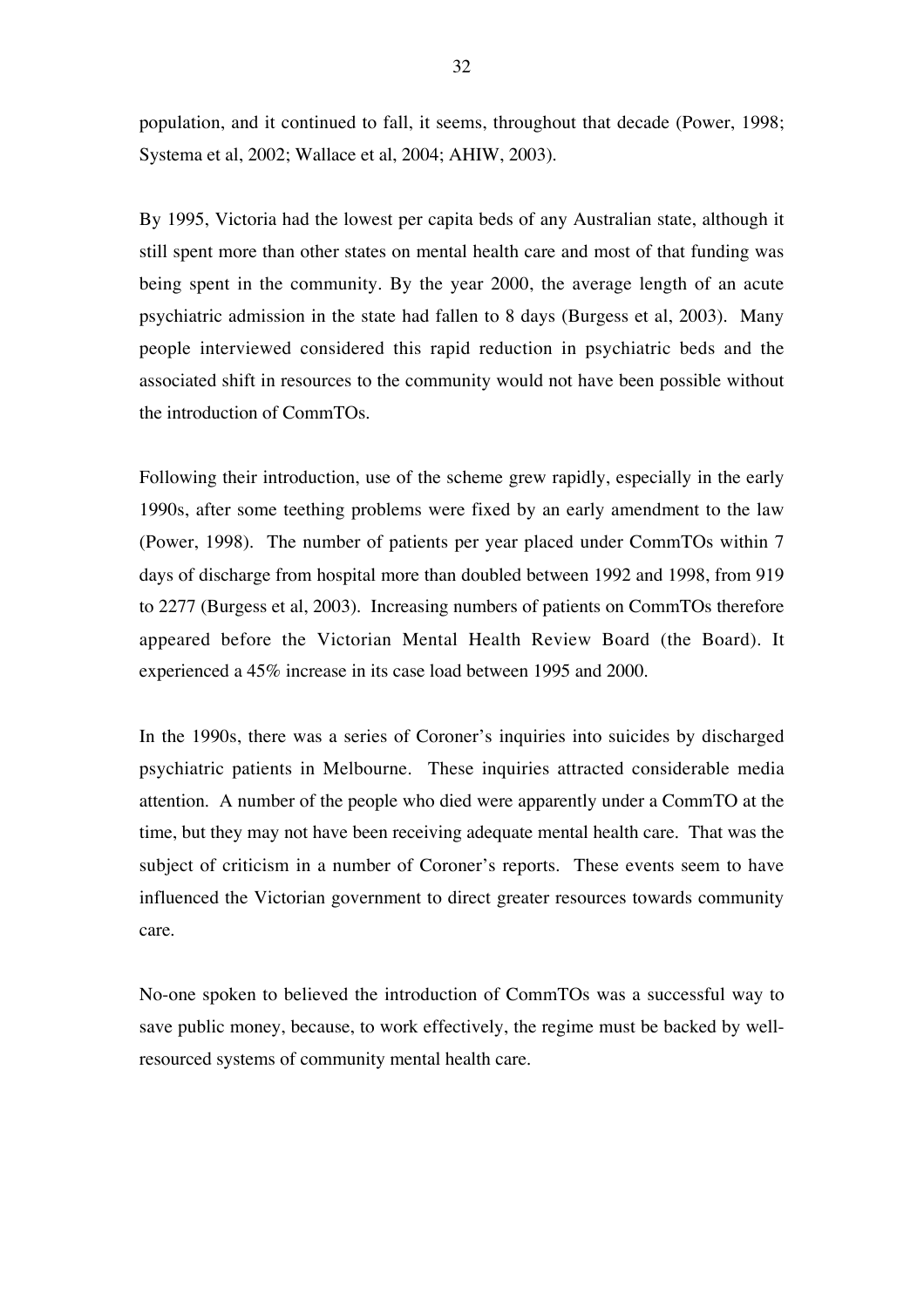population, and it continued to fall, it seems, throughout that decade (Power, 1998; Systema et al, 2002; Wallace et al, 2004; AHIW, 2003).

By 1995, Victoria had the lowest per capita beds of any Australian state, although it still spent more than other states on mental health care and most of that funding was being spent in the community. By the year 2000, the average length of an acute psychiatric admission in the state had fallen to 8 days (Burgess et al, 2003). Many people interviewed considered this rapid reduction in psychiatric beds and the associated shift in resources to the community would not have been possible without the introduction of CommTOs.

Following their introduction, use of the scheme grew rapidly, especially in the early 1990s, after some teething problems were fixed by an early amendment to the law (Power, 1998). The number of patients per year placed under CommTOs within 7 days of discharge from hospital more than doubled between 1992 and 1998, from 919 to 2277 (Burgess et al, 2003). Increasing numbers of patients on CommTOs therefore appeared before the Victorian Mental Health Review Board (the Board). It experienced a 45% increase in its case load between 1995 and 2000.

In the 1990s, there was a series of Coroner's inquiries into suicides by discharged psychiatric patients in Melbourne. These inquiries attracted considerable media attention. A number of the people who died were apparently under a CommTO at the time, but they may not have been receiving adequate mental health care. That was the subject of criticism in a number of Coroner's reports. These events seem to have influenced the Victorian government to direct greater resources towards community care.

No-one spoken to believed the introduction of CommTOs was a successful way to save public money, because, to work effectively, the regime must be backed by well-resourced systems of community mental health care.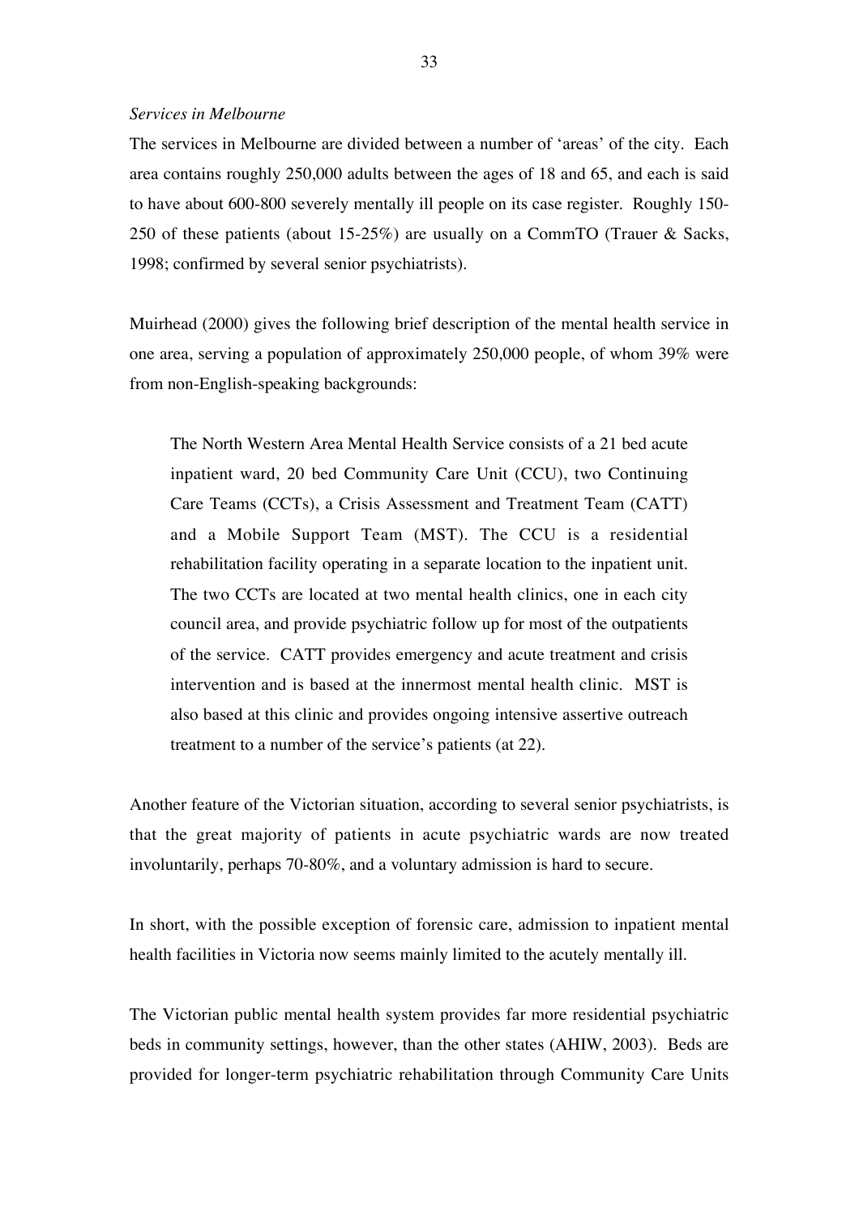*Services in Melbourne*

The services in Melbourne are divided between a number of 'areas' of the city. Each area contains roughly 250,000 adults between the ages of 18 and 65, and each is said to have about 600-800 severely mentally ill people on its case register. Roughly 150-250 of these patients (about 15-25%) are usually on a CommTO (Trauer & Sacks, 1998; confirmed by several senior psychiatrists).

Muirhead (2000) gives the following brief description of the mental health service in one area, serving a population of approximately 250,000 people, of whom 39% were from non-English-speaking backgrounds:

> The North Western Area Mental Health Service consists of a 21 bed acute inpatient ward, 20 bed Community Care Unit (CCU), two Continuing Care Teams (CCTs), a Crisis Assessment and Treatment Team (CATT) and a Mobile Support Team (MST). The CCU is a residential rehabilitation facility operating in a separate location to the inpatient unit. The two CCTs are located at two mental health clinics, one in each city council area, and provide psychiatric follow up for most of the outpatients of the service. CATT provides emergency and acute treatment and crisis intervention and is based at the innermost mental health clinic. MST is also based at this clinic and provides ongoing intensive assertive outreach treatment to a number of the service's patients (at 22).

Another feature of the Victorian situation, according to several senior psychiatrists, is that the great majority of patients in acute psychiatric wards are now treated involuntarily, perhaps 70-80%, and a voluntary admission is hard to secure.

In short, with the possible exception of forensic care, admission to inpatient mental health facilities in Victoria now seems mainly limited to the acutely mentally ill.

The Victorian public mental health system provides far more residential psychiatric beds in community settings, however, than the other states (AHIW, 2003). Beds are provided for longer-term psychiatric rehabilitation through Community Care Units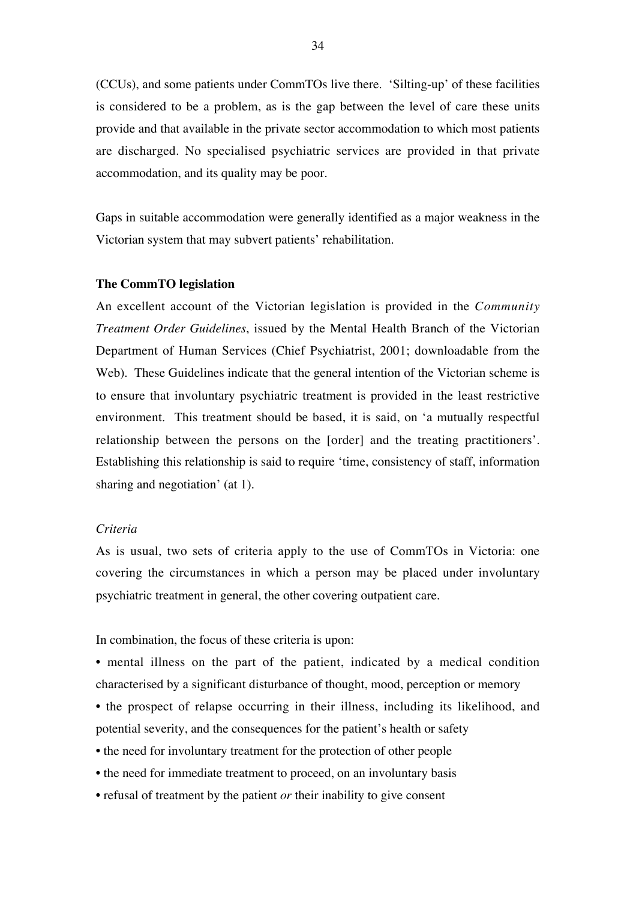(CCUs), and some patients under CommTOs live there. 'Silting-up' of these facilities is considered to be a problem, as is the gap between the level of care these units provide and that available in the private sector accommodation to which most patients are discharged. No specialised psychiatric services are provided in that private accommodation, and its quality may be poor.

Gaps in suitable accommodation were generally identified as a major weakness in the Victorian system that may subvert patients' rehabilitation.

**The CommTO legislation**

An excellent account of the Victorian legislation is provided in the *Community Treatment Order Guidelines*, issued by the Mental Health Branch of the Victorian Department of Human Services (Chief Psychiatrist, 2001; downloadable from the Web). These Guidelines indicate that the general intention of the Victorian scheme is to ensure that involuntary psychiatric treatment is provided in the least restrictive environment. This treatment should be based, it is said, on 'a mutually respectful relationship between the persons on the [order] and the treating practitioners'. Establishing this relationship is said to require 'time, consistency of staff, information sharing and negotiation' (at 1).

*Criteria*

As is usual, two sets of criteria apply to the use of CommTOs in Victoria: one covering the circumstances in which a person may be placed under involuntary psychiatric treatment in general, the other covering outpatient care.

In combination, the focus of these criteria is upon:

- mental illness on the part of the patient, indicated by a medical condition characterised by a significant disturbance of thought, mood, perception or memory
- the prospect of relapse occurring in their illness, including its likelihood, and potential severity, and the consequences for the patient's health or safety
- the need for involuntary treatment for the protection of other people
- the need for immediate treatment to proceed, on an involuntary basis
- refusal of treatment by the patient *or* their inability to give consent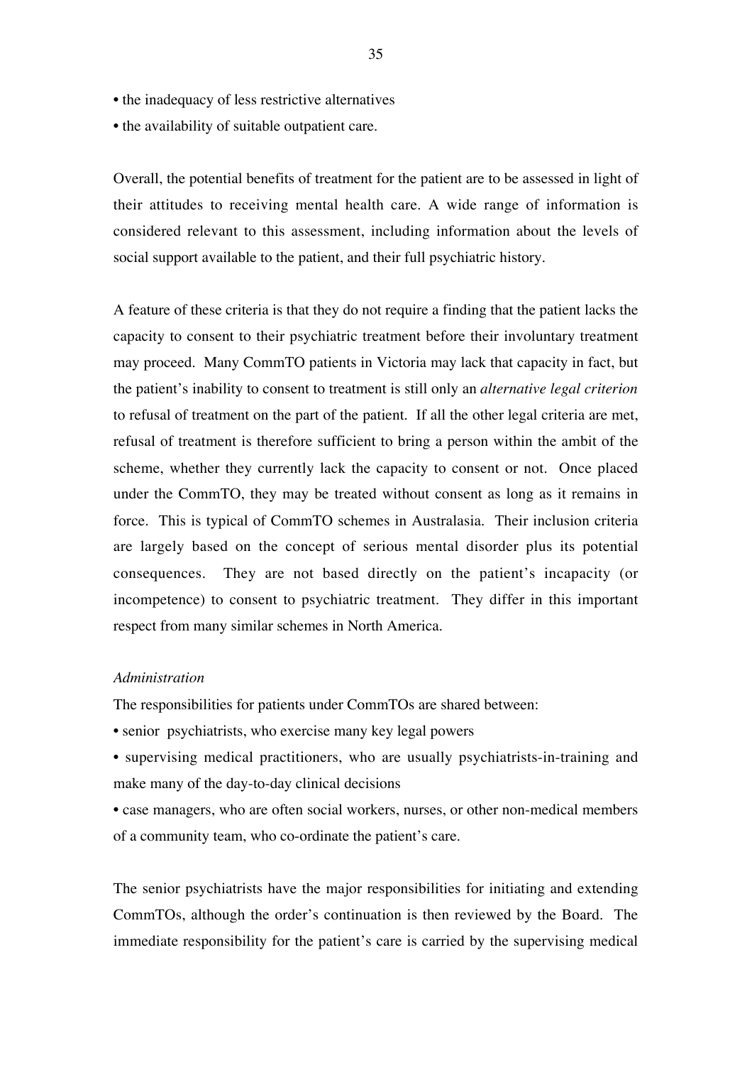- the inadequacy of less restrictive alternatives
- the availability of suitable outpatient care.

Overall, the potential benefits of treatment for the patient are to be assessed in light of their attitudes to receiving mental health care. A wide range of information is considered relevant to this assessment, including information about the levels of social support available to the patient, and their full psychiatric history.

A feature of these criteria is that they do not require a finding that the patient lacks the capacity to consent to their psychiatric treatment before their involuntary treatment may proceed. Many CommTO patients in Victoria may lack that capacity in fact, but the patient's inability to consent to treatment is still only an *alternative legal criterion* to refusal of treatment on the part of the patient. If all the other legal criteria are met, refusal of treatment is therefore sufficient to bring a person within the ambit of the scheme, whether they currently lack the capacity to consent or not. Once placed under the CommTO, they may be treated without consent as long as it remains in force. This is typical of CommTO schemes in Australasia. Their inclusion criteria are largely based on the concept of serious mental disorder plus its potential consequences. They are not based directly on the patient's incapacity (or incompetence) to consent to psychiatric treatment. They differ in this important respect from many similar schemes in North America.

*Administration*

The responsibilities for patients under CommTOs are shared between:

- senior psychiatrists, who exercise many key legal powers
- supervising medical practitioners, who are usually psychiatrists-in-training and make many of the day-to-day clinical decisions
- case managers, who are often social workers, nurses, or other non-medical members of a community team, who co-ordinate the patient's care.

The senior psychiatrists have the major responsibilities for initiating and extending CommTOs, although the order's continuation is then reviewed by the Board. The immediate responsibility for the patient's care is carried by the supervising medical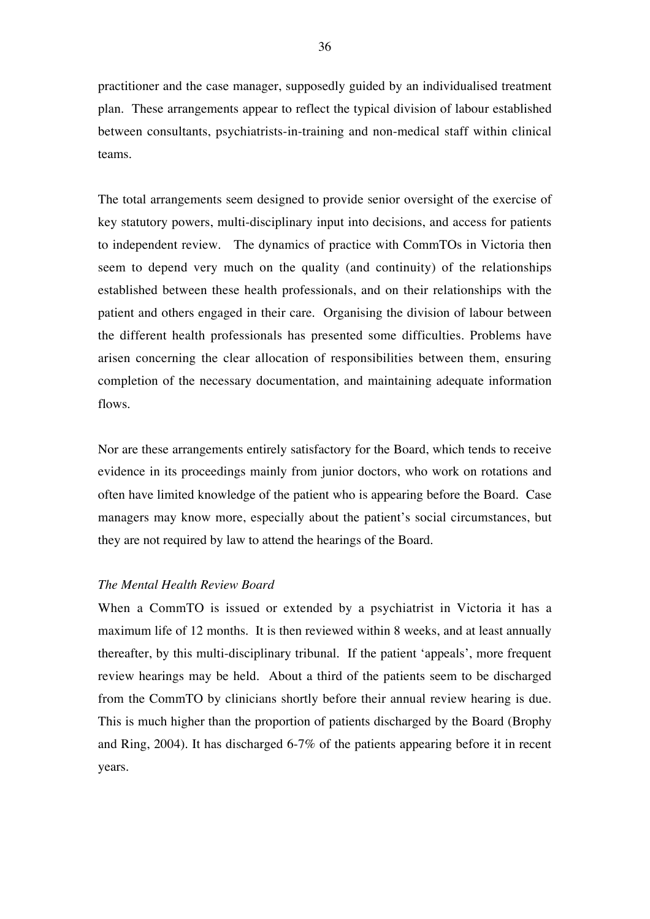practitioner and the case manager, supposedly guided by an individualised treatment plan. These arrangements appear to reflect the typical division of labour established between consultants, psychiatrists-in-training and non-medical staff within clinical teams.

The total arrangements seem designed to provide senior oversight of the exercise of key statutory powers, multi-disciplinary input into decisions, and access for patients to independent review. The dynamics of practice with CommTOs in Victoria then seem to depend very much on the quality (and continuity) of the relationships established between these health professionals, and on their relationships with the patient and others engaged in their care. Organising the division of labour between the different health professionals has presented some difficulties. Problems have arisen concerning the clear allocation of responsibilities between them, ensuring completion of the necessary documentation, and maintaining adequate information flows.

Nor are these arrangements entirely satisfactory for the Board, which tends to receive evidence in its proceedings mainly from junior doctors, who work on rotations and often have limited knowledge of the patient who is appearing before the Board. Case managers may know more, especially about the patient's social circumstances, but they are not required by law to attend the hearings of the Board.

*The Mental Health Review Board*

When a CommTO is issued or extended by a psychiatrist in Victoria it has a maximum life of 12 months. It is then reviewed within 8 weeks, and at least annually thereafter, by this multi-disciplinary tribunal. If the patient 'appeals', more frequent review hearings may be held. About a third of the patients seem to be discharged from the CommTO by clinicians shortly before their annual review hearing is due. This is much higher than the proportion of patients discharged by the Board (Brophy and Ring, 2004). It has discharged 6-7% of the patients appearing before it in recent years.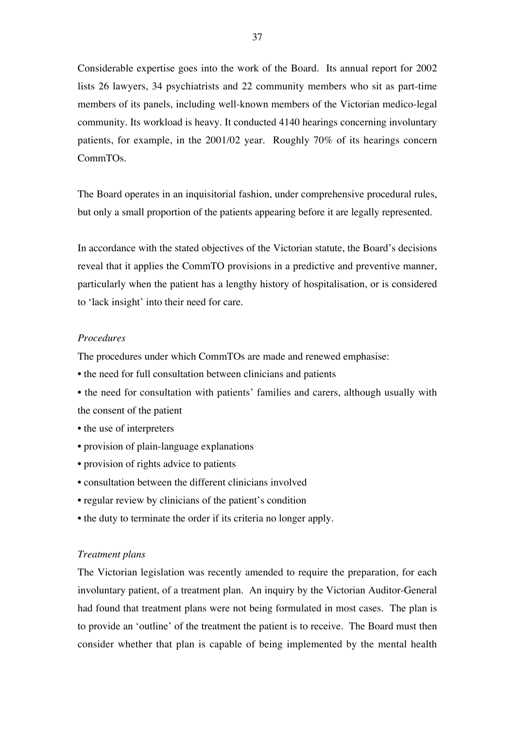Considerable expertise goes into the work of the Board. Its annual report for 2002 lists 26 lawyers, 34 psychiatrists and 22 community members who sit as part-time members of its panels, including well-known members of the Victorian medico-legal community. Its workload is heavy. It conducted 4140 hearings concerning involuntary patients, for example, in the 2001/02 year. Roughly 70% of its hearings concern CommTOs.

The Board operates in an inquisitorial fashion, under comprehensive procedural rules, but only a small proportion of the patients appearing before it are legally represented.

In accordance with the stated objectives of the Victorian statute, the Board's decisions reveal that it applies the CommTO provisions in a predictive and preventive manner, particularly when the patient has a lengthy history of hospitalisation, or is considered to 'lack insight' into their need for care.

*Procedures*

The procedures under which CommTOs are made and renewed emphasise:

- the need for full consultation between clinicians and patients
- the need for consultation with patients' families and carers, although usually with the consent of the patient
- the use of interpreters
- provision of plain-language explanations
- provision of rights advice to patients
- consultation between the different clinicians involved
- regular review by clinicians of the patient's condition
- the duty to terminate the order if its criteria no longer apply.

*Treatment plans*

The Victorian legislation was recently amended to require the preparation, for each involuntary patient, of a treatment plan. An inquiry by the Victorian Auditor-General had found that treatment plans were not being formulated in most cases. The plan is to provide an 'outline' of the treatment the patient is to receive. The Board must then consider whether that plan is capable of being implemented by the mental health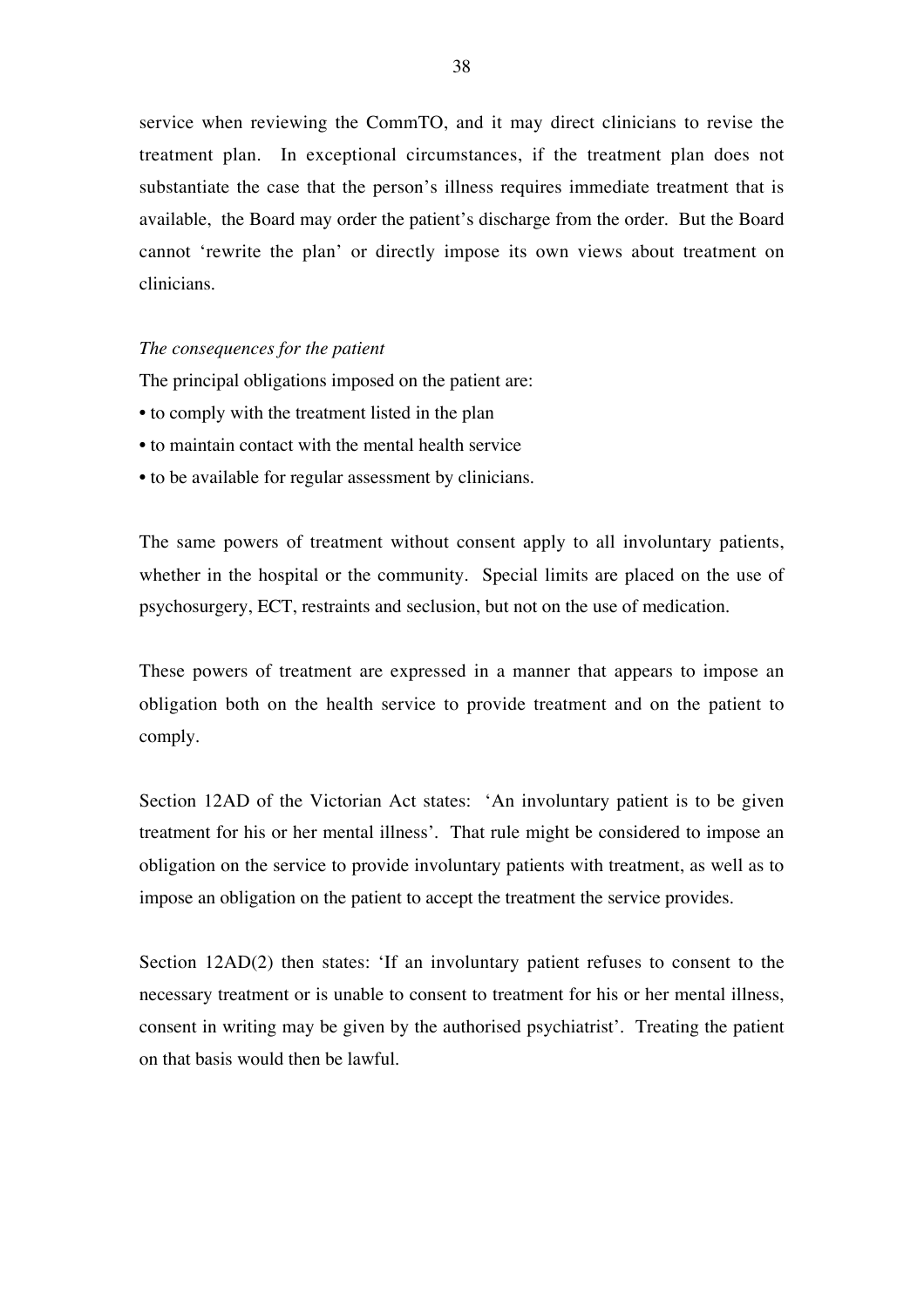service when reviewing the CommTO, and it may direct clinicians to revise the treatment plan. In exceptional circumstances, if the treatment plan does not substantiate the case that the person's illness requires immediate treatment that is available, the Board may order the patient's discharge from the order. But the Board cannot 'rewrite the plan' or directly impose its own views about treatment on clinicians.

*The consequences for the patient*

The principal obligations imposed on the patient are:

- to comply with the treatment listed in the plan
- to maintain contact with the mental health service
- to be available for regular assessment by clinicians.

The same powers of treatment without consent apply to all involuntary patients, whether in the hospital or the community. Special limits are placed on the use of psychosurgery, ECT, restraints and seclusion, but not on the use of medication.

These powers of treatment are expressed in a manner that appears to impose an obligation both on the health service to provide treatment and on the patient to comply.

Section 12AD of the Victorian Act states: 'An involuntary patient is to be given treatment for his or her mental illness'. That rule might be considered to impose an obligation on the service to provide involuntary patients with treatment, as well as to impose an obligation on the patient to accept the treatment the service provides.

Section 12AD(2) then states: 'If an involuntary patient refuses to consent to the necessary treatment or is unable to consent to treatment for his or her mental illness, consent in writing may be given by the authorised psychiatrist'. Treating the patient on that basis would then be lawful.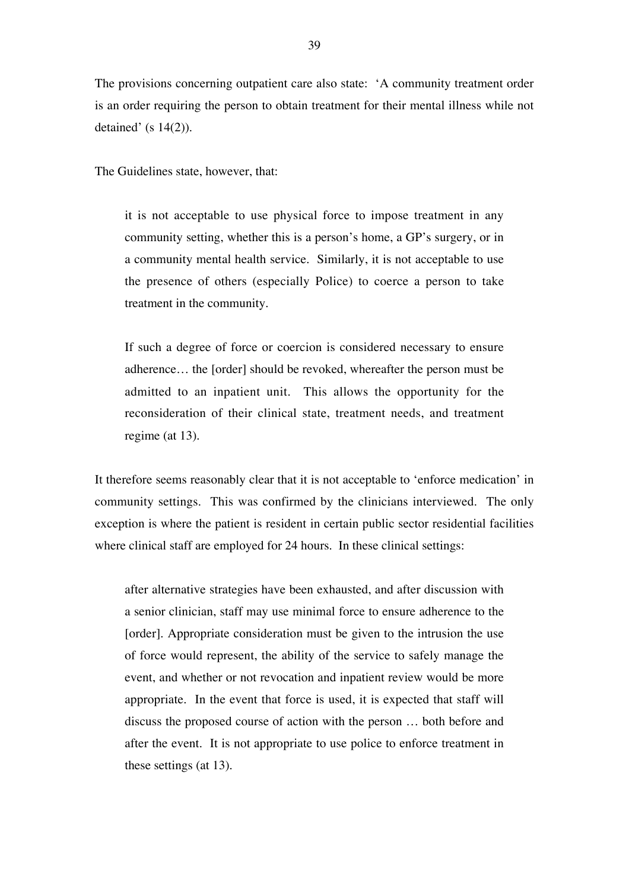The provisions concerning outpatient care also state: 'A community treatment order is an order requiring the person to obtain treatment for their mental illness while not detained' (s 14(2)).

The Guidelines state, however, that:

> it is not acceptable to use physical force to impose treatment in any community setting, whether this is a person's home, a GP's surgery, or in a community mental health service. Similarly, it is not acceptable to use the presence of others (especially Police) to coerce a person to take treatment in the community.
>
> If such a degree of force or coercion is considered necessary to ensure adherence… the [order] should be revoked, whereafter the person must be admitted to an inpatient unit. This allows the opportunity for the reconsideration of their clinical state, treatment needs, and treatment regime (at 13).

It therefore seems reasonably clear that it is not acceptable to 'enforce medication' in community settings. This was confirmed by the clinicians interviewed. The only exception is where the patient is resident in certain public sector residential facilities where clinical staff are employed for 24 hours. In these clinical settings:

> after alternative strategies have been exhausted, and after discussion with a senior clinician, staff may use minimal force to ensure adherence to the [order]. Appropriate consideration must be given to the intrusion the use of force would represent, the ability of the service to safely manage the event, and whether or not revocation and inpatient review would be more appropriate. In the event that force is used, it is expected that staff will discuss the proposed course of action with the person … both before and after the event. It is not appropriate to use police to enforce treatment in these settings (at 13).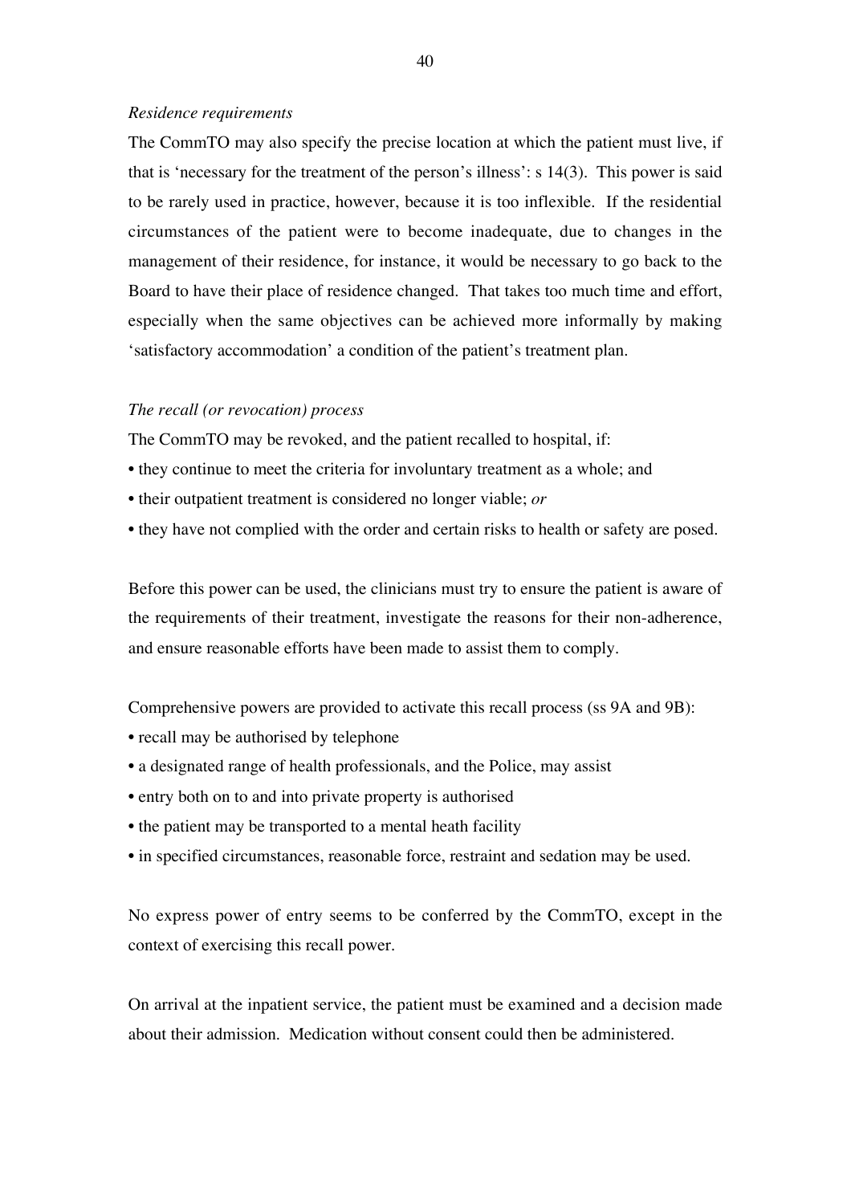*Residence requirements*

The CommTO may also specify the precise location at which the patient must live, if that is 'necessary for the treatment of the person's illness': s 14(3). This power is said to be rarely used in practice, however, because it is too inflexible. If the residential circumstances of the patient were to become inadequate, due to changes in the management of their residence, for instance, it would be necessary to go back to the Board to have their place of residence changed. That takes too much time and effort, especially when the same objectives can be achieved more informally by making 'satisfactory accommodation' a condition of the patient's treatment plan.

*The recall (or revocation) process*

The CommTO may be revoked, and the patient recalled to hospital, if:

- they continue to meet the criteria for involuntary treatment as a whole; and
- their outpatient treatment is considered no longer viable; *or*
- they have not complied with the order and certain risks to health or safety are posed.

Before this power can be used, the clinicians must try to ensure the patient is aware of the requirements of their treatment, investigate the reasons for their non-adherence, and ensure reasonable efforts have been made to assist them to comply.

Comprehensive powers are provided to activate this recall process (ss 9A and 9B):

- recall may be authorised by telephone
- a designated range of health professionals, and the Police, may assist
- entry both on to and into private property is authorised
- the patient may be transported to a mental heath facility
- in specified circumstances, reasonable force, restraint and sedation may be used.

No express power of entry seems to be conferred by the CommTO, except in the context of exercising this recall power.

On arrival at the inpatient service, the patient must be examined and a decision made about their admission. Medication without consent could then be administered.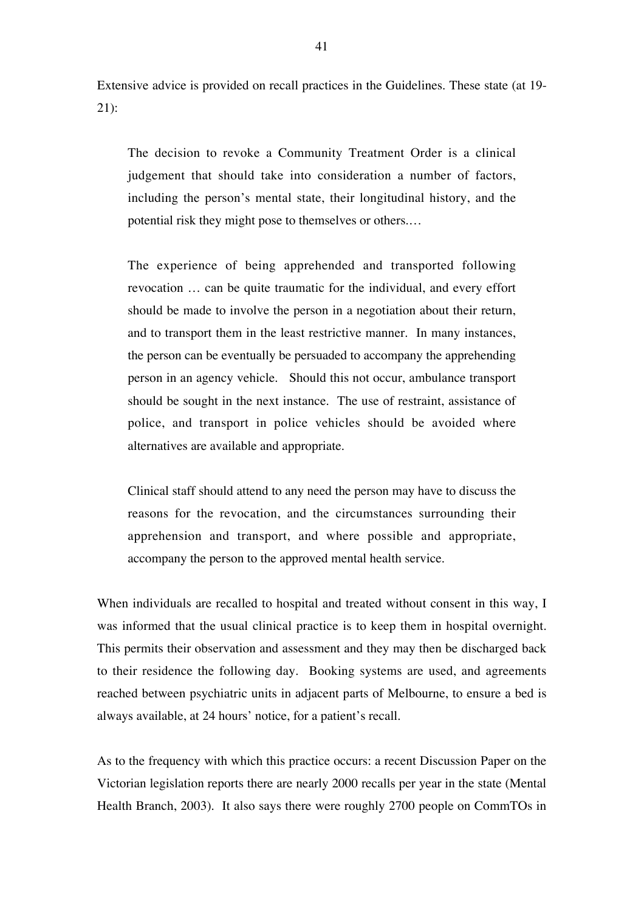Extensive advice is provided on recall practices in the Guidelines. These state (at 19-21):

> The decision to revoke a Community Treatment Order is a clinical judgement that should take into consideration a number of factors, including the person's mental state, their longitudinal history, and the potential risk they might pose to themselves or others.…
>
> The experience of being apprehended and transported following revocation … can be quite traumatic for the individual, and every effort should be made to involve the person in a negotiation about their return, and to transport them in the least restrictive manner. In many instances, the person can be eventually be persuaded to accompany the apprehending person in an agency vehicle. Should this not occur, ambulance transport should be sought in the next instance. The use of restraint, assistance of police, and transport in police vehicles should be avoided where alternatives are available and appropriate.
>
> Clinical staff should attend to any need the person may have to discuss the reasons for the revocation, and the circumstances surrounding their apprehension and transport, and where possible and appropriate, accompany the person to the approved mental health service.

When individuals are recalled to hospital and treated without consent in this way, I was informed that the usual clinical practice is to keep them in hospital overnight. This permits their observation and assessment and they may then be discharged back to their residence the following day. Booking systems are used, and agreements reached between psychiatric units in adjacent parts of Melbourne, to ensure a bed is always available, at 24 hours' notice, for a patient's recall.

As to the frequency with which this practice occurs: a recent Discussion Paper on the Victorian legislation reports there are nearly 2000 recalls per year in the state (Mental Health Branch, 2003). It also says there were roughly 2700 people on CommTOs in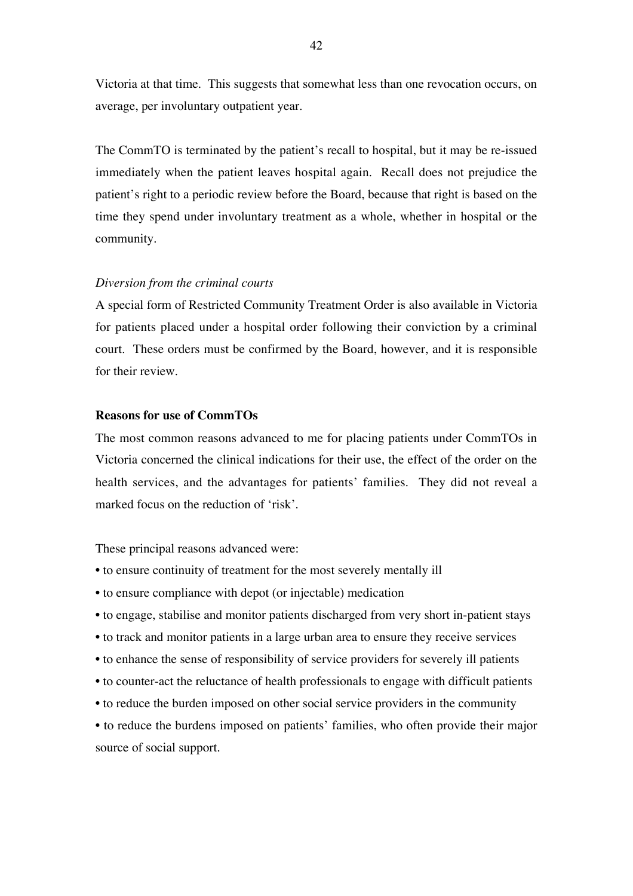Victoria at that time. This suggests that somewhat less than one revocation occurs, on average, per involuntary outpatient year.

The CommTO is terminated by the patient's recall to hospital, but it may be re-issued immediately when the patient leaves hospital again. Recall does not prejudice the patient's right to a periodic review before the Board, because that right is based on the time they spend under involuntary treatment as a whole, whether in hospital or the community.

*Diversion from the criminal courts*

A special form of Restricted Community Treatment Order is also available in Victoria for patients placed under a hospital order following their conviction by a criminal court. These orders must be confirmed by the Board, however, and it is responsible for their review.

**Reasons for use of CommTOs**

The most common reasons advanced to me for placing patients under CommTOs in Victoria concerned the clinical indications for their use, the effect of the order on the health services, and the advantages for patients' families. They did not reveal a marked focus on the reduction of 'risk'.

These principal reasons advanced were:

- to ensure continuity of treatment for the most severely mentally ill
- to ensure compliance with depot (or injectable) medication
- to engage, stabilise and monitor patients discharged from very short in-patient stays
- to track and monitor patients in a large urban area to ensure they receive services
- to enhance the sense of responsibility of service providers for severely ill patients
- to counter-act the reluctance of health professionals to engage with difficult patients
- to reduce the burden imposed on other social service providers in the community
- to reduce the burdens imposed on patients' families, who often provide their major source of social support.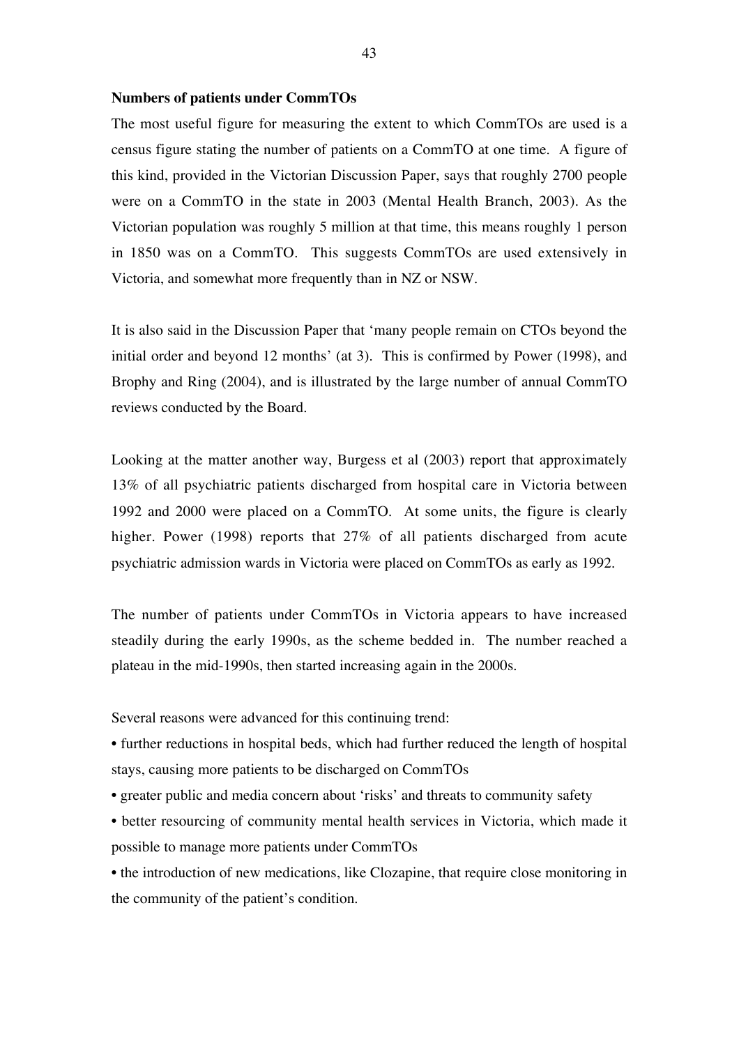**Numbers of patients under CommTOs**

The most useful figure for measuring the extent to which CommTOs are used is a census figure stating the number of patients on a CommTO at one time. A figure of this kind, provided in the Victorian Discussion Paper, says that roughly 2700 people were on a CommTO in the state in 2003 (Mental Health Branch, 2003). As the Victorian population was roughly 5 million at that time, this means roughly 1 person in 1850 was on a CommTO. This suggests CommTOs are used extensively in Victoria, and somewhat more frequently than in NZ or NSW.

It is also said in the Discussion Paper that 'many people remain on CTOs beyond the initial order and beyond 12 months' (at 3). This is confirmed by Power (1998), and Brophy and Ring (2004), and is illustrated by the large number of annual CommTO reviews conducted by the Board.

Looking at the matter another way, Burgess et al (2003) report that approximately 13% of all psychiatric patients discharged from hospital care in Victoria between 1992 and 2000 were placed on a CommTO. At some units, the figure is clearly higher. Power (1998) reports that 27% of all patients discharged from acute psychiatric admission wards in Victoria were placed on CommTOs as early as 1992.

The number of patients under CommTOs in Victoria appears to have increased steadily during the early 1990s, as the scheme bedded in. The number reached a plateau in the mid-1990s, then started increasing again in the 2000s.

Several reasons were advanced for this continuing trend:

- further reductions in hospital beds, which had further reduced the length of hospital stays, causing more patients to be discharged on CommTOs
- greater public and media concern about 'risks' and threats to community safety
- better resourcing of community mental health services in Victoria, which made it possible to manage more patients under CommTOs
- the introduction of new medications, like Clozapine, that require close monitoring in the community of the patient's condition.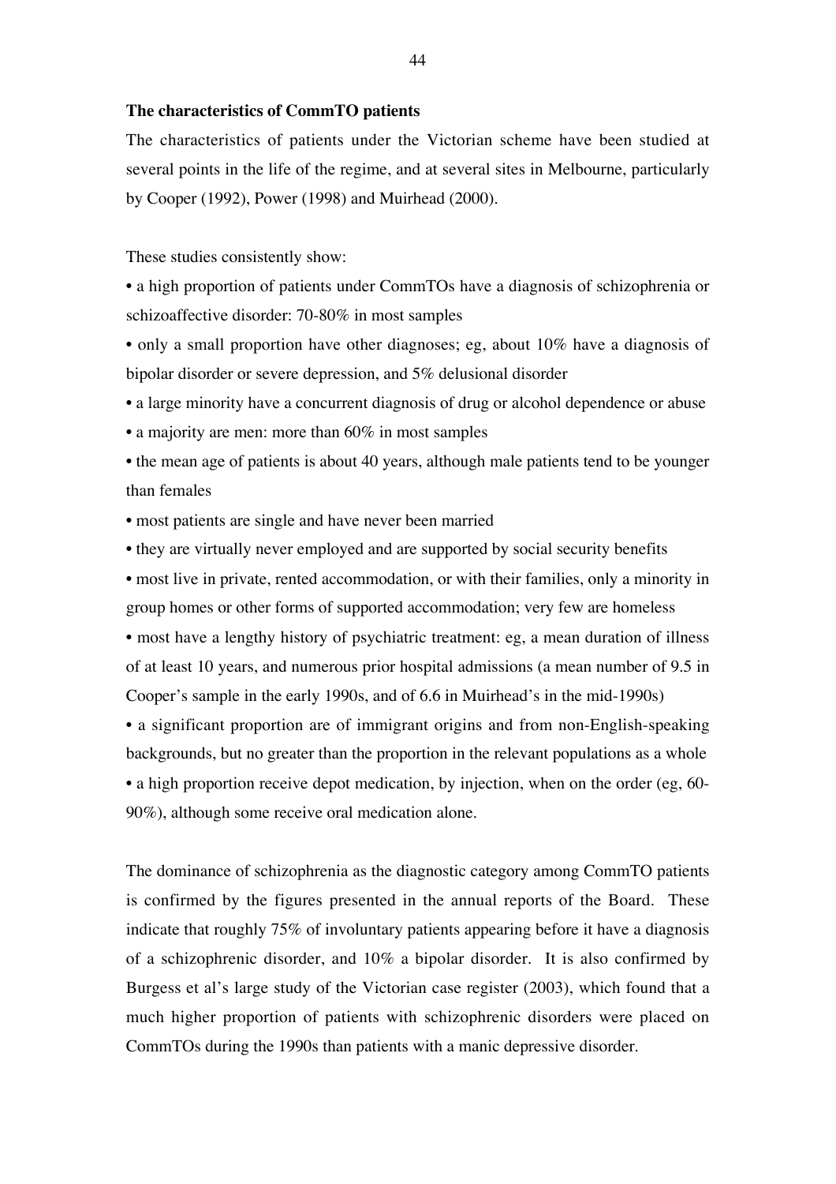**The characteristics of CommTO patients**

The characteristics of patients under the Victorian scheme have been studied at several points in the life of the regime, and at several sites in Melbourne, particularly by Cooper (1992), Power (1998) and Muirhead (2000).

These studies consistently show:

- a high proportion of patients under CommTOs have a diagnosis of schizophrenia or schizoaffective disorder: 70-80% in most samples
- only a small proportion have other diagnoses; eg, about 10% have a diagnosis of bipolar disorder or severe depression, and 5% delusional disorder
- a large minority have a concurrent diagnosis of drug or alcohol dependence or abuse
- a majority are men: more than 60% in most samples
- the mean age of patients is about 40 years, although male patients tend to be younger than females
- most patients are single and have never been married
- they are virtually never employed and are supported by social security benefits
- most live in private, rented accommodation, or with their families, only a minority in group homes or other forms of supported accommodation; very few are homeless
- most have a lengthy history of psychiatric treatment: eg, a mean duration of illness of at least 10 years, and numerous prior hospital admissions (a mean number of 9.5 in Cooper's sample in the early 1990s, and of 6.6 in Muirhead's in the mid-1990s)
- a significant proportion are of immigrant origins and from non-English-speaking backgrounds, but no greater than the proportion in the relevant populations as a whole
- a high proportion receive depot medication, by injection, when on the order (eg, 60-90%), although some receive oral medication alone.

The dominance of schizophrenia as the diagnostic category among CommTO patients is confirmed by the figures presented in the annual reports of the Board. These indicate that roughly 75% of involuntary patients appearing before it have a diagnosis of a schizophrenic disorder, and 10% a bipolar disorder. It is also confirmed by Burgess et al's large study of the Victorian case register (2003), which found that a much higher proportion of patients with schizophrenic disorders were placed on CommTOs during the 1990s than patients with a manic depressive disorder.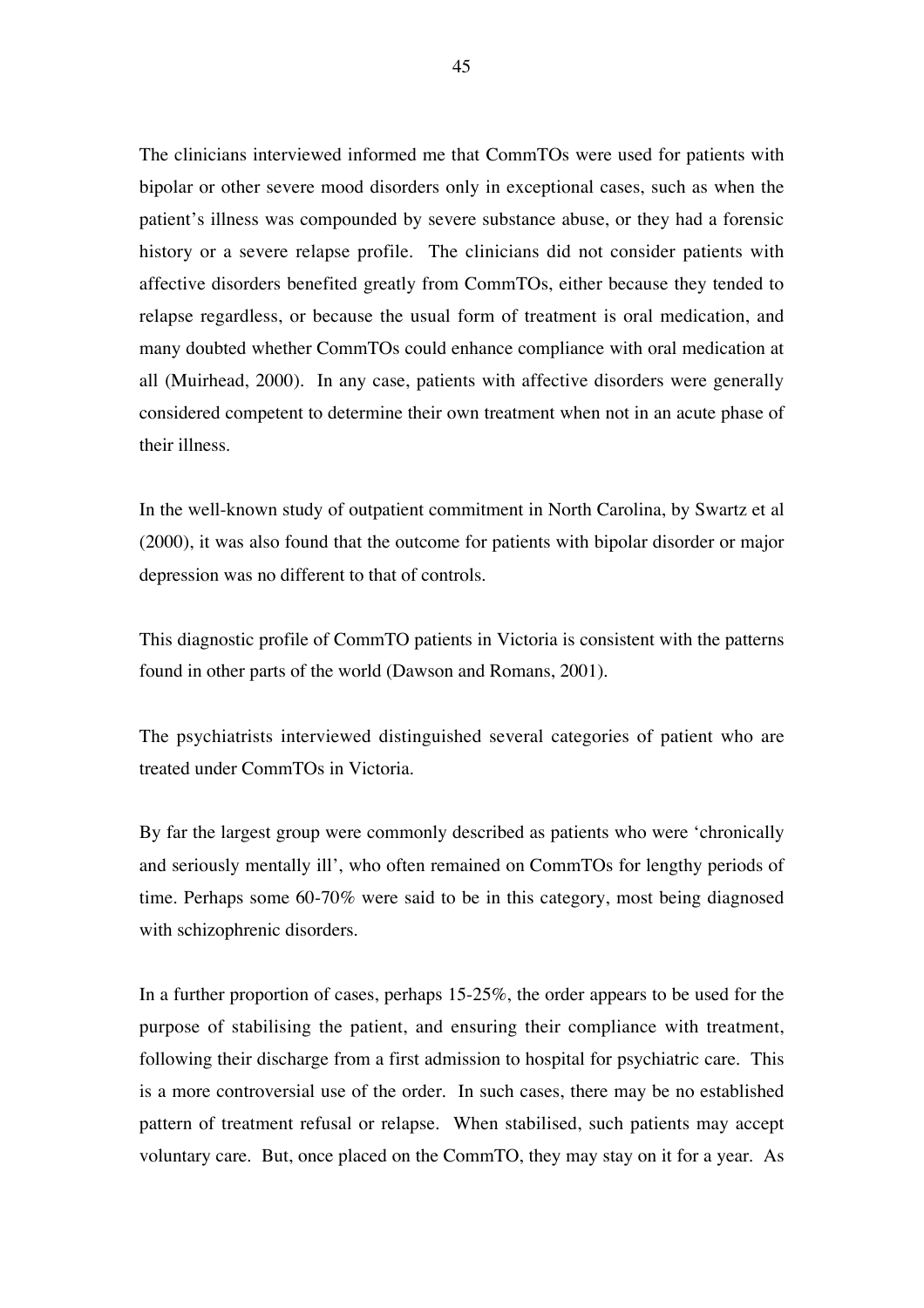The clinicians interviewed informed me that CommTOs were used for patients with bipolar or other severe mood disorders only in exceptional cases, such as when the patient's illness was compounded by severe substance abuse, or they had a forensic history or a severe relapse profile. The clinicians did not consider patients with affective disorders benefited greatly from CommTOs, either because they tended to relapse regardless, or because the usual form of treatment is oral medication, and many doubted whether CommTOs could enhance compliance with oral medication at all (Muirhead, 2000). In any case, patients with affective disorders were generally considered competent to determine their own treatment when not in an acute phase of their illness.

In the well-known study of outpatient commitment in North Carolina, by Swartz et al (2000), it was also found that the outcome for patients with bipolar disorder or major depression was no different to that of controls.

This diagnostic profile of CommTO patients in Victoria is consistent with the patterns found in other parts of the world (Dawson and Romans, 2001).

The psychiatrists interviewed distinguished several categories of patient who are treated under CommTOs in Victoria.

By far the largest group were commonly described as patients who were 'chronically and seriously mentally ill', who often remained on CommTOs for lengthy periods of time. Perhaps some 60-70% were said to be in this category, most being diagnosed with schizophrenic disorders.

In a further proportion of cases, perhaps 15-25%, the order appears to be used for the purpose of stabilising the patient, and ensuring their compliance with treatment, following their discharge from a first admission to hospital for psychiatric care. This is a more controversial use of the order. In such cases, there may be no established pattern of treatment refusal or relapse. When stabilised, such patients may accept voluntary care. But, once placed on the CommTO, they may stay on it for a year. As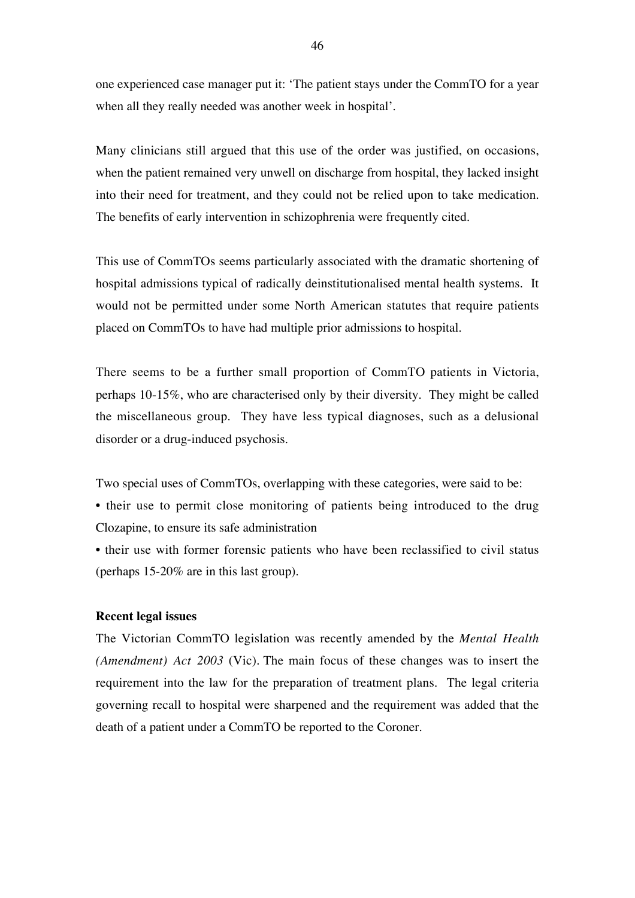one experienced case manager put it: 'The patient stays under the CommTO for a year when all they really needed was another week in hospital'.

Many clinicians still argued that this use of the order was justified, on occasions, when the patient remained very unwell on discharge from hospital, they lacked insight into their need for treatment, and they could not be relied upon to take medication. The benefits of early intervention in schizophrenia were frequently cited.

This use of CommTOs seems particularly associated with the dramatic shortening of hospital admissions typical of radically deinstitutionalised mental health systems. It would not be permitted under some North American statutes that require patients placed on CommTOs to have had multiple prior admissions to hospital.

There seems to be a further small proportion of CommTO patients in Victoria, perhaps 10-15%, who are characterised only by their diversity. They might be called the miscellaneous group. They have less typical diagnoses, such as a delusional disorder or a drug-induced psychosis.

Two special uses of CommTOs, overlapping with these categories, were said to be:

- their use to permit close monitoring of patients being introduced to the drug Clozapine, to ensure its safe administration
- their use with former forensic patients who have been reclassified to civil status (perhaps 15-20% are in this last group).

**Recent legal issues**

The Victorian CommTO legislation was recently amended by the *Mental Health (Amendment) Act 2003* (Vic). The main focus of these changes was to insert the requirement into the law for the preparation of treatment plans. The legal criteria governing recall to hospital were sharpened and the requirement was added that the death of a patient under a CommTO be reported to the Coroner.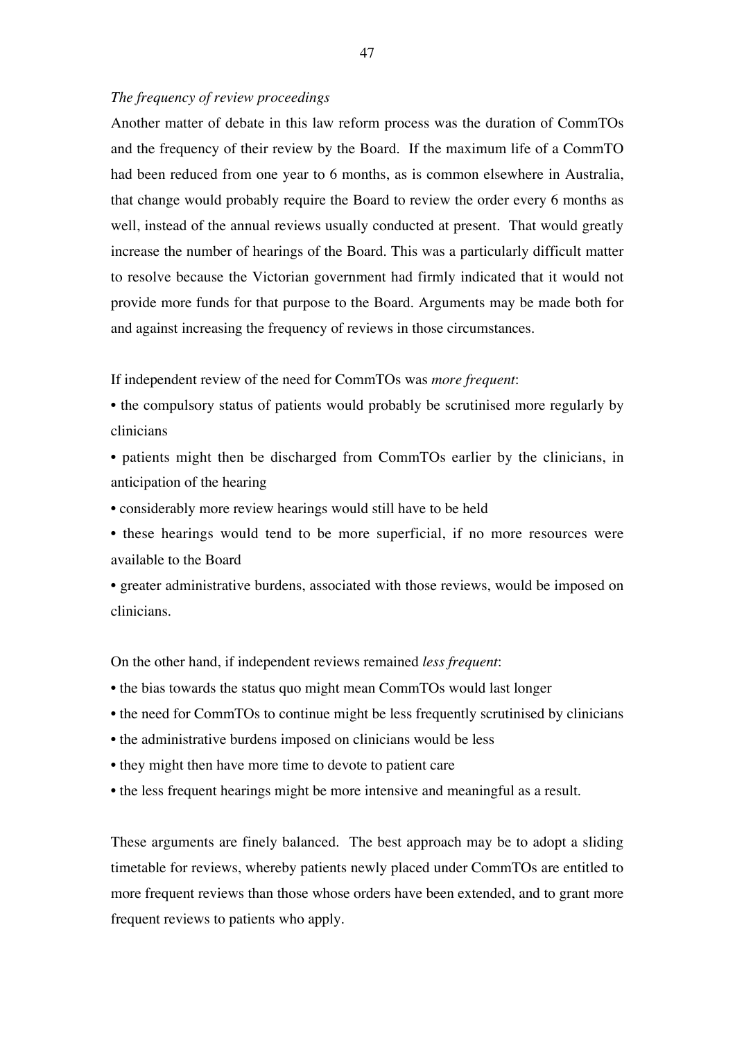*The frequency of review proceedings*

Another matter of debate in this law reform process was the duration of CommTOs and the frequency of their review by the Board. If the maximum life of a CommTO had been reduced from one year to 6 months, as is common elsewhere in Australia, that change would probably require the Board to review the order every 6 months as well, instead of the annual reviews usually conducted at present. That would greatly increase the number of hearings of the Board. This was a particularly difficult matter to resolve because the Victorian government had firmly indicated that it would not provide more funds for that purpose to the Board. Arguments may be made both for and against increasing the frequency of reviews in those circumstances.

If independent review of the need for CommTOs was *more frequent*:

- the compulsory status of patients would probably be scrutinised more regularly by clinicians
- patients might then be discharged from CommTOs earlier by the clinicians, in anticipation of the hearing
- considerably more review hearings would still have to be held
- these hearings would tend to be more superficial, if no more resources were available to the Board
- greater administrative burdens, associated with those reviews, would be imposed on clinicians.

On the other hand, if independent reviews remained *less frequent*:

- the bias towards the status quo might mean CommTOs would last longer
- the need for CommTOs to continue might be less frequently scrutinised by clinicians
- the administrative burdens imposed on clinicians would be less
- they might then have more time to devote to patient care
- the less frequent hearings might be more intensive and meaningful as a result.

These arguments are finely balanced. The best approach may be to adopt a sliding timetable for reviews, whereby patients newly placed under CommTOs are entitled to more frequent reviews than those whose orders have been extended, and to grant more frequent reviews to patients who apply.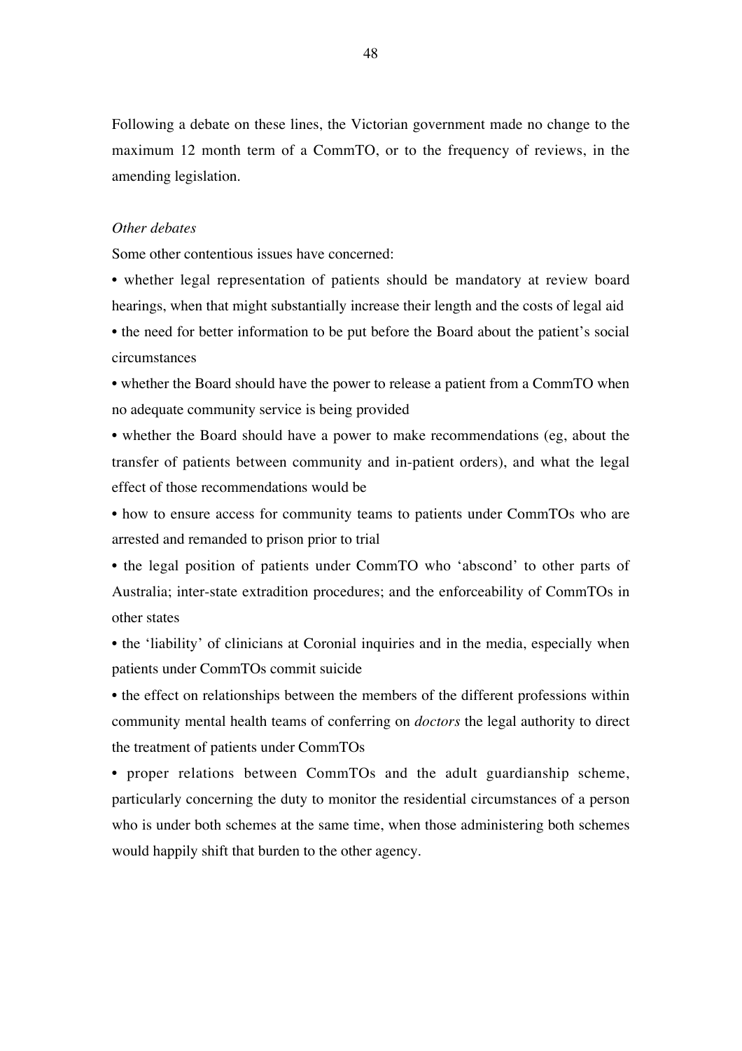Following a debate on these lines, the Victorian government made no change to the maximum 12 month term of a CommTO, or to the frequency of reviews, in the amending legislation.

*Other debates*

Some other contentious issues have concerned:

- whether legal representation of patients should be mandatory at review board hearings, when that might substantially increase their length and the costs of legal aid
- the need for better information to be put before the Board about the patient's social circumstances
- whether the Board should have the power to release a patient from a CommTO when no adequate community service is being provided
- whether the Board should have a power to make recommendations (eg, about the transfer of patients between community and in-patient orders), and what the legal effect of those recommendations would be
- how to ensure access for community teams to patients under CommTOs who are arrested and remanded to prison prior to trial
- the legal position of patients under CommTO who 'abscond' to other parts of Australia; inter-state extradition procedures; and the enforceability of CommTOs in other states
- the 'liability' of clinicians at Coronial inquiries and in the media, especially when patients under CommTOs commit suicide
- the effect on relationships between the members of the different professions within community mental health teams of conferring on *doctors* the legal authority to direct the treatment of patients under CommTOs
- proper relations between CommTOs and the adult guardianship scheme, particularly concerning the duty to monitor the residential circumstances of a person who is under both schemes at the same time, when those administering both schemes would happily shift that burden to the other agency.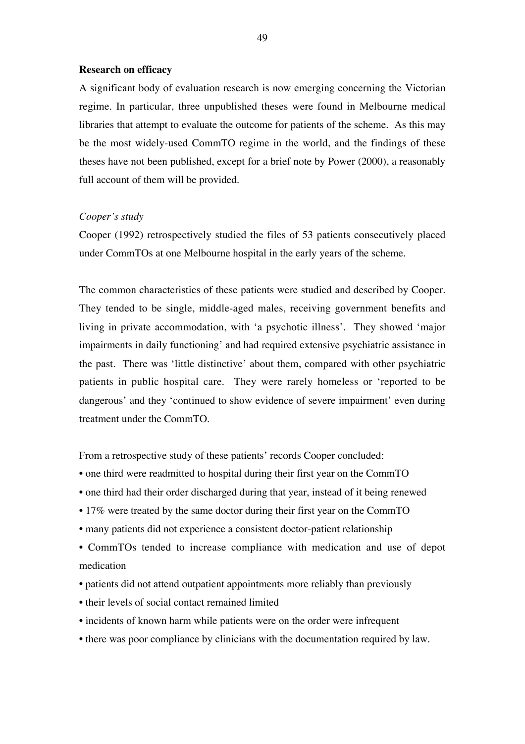**Research on efficacy**

A significant body of evaluation research is now emerging concerning the Victorian regime. In particular, three unpublished theses were found in Melbourne medical libraries that attempt to evaluate the outcome for patients of the scheme. As this may be the most widely-used CommTO regime in the world, and the findings of these theses have not been published, except for a brief note by Power (2000), a reasonably full account of them will be provided.

*Cooper's study*

Cooper (1992) retrospectively studied the files of 53 patients consecutively placed under CommTOs at one Melbourne hospital in the early years of the scheme.

The common characteristics of these patients were studied and described by Cooper. They tended to be single, middle-aged males, receiving government benefits and living in private accommodation, with 'a psychotic illness'. They showed 'major impairments in daily functioning' and had required extensive psychiatric assistance in the past. There was 'little distinctive' about them, compared with other psychiatric patients in public hospital care. They were rarely homeless or 'reported to be dangerous' and they 'continued to show evidence of severe impairment' even during treatment under the CommTO.

From a retrospective study of these patients' records Cooper concluded:

- one third were readmitted to hospital during their first year on the CommTO
- one third had their order discharged during that year, instead of it being renewed
- 17% were treated by the same doctor during their first year on the CommTO
- many patients did not experience a consistent doctor-patient relationship
- CommTOs tended to increase compliance with medication and use of depot medication
- patients did not attend outpatient appointments more reliably than previously
- their levels of social contact remained limited
- incidents of known harm while patients were on the order were infrequent
- there was poor compliance by clinicians with the documentation required by law.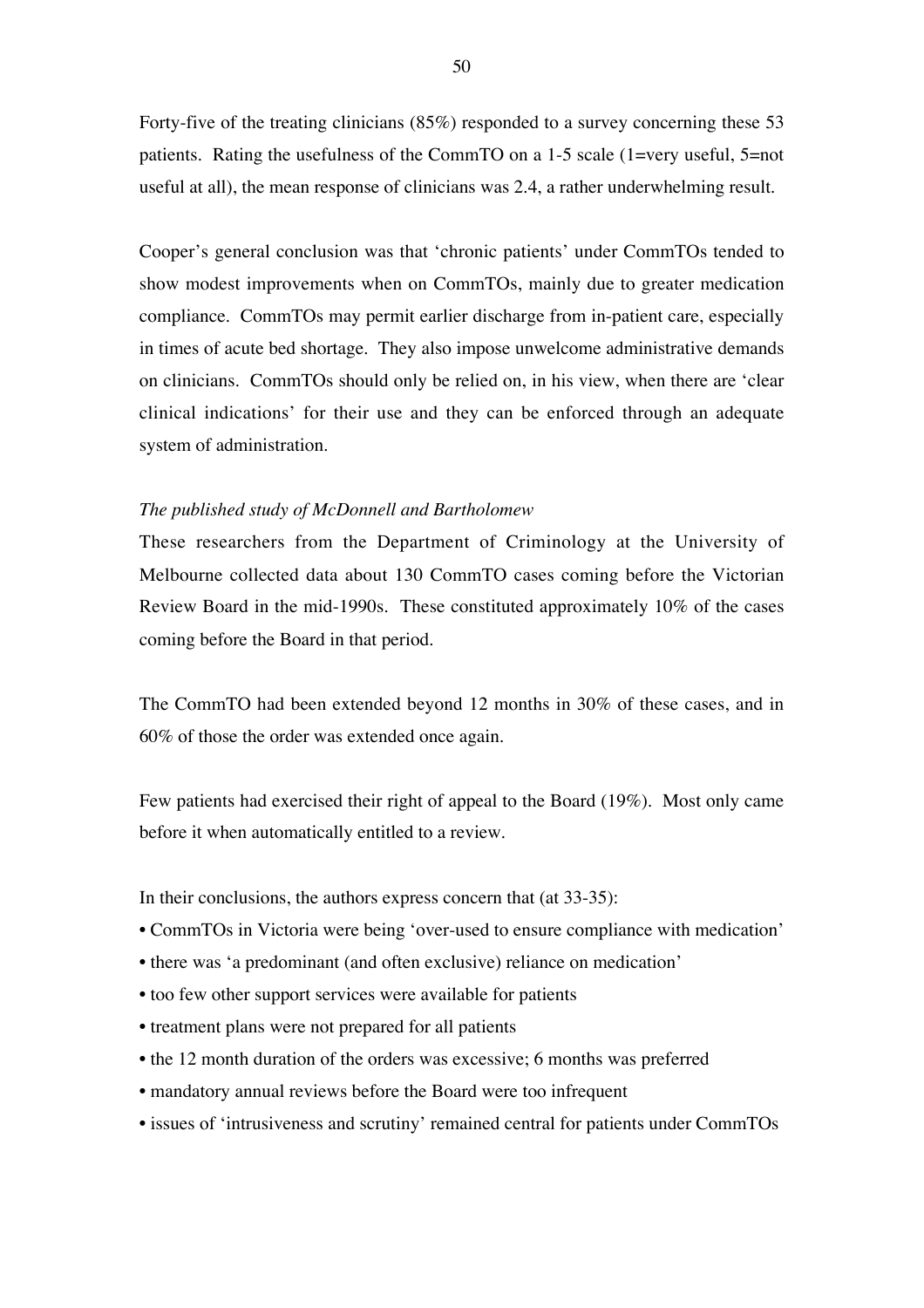Forty-five of the treating clinicians (85%) responded to a survey concerning these 53 patients. Rating the usefulness of the CommTO on a 1-5 scale (1=very useful, 5=not useful at all), the mean response of clinicians was 2.4, a rather underwhelming result.

Cooper's general conclusion was that 'chronic patients' under CommTOs tended to show modest improvements when on CommTOs, mainly due to greater medication compliance. CommTOs may permit earlier discharge from in-patient care, especially in times of acute bed shortage. They also impose unwelcome administrative demands on clinicians. CommTOs should only be relied on, in his view, when there are 'clear clinical indications' for their use and they can be enforced through an adequate system of administration.

*The published study of McDonnell and Bartholomew*

These researchers from the Department of Criminology at the University of Melbourne collected data about 130 CommTO cases coming before the Victorian Review Board in the mid-1990s. These constituted approximately 10% of the cases coming before the Board in that period.

The CommTO had been extended beyond 12 months in 30% of these cases, and in 60% of those the order was extended once again.

Few patients had exercised their right of appeal to the Board (19%). Most only came before it when automatically entitled to a review.

In their conclusions, the authors express concern that (at 33-35):

- CommTOs in Victoria were being 'over-used to ensure compliance with medication'
- there was 'a predominant (and often exclusive) reliance on medication'
- too few other support services were available for patients
- treatment plans were not prepared for all patients
- the 12 month duration of the orders was excessive; 6 months was preferred
- mandatory annual reviews before the Board were too infrequent
- issues of 'intrusiveness and scrutiny' remained central for patients under CommTOs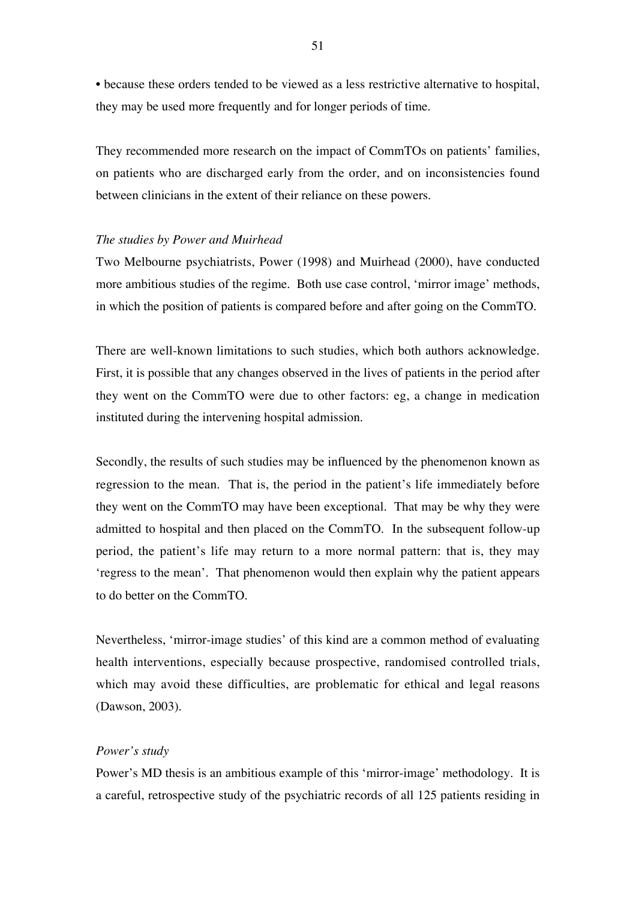• because these orders tended to be viewed as a less restrictive alternative to hospital, they may be used more frequently and for longer periods of time.

They recommended more research on the impact of CommTOs on patients' families, on patients who are discharged early from the order, and on inconsistencies found between clinicians in the extent of their reliance on these powers.

*The studies by Power and Muirhead*

Two Melbourne psychiatrists, Power (1998) and Muirhead (2000), have conducted more ambitious studies of the regime. Both use case control, 'mirror image' methods, in which the position of patients is compared before and after going on the CommTO.

There are well-known limitations to such studies, which both authors acknowledge. First, it is possible that any changes observed in the lives of patients in the period after they went on the CommTO were due to other factors: eg, a change in medication instituted during the intervening hospital admission.

Secondly, the results of such studies may be influenced by the phenomenon known as regression to the mean. That is, the period in the patient's life immediately before they went on the CommTO may have been exceptional. That may be why they were admitted to hospital and then placed on the CommTO. In the subsequent follow-up period, the patient's life may return to a more normal pattern: that is, they may 'regress to the mean'. That phenomenon would then explain why the patient appears to do better on the CommTO.

Nevertheless, 'mirror-image studies' of this kind are a common method of evaluating health interventions, especially because prospective, randomised controlled trials, which may avoid these difficulties, are problematic for ethical and legal reasons (Dawson, 2003).

*Power's study*

Power's MD thesis is an ambitious example of this 'mirror-image' methodology. It is a careful, retrospective study of the psychiatric records of all 125 patients residing in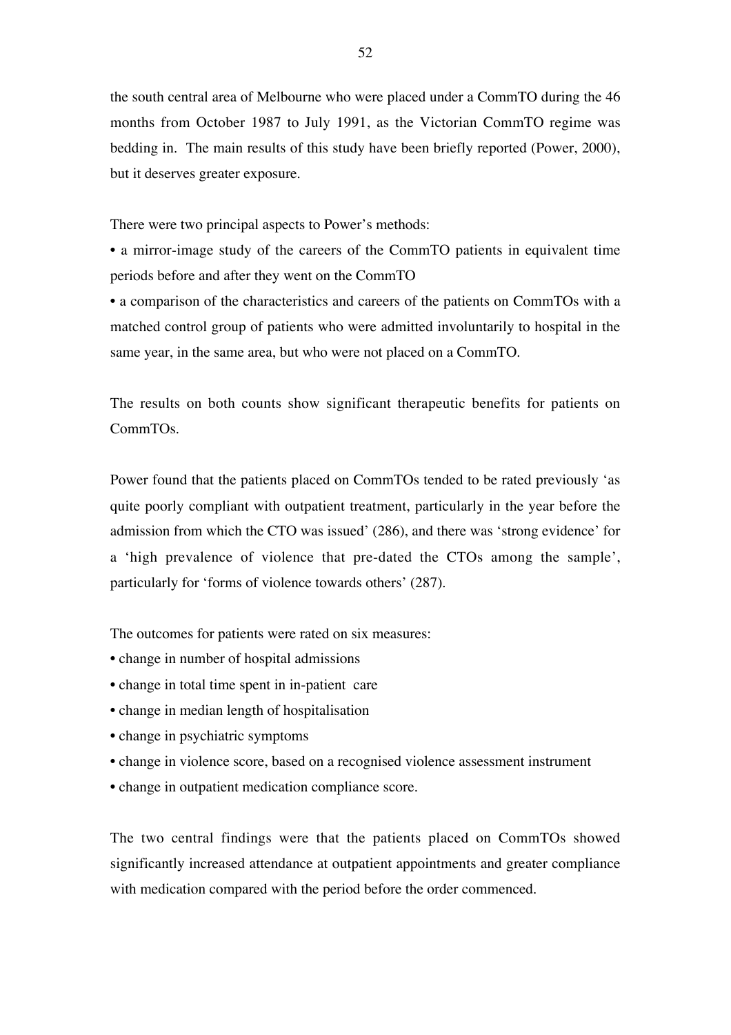the south central area of Melbourne who were placed under a CommTO during the 46 months from October 1987 to July 1991, as the Victorian CommTO regime was bedding in. The main results of this study have been briefly reported (Power, 2000), but it deserves greater exposure.

There were two principal aspects to Power's methods:

- a mirror-image study of the careers of the CommTO patients in equivalent time periods before and after they went on the CommTO
- a comparison of the characteristics and careers of the patients on CommTOs with a matched control group of patients who were admitted involuntarily to hospital in the same year, in the same area, but who were not placed on a CommTO.

The results on both counts show significant therapeutic benefits for patients on CommTOs.

Power found that the patients placed on CommTOs tended to be rated previously 'as quite poorly compliant with outpatient treatment, particularly in the year before the admission from which the CTO was issued' (286), and there was 'strong evidence' for a 'high prevalence of violence that pre-dated the CTOs among the sample', particularly for 'forms of violence towards others' (287).

The outcomes for patients were rated on six measures:

- change in number of hospital admissions
- change in total time spent in in-patient care
- change in median length of hospitalisation
- change in psychiatric symptoms
- change in violence score, based on a recognised violence assessment instrument
- change in outpatient medication compliance score.

The two central findings were that the patients placed on CommTOs showed significantly increased attendance at outpatient appointments and greater compliance with medication compared with the period before the order commenced.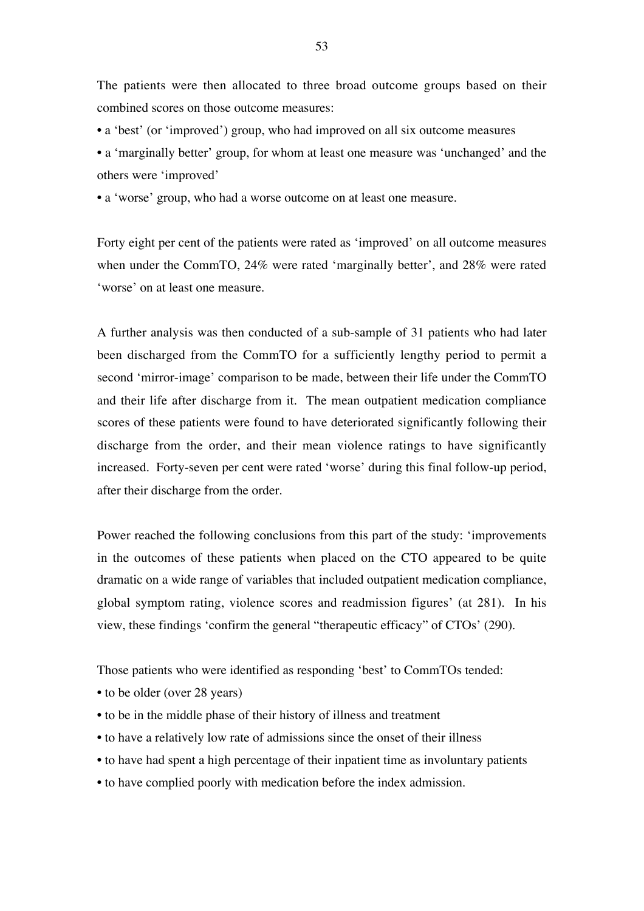The patients were then allocated to three broad outcome groups based on their combined scores on those outcome measures:

- a 'best' (or 'improved') group, who had improved on all six outcome measures
- a 'marginally better' group, for whom at least one measure was 'unchanged' and the others were 'improved'
- a 'worse' group, who had a worse outcome on at least one measure.

Forty eight per cent of the patients were rated as 'improved' on all outcome measures when under the CommTO, 24% were rated 'marginally better', and 28% were rated 'worse' on at least one measure.

A further analysis was then conducted of a sub-sample of 31 patients who had later been discharged from the CommTO for a sufficiently lengthy period to permit a second 'mirror-image' comparison to be made, between their life under the CommTO and their life after discharge from it. The mean outpatient medication compliance scores of these patients were found to have deteriorated significantly following their discharge from the order, and their mean violence ratings to have significantly increased. Forty-seven per cent were rated 'worse' during this final follow-up period, after their discharge from the order.

Power reached the following conclusions from this part of the study: 'improvements in the outcomes of these patients when placed on the CTO appeared to be quite dramatic on a wide range of variables that included outpatient medication compliance, global symptom rating, violence scores and readmission figures' (at 281). In his view, these findings 'confirm the general "therapeutic efficacy" of CTOs' (290).

Those patients who were identified as responding 'best' to CommTOs tended:

- to be older (over 28 years)
- to be in the middle phase of their history of illness and treatment
- to have a relatively low rate of admissions since the onset of their illness
- to have had spent a high percentage of their inpatient time as involuntary patients
- to have complied poorly with medication before the index admission.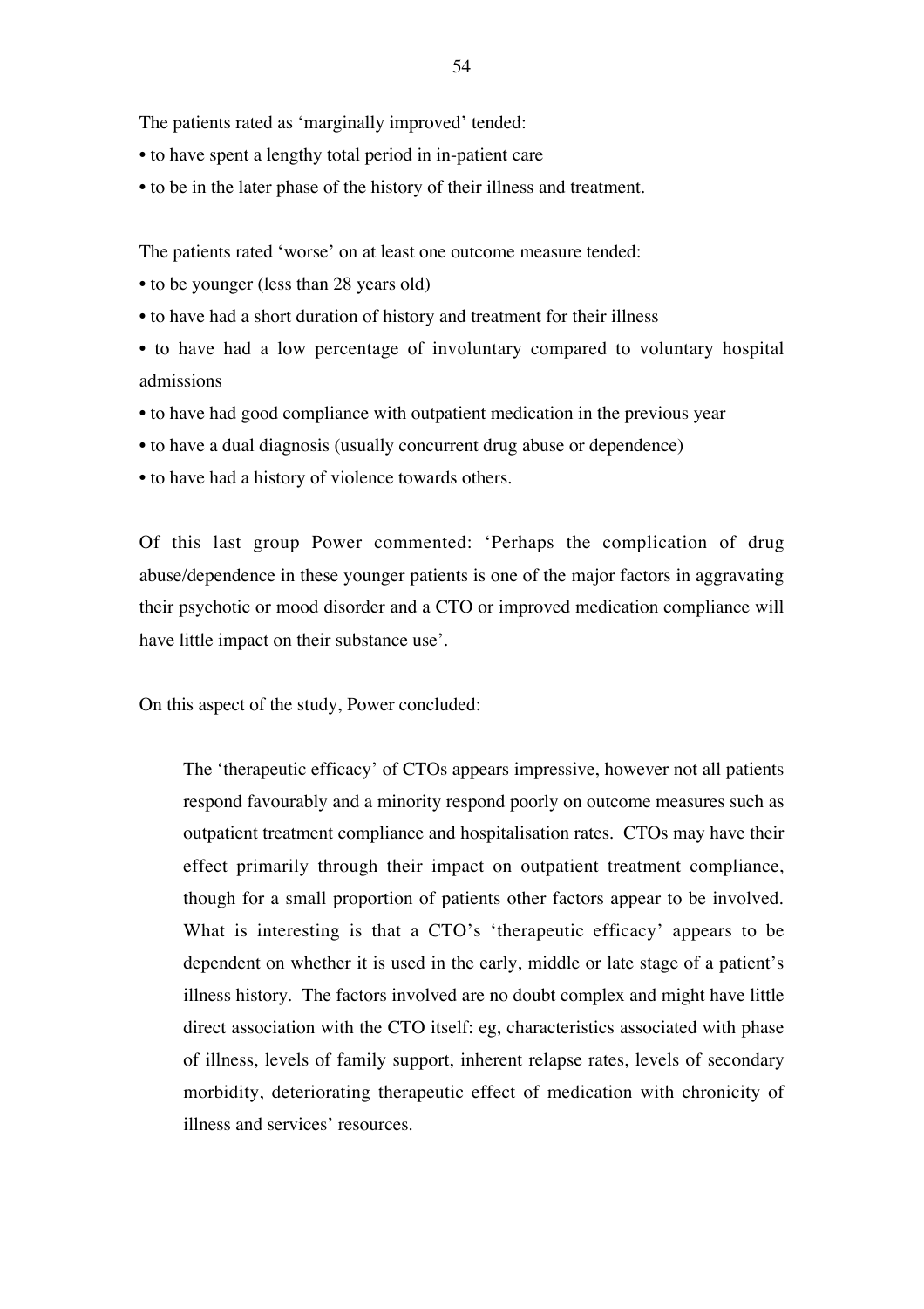The patients rated as 'marginally improved' tended:

- to have spent a lengthy total period in in-patient care
- to be in the later phase of the history of their illness and treatment.

The patients rated 'worse' on at least one outcome measure tended:

- to be younger (less than 28 years old)
- to have had a short duration of history and treatment for their illness
- to have had a low percentage of involuntary compared to voluntary hospital admissions
- to have had good compliance with outpatient medication in the previous year
- to have a dual diagnosis (usually concurrent drug abuse or dependence)
- to have had a history of violence towards others.

Of this last group Power commented: 'Perhaps the complication of drug abuse/dependence in these younger patients is one of the major factors in aggravating their psychotic or mood disorder and a CTO or improved medication compliance will have little impact on their substance use'.

On this aspect of the study, Power concluded:

> The 'therapeutic efficacy' of CTOs appears impressive, however not all patients respond favourably and a minority respond poorly on outcome measures such as outpatient treatment compliance and hospitalisation rates. CTOs may have their effect primarily through their impact on outpatient treatment compliance, though for a small proportion of patients other factors appear to be involved. What is interesting is that a CTO's 'therapeutic efficacy' appears to be dependent on whether it is used in the early, middle or late stage of a patient's illness history. The factors involved are no doubt complex and might have little direct association with the CTO itself: eg, characteristics associated with phase of illness, levels of family support, inherent relapse rates, levels of secondary morbidity, deteriorating therapeutic effect of medication with chronicity of illness and services' resources.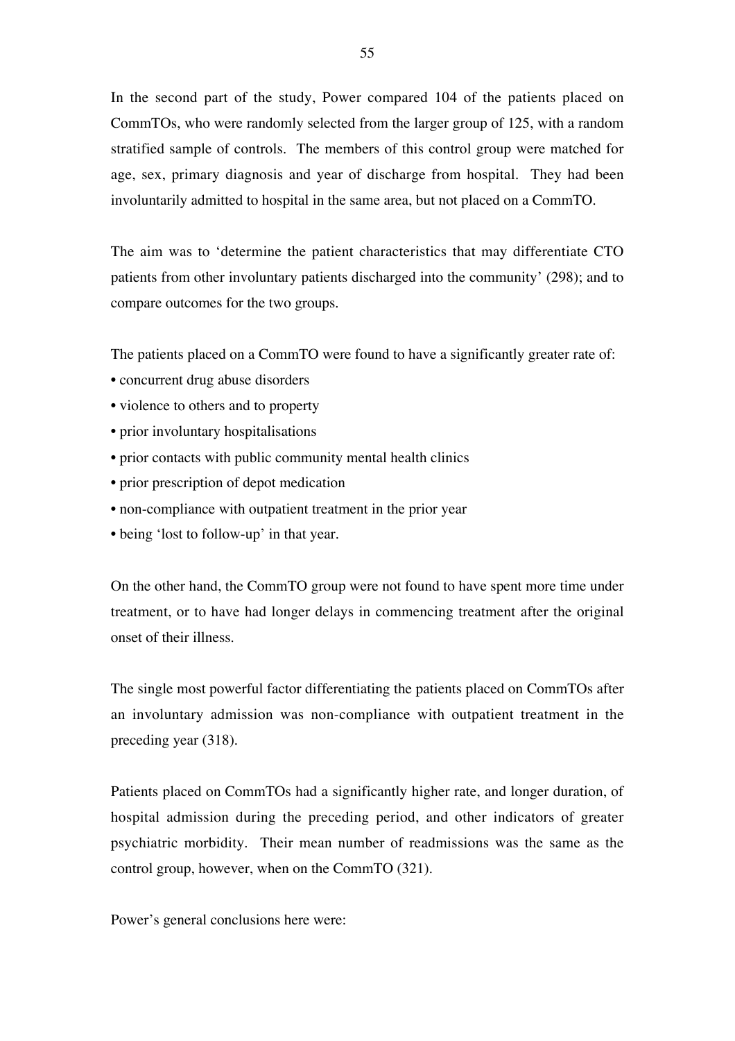In the second part of the study, Power compared 104 of the patients placed on CommTOs, who were randomly selected from the larger group of 125, with a random stratified sample of controls. The members of this control group were matched for age, sex, primary diagnosis and year of discharge from hospital. They had been involuntarily admitted to hospital in the same area, but not placed on a CommTO.

The aim was to 'determine the patient characteristics that may differentiate CTO patients from other involuntary patients discharged into the community' (298); and to compare outcomes for the two groups.

The patients placed on a CommTO were found to have a significantly greater rate of:

- concurrent drug abuse disorders
- violence to others and to property
- prior involuntary hospitalisations
- prior contacts with public community mental health clinics
- prior prescription of depot medication
- non-compliance with outpatient treatment in the prior year
- being 'lost to follow-up' in that year.

On the other hand, the CommTO group were not found to have spent more time under treatment, or to have had longer delays in commencing treatment after the original onset of their illness.

The single most powerful factor differentiating the patients placed on CommTOs after an involuntary admission was non-compliance with outpatient treatment in the preceding year (318).

Patients placed on CommTOs had a significantly higher rate, and longer duration, of hospital admission during the preceding period, and other indicators of greater psychiatric morbidity. Their mean number of readmissions was the same as the control group, however, when on the CommTO (321).

Power's general conclusions here were: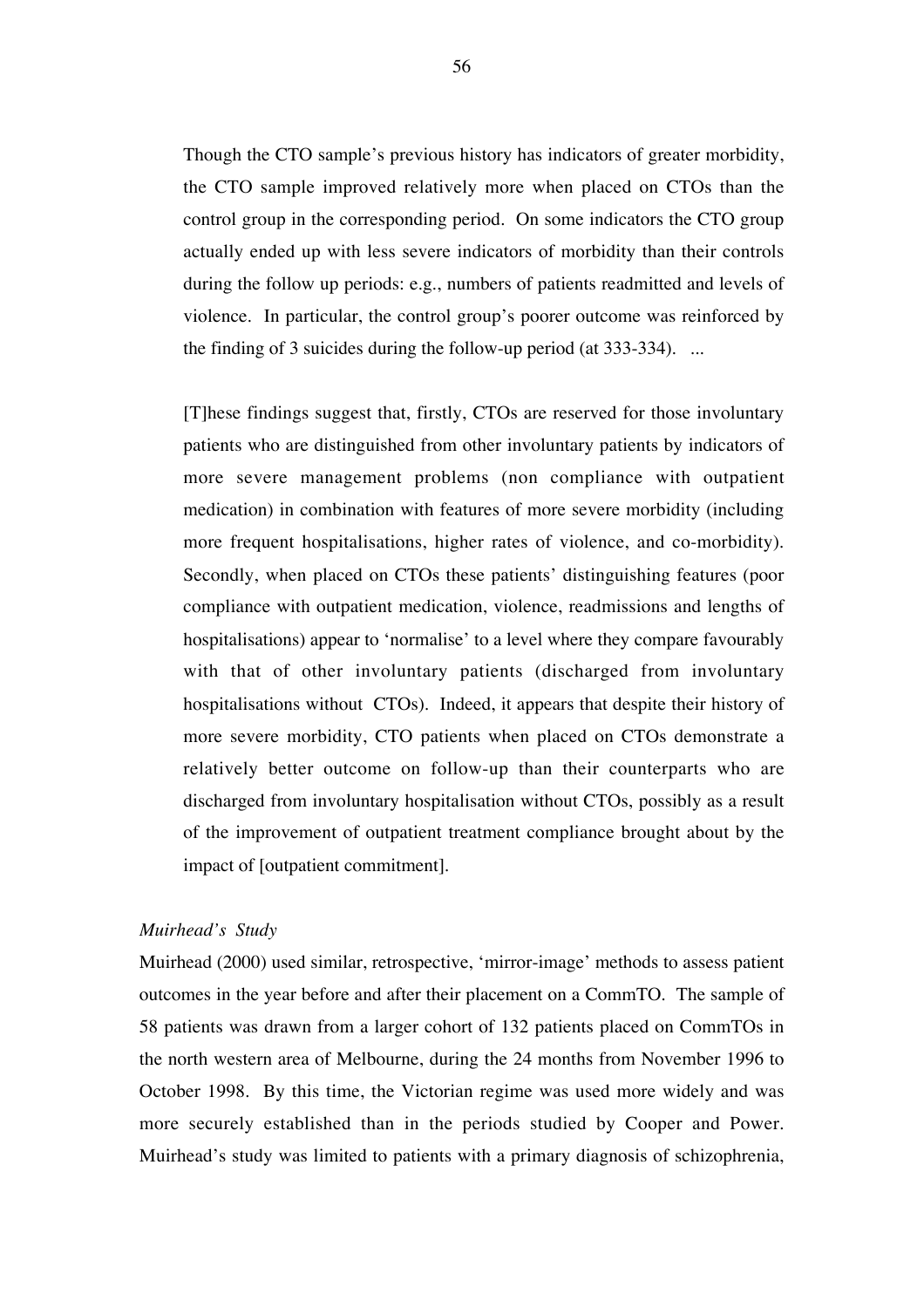> Though the CTO sample's previous history has indicators of greater morbidity, the CTO sample improved relatively more when placed on CTOs than the control group in the corresponding period. On some indicators the CTO group actually ended up with less severe indicators of morbidity than their controls during the follow up periods: e.g., numbers of patients readmitted and levels of violence. In particular, the control group's poorer outcome was reinforced by the finding of 3 suicides during the follow-up period (at 333-334). ...
>
> [T]hese findings suggest that, firstly, CTOs are reserved for those involuntary patients who are distinguished from other involuntary patients by indicators of more severe management problems (non compliance with outpatient medication) in combination with features of more severe morbidity (including more frequent hospitalisations, higher rates of violence, and co-morbidity). Secondly, when placed on CTOs these patients' distinguishing features (poor compliance with outpatient medication, violence, readmissions and lengths of hospitalisations) appear to 'normalise' to a level where they compare favourably with that of other involuntary patients (discharged from involuntary hospitalisations without CTOs). Indeed, it appears that despite their history of more severe morbidity, CTO patients when placed on CTOs demonstrate a relatively better outcome on follow-up than their counterparts who are discharged from involuntary hospitalisation without CTOs, possibly as a result of the improvement of outpatient treatment compliance brought about by the impact of [outpatient commitment].

*Muirhead's Study*

Muirhead (2000) used similar, retrospective, 'mirror-image' methods to assess patient outcomes in the year before and after their placement on a CommTO. The sample of 58 patients was drawn from a larger cohort of 132 patients placed on CommTOs in the north western area of Melbourne, during the 24 months from November 1996 to October 1998. By this time, the Victorian regime was used more widely and was more securely established than in the periods studied by Cooper and Power. Muirhead's study was limited to patients with a primary diagnosis of schizophrenia,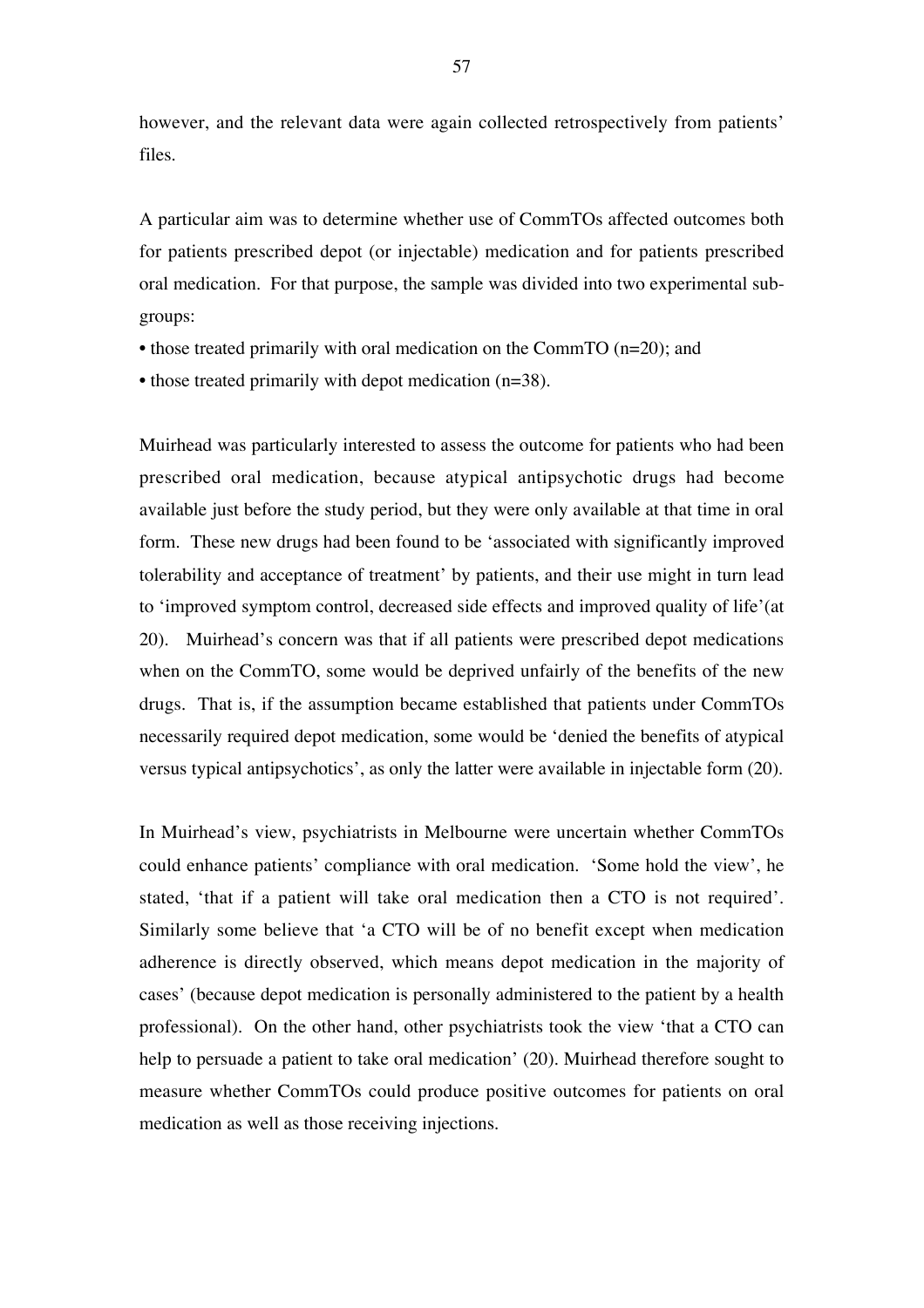however, and the relevant data were again collected retrospectively from patients' files.

A particular aim was to determine whether use of CommTOs affected outcomes both for patients prescribed depot (or injectable) medication and for patients prescribed oral medication. For that purpose, the sample was divided into two experimental sub-groups:

- those treated primarily with oral medication on the CommTO (n=20); and
- those treated primarily with depot medication (n=38).

Muirhead was particularly interested to assess the outcome for patients who had been prescribed oral medication, because atypical antipsychotic drugs had become available just before the study period, but they were only available at that time in oral form. These new drugs had been found to be 'associated with significantly improved tolerability and acceptance of treatment' by patients, and their use might in turn lead to 'improved symptom control, decreased side effects and improved quality of life'(at 20). Muirhead's concern was that if all patients were prescribed depot medications when on the CommTO, some would be deprived unfairly of the benefits of the new drugs. That is, if the assumption became established that patients under CommTOs necessarily required depot medication, some would be 'denied the benefits of atypical versus typical antipsychotics', as only the latter were available in injectable form (20).

In Muirhead's view, psychiatrists in Melbourne were uncertain whether CommTOs could enhance patients' compliance with oral medication. 'Some hold the view', he stated, 'that if a patient will take oral medication then a CTO is not required'. Similarly some believe that 'a CTO will be of no benefit except when medication adherence is directly observed, which means depot medication in the majority of cases' (because depot medication is personally administered to the patient by a health professional). On the other hand, other psychiatrists took the view 'that a CTO can help to persuade a patient to take oral medication' (20). Muirhead therefore sought to measure whether CommTOs could produce positive outcomes for patients on oral medication as well as those receiving injections.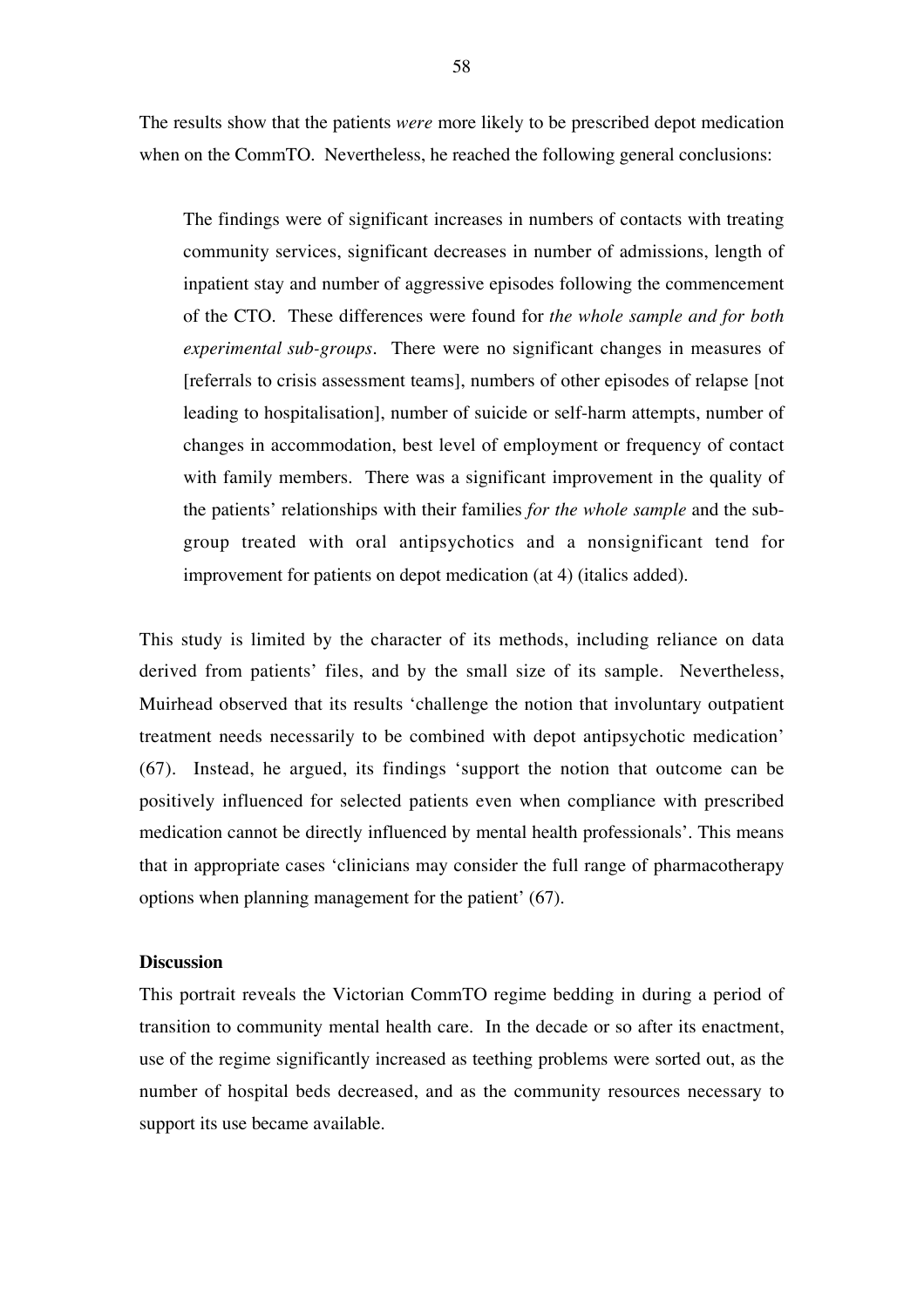The results show that the patients *were* more likely to be prescribed depot medication when on the CommTO. Nevertheless, he reached the following general conclusions:

> The findings were of significant increases in numbers of contacts with treating community services, significant decreases in number of admissions, length of inpatient stay and number of aggressive episodes following the commencement of the CTO. These differences were found for *the whole sample and for both experimental sub-groups*. There were no significant changes in measures of [referrals to crisis assessment teams], numbers of other episodes of relapse [not leading to hospitalisation], number of suicide or self-harm attempts, number of changes in accommodation, best level of employment or frequency of contact with family members. There was a significant improvement in the quality of the patients' relationships with their families *for the whole sample* and the sub-group treated with oral antipsychotics and a nonsignificant tend for improvement for patients on depot medication (at 4) (italics added).

This study is limited by the character of its methods, including reliance on data derived from patients' files, and by the small size of its sample. Nevertheless, Muirhead observed that its results 'challenge the notion that involuntary outpatient treatment needs necessarily to be combined with depot antipsychotic medication' (67). Instead, he argued, its findings 'support the notion that outcome can be positively influenced for selected patients even when compliance with prescribed medication cannot be directly influenced by mental health professionals'. This means that in appropriate cases 'clinicians may consider the full range of pharmacotherapy options when planning management for the patient' (67).

### Discussion

This portrait reveals the Victorian CommTO regime bedding in during a period of transition to community mental health care. In the decade or so after its enactment, use of the regime significantly increased as teething problems were sorted out, as the number of hospital beds decreased, and as the community resources necessary to support its use became available.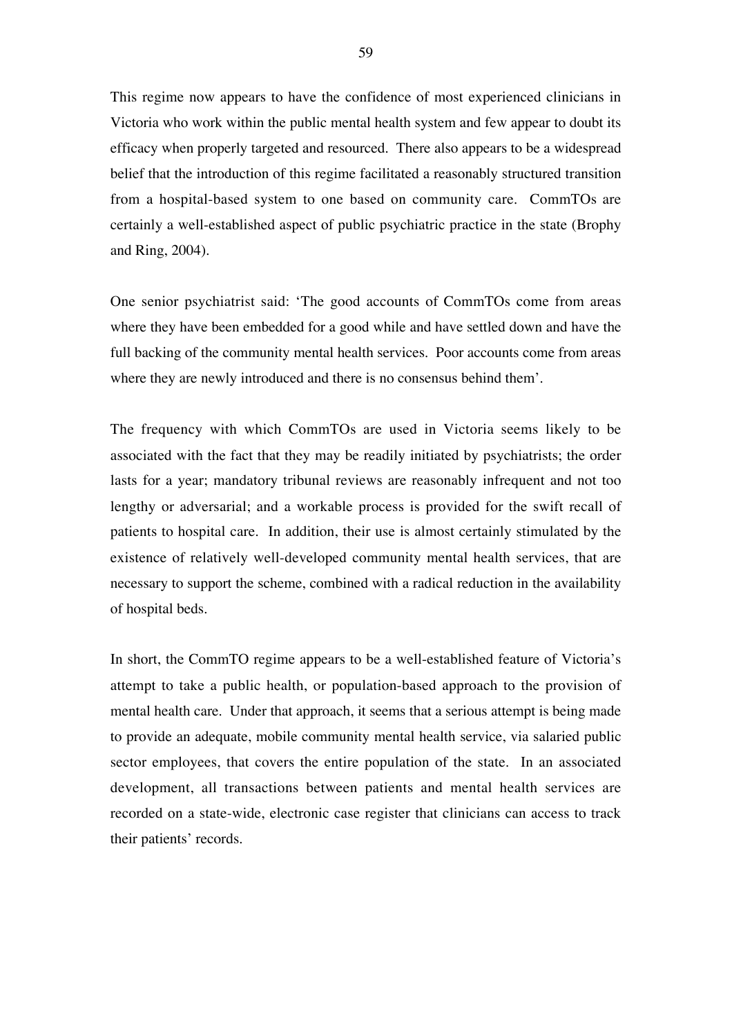This regime now appears to have the confidence of most experienced clinicians in Victoria who work within the public mental health system and few appear to doubt its efficacy when properly targeted and resourced. There also appears to be a widespread belief that the introduction of this regime facilitated a reasonably structured transition from a hospital-based system to one based on community care. CommTOs are certainly a well-established aspect of public psychiatric practice in the state (Brophy and Ring, 2004).

One senior psychiatrist said: 'The good accounts of CommTOs come from areas where they have been embedded for a good while and have settled down and have the full backing of the community mental health services. Poor accounts come from areas where they are newly introduced and there is no consensus behind them'.

The frequency with which CommTOs are used in Victoria seems likely to be associated with the fact that they may be readily initiated by psychiatrists; the order lasts for a year; mandatory tribunal reviews are reasonably infrequent and not too lengthy or adversarial; and a workable process is provided for the swift recall of patients to hospital care. In addition, their use is almost certainly stimulated by the existence of relatively well-developed community mental health services, that are necessary to support the scheme, combined with a radical reduction in the availability of hospital beds.

In short, the CommTO regime appears to be a well-established feature of Victoria's attempt to take a public health, or population-based approach to the provision of mental health care. Under that approach, it seems that a serious attempt is being made to provide an adequate, mobile community mental health service, via salaried public sector employees, that covers the entire population of the state. In an associated development, all transactions between patients and mental health services are recorded on a state-wide, electronic case register that clinicians can access to track their patients' records.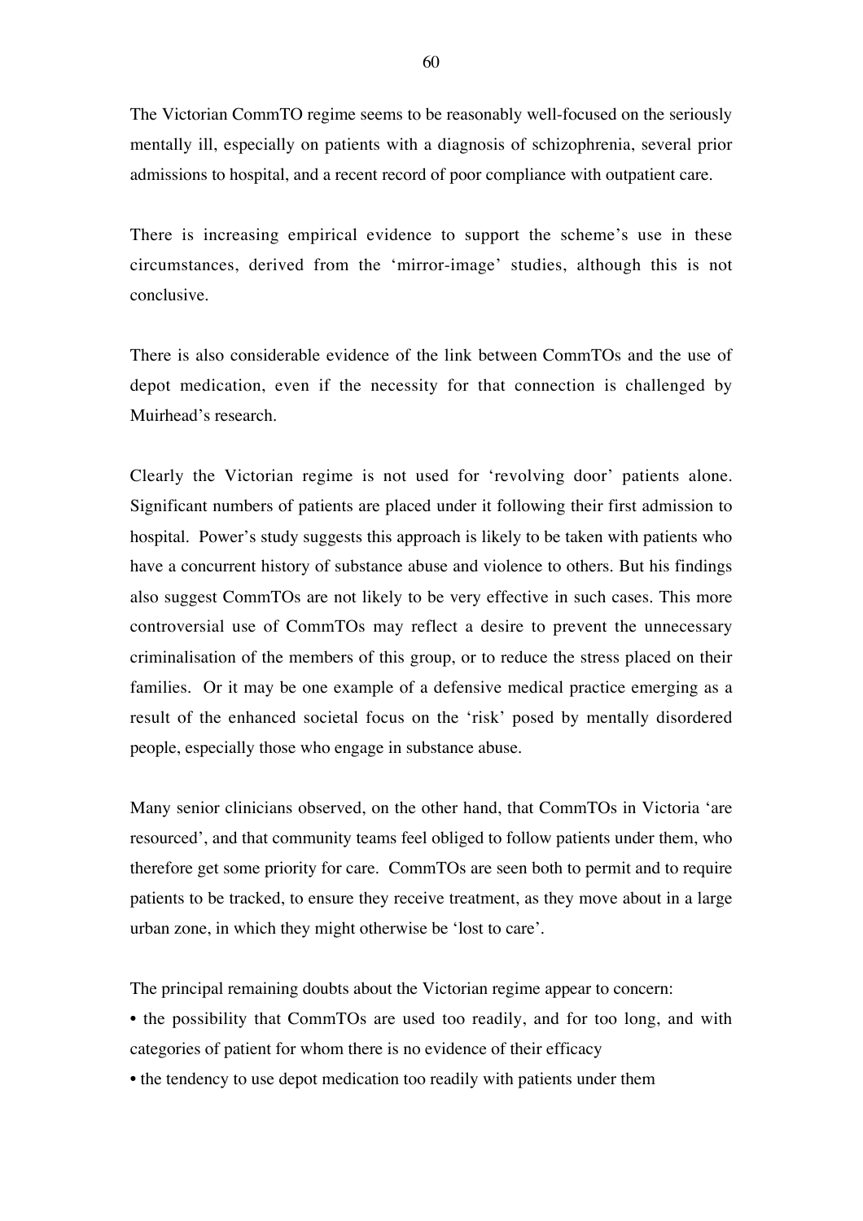The Victorian CommTO regime seems to be reasonably well-focused on the seriously mentally ill, especially on patients with a diagnosis of schizophrenia, several prior admissions to hospital, and a recent record of poor compliance with outpatient care.

There is increasing empirical evidence to support the scheme's use in these circumstances, derived from the 'mirror-image' studies, although this is not conclusive.

There is also considerable evidence of the link between CommTOs and the use of depot medication, even if the necessity for that connection is challenged by Muirhead's research.

Clearly the Victorian regime is not used for 'revolving door' patients alone. Significant numbers of patients are placed under it following their first admission to hospital. Power's study suggests this approach is likely to be taken with patients who have a concurrent history of substance abuse and violence to others. But his findings also suggest CommTOs are not likely to be very effective in such cases. This more controversial use of CommTOs may reflect a desire to prevent the unnecessary criminalisation of the members of this group, or to reduce the stress placed on their families. Or it may be one example of a defensive medical practice emerging as a result of the enhanced societal focus on the 'risk' posed by mentally disordered people, especially those who engage in substance abuse.

Many senior clinicians observed, on the other hand, that CommTOs in Victoria 'are resourced', and that community teams feel obliged to follow patients under them, who therefore get some priority for care. CommTOs are seen both to permit and to require patients to be tracked, to ensure they receive treatment, as they move about in a large urban zone, in which they might otherwise be 'lost to care'.

The principal remaining doubts about the Victorian regime appear to concern:

- the possibility that CommTOs are used too readily, and for too long, and with categories of patient for whom there is no evidence of their efficacy
- the tendency to use depot medication too readily with patients under them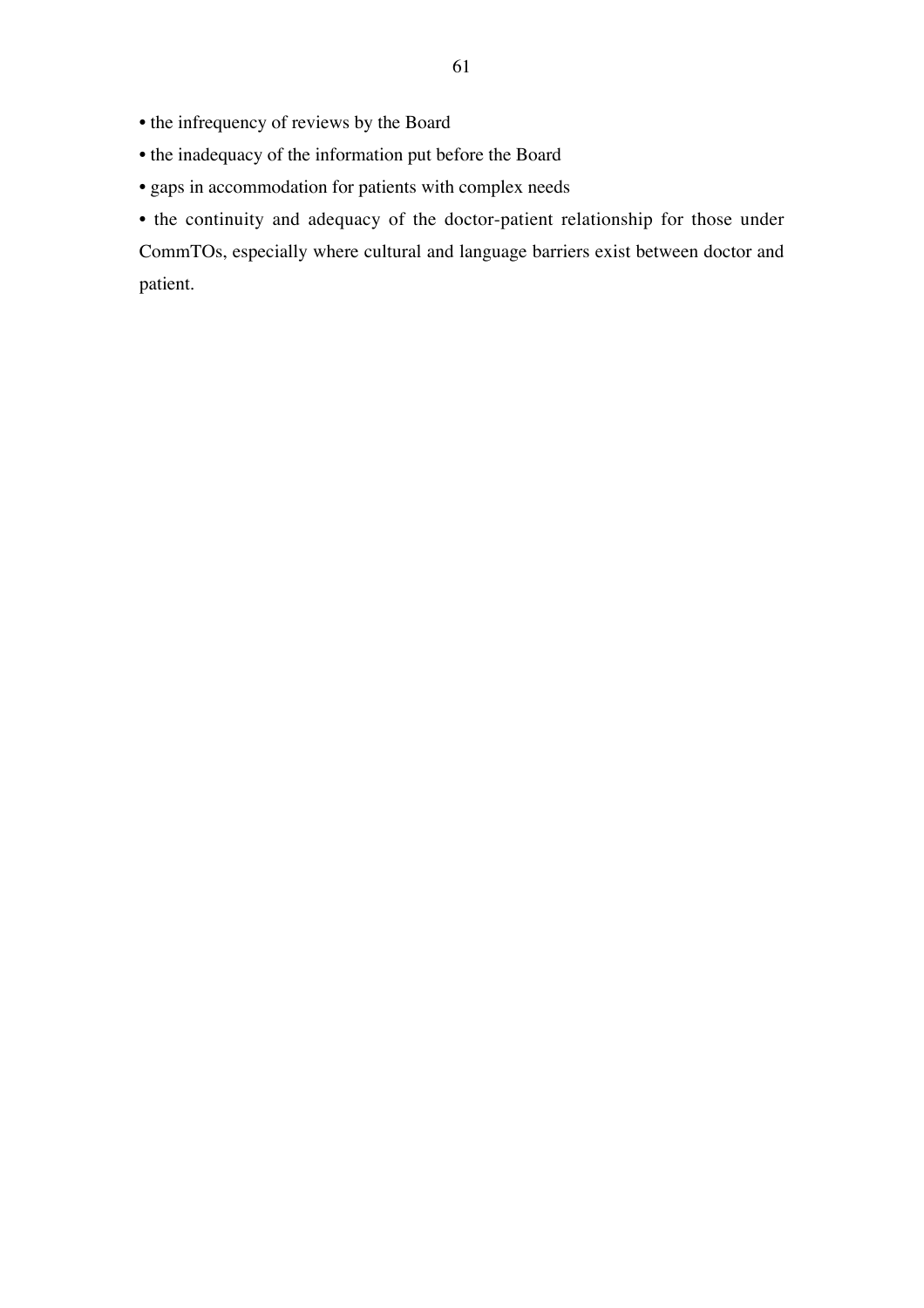- the infrequency of reviews by the Board
- the inadequacy of the information put before the Board
- gaps in accommodation for patients with complex needs
- the continuity and adequacy of the doctor-patient relationship for those under CommTOs, especially where cultural and language barriers exist between doctor and patient.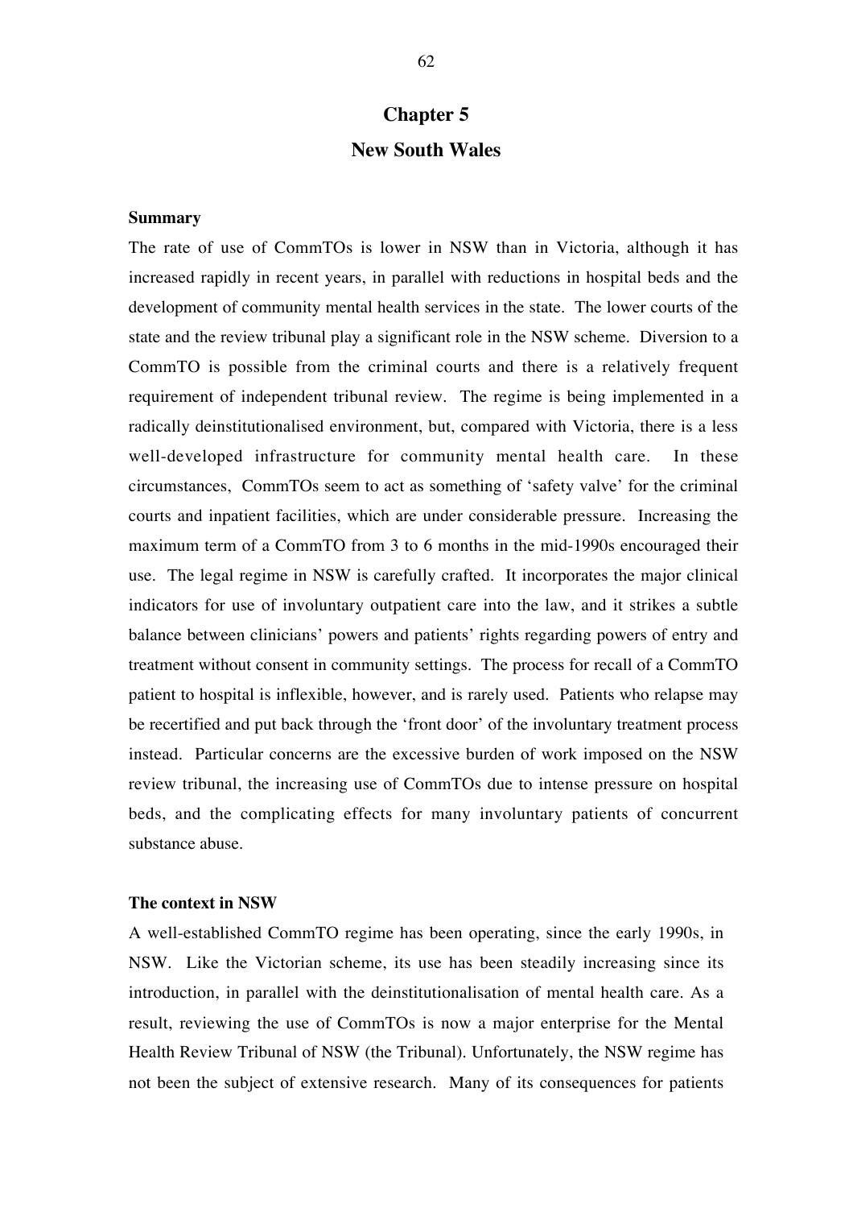# Chapter 5

# New South Wales

**Summary**

The rate of use of CommTOs is lower in NSW than in Victoria, although it has increased rapidly in recent years, in parallel with reductions in hospital beds and the development of community mental health services in the state. The lower courts of the state and the review tribunal play a significant role in the NSW scheme. Diversion to a CommTO is possible from the criminal courts and there is a relatively frequent requirement of independent tribunal review. The regime is being implemented in a radically deinstitutionalised environment, but, compared with Victoria, there is a less well-developed infrastructure for community mental health care. In these circumstances, CommTOs seem to act as something of 'safety valve' for the criminal courts and inpatient facilities, which are under considerable pressure. Increasing the maximum term of a CommTO from 3 to 6 months in the mid-1990s encouraged their use. The legal regime in NSW is carefully crafted. It incorporates the major clinical indicators for use of involuntary outpatient care into the law, and it strikes a subtle balance between clinicians' powers and patients' rights regarding powers of entry and treatment without consent in community settings. The process for recall of a CommTO patient to hospital is inflexible, however, and is rarely used. Patients who relapse may be recertified and put back through the 'front door' of the involuntary treatment process instead. Particular concerns are the excessive burden of work imposed on the NSW review tribunal, the increasing use of CommTOs due to intense pressure on hospital beds, and the complicating effects for many involuntary patients of concurrent substance abuse.

**The context in NSW**

A well-established CommTO regime has been operating, since the early 1990s, in NSW. Like the Victorian scheme, its use has been steadily increasing since its introduction, in parallel with the deinstitutionalisation of mental health care. As a result, reviewing the use of CommTOs is now a major enterprise for the Mental Health Review Tribunal of NSW (the Tribunal). Unfortunately, the NSW regime has not been the subject of extensive research. Many of its consequences for patients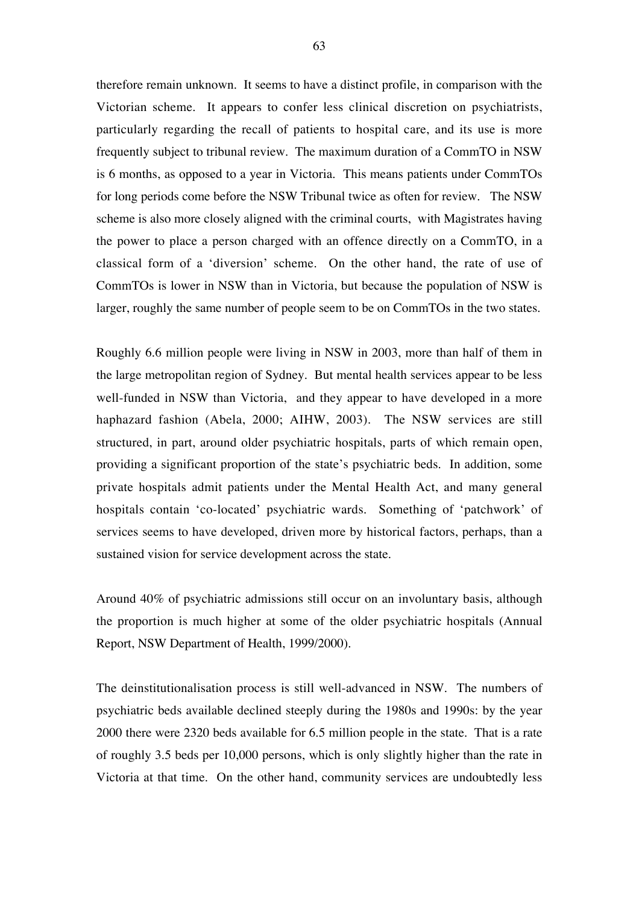therefore remain unknown. It seems to have a distinct profile, in comparison with the Victorian scheme. It appears to confer less clinical discretion on psychiatrists, particularly regarding the recall of patients to hospital care, and its use is more frequently subject to tribunal review. The maximum duration of a CommTO in NSW is 6 months, as opposed to a year in Victoria. This means patients under CommTOs for long periods come before the NSW Tribunal twice as often for review. The NSW scheme is also more closely aligned with the criminal courts, with Magistrates having the power to place a person charged with an offence directly on a CommTO, in a classical form of a 'diversion' scheme. On the other hand, the rate of use of CommTOs is lower in NSW than in Victoria, but because the population of NSW is larger, roughly the same number of people seem to be on CommTOs in the two states.

Roughly 6.6 million people were living in NSW in 2003, more than half of them in the large metropolitan region of Sydney. But mental health services appear to be less well-funded in NSW than Victoria, and they appear to have developed in a more haphazard fashion (Abela, 2000; AIHW, 2003). The NSW services are still structured, in part, around older psychiatric hospitals, parts of which remain open, providing a significant proportion of the state's psychiatric beds. In addition, some private hospitals admit patients under the Mental Health Act, and many general hospitals contain 'co-located' psychiatric wards. Something of 'patchwork' of services seems to have developed, driven more by historical factors, perhaps, than a sustained vision for service development across the state.

Around 40% of psychiatric admissions still occur on an involuntary basis, although the proportion is much higher at some of the older psychiatric hospitals (Annual Report, NSW Department of Health, 1999/2000).

The deinstitutionalisation process is still well-advanced in NSW. The numbers of psychiatric beds available declined steeply during the 1980s and 1990s: by the year 2000 there were 2320 beds available for 6.5 million people in the state. That is a rate of roughly 3.5 beds per 10,000 persons, which is only slightly higher than the rate in Victoria at that time. On the other hand, community services are undoubtedly less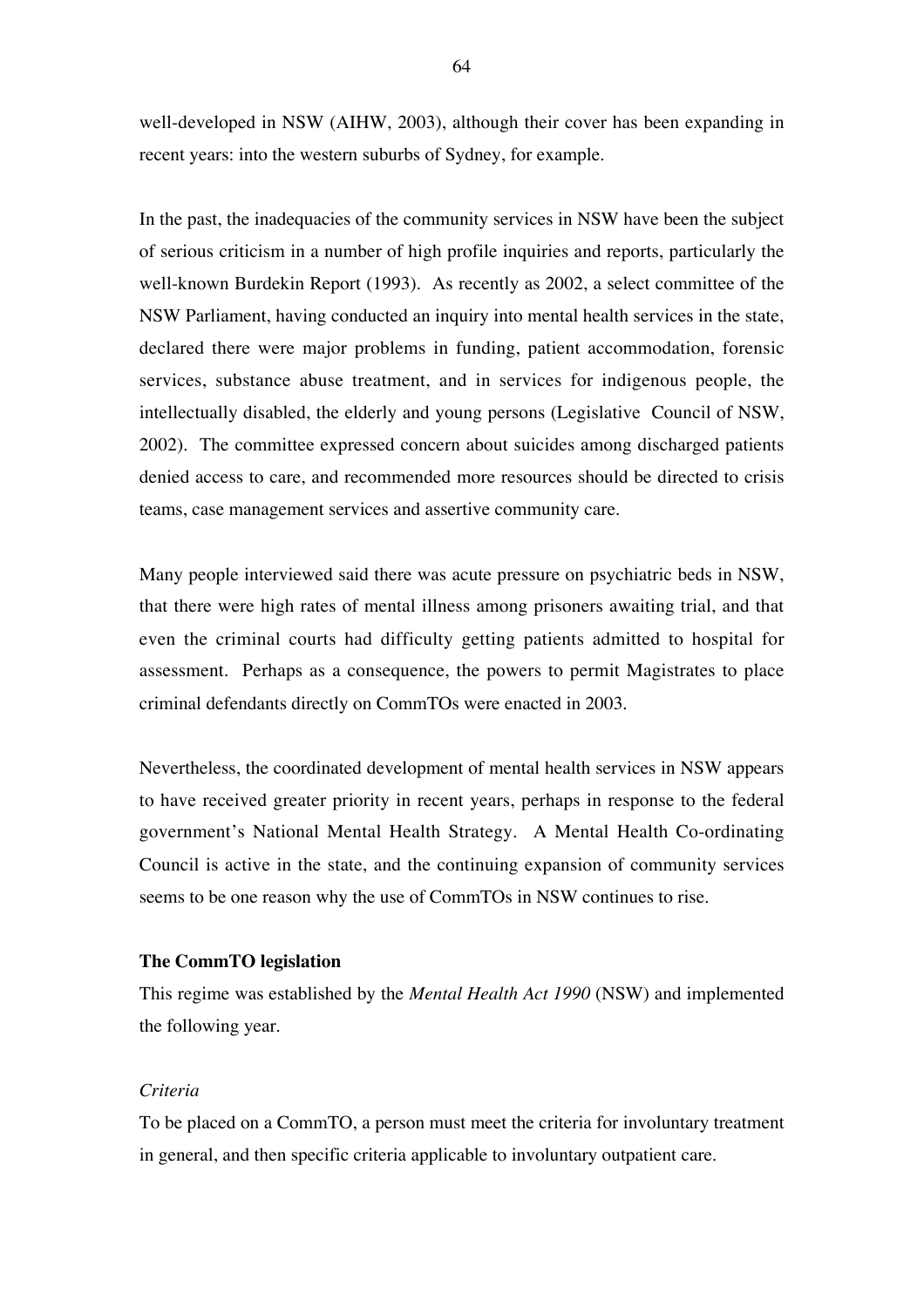well-developed in NSW (AIHW, 2003), although their cover has been expanding in recent years: into the western suburbs of Sydney, for example.

In the past, the inadequacies of the community services in NSW have been the subject of serious criticism in a number of high profile inquiries and reports, particularly the well-known Burdekin Report (1993). As recently as 2002, a select committee of the NSW Parliament, having conducted an inquiry into mental health services in the state, declared there were major problems in funding, patient accommodation, forensic services, substance abuse treatment, and in services for indigenous people, the intellectually disabled, the elderly and young persons (Legislative Council of NSW, 2002). The committee expressed concern about suicides among discharged patients denied access to care, and recommended more resources should be directed to crisis teams, case management services and assertive community care.

Many people interviewed said there was acute pressure on psychiatric beds in NSW, that there were high rates of mental illness among prisoners awaiting trial, and that even the criminal courts had difficulty getting patients admitted to hospital for assessment. Perhaps as a consequence, the powers to permit Magistrates to place criminal defendants directly on CommTOs were enacted in 2003.

Nevertheless, the coordinated development of mental health services in NSW appears to have received greater priority in recent years, perhaps in response to the federal government's National Mental Health Strategy. A Mental Health Co-ordinating Council is active in the state, and the continuing expansion of community services seems to be one reason why the use of CommTOs in NSW continues to rise.

**The CommTO legislation**

This regime was established by the *Mental Health Act 1990* (NSW) and implemented the following year.

*Criteria*

To be placed on a CommTO, a person must meet the criteria for involuntary treatment in general, and then specific criteria applicable to involuntary outpatient care.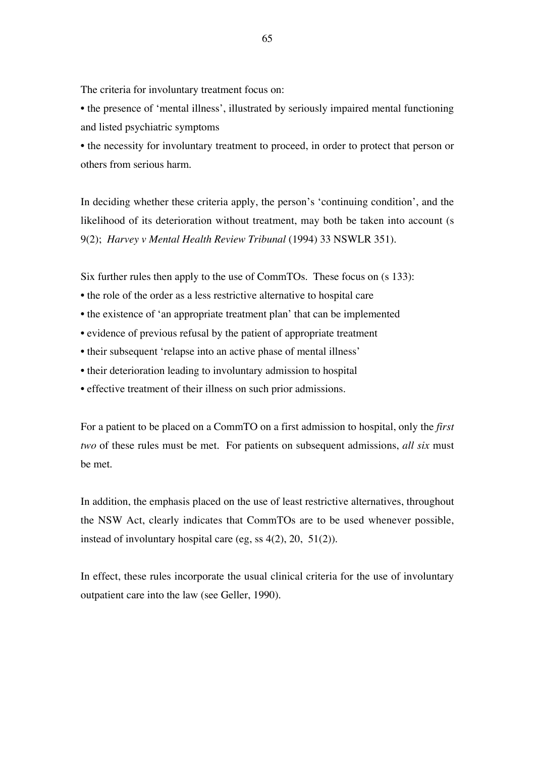The criteria for involuntary treatment focus on:

- the presence of 'mental illness', illustrated by seriously impaired mental functioning and listed psychiatric symptoms
- the necessity for involuntary treatment to proceed, in order to protect that person or others from serious harm.

In deciding whether these criteria apply, the person's 'continuing condition', and the likelihood of its deterioration without treatment, may both be taken into account (s 9(2); *Harvey v Mental Health Review Tribunal* (1994) 33 NSWLR 351).

Six further rules then apply to the use of CommTOs. These focus on (s 133):

- the role of the order as a less restrictive alternative to hospital care
- the existence of 'an appropriate treatment plan' that can be implemented
- evidence of previous refusal by the patient of appropriate treatment
- their subsequent 'relapse into an active phase of mental illness'
- their deterioration leading to involuntary admission to hospital
- effective treatment of their illness on such prior admissions.

For a patient to be placed on a CommTO on a first admission to hospital, only the *first two* of these rules must be met. For patients on subsequent admissions, *all six* must be met.

In addition, the emphasis placed on the use of least restrictive alternatives, throughout the NSW Act, clearly indicates that CommTOs are to be used whenever possible, instead of involuntary hospital care (eg, ss 4(2), 20, 51(2)).

In effect, these rules incorporate the usual clinical criteria for the use of involuntary outpatient care into the law (see Geller, 1990).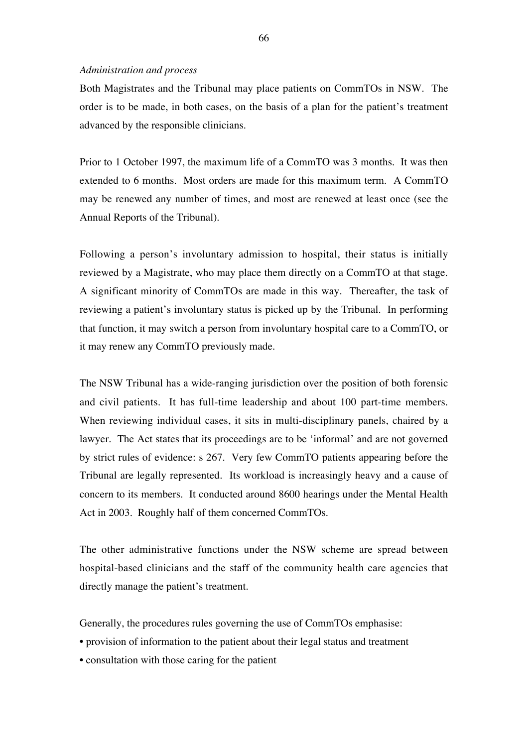*Administration and process*

Both Magistrates and the Tribunal may place patients on CommTOs in NSW. The order is to be made, in both cases, on the basis of a plan for the patient's treatment advanced by the responsible clinicians.

Prior to 1 October 1997, the maximum life of a CommTO was 3 months. It was then extended to 6 months. Most orders are made for this maximum term. A CommTO may be renewed any number of times, and most are renewed at least once (see the Annual Reports of the Tribunal).

Following a person's involuntary admission to hospital, their status is initially reviewed by a Magistrate, who may place them directly on a CommTO at that stage. A significant minority of CommTOs are made in this way. Thereafter, the task of reviewing a patient's involuntary status is picked up by the Tribunal. In performing that function, it may switch a person from involuntary hospital care to a CommTO, or it may renew any CommTO previously made.

The NSW Tribunal has a wide-ranging jurisdiction over the position of both forensic and civil patients. It has full-time leadership and about 100 part-time members. When reviewing individual cases, it sits in multi-disciplinary panels, chaired by a lawyer. The Act states that its proceedings are to be 'informal' and are not governed by strict rules of evidence: s 267. Very few CommTO patients appearing before the Tribunal are legally represented. Its workload is increasingly heavy and a cause of concern to its members. It conducted around 8600 hearings under the Mental Health Act in 2003. Roughly half of them concerned CommTOs.

The other administrative functions under the NSW scheme are spread between hospital-based clinicians and the staff of the community health care agencies that directly manage the patient's treatment.

Generally, the procedures rules governing the use of CommTOs emphasise:

- provision of information to the patient about their legal status and treatment
- consultation with those caring for the patient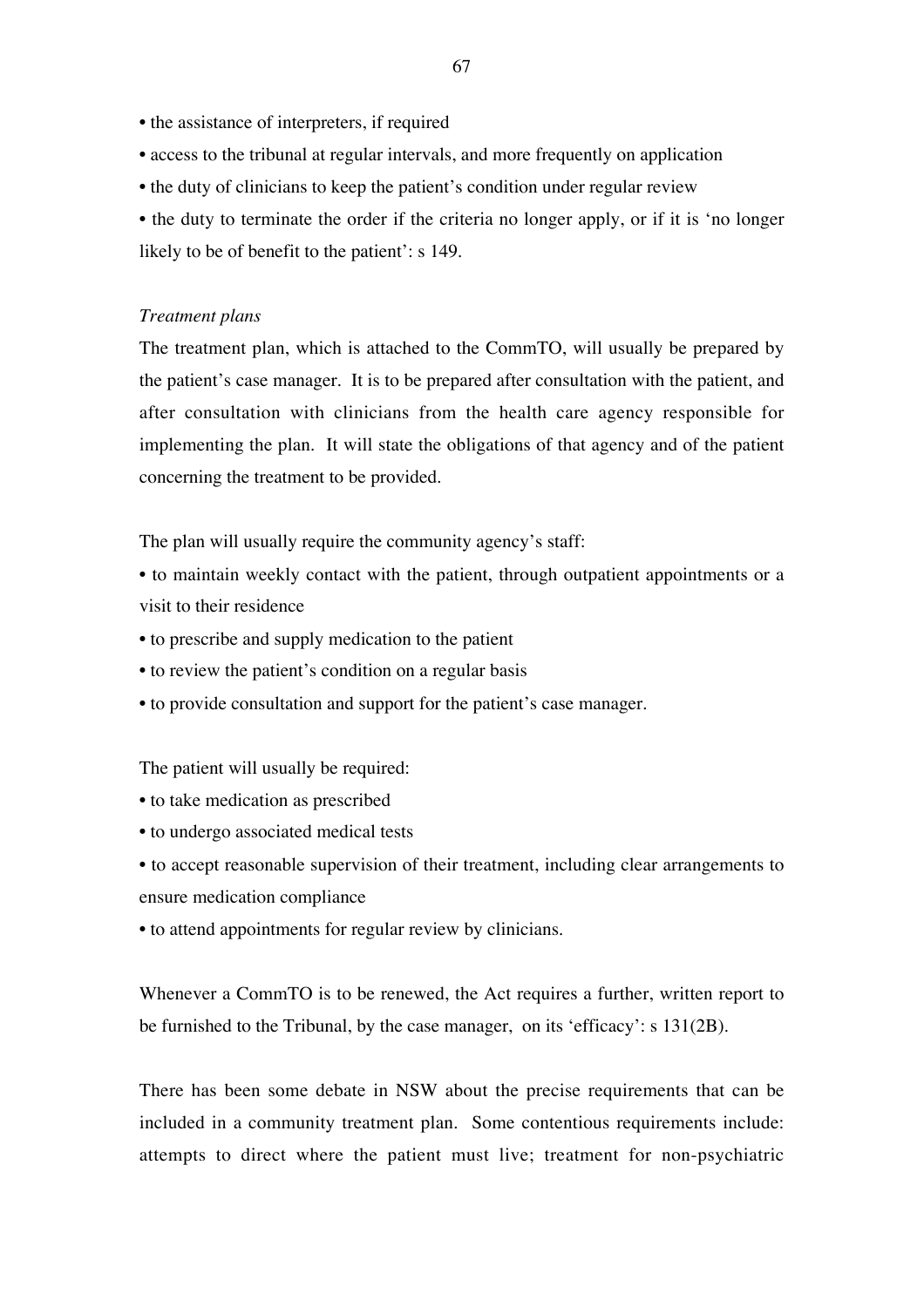- the assistance of interpreters, if required
- access to the tribunal at regular intervals, and more frequently on application
- the duty of clinicians to keep the patient's condition under regular review
- the duty to terminate the order if the criteria no longer apply, or if it is 'no longer likely to be of benefit to the patient': s 149.

*Treatment plans*

The treatment plan, which is attached to the CommTO, will usually be prepared by the patient's case manager. It is to be prepared after consultation with the patient, and after consultation with clinicians from the health care agency responsible for implementing the plan. It will state the obligations of that agency and of the patient concerning the treatment to be provided.

The plan will usually require the community agency's staff:

- to maintain weekly contact with the patient, through outpatient appointments or a visit to their residence
- to prescribe and supply medication to the patient
- to review the patient's condition on a regular basis
- to provide consultation and support for the patient's case manager.

The patient will usually be required:

- to take medication as prescribed
- to undergo associated medical tests
- to accept reasonable supervision of their treatment, including clear arrangements to ensure medication compliance
- to attend appointments for regular review by clinicians.

Whenever a CommTO is to be renewed, the Act requires a further, written report to be furnished to the Tribunal, by the case manager, on its 'efficacy': s 131(2B).

There has been some debate in NSW about the precise requirements that can be included in a community treatment plan. Some contentious requirements include: attempts to direct where the patient must live; treatment for non-psychiatric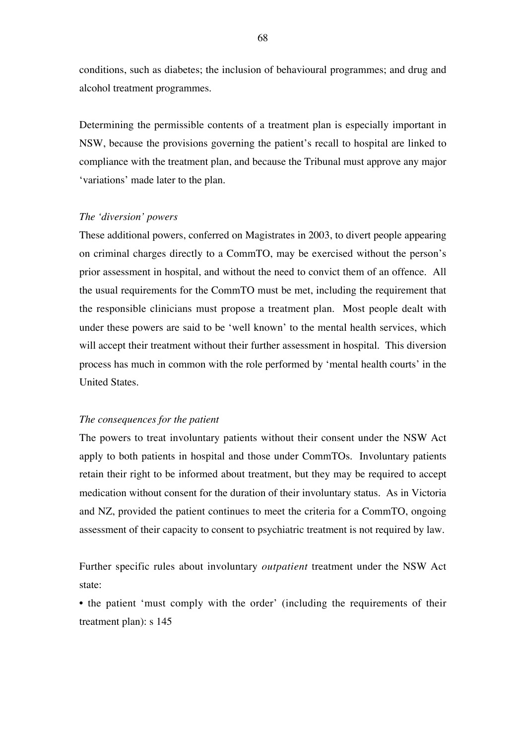conditions, such as diabetes; the inclusion of behavioural programmes; and drug and alcohol treatment programmes.

Determining the permissible contents of a treatment plan is especially important in NSW, because the provisions governing the patient's recall to hospital are linked to compliance with the treatment plan, and because the Tribunal must approve any major 'variations' made later to the plan.

*The 'diversion' powers*

These additional powers, conferred on Magistrates in 2003, to divert people appearing on criminal charges directly to a CommTO, may be exercised without the person's prior assessment in hospital, and without the need to convict them of an offence. All the usual requirements for the CommTO must be met, including the requirement that the responsible clinicians must propose a treatment plan. Most people dealt with under these powers are said to be 'well known' to the mental health services, which will accept their treatment without their further assessment in hospital. This diversion process has much in common with the role performed by 'mental health courts' in the United States.

*The consequences for the patient*

The powers to treat involuntary patients without their consent under the NSW Act apply to both patients in hospital and those under CommTOs. Involuntary patients retain their right to be informed about treatment, but they may be required to accept medication without consent for the duration of their involuntary status. As in Victoria and NZ, provided the patient continues to meet the criteria for a CommTO, ongoing assessment of their capacity to consent to psychiatric treatment is not required by law.

Further specific rules about involuntary *outpatient* treatment under the NSW Act state:

- the patient 'must comply with the order' (including the requirements of their treatment plan): s 145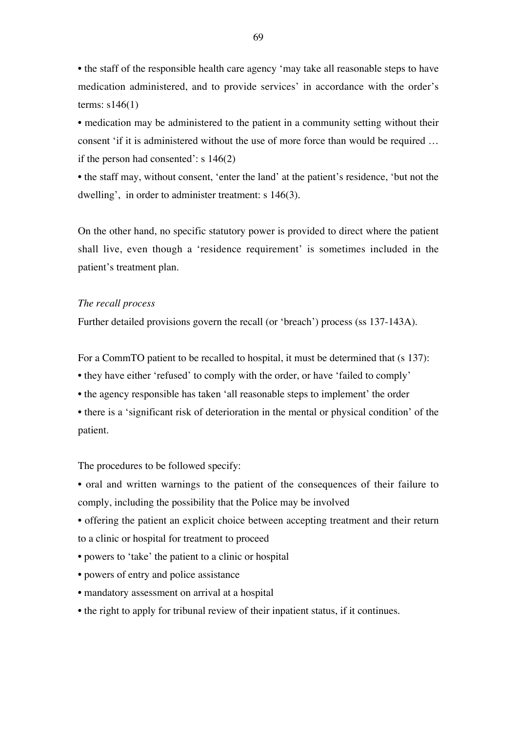• the staff of the responsible health care agency 'may take all reasonable steps to have medication administered, and to provide services' in accordance with the order's terms: s146(1)

• medication may be administered to the patient in a community setting without their consent 'if it is administered without the use of more force than would be required … if the person had consented': s 146(2)

• the staff may, without consent, 'enter the land' at the patient's residence, 'but not the dwelling', in order to administer treatment: s 146(3).

On the other hand, no specific statutory power is provided to direct where the patient shall live, even though a 'residence requirement' is sometimes included in the patient's treatment plan.

*The recall process*

Further detailed provisions govern the recall (or 'breach') process (ss 137-143A).

For a CommTO patient to be recalled to hospital, it must be determined that (s 137):

• they have either 'refused' to comply with the order, or have 'failed to comply'

• the agency responsible has taken 'all reasonable steps to implement' the order

• there is a 'significant risk of deterioration in the mental or physical condition' of the patient.

The procedures to be followed specify:

• oral and written warnings to the patient of the consequences of their failure to comply, including the possibility that the Police may be involved

• offering the patient an explicit choice between accepting treatment and their return to a clinic or hospital for treatment to proceed

• powers to 'take' the patient to a clinic or hospital

• powers of entry and police assistance

• mandatory assessment on arrival at a hospital

• the right to apply for tribunal review of their inpatient status, if it continues.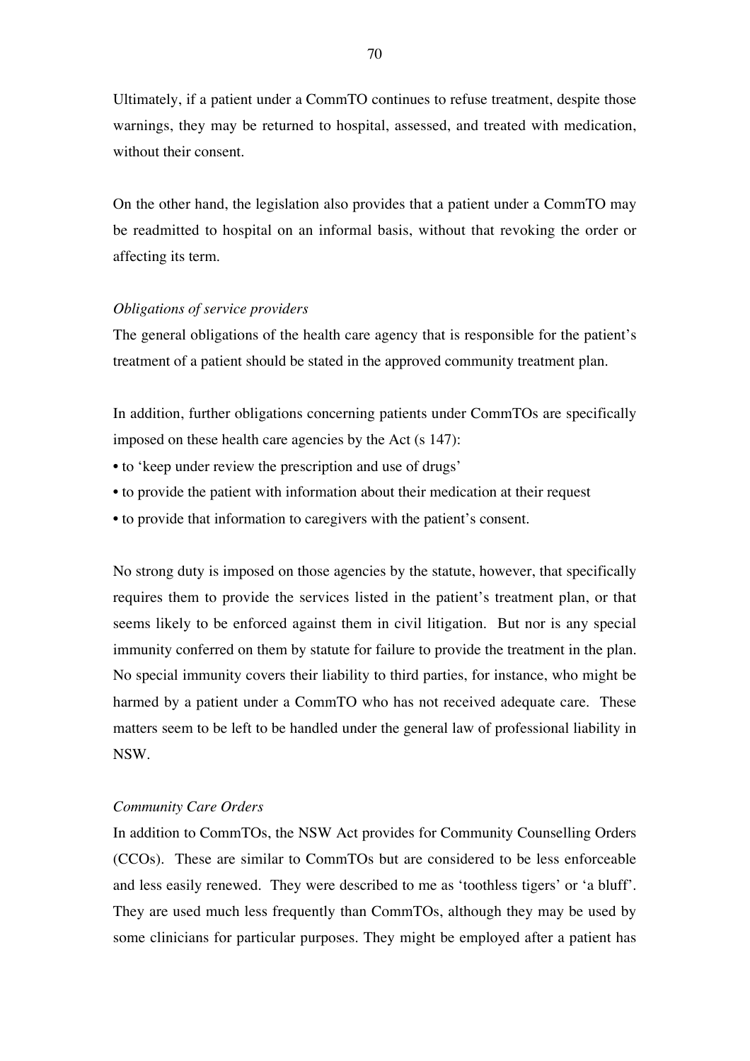Ultimately, if a patient under a CommTO continues to refuse treatment, despite those warnings, they may be returned to hospital, assessed, and treated with medication, without their consent.

On the other hand, the legislation also provides that a patient under a CommTO may be readmitted to hospital on an informal basis, without that revoking the order or affecting its term.

*Obligations of service providers*

The general obligations of the health care agency that is responsible for the patient's treatment of a patient should be stated in the approved community treatment plan.

In addition, further obligations concerning patients under CommTOs are specifically imposed on these health care agencies by the Act (s 147):

- to 'keep under review the prescription and use of drugs'
- to provide the patient with information about their medication at their request
- to provide that information to caregivers with the patient's consent.

No strong duty is imposed on those agencies by the statute, however, that specifically requires them to provide the services listed in the patient's treatment plan, or that seems likely to be enforced against them in civil litigation. But nor is any special immunity conferred on them by statute for failure to provide the treatment in the plan. No special immunity covers their liability to third parties, for instance, who might be harmed by a patient under a CommTO who has not received adequate care. These matters seem to be left to be handled under the general law of professional liability in NSW.

*Community Care Orders*

In addition to CommTOs, the NSW Act provides for Community Counselling Orders (CCOs). These are similar to CommTOs but are considered to be less enforceable and less easily renewed. They were described to me as 'toothless tigers' or 'a bluff'. They are used much less frequently than CommTOs, although they may be used by some clinicians for particular purposes. They might be employed after a patient has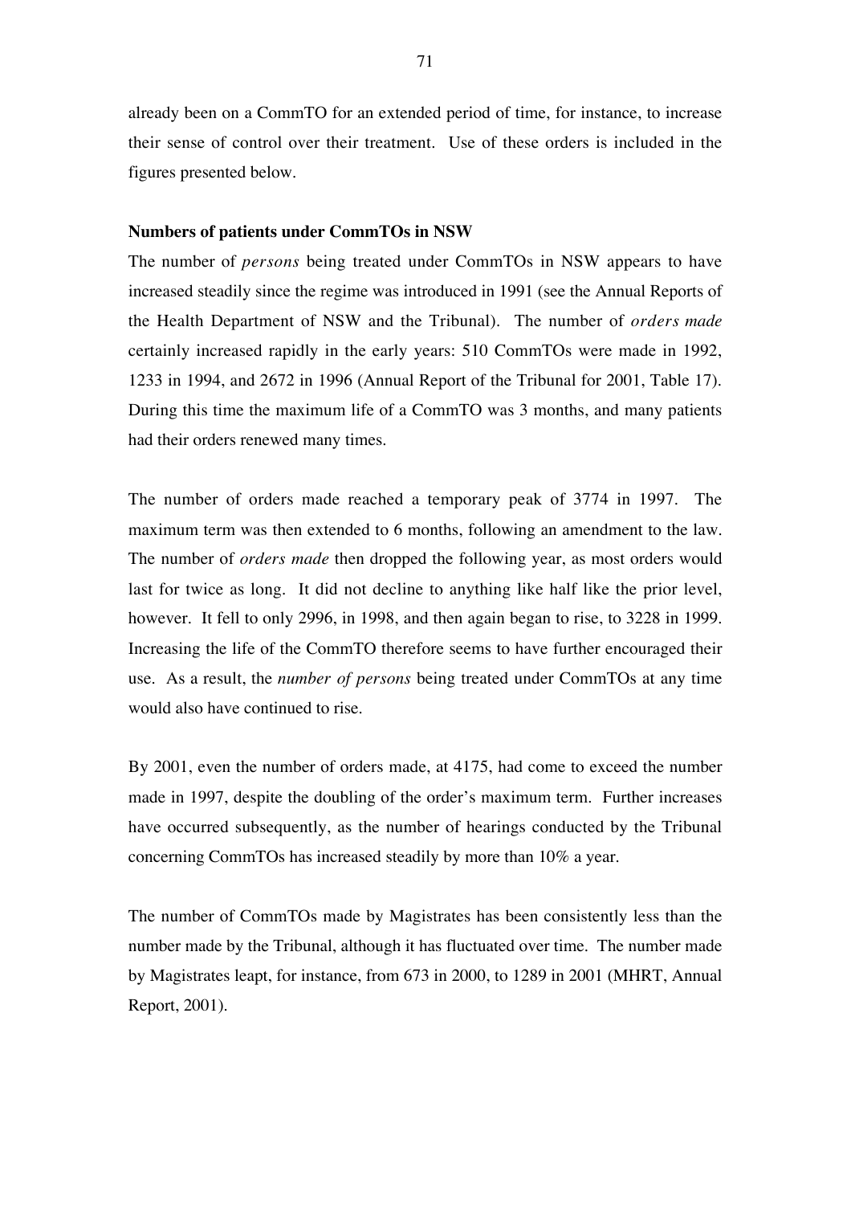already been on a CommTO for an extended period of time, for instance, to increase their sense of control over their treatment. Use of these orders is included in the figures presented below.

**Numbers of patients under CommTOs in NSW**

The number of *persons* being treated under CommTOs in NSW appears to have increased steadily since the regime was introduced in 1991 (see the Annual Reports of the Health Department of NSW and the Tribunal). The number of *orders made* certainly increased rapidly in the early years: 510 CommTOs were made in 1992, 1233 in 1994, and 2672 in 1996 (Annual Report of the Tribunal for 2001, Table 17). During this time the maximum life of a CommTO was 3 months, and many patients had their orders renewed many times.

The number of orders made reached a temporary peak of 3774 in 1997. The maximum term was then extended to 6 months, following an amendment to the law. The number of *orders made* then dropped the following year, as most orders would last for twice as long. It did not decline to anything like half like the prior level, however. It fell to only 2996, in 1998, and then again began to rise, to 3228 in 1999. Increasing the life of the CommTO therefore seems to have further encouraged their use. As a result, the *number of persons* being treated under CommTOs at any time would also have continued to rise.

By 2001, even the number of orders made, at 4175, had come to exceed the number made in 1997, despite the doubling of the order's maximum term. Further increases have occurred subsequently, as the number of hearings conducted by the Tribunal concerning CommTOs has increased steadily by more than 10% a year.

The number of CommTOs made by Magistrates has been consistently less than the number made by the Tribunal, although it has fluctuated over time. The number made by Magistrates leapt, for instance, from 673 in 2000, to 1289 in 2001 (MHRT, Annual Report, 2001).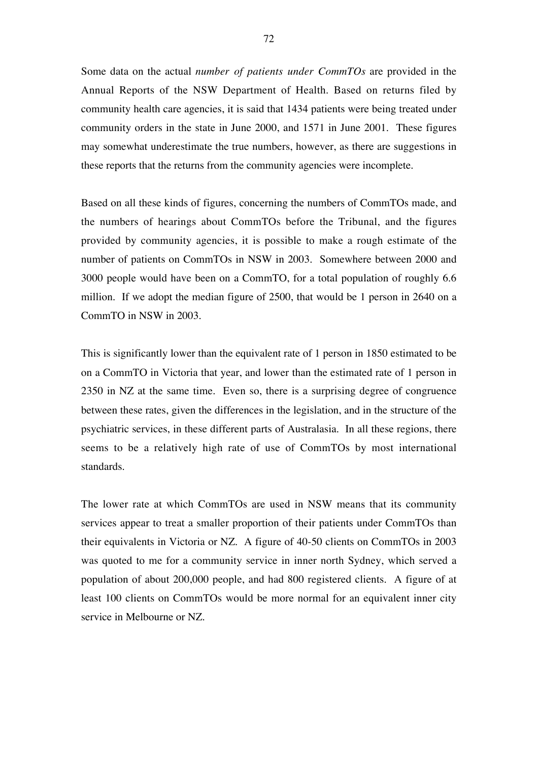Some data on the actual *number of patients under CommTOs* are provided in the Annual Reports of the NSW Department of Health. Based on returns filed by community health care agencies, it is said that 1434 patients were being treated under community orders in the state in June 2000, and 1571 in June 2001. These figures may somewhat underestimate the true numbers, however, as there are suggestions in these reports that the returns from the community agencies were incomplete.

Based on all these kinds of figures, concerning the numbers of CommTOs made, and the numbers of hearings about CommTOs before the Tribunal, and the figures provided by community agencies, it is possible to make a rough estimate of the number of patients on CommTOs in NSW in 2003. Somewhere between 2000 and 3000 people would have been on a CommTO, for a total population of roughly 6.6 million. If we adopt the median figure of 2500, that would be 1 person in 2640 on a CommTO in NSW in 2003.

This is significantly lower than the equivalent rate of 1 person in 1850 estimated to be on a CommTO in Victoria that year, and lower than the estimated rate of 1 person in 2350 in NZ at the same time. Even so, there is a surprising degree of congruence between these rates, given the differences in the legislation, and in the structure of the psychiatric services, in these different parts of Australasia. In all these regions, there seems to be a relatively high rate of use of CommTOs by most international standards.

The lower rate at which CommTOs are used in NSW means that its community services appear to treat a smaller proportion of their patients under CommTOs than their equivalents in Victoria or NZ. A figure of 40-50 clients on CommTOs in 2003 was quoted to me for a community service in inner north Sydney, which served a population of about 200,000 people, and had 800 registered clients. A figure of at least 100 clients on CommTOs would be more normal for an equivalent inner city service in Melbourne or NZ.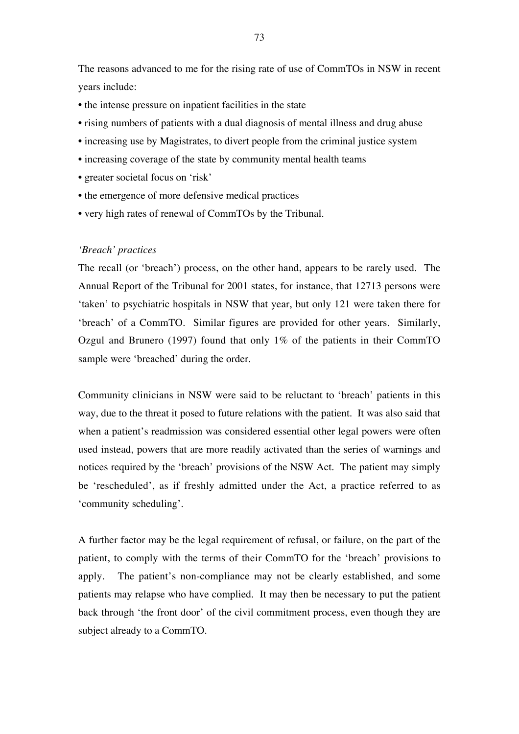The reasons advanced to me for the rising rate of use of CommTOs in NSW in recent years include:

- the intense pressure on inpatient facilities in the state
- rising numbers of patients with a dual diagnosis of mental illness and drug abuse
- increasing use by Magistrates, to divert people from the criminal justice system
- increasing coverage of the state by community mental health teams
- greater societal focus on 'risk'
- the emergence of more defensive medical practices
- very high rates of renewal of CommTOs by the Tribunal.

*'Breach' practices*

The recall (or 'breach') process, on the other hand, appears to be rarely used. The Annual Report of the Tribunal for 2001 states, for instance, that 12713 persons were 'taken' to psychiatric hospitals in NSW that year, but only 121 were taken there for 'breach' of a CommTO. Similar figures are provided for other years. Similarly, Ozgul and Brunero (1997) found that only 1% of the patients in their CommTO sample were 'breached' during the order.

Community clinicians in NSW were said to be reluctant to 'breach' patients in this way, due to the threat it posed to future relations with the patient. It was also said that when a patient's readmission was considered essential other legal powers were often used instead, powers that are more readily activated than the series of warnings and notices required by the 'breach' provisions of the NSW Act. The patient may simply be 'rescheduled', as if freshly admitted under the Act, a practice referred to as 'community scheduling'.

A further factor may be the legal requirement of refusal, or failure, on the part of the patient, to comply with the terms of their CommTO for the 'breach' provisions to apply. The patient's non-compliance may not be clearly established, and some patients may relapse who have complied. It may then be necessary to put the patient back through 'the front door' of the civil commitment process, even though they are subject already to a CommTO.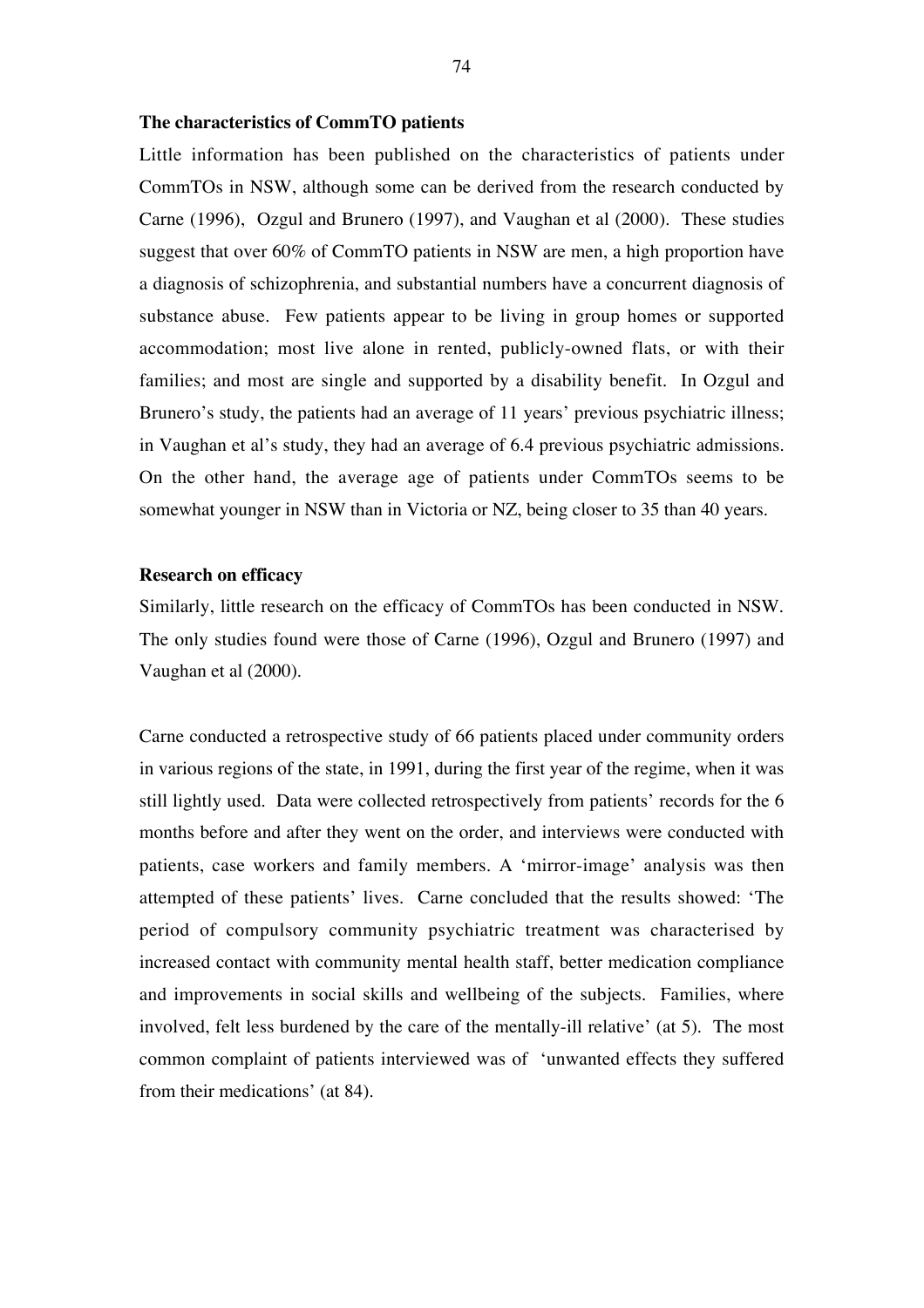**The characteristics of CommTO patients**

Little information has been published on the characteristics of patients under CommTOs in NSW, although some can be derived from the research conducted by Carne (1996), Ozgul and Brunero (1997), and Vaughan et al (2000). These studies suggest that over 60% of CommTO patients in NSW are men, a high proportion have a diagnosis of schizophrenia, and substantial numbers have a concurrent diagnosis of substance abuse. Few patients appear to be living in group homes or supported accommodation; most live alone in rented, publicly-owned flats, or with their families; and most are single and supported by a disability benefit. In Ozgul and Brunero's study, the patients had an average of 11 years' previous psychiatric illness; in Vaughan et al's study, they had an average of 6.4 previous psychiatric admissions. On the other hand, the average age of patients under CommTOs seems to be somewhat younger in NSW than in Victoria or NZ, being closer to 35 than 40 years.

**Research on efficacy**

Similarly, little research on the efficacy of CommTOs has been conducted in NSW. The only studies found were those of Carne (1996), Ozgul and Brunero (1997) and Vaughan et al (2000).

Carne conducted a retrospective study of 66 patients placed under community orders in various regions of the state, in 1991, during the first year of the regime, when it was still lightly used. Data were collected retrospectively from patients' records for the 6 months before and after they went on the order, and interviews were conducted with patients, case workers and family members. A 'mirror-image' analysis was then attempted of these patients' lives. Carne concluded that the results showed: 'The period of compulsory community psychiatric treatment was characterised by increased contact with community mental health staff, better medication compliance and improvements in social skills and wellbeing of the subjects. Families, where involved, felt less burdened by the care of the mentally-ill relative' (at 5). The most common complaint of patients interviewed was of 'unwanted effects they suffered from their medications' (at 84).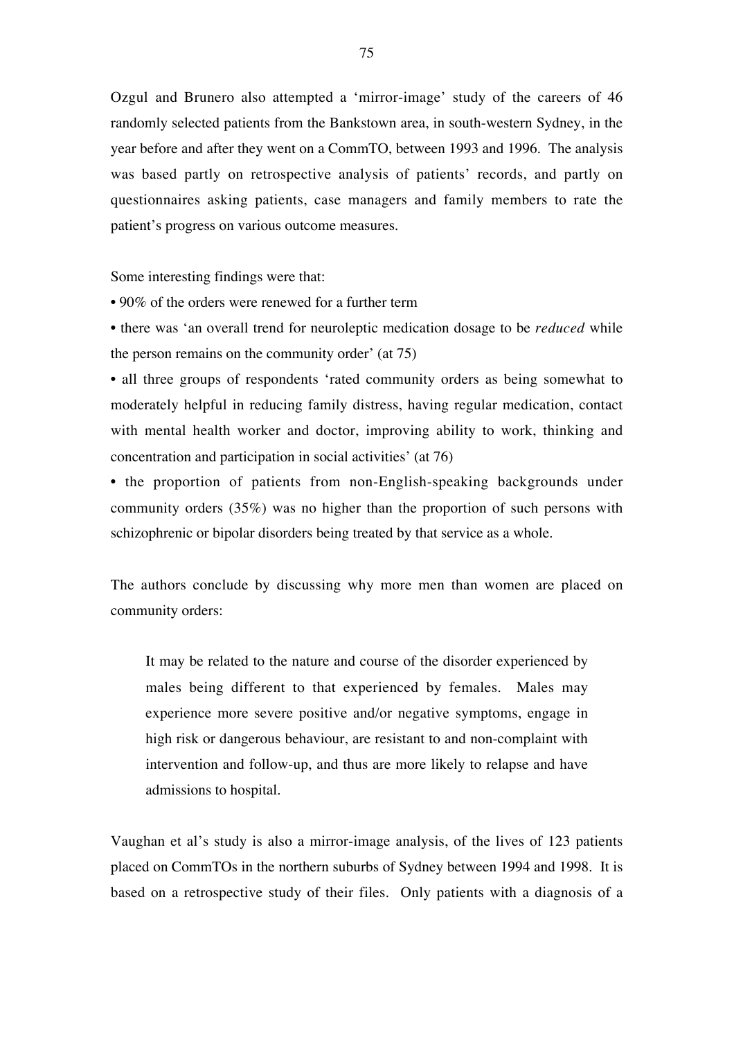Ozgul and Brunero also attempted a 'mirror-image' study of the careers of 46 randomly selected patients from the Bankstown area, in south-western Sydney, in the year before and after they went on a CommTO, between 1993 and 1996. The analysis was based partly on retrospective analysis of patients' records, and partly on questionnaires asking patients, case managers and family members to rate the patient's progress on various outcome measures.

Some interesting findings were that:

• 90% of the orders were renewed for a further term

• there was 'an overall trend for neuroleptic medication dosage to be *reduced* while the person remains on the community order' (at 75)

• all three groups of respondents 'rated community orders as being somewhat to moderately helpful in reducing family distress, having regular medication, contact with mental health worker and doctor, improving ability to work, thinking and concentration and participation in social activities' (at 76)

• the proportion of patients from non-English-speaking backgrounds under community orders (35%) was no higher than the proportion of such persons with schizophrenic or bipolar disorders being treated by that service as a whole.

The authors conclude by discussing why more men than women are placed on community orders:

> It may be related to the nature and course of the disorder experienced by males being different to that experienced by females. Males may experience more severe positive and/or negative symptoms, engage in high risk or dangerous behaviour, are resistant to and non-complaint with intervention and follow-up, and thus are more likely to relapse and have admissions to hospital.

Vaughan et al's study is also a mirror-image analysis, of the lives of 123 patients placed on CommTOs in the northern suburbs of Sydney between 1994 and 1998. It is based on a retrospective study of their files. Only patients with a diagnosis of a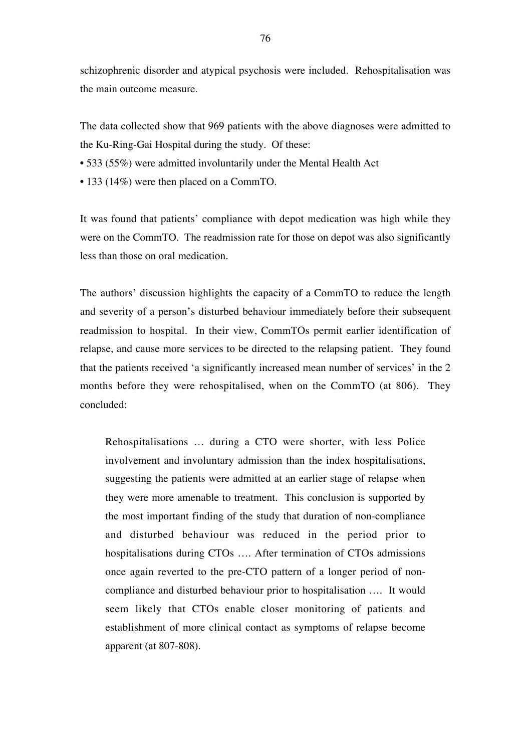schizophrenic disorder and atypical psychosis were included. Rehospitalisation was the main outcome measure.

The data collected show that 969 patients with the above diagnoses were admitted to the Ku-Ring-Gai Hospital during the study. Of these:

- 533 (55%) were admitted involuntarily under the Mental Health Act
- 133 (14%) were then placed on a CommTO.

It was found that patients' compliance with depot medication was high while they were on the CommTO. The readmission rate for those on depot was also significantly less than those on oral medication.

The authors' discussion highlights the capacity of a CommTO to reduce the length and severity of a person's disturbed behaviour immediately before their subsequent readmission to hospital. In their view, CommTOs permit earlier identification of relapse, and cause more services to be directed to the relapsing patient. They found that the patients received 'a significantly increased mean number of services' in the 2 months before they were rehospitalised, when on the CommTO (at 806). They concluded:

> Rehospitalisations … during a CTO were shorter, with less Police involvement and involuntary admission than the index hospitalisations, suggesting the patients were admitted at an earlier stage of relapse when they were more amenable to treatment. This conclusion is supported by the most important finding of the study that duration of non-compliance and disturbed behaviour was reduced in the period prior to hospitalisations during CTOs …. After termination of CTOs admissions once again reverted to the pre-CTO pattern of a longer period of non-compliance and disturbed behaviour prior to hospitalisation …. It would seem likely that CTOs enable closer monitoring of patients and establishment of more clinical contact as symptoms of relapse become apparent (at 807-808).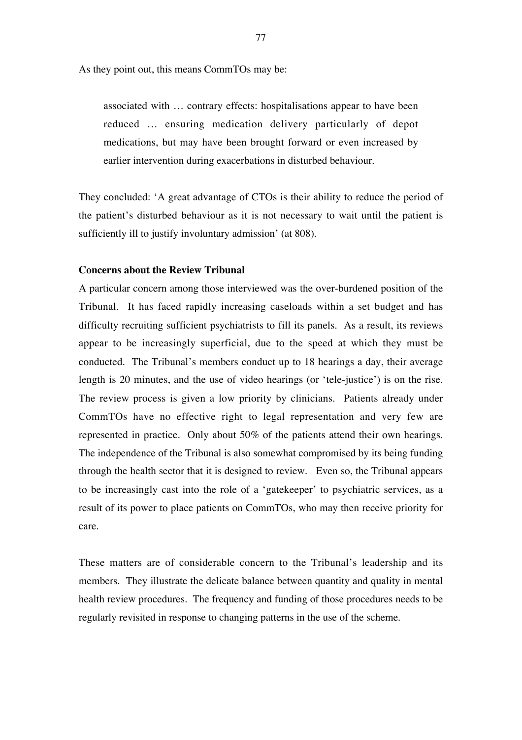As they point out, this means CommTOs may be:

> associated with … contrary effects: hospitalisations appear to have been reduced … ensuring medication delivery particularly of depot medications, but may have been brought forward or even increased by earlier intervention during exacerbations in disturbed behaviour.

They concluded: 'A great advantage of CTOs is their ability to reduce the period of the patient's disturbed behaviour as it is not necessary to wait until the patient is sufficiently ill to justify involuntary admission' (at 808).

**Concerns about the Review Tribunal**

A particular concern among those interviewed was the over-burdened position of the Tribunal. It has faced rapidly increasing caseloads within a set budget and has difficulty recruiting sufficient psychiatrists to fill its panels. As a result, its reviews appear to be increasingly superficial, due to the speed at which they must be conducted. The Tribunal's members conduct up to 18 hearings a day, their average length is 20 minutes, and the use of video hearings (or 'tele-justice') is on the rise. The review process is given a low priority by clinicians. Patients already under CommTOs have no effective right to legal representation and very few are represented in practice. Only about 50% of the patients attend their own hearings. The independence of the Tribunal is also somewhat compromised by its being funding through the health sector that it is designed to review. Even so, the Tribunal appears to be increasingly cast into the role of a 'gatekeeper' to psychiatric services, as a result of its power to place patients on CommTOs, who may then receive priority for care.

These matters are of considerable concern to the Tribunal's leadership and its members. They illustrate the delicate balance between quantity and quality in mental health review procedures. The frequency and funding of those procedures needs to be regularly revisited in response to changing patterns in the use of the scheme.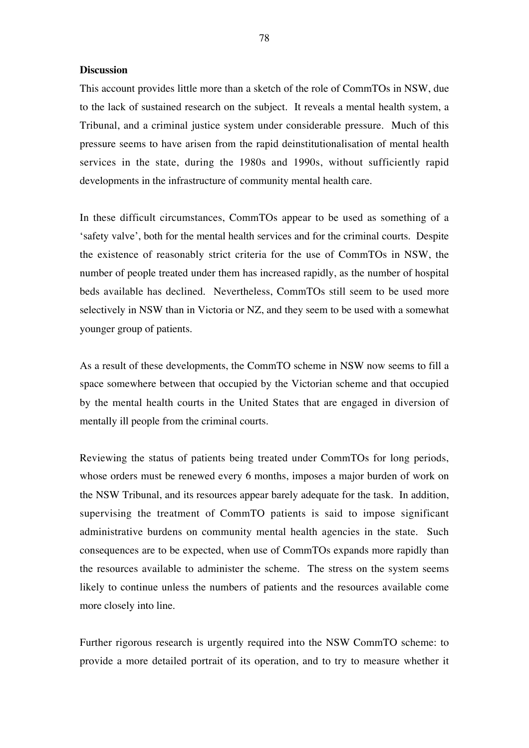**Discussion**

This account provides little more than a sketch of the role of CommTOs in NSW, due to the lack of sustained research on the subject. It reveals a mental health system, a Tribunal, and a criminal justice system under considerable pressure. Much of this pressure seems to have arisen from the rapid deinstitutionalisation of mental health services in the state, during the 1980s and 1990s, without sufficiently rapid developments in the infrastructure of community mental health care.

In these difficult circumstances, CommTOs appear to be used as something of a 'safety valve', both for the mental health services and for the criminal courts. Despite the existence of reasonably strict criteria for the use of CommTOs in NSW, the number of people treated under them has increased rapidly, as the number of hospital beds available has declined. Nevertheless, CommTOs still seem to be used more selectively in NSW than in Victoria or NZ, and they seem to be used with a somewhat younger group of patients.

As a result of these developments, the CommTO scheme in NSW now seems to fill a space somewhere between that occupied by the Victorian scheme and that occupied by the mental health courts in the United States that are engaged in diversion of mentally ill people from the criminal courts.

Reviewing the status of patients being treated under CommTOs for long periods, whose orders must be renewed every 6 months, imposes a major burden of work on the NSW Tribunal, and its resources appear barely adequate for the task. In addition, supervising the treatment of CommTO patients is said to impose significant administrative burdens on community mental health agencies in the state. Such consequences are to be expected, when use of CommTOs expands more rapidly than the resources available to administer the scheme. The stress on the system seems likely to continue unless the numbers of patients and the resources available come more closely into line.

Further rigorous research is urgently required into the NSW CommTO scheme: to provide a more detailed portrait of its operation, and to try to measure whether it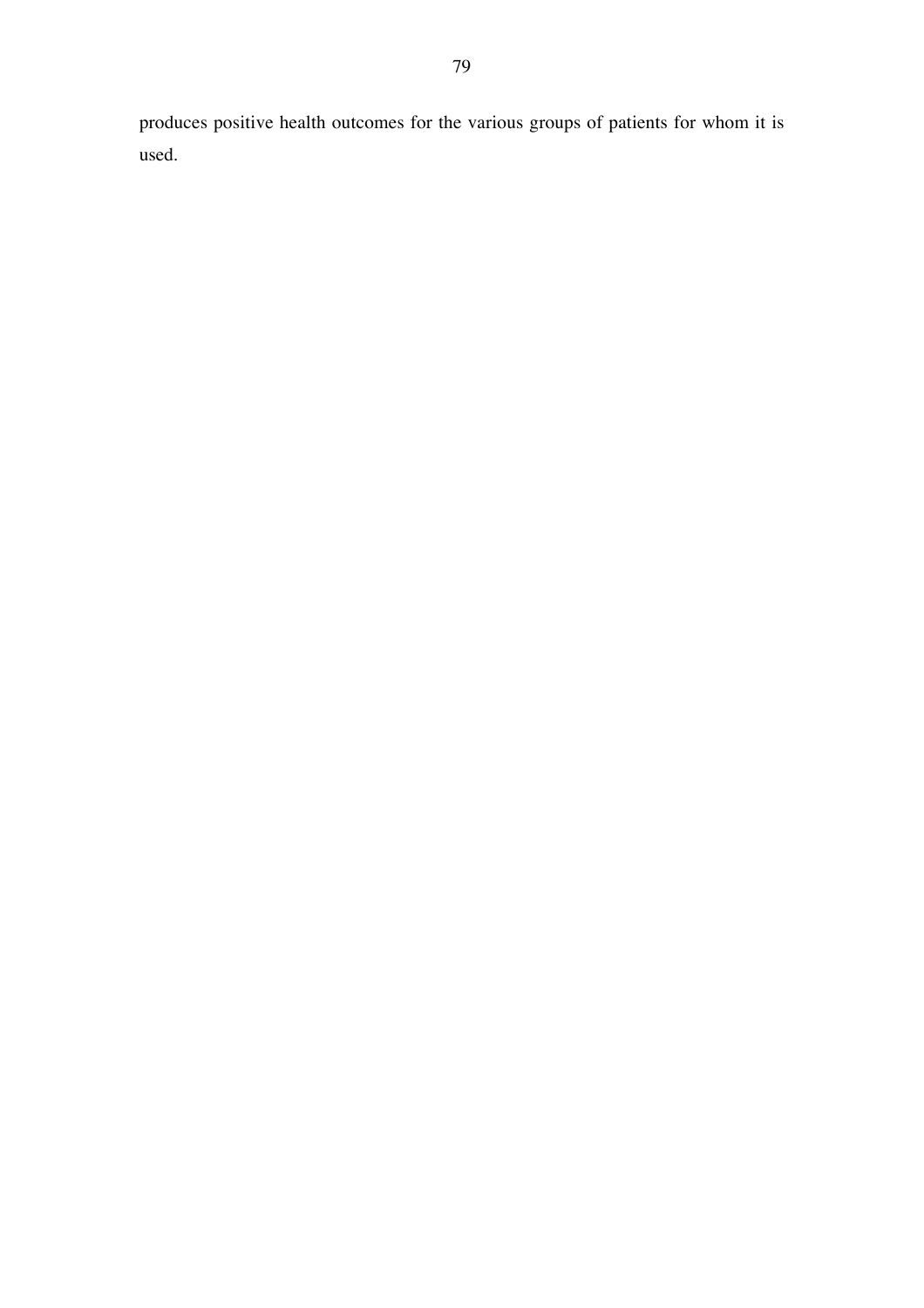produces positive health outcomes for the various groups of patients for whom it is used.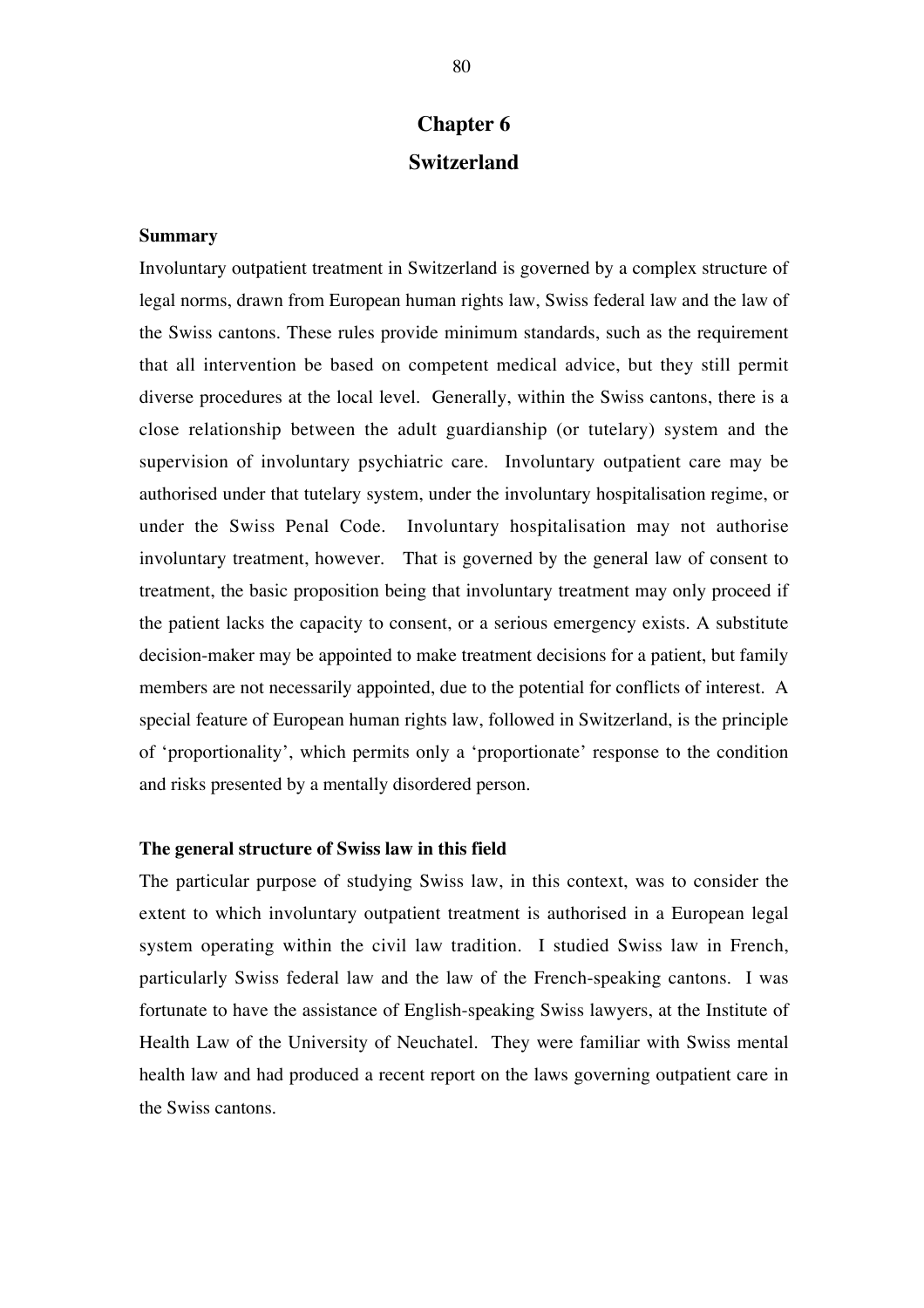# Chapter 6

# Switzerland

**Summary**

Involuntary outpatient treatment in Switzerland is governed by a complex structure of legal norms, drawn from European human rights law, Swiss federal law and the law of the Swiss cantons. These rules provide minimum standards, such as the requirement that all intervention be based on competent medical advice, but they still permit diverse procedures at the local level. Generally, within the Swiss cantons, there is a close relationship between the adult guardianship (or tutelary) system and the supervision of involuntary psychiatric care. Involuntary outpatient care may be authorised under that tutelary system, under the involuntary hospitalisation regime, or under the Swiss Penal Code. Involuntary hospitalisation may not authorise involuntary treatment, however. That is governed by the general law of consent to treatment, the basic proposition being that involuntary treatment may only proceed if the patient lacks the capacity to consent, or a serious emergency exists. A substitute decision-maker may be appointed to make treatment decisions for a patient, but family members are not necessarily appointed, due to the potential for conflicts of interest. A special feature of European human rights law, followed in Switzerland, is the principle of 'proportionality', which permits only a 'proportionate' response to the condition and risks presented by a mentally disordered person.

**The general structure of Swiss law in this field**

The particular purpose of studying Swiss law, in this context, was to consider the extent to which involuntary outpatient treatment is authorised in a European legal system operating within the civil law tradition. I studied Swiss law in French, particularly Swiss federal law and the law of the French-speaking cantons. I was fortunate to have the assistance of English-speaking Swiss lawyers, at the Institute of Health Law of the University of Neuchatel. They were familiar with Swiss mental health law and had produced a recent report on the laws governing outpatient care in the Swiss cantons.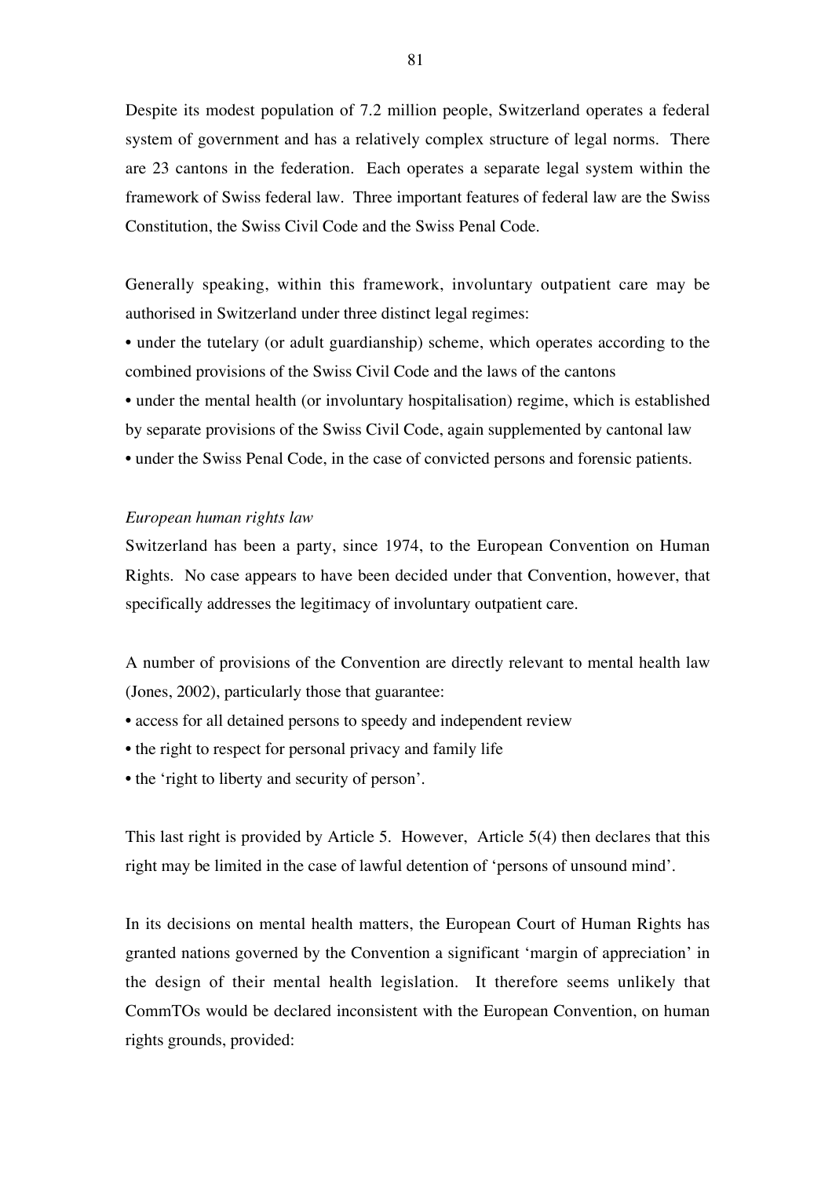Despite its modest population of 7.2 million people, Switzerland operates a federal system of government and has a relatively complex structure of legal norms. There are 23 cantons in the federation. Each operates a separate legal system within the framework of Swiss federal law. Three important features of federal law are the Swiss Constitution, the Swiss Civil Code and the Swiss Penal Code.

Generally speaking, within this framework, involuntary outpatient care may be authorised in Switzerland under three distinct legal regimes:

- under the tutelary (or adult guardianship) scheme, which operates according to the combined provisions of the Swiss Civil Code and the laws of the cantons
- under the mental health (or involuntary hospitalisation) regime, which is established by separate provisions of the Swiss Civil Code, again supplemented by cantonal law
- under the Swiss Penal Code, in the case of convicted persons and forensic patients.

*European human rights law*

Switzerland has been a party, since 1974, to the European Convention on Human Rights. No case appears to have been decided under that Convention, however, that specifically addresses the legitimacy of involuntary outpatient care.

A number of provisions of the Convention are directly relevant to mental health law (Jones, 2002), particularly those that guarantee:

- access for all detained persons to speedy and independent review
- the right to respect for personal privacy and family life
- the 'right to liberty and security of person'.

This last right is provided by Article 5. However, Article 5(4) then declares that this right may be limited in the case of lawful detention of 'persons of unsound mind'.

In its decisions on mental health matters, the European Court of Human Rights has granted nations governed by the Convention a significant 'margin of appreciation' in the design of their mental health legislation. It therefore seems unlikely that CommTOs would be declared inconsistent with the European Convention, on human rights grounds, provided: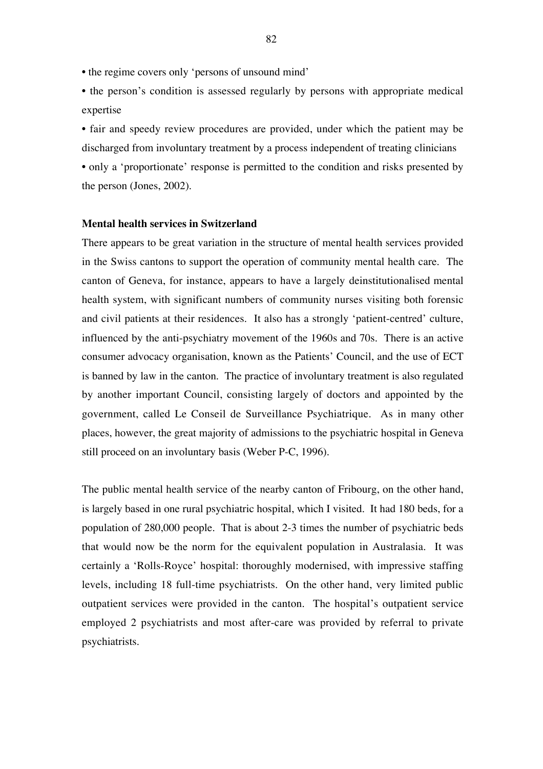- the regime covers only 'persons of unsound mind'
- the person's condition is assessed regularly by persons with appropriate medical expertise
- fair and speedy review procedures are provided, under which the patient may be discharged from involuntary treatment by a process independent of treating clinicians
- only a 'proportionate' response is permitted to the condition and risks presented by the person (Jones, 2002).

**Mental health services in Switzerland**

There appears to be great variation in the structure of mental health services provided in the Swiss cantons to support the operation of community mental health care. The canton of Geneva, for instance, appears to have a largely deinstitutionalised mental health system, with significant numbers of community nurses visiting both forensic and civil patients at their residences. It also has a strongly 'patient-centred' culture, influenced by the anti-psychiatry movement of the 1960s and 70s. There is an active consumer advocacy organisation, known as the Patients' Council, and the use of ECT is banned by law in the canton. The practice of involuntary treatment is also regulated by another important Council, consisting largely of doctors and appointed by the government, called Le Conseil de Surveillance Psychiatrique. As in many other places, however, the great majority of admissions to the psychiatric hospital in Geneva still proceed on an involuntary basis (Weber P-C, 1996).

The public mental health service of the nearby canton of Fribourg, on the other hand, is largely based in one rural psychiatric hospital, which I visited. It had 180 beds, for a population of 280,000 people. That is about 2-3 times the number of psychiatric beds that would now be the norm for the equivalent population in Australasia. It was certainly a 'Rolls-Royce' hospital: thoroughly modernised, with impressive staffing levels, including 18 full-time psychiatrists. On the other hand, very limited public outpatient services were provided in the canton. The hospital's outpatient service employed 2 psychiatrists and most after-care was provided by referral to private psychiatrists.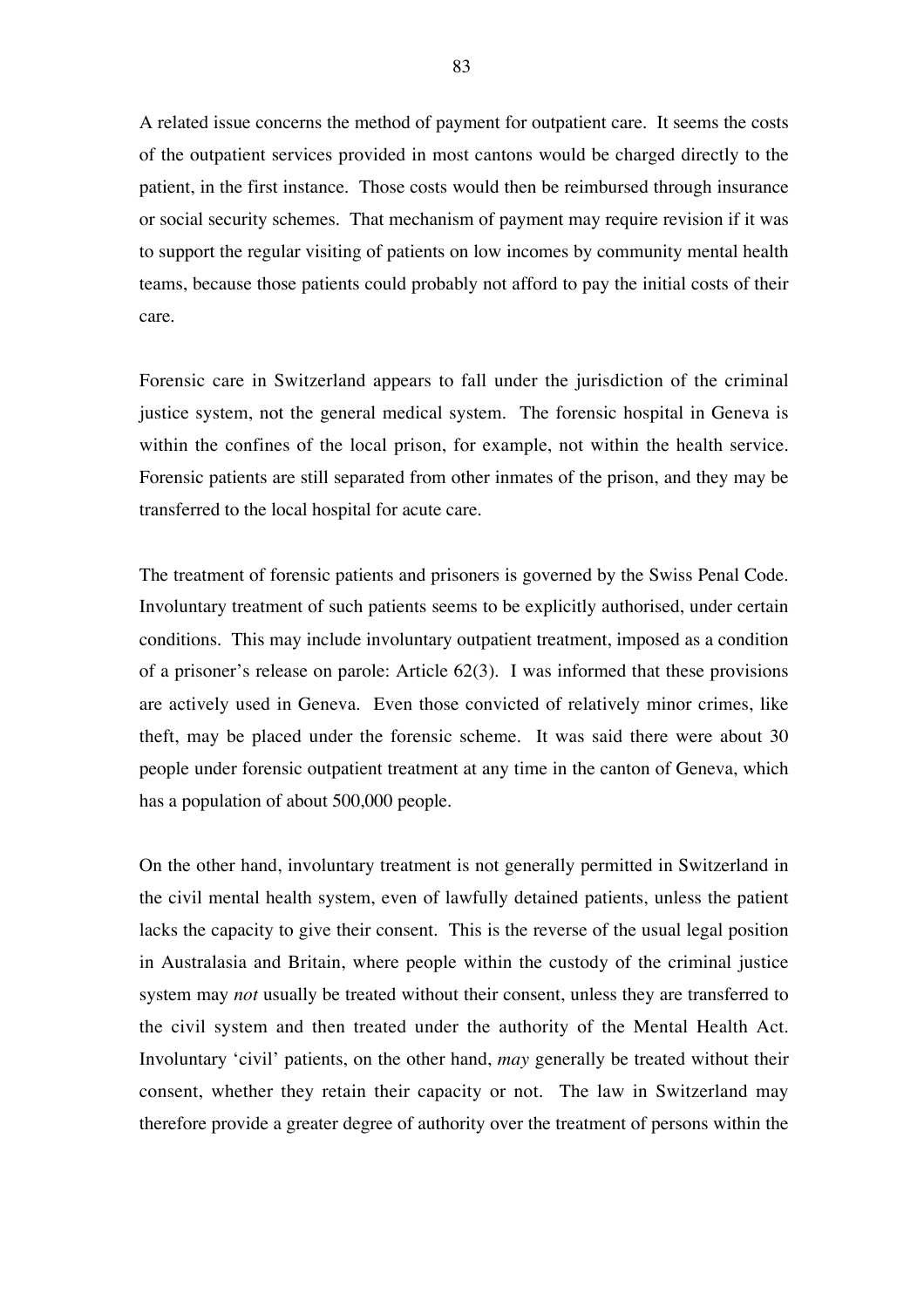A related issue concerns the method of payment for outpatient care. It seems the costs of the outpatient services provided in most cantons would be charged directly to the patient, in the first instance. Those costs would then be reimbursed through insurance or social security schemes. That mechanism of payment may require revision if it was to support the regular visiting of patients on low incomes by community mental health teams, because those patients could probably not afford to pay the initial costs of their care.

Forensic care in Switzerland appears to fall under the jurisdiction of the criminal justice system, not the general medical system. The forensic hospital in Geneva is within the confines of the local prison, for example, not within the health service. Forensic patients are still separated from other inmates of the prison, and they may be transferred to the local hospital for acute care.

The treatment of forensic patients and prisoners is governed by the Swiss Penal Code. Involuntary treatment of such patients seems to be explicitly authorised, under certain conditions. This may include involuntary outpatient treatment, imposed as a condition of a prisoner's release on parole: Article 62(3). I was informed that these provisions are actively used in Geneva. Even those convicted of relatively minor crimes, like theft, may be placed under the forensic scheme. It was said there were about 30 people under forensic outpatient treatment at any time in the canton of Geneva, which has a population of about 500,000 people.

On the other hand, involuntary treatment is not generally permitted in Switzerland in the civil mental health system, even of lawfully detained patients, unless the patient lacks the capacity to give their consent. This is the reverse of the usual legal position in Australasia and Britain, where people within the custody of the criminal justice system may *not* usually be treated without their consent, unless they are transferred to the civil system and then treated under the authority of the Mental Health Act. Involuntary 'civil' patients, on the other hand, *may* generally be treated without their consent, whether they retain their capacity or not. The law in Switzerland may therefore provide a greater degree of authority over the treatment of persons within the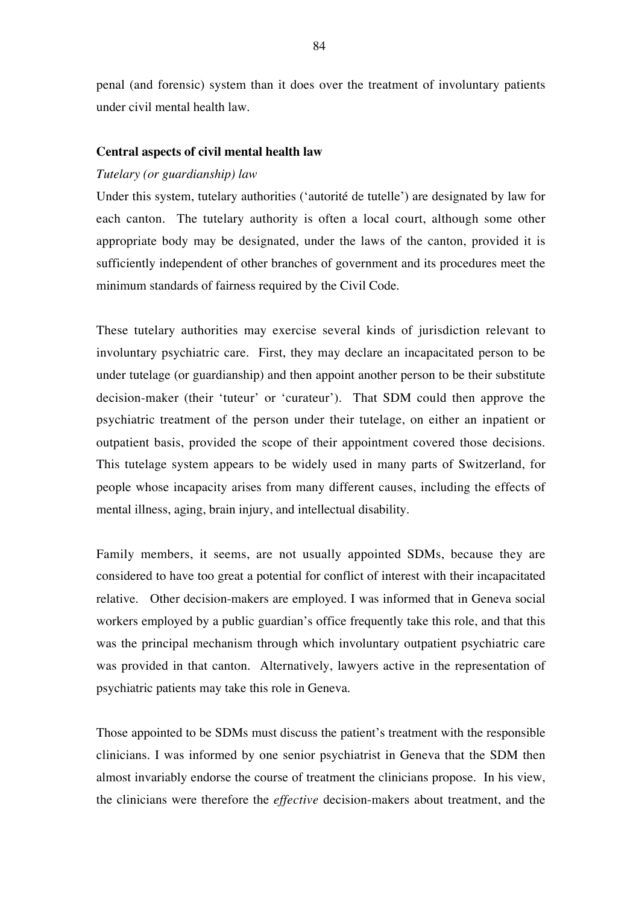penal (and forensic) system than it does over the treatment of involuntary patients under civil mental health law.

**Central aspects of civil mental health law**

*Tutelary (or guardianship) law*

Under this system, tutelary authorities ('autorité de tutelle') are designated by law for each canton. The tutelary authority is often a local court, although some other appropriate body may be designated, under the laws of the canton, provided it is sufficiently independent of other branches of government and its procedures meet the minimum standards of fairness required by the Civil Code.

These tutelary authorities may exercise several kinds of jurisdiction relevant to involuntary psychiatric care. First, they may declare an incapacitated person to be under tutelage (or guardianship) and then appoint another person to be their substitute decision-maker (their 'tuteur' or 'curateur'). That SDM could then approve the psychiatric treatment of the person under their tutelage, on either an inpatient or outpatient basis, provided the scope of their appointment covered those decisions. This tutelage system appears to be widely used in many parts of Switzerland, for people whose incapacity arises from many different causes, including the effects of mental illness, aging, brain injury, and intellectual disability.

Family members, it seems, are not usually appointed SDMs, because they are considered to have too great a potential for conflict of interest with their incapacitated relative. Other decision-makers are employed. I was informed that in Geneva social workers employed by a public guardian's office frequently take this role, and that this was the principal mechanism through which involuntary outpatient psychiatric care was provided in that canton. Alternatively, lawyers active in the representation of psychiatric patients may take this role in Geneva.

Those appointed to be SDMs must discuss the patient's treatment with the responsible clinicians. I was informed by one senior psychiatrist in Geneva that the SDM then almost invariably endorse the course of treatment the clinicians propose. In his view, the clinicians were therefore the *effective* decision-makers about treatment, and the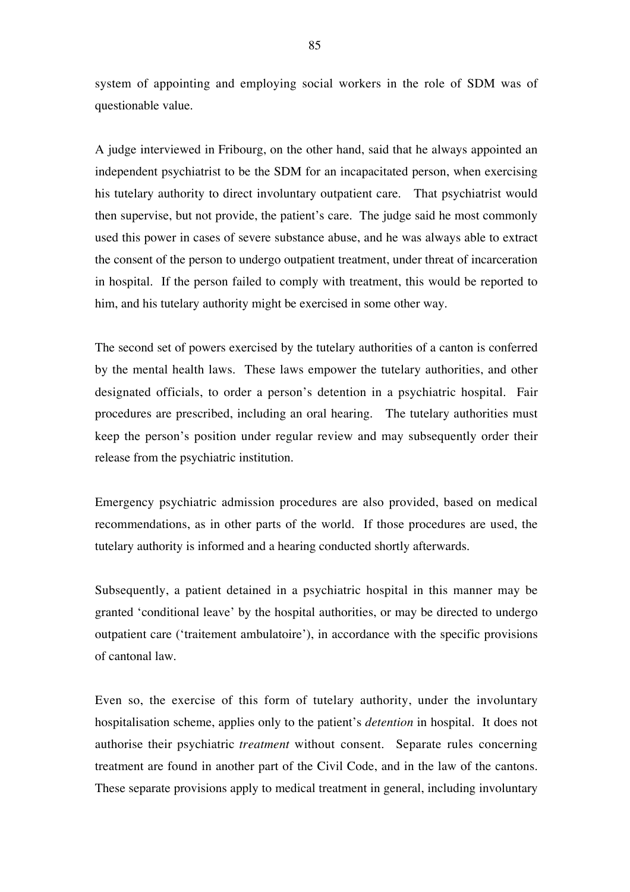system of appointing and employing social workers in the role of SDM was of questionable value.

A judge interviewed in Fribourg, on the other hand, said that he always appointed an independent psychiatrist to be the SDM for an incapacitated person, when exercising his tutelary authority to direct involuntary outpatient care. That psychiatrist would then supervise, but not provide, the patient's care. The judge said he most commonly used this power in cases of severe substance abuse, and he was always able to extract the consent of the person to undergo outpatient treatment, under threat of incarceration in hospital. If the person failed to comply with treatment, this would be reported to him, and his tutelary authority might be exercised in some other way.

The second set of powers exercised by the tutelary authorities of a canton is conferred by the mental health laws. These laws empower the tutelary authorities, and other designated officials, to order a person's detention in a psychiatric hospital. Fair procedures are prescribed, including an oral hearing. The tutelary authorities must keep the person's position under regular review and may subsequently order their release from the psychiatric institution.

Emergency psychiatric admission procedures are also provided, based on medical recommendations, as in other parts of the world. If those procedures are used, the tutelary authority is informed and a hearing conducted shortly afterwards.

Subsequently, a patient detained in a psychiatric hospital in this manner may be granted 'conditional leave' by the hospital authorities, or may be directed to undergo outpatient care ('traitement ambulatoire'), in accordance with the specific provisions of cantonal law.

Even so, the exercise of this form of tutelary authority, under the involuntary hospitalisation scheme, applies only to the patient's *detention* in hospital. It does not authorise their psychiatric *treatment* without consent. Separate rules concerning treatment are found in another part of the Civil Code, and in the law of the cantons. These separate provisions apply to medical treatment in general, including involuntary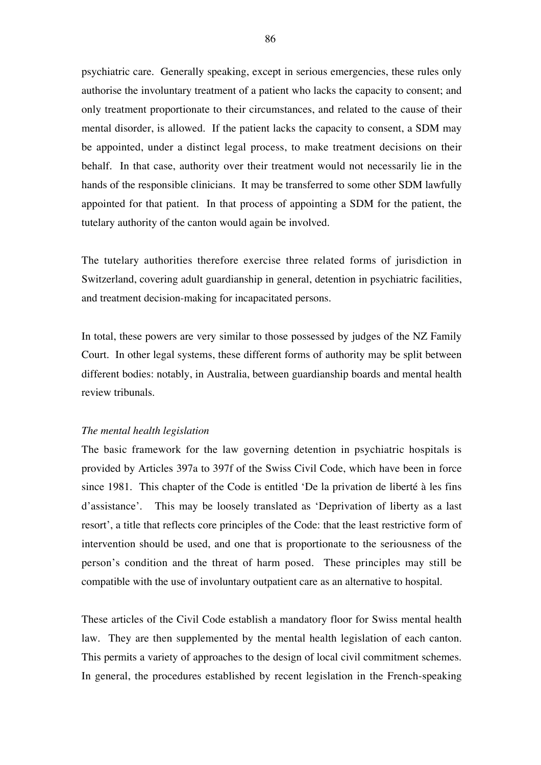psychiatric care. Generally speaking, except in serious emergencies, these rules only authorise the involuntary treatment of a patient who lacks the capacity to consent; and only treatment proportionate to their circumstances, and related to the cause of their mental disorder, is allowed. If the patient lacks the capacity to consent, a SDM may be appointed, under a distinct legal process, to make treatment decisions on their behalf. In that case, authority over their treatment would not necessarily lie in the hands of the responsible clinicians. It may be transferred to some other SDM lawfully appointed for that patient. In that process of appointing a SDM for the patient, the tutelary authority of the canton would again be involved.

The tutelary authorities therefore exercise three related forms of jurisdiction in Switzerland, covering adult guardianship in general, detention in psychiatric facilities, and treatment decision-making for incapacitated persons.

In total, these powers are very similar to those possessed by judges of the NZ Family Court. In other legal systems, these different forms of authority may be split between different bodies: notably, in Australia, between guardianship boards and mental health review tribunals.

*The mental health legislation*

The basic framework for the law governing detention in psychiatric hospitals is provided by Articles 397a to 397f of the Swiss Civil Code, which have been in force since 1981. This chapter of the Code is entitled 'De la privation de liberté à les fins d'assistance'. This may be loosely translated as 'Deprivation of liberty as a last resort', a title that reflects core principles of the Code: that the least restrictive form of intervention should be used, and one that is proportionate to the seriousness of the person's condition and the threat of harm posed. These principles may still be compatible with the use of involuntary outpatient care as an alternative to hospital.

These articles of the Civil Code establish a mandatory floor for Swiss mental health law. They are then supplemented by the mental health legislation of each canton. This permits a variety of approaches to the design of local civil commitment schemes. In general, the procedures established by recent legislation in the French-speaking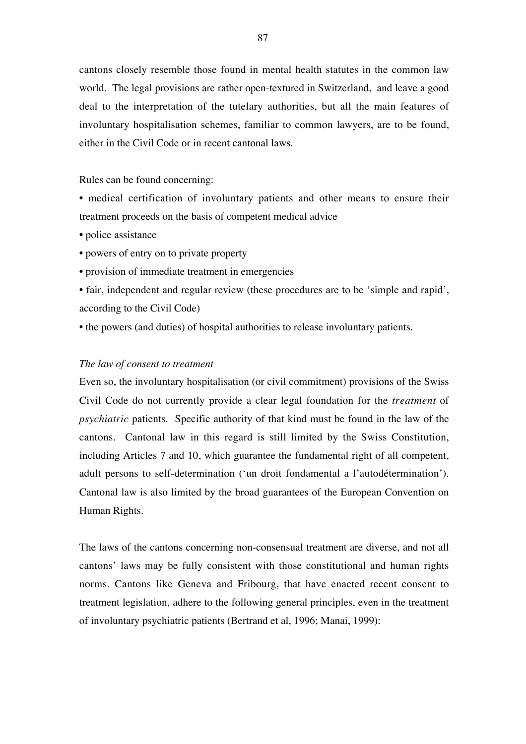cantons closely resemble those found in mental health statutes in the common law world. The legal provisions are rather open-textured in Switzerland, and leave a good deal to the interpretation of the tutelary authorities, but all the main features of involuntary hospitalisation schemes, familiar to common lawyers, are to be found, either in the Civil Code or in recent cantonal laws.

Rules can be found concerning:

- medical certification of involuntary patients and other means to ensure their treatment proceeds on the basis of competent medical advice
- police assistance
- powers of entry on to private property
- provision of immediate treatment in emergencies
- fair, independent and regular review (these procedures are to be 'simple and rapid', according to the Civil Code)
- the powers (and duties) of hospital authorities to release involuntary patients.

*The law of consent to treatment*

Even so, the involuntary hospitalisation (or civil commitment) provisions of the Swiss Civil Code do not currently provide a clear legal foundation for the *treatment* of *psychiatric* patients. Specific authority of that kind must be found in the law of the cantons. Cantonal law in this regard is still limited by the Swiss Constitution, including Articles 7 and 10, which guarantee the fundamental right of all competent, adult persons to self-determination ('un droit fondamental a l'autodétermination'). Cantonal law is also limited by the broad guarantees of the European Convention on Human Rights.

The laws of the cantons concerning non-consensual treatment are diverse, and not all cantons' laws may be fully consistent with those constitutional and human rights norms. Cantons like Geneva and Fribourg, that have enacted recent consent to treatment legislation, adhere to the following general principles, even in the treatment of involuntary psychiatric patients (Bertrand et al, 1996; Manai, 1999):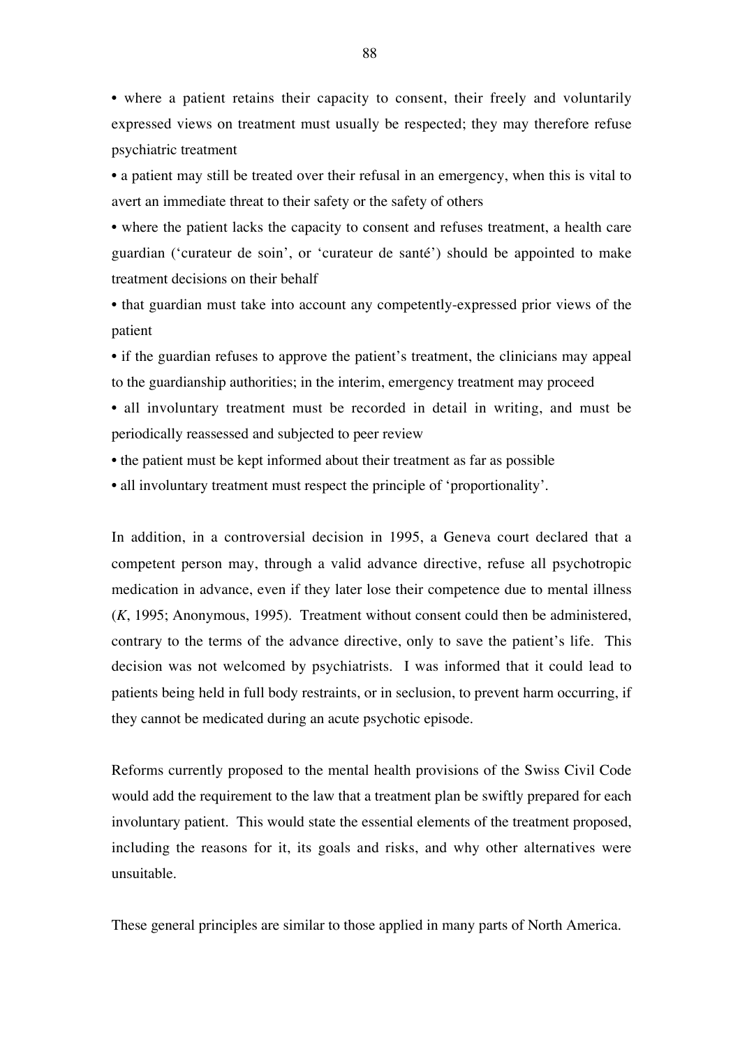- where a patient retains their capacity to consent, their freely and voluntarily expressed views on treatment must usually be respected; they may therefore refuse psychiatric treatment
- a patient may still be treated over their refusal in an emergency, when this is vital to avert an immediate threat to their safety or the safety of others
- where the patient lacks the capacity to consent and refuses treatment, a health care guardian ('curateur de soin', or 'curateur de santé') should be appointed to make treatment decisions on their behalf
- that guardian must take into account any competently-expressed prior views of the patient
- if the guardian refuses to approve the patient's treatment, the clinicians may appeal to the guardianship authorities; in the interim, emergency treatment may proceed
- all involuntary treatment must be recorded in detail in writing, and must be periodically reassessed and subjected to peer review
- the patient must be kept informed about their treatment as far as possible
- all involuntary treatment must respect the principle of 'proportionality'.

In addition, in a controversial decision in 1995, a Geneva court declared that a competent person may, through a valid advance directive, refuse all psychotropic medication in advance, even if they later lose their competence due to mental illness (*K*, 1995; Anonymous, 1995). Treatment without consent could then be administered, contrary to the terms of the advance directive, only to save the patient's life. This decision was not welcomed by psychiatrists. I was informed that it could lead to patients being held in full body restraints, or in seclusion, to prevent harm occurring, if they cannot be medicated during an acute psychotic episode.

Reforms currently proposed to the mental health provisions of the Swiss Civil Code would add the requirement to the law that a treatment plan be swiftly prepared for each involuntary patient. This would state the essential elements of the treatment proposed, including the reasons for it, its goals and risks, and why other alternatives were unsuitable.

These general principles are similar to those applied in many parts of North America.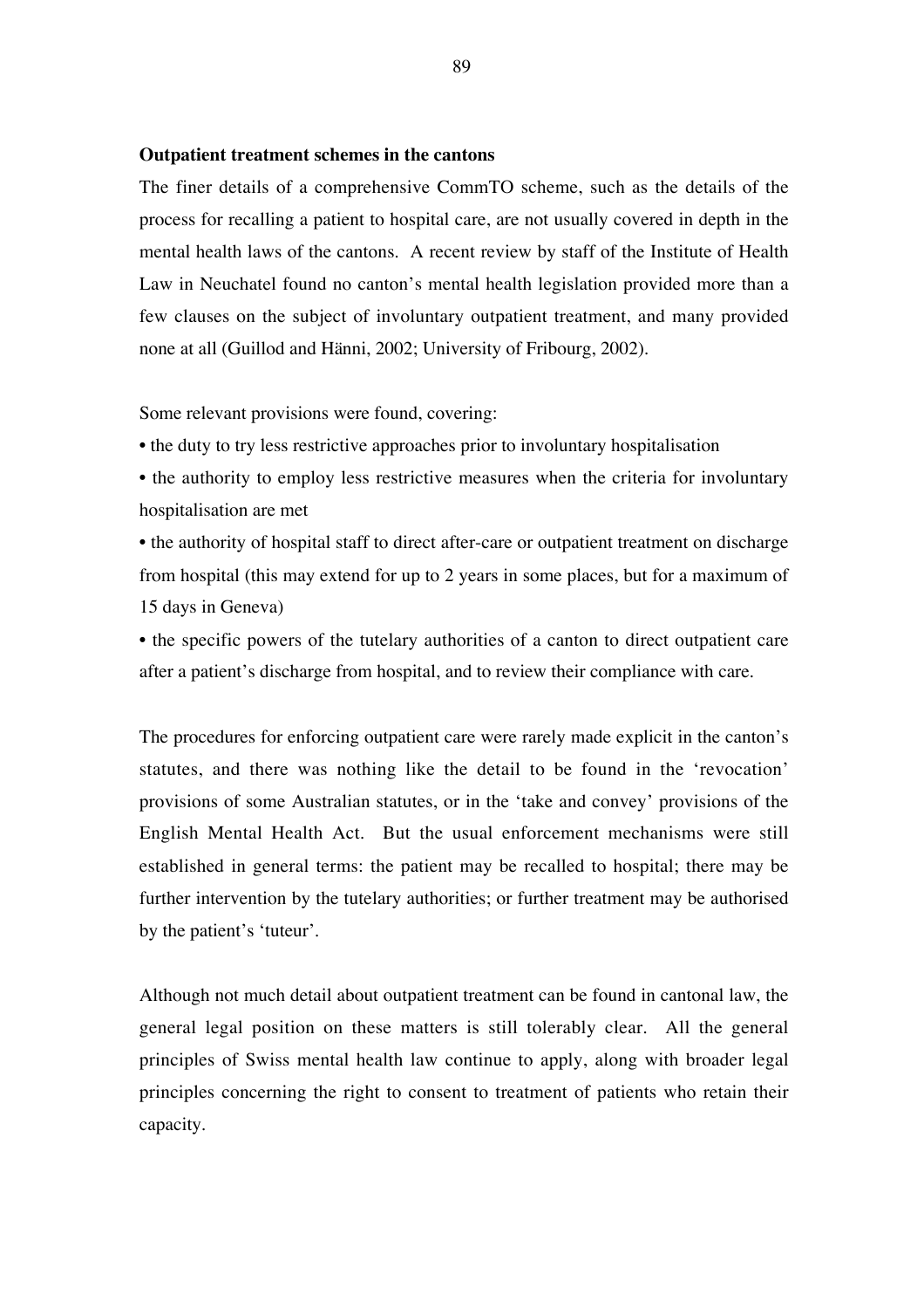**Outpatient treatment schemes in the cantons**

The finer details of a comprehensive CommTO scheme, such as the details of the process for recalling a patient to hospital care, are not usually covered in depth in the mental health laws of the cantons. A recent review by staff of the Institute of Health Law in Neuchatel found no canton's mental health legislation provided more than a few clauses on the subject of involuntary outpatient treatment, and many provided none at all (Guillod and Hänni, 2002; University of Fribourg, 2002).

Some relevant provisions were found, covering:

- the duty to try less restrictive approaches prior to involuntary hospitalisation
- the authority to employ less restrictive measures when the criteria for involuntary hospitalisation are met
- the authority of hospital staff to direct after-care or outpatient treatment on discharge from hospital (this may extend for up to 2 years in some places, but for a maximum of 15 days in Geneva)
- the specific powers of the tutelary authorities of a canton to direct outpatient care after a patient's discharge from hospital, and to review their compliance with care.

The procedures for enforcing outpatient care were rarely made explicit in the canton's statutes, and there was nothing like the detail to be found in the 'revocation' provisions of some Australian statutes, or in the 'take and convey' provisions of the English Mental Health Act. But the usual enforcement mechanisms were still established in general terms: the patient may be recalled to hospital; there may be further intervention by the tutelary authorities; or further treatment may be authorised by the patient's 'tuteur'.

Although not much detail about outpatient treatment can be found in cantonal law, the general legal position on these matters is still tolerably clear. All the general principles of Swiss mental health law continue to apply, along with broader legal principles concerning the right to consent to treatment of patients who retain their capacity.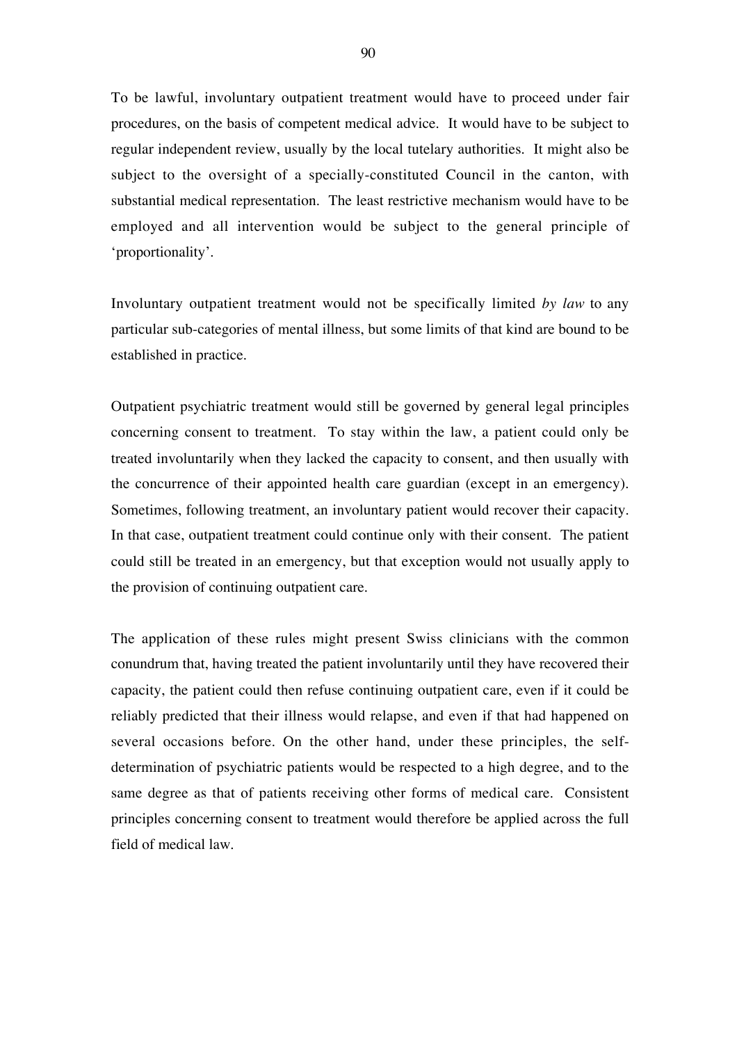To be lawful, involuntary outpatient treatment would have to proceed under fair procedures, on the basis of competent medical advice. It would have to be subject to regular independent review, usually by the local tutelary authorities. It might also be subject to the oversight of a specially-constituted Council in the canton, with substantial medical representation. The least restrictive mechanism would have to be employed and all intervention would be subject to the general principle of 'proportionality'.

Involuntary outpatient treatment would not be specifically limited *by law* to any particular sub-categories of mental illness, but some limits of that kind are bound to be established in practice.

Outpatient psychiatric treatment would still be governed by general legal principles concerning consent to treatment. To stay within the law, a patient could only be treated involuntarily when they lacked the capacity to consent, and then usually with the concurrence of their appointed health care guardian (except in an emergency). Sometimes, following treatment, an involuntary patient would recover their capacity. In that case, outpatient treatment could continue only with their consent. The patient could still be treated in an emergency, but that exception would not usually apply to the provision of continuing outpatient care.

The application of these rules might present Swiss clinicians with the common conundrum that, having treated the patient involuntarily until they have recovered their capacity, the patient could then refuse continuing outpatient care, even if it could be reliably predicted that their illness would relapse, and even if that had happened on several occasions before. On the other hand, under these principles, the self-determination of psychiatric patients would be respected to a high degree, and to the same degree as that of patients receiving other forms of medical care. Consistent principles concerning consent to treatment would therefore be applied across the full field of medical law.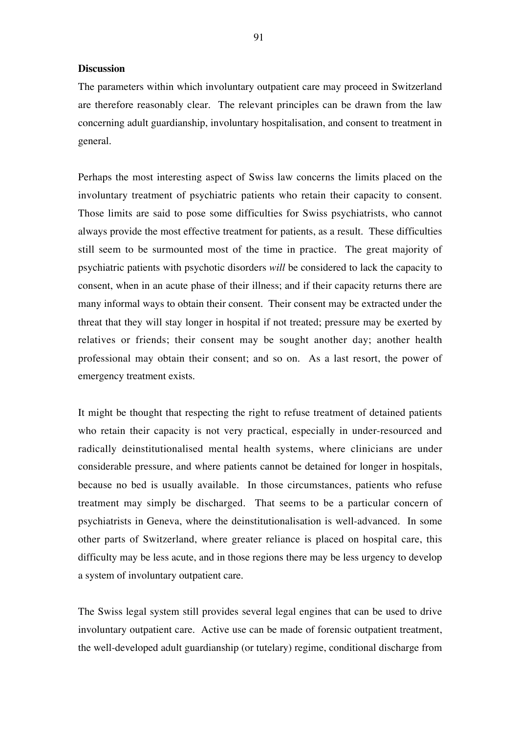**Discussion**

The parameters within which involuntary outpatient care may proceed in Switzerland are therefore reasonably clear. The relevant principles can be drawn from the law concerning adult guardianship, involuntary hospitalisation, and consent to treatment in general.

Perhaps the most interesting aspect of Swiss law concerns the limits placed on the involuntary treatment of psychiatric patients who retain their capacity to consent. Those limits are said to pose some difficulties for Swiss psychiatrists, who cannot always provide the most effective treatment for patients, as a result. These difficulties still seem to be surmounted most of the time in practice. The great majority of psychiatric patients with psychotic disorders *will* be considered to lack the capacity to consent, when in an acute phase of their illness; and if their capacity returns there are many informal ways to obtain their consent. Their consent may be extracted under the threat that they will stay longer in hospital if not treated; pressure may be exerted by relatives or friends; their consent may be sought another day; another health professional may obtain their consent; and so on. As a last resort, the power of emergency treatment exists.

It might be thought that respecting the right to refuse treatment of detained patients who retain their capacity is not very practical, especially in under-resourced and radically deinstitutionalised mental health systems, where clinicians are under considerable pressure, and where patients cannot be detained for longer in hospitals, because no bed is usually available. In those circumstances, patients who refuse treatment may simply be discharged. That seems to be a particular concern of psychiatrists in Geneva, where the deinstitutionalisation is well-advanced. In some other parts of Switzerland, where greater reliance is placed on hospital care, this difficulty may be less acute, and in those regions there may be less urgency to develop a system of involuntary outpatient care.

The Swiss legal system still provides several legal engines that can be used to drive involuntary outpatient care. Active use can be made of forensic outpatient treatment, the well-developed adult guardianship (or tutelary) regime, conditional discharge from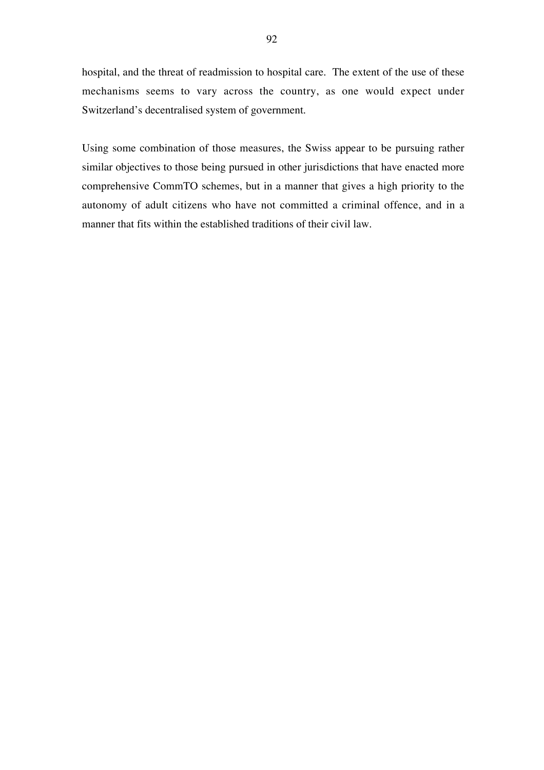hospital, and the threat of readmission to hospital care. The extent of the use of these mechanisms seems to vary across the country, as one would expect under Switzerland's decentralised system of government.

Using some combination of those measures, the Swiss appear to be pursuing rather similar objectives to those being pursued in other jurisdictions that have enacted more comprehensive CommTO schemes, but in a manner that gives a high priority to the autonomy of adult citizens who have not committed a criminal offence, and in a manner that fits within the established traditions of their civil law.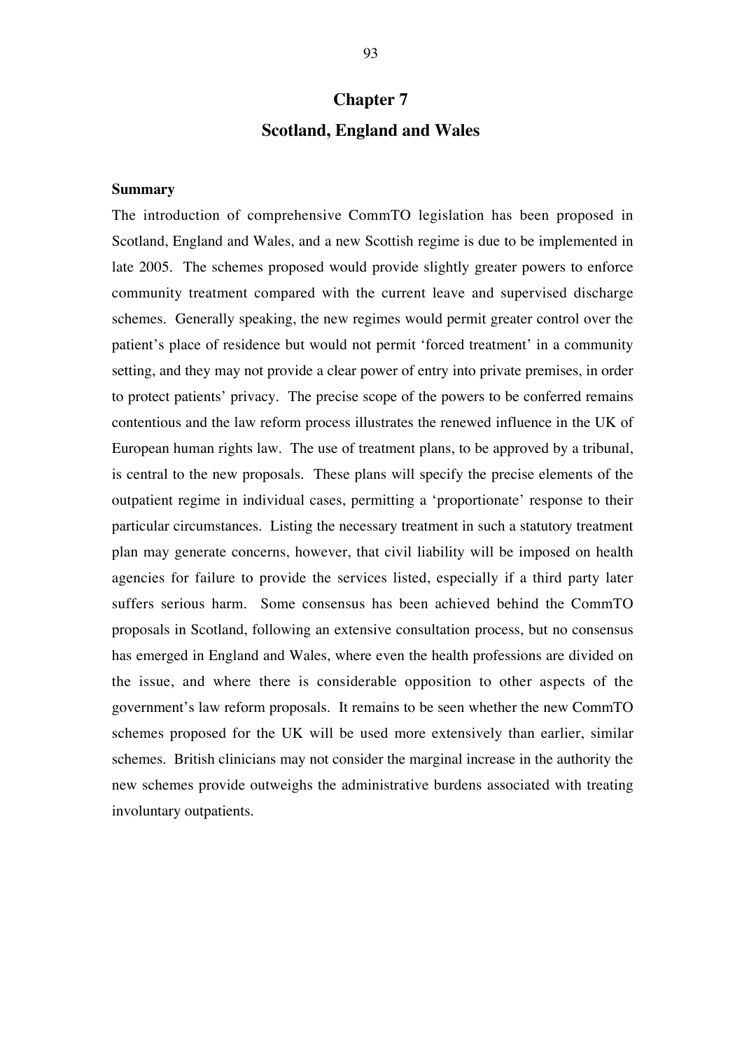# Chapter 7

# Scotland, England and Wales

**Summary**

The introduction of comprehensive CommTO legislation has been proposed in Scotland, England and Wales, and a new Scottish regime is due to be implemented in late 2005. The schemes proposed would provide slightly greater powers to enforce community treatment compared with the current leave and supervised discharge schemes. Generally speaking, the new regimes would permit greater control over the patient's place of residence but would not permit 'forced treatment' in a community setting, and they may not provide a clear power of entry into private premises, in order to protect patients' privacy. The precise scope of the powers to be conferred remains contentious and the law reform process illustrates the renewed influence in the UK of European human rights law. The use of treatment plans, to be approved by a tribunal, is central to the new proposals. These plans will specify the precise elements of the outpatient regime in individual cases, permitting a 'proportionate' response to their particular circumstances. Listing the necessary treatment in such a statutory treatment plan may generate concerns, however, that civil liability will be imposed on health agencies for failure to provide the services listed, especially if a third party later suffers serious harm. Some consensus has been achieved behind the CommTO proposals in Scotland, following an extensive consultation process, but no consensus has emerged in England and Wales, where even the health professions are divided on the issue, and where there is considerable opposition to other aspects of the government's law reform proposals. It remains to be seen whether the new CommTO schemes proposed for the UK will be used more extensively than earlier, similar schemes. British clinicians may not consider the marginal increase in the authority the new schemes provide outweighs the administrative burdens associated with treating involuntary outpatients.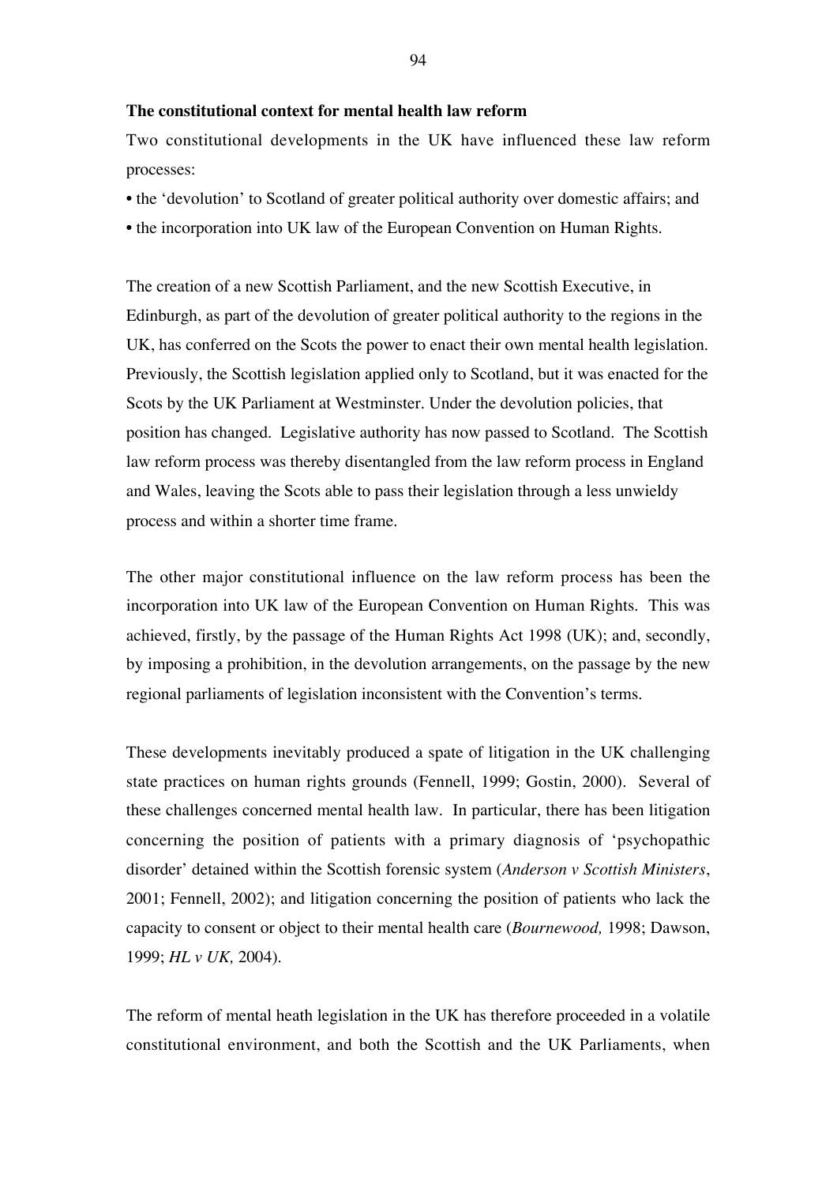**The constitutional context for mental health law reform**

Two constitutional developments in the UK have influenced these law reform processes:

- the 'devolution' to Scotland of greater political authority over domestic affairs; and
- the incorporation into UK law of the European Convention on Human Rights.

The creation of a new Scottish Parliament, and the new Scottish Executive, in Edinburgh, as part of the devolution of greater political authority to the regions in the UK, has conferred on the Scots the power to enact their own mental health legislation. Previously, the Scottish legislation applied only to Scotland, but it was enacted for the Scots by the UK Parliament at Westminster. Under the devolution policies, that position has changed. Legislative authority has now passed to Scotland. The Scottish law reform process was thereby disentangled from the law reform process in England and Wales, leaving the Scots able to pass their legislation through a less unwieldy process and within a shorter time frame.

The other major constitutional influence on the law reform process has been the incorporation into UK law of the European Convention on Human Rights. This was achieved, firstly, by the passage of the Human Rights Act 1998 (UK); and, secondly, by imposing a prohibition, in the devolution arrangements, on the passage by the new regional parliaments of legislation inconsistent with the Convention's terms.

These developments inevitably produced a spate of litigation in the UK challenging state practices on human rights grounds (Fennell, 1999; Gostin, 2000). Several of these challenges concerned mental health law. In particular, there has been litigation concerning the position of patients with a primary diagnosis of 'psychopathic disorder' detained within the Scottish forensic system (*Anderson v Scottish Ministers*, 2001; Fennell, 2002); and litigation concerning the position of patients who lack the capacity to consent or object to their mental health care (*Bournewood,* 1998; Dawson, 1999; *HL v UK,* 2004).

The reform of mental heath legislation in the UK has therefore proceeded in a volatile constitutional environment, and both the Scottish and the UK Parliaments, when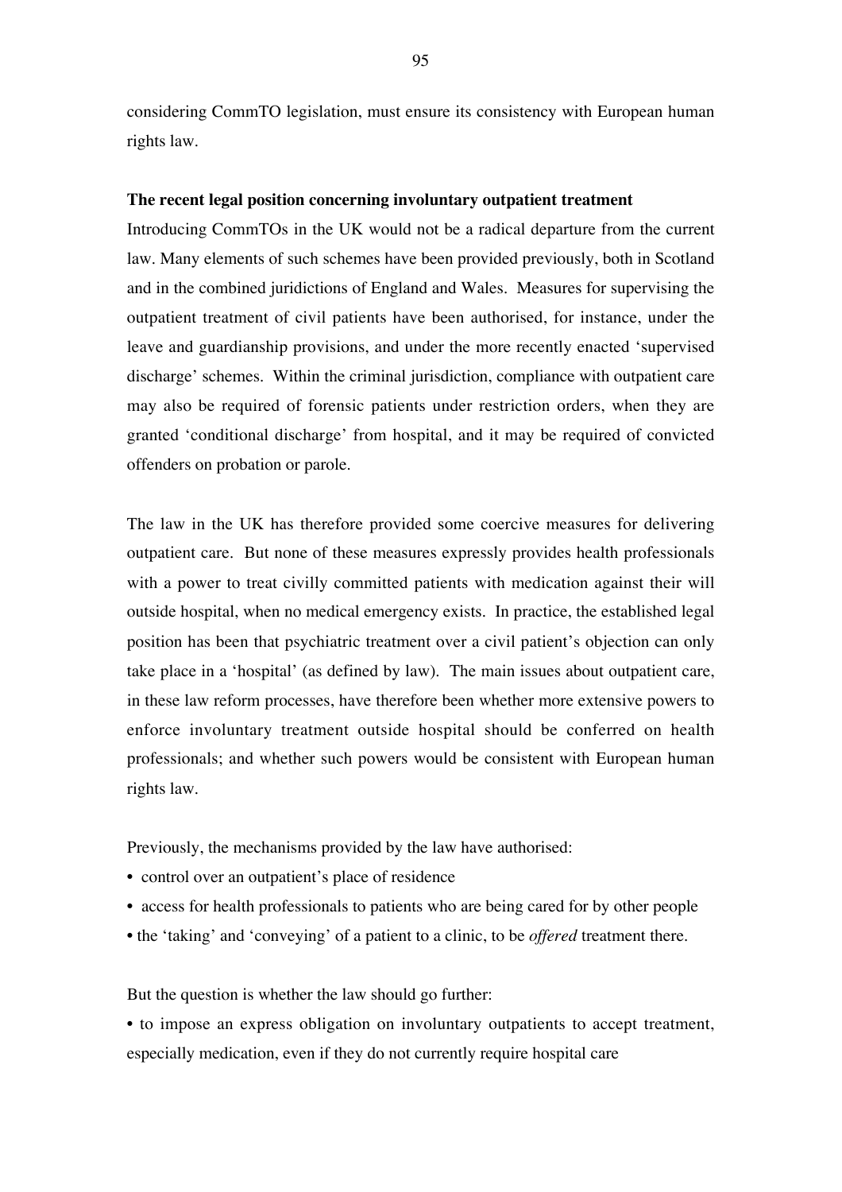considering CommTO legislation, must ensure its consistency with European human rights law.

**The recent legal position concerning involuntary outpatient treatment**

Introducing CommTOs in the UK would not be a radical departure from the current law. Many elements of such schemes have been provided previously, both in Scotland and in the combined juridictions of England and Wales. Measures for supervising the outpatient treatment of civil patients have been authorised, for instance, under the leave and guardianship provisions, and under the more recently enacted 'supervised discharge' schemes. Within the criminal jurisdiction, compliance with outpatient care may also be required of forensic patients under restriction orders, when they are granted 'conditional discharge' from hospital, and it may be required of convicted offenders on probation or parole.

The law in the UK has therefore provided some coercive measures for delivering outpatient care. But none of these measures expressly provides health professionals with a power to treat civilly committed patients with medication against their will outside hospital, when no medical emergency exists. In practice, the established legal position has been that psychiatric treatment over a civil patient's objection can only take place in a 'hospital' (as defined by law). The main issues about outpatient care, in these law reform processes, have therefore been whether more extensive powers to enforce involuntary treatment outside hospital should be conferred on health professionals; and whether such powers would be consistent with European human rights law.

Previously, the mechanisms provided by the law have authorised:

- control over an outpatient's place of residence
- access for health professionals to patients who are being cared for by other people
- the 'taking' and 'conveying' of a patient to a clinic, to be *offered* treatment there.

But the question is whether the law should go further:

- to impose an express obligation on involuntary outpatients to accept treatment, especially medication, even if they do not currently require hospital care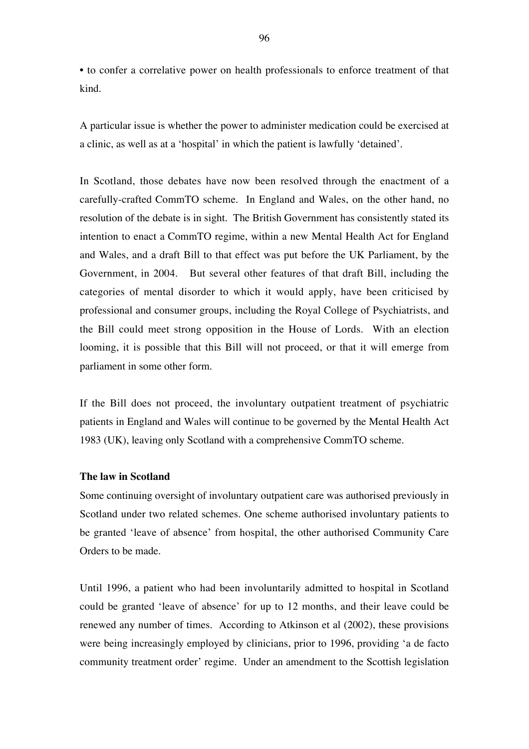• to confer a correlative power on health professionals to enforce treatment of that kind.

A particular issue is whether the power to administer medication could be exercised at a clinic, as well as at a 'hospital' in which the patient is lawfully 'detained'.

In Scotland, those debates have now been resolved through the enactment of a carefully-crafted CommTO scheme. In England and Wales, on the other hand, no resolution of the debate is in sight. The British Government has consistently stated its intention to enact a CommTO regime, within a new Mental Health Act for England and Wales, and a draft Bill to that effect was put before the UK Parliament, by the Government, in 2004. But several other features of that draft Bill, including the categories of mental disorder to which it would apply, have been criticised by professional and consumer groups, including the Royal College of Psychiatrists, and the Bill could meet strong opposition in the House of Lords. With an election looming, it is possible that this Bill will not proceed, or that it will emerge from parliament in some other form.

If the Bill does not proceed, the involuntary outpatient treatment of psychiatric patients in England and Wales will continue to be governed by the Mental Health Act 1983 (UK), leaving only Scotland with a comprehensive CommTO scheme.

**The law in Scotland**

Some continuing oversight of involuntary outpatient care was authorised previously in Scotland under two related schemes. One scheme authorised involuntary patients to be granted 'leave of absence' from hospital, the other authorised Community Care Orders to be made.

Until 1996, a patient who had been involuntarily admitted to hospital in Scotland could be granted 'leave of absence' for up to 12 months, and their leave could be renewed any number of times. According to Atkinson et al (2002), these provisions were being increasingly employed by clinicians, prior to 1996, providing 'a de facto community treatment order' regime. Under an amendment to the Scottish legislation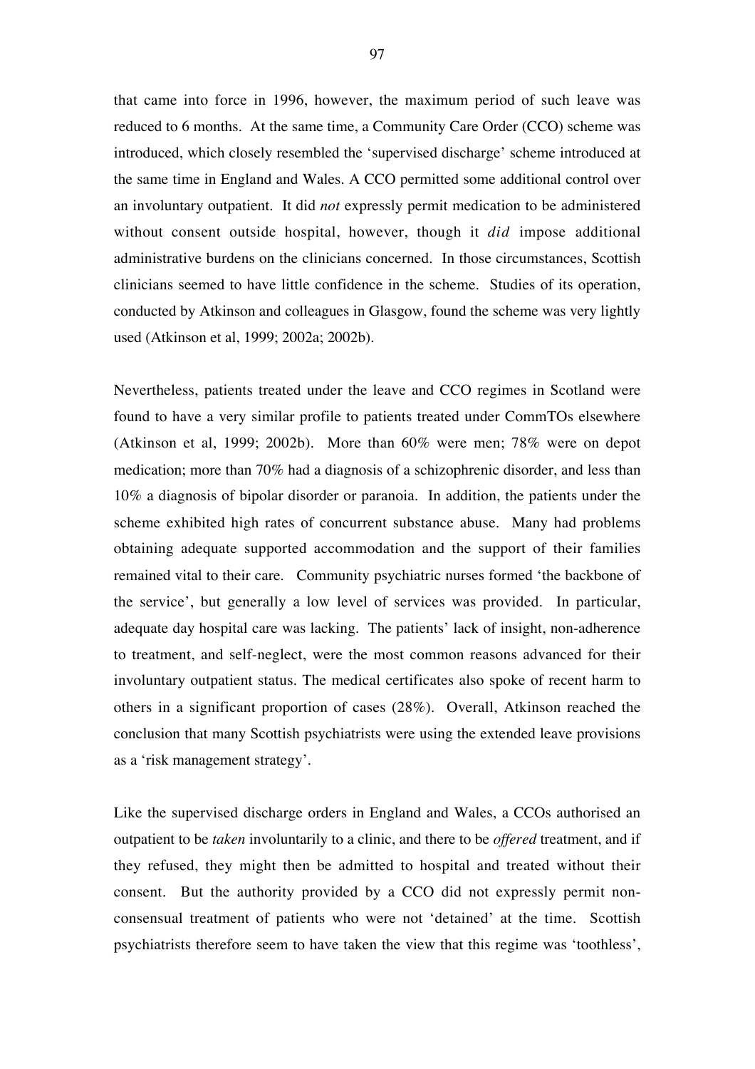that came into force in 1996, however, the maximum period of such leave was reduced to 6 months. At the same time, a Community Care Order (CCO) scheme was introduced, which closely resembled the 'supervised discharge' scheme introduced at the same time in England and Wales. A CCO permitted some additional control over an involuntary outpatient. It did *not* expressly permit medication to be administered without consent outside hospital, however, though it *did* impose additional administrative burdens on the clinicians concerned. In those circumstances, Scottish clinicians seemed to have little confidence in the scheme. Studies of its operation, conducted by Atkinson and colleagues in Glasgow, found the scheme was very lightly used (Atkinson et al, 1999; 2002a; 2002b).

Nevertheless, patients treated under the leave and CCO regimes in Scotland were found to have a very similar profile to patients treated under CommTOs elsewhere (Atkinson et al, 1999; 2002b). More than 60% were men; 78% were on depot medication; more than 70% had a diagnosis of a schizophrenic disorder, and less than 10% a diagnosis of bipolar disorder or paranoia. In addition, the patients under the scheme exhibited high rates of concurrent substance abuse. Many had problems obtaining adequate supported accommodation and the support of their families remained vital to their care. Community psychiatric nurses formed 'the backbone of the service', but generally a low level of services was provided. In particular, adequate day hospital care was lacking. The patients' lack of insight, non-adherence to treatment, and self-neglect, were the most common reasons advanced for their involuntary outpatient status. The medical certificates also spoke of recent harm to others in a significant proportion of cases (28%). Overall, Atkinson reached the conclusion that many Scottish psychiatrists were using the extended leave provisions as a 'risk management strategy'.

Like the supervised discharge orders in England and Wales, a CCOs authorised an outpatient to be *taken* involuntarily to a clinic, and there to be *offered* treatment, and if they refused, they might then be admitted to hospital and treated without their consent. But the authority provided by a CCO did not expressly permit non-consensual treatment of patients who were not 'detained' at the time. Scottish psychiatrists therefore seem to have taken the view that this regime was 'toothless',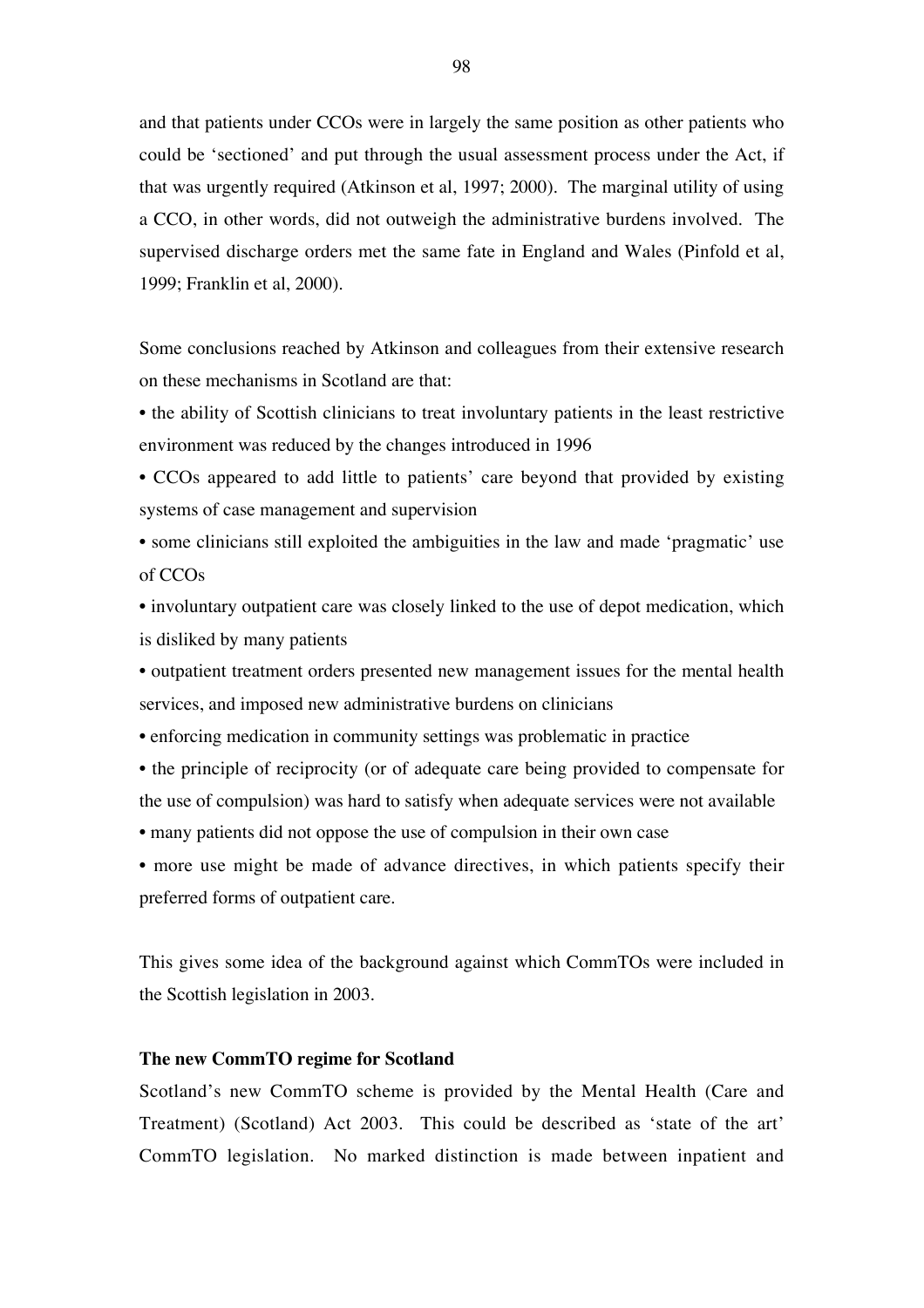and that patients under CCOs were in largely the same position as other patients who could be 'sectioned' and put through the usual assessment process under the Act, if that was urgently required (Atkinson et al, 1997; 2000). The marginal utility of using a CCO, in other words, did not outweigh the administrative burdens involved. The supervised discharge orders met the same fate in England and Wales (Pinfold et al, 1999; Franklin et al, 2000).

Some conclusions reached by Atkinson and colleagues from their extensive research on these mechanisms in Scotland are that:

- the ability of Scottish clinicians to treat involuntary patients in the least restrictive environment was reduced by the changes introduced in 1996
- CCOs appeared to add little to patients' care beyond that provided by existing systems of case management and supervision
- some clinicians still exploited the ambiguities in the law and made 'pragmatic' use of CCOs
- involuntary outpatient care was closely linked to the use of depot medication, which is disliked by many patients
- outpatient treatment orders presented new management issues for the mental health services, and imposed new administrative burdens on clinicians
- enforcing medication in community settings was problematic in practice
- the principle of reciprocity (or of adequate care being provided to compensate for the use of compulsion) was hard to satisfy when adequate services were not available
- many patients did not oppose the use of compulsion in their own case
- more use might be made of advance directives, in which patients specify their preferred forms of outpatient care.

This gives some idea of the background against which CommTOs were included in the Scottish legislation in 2003.

**The new CommTO regime for Scotland**

Scotland's new CommTO scheme is provided by the Mental Health (Care and Treatment) (Scotland) Act 2003. This could be described as 'state of the art' CommTO legislation. No marked distinction is made between inpatient and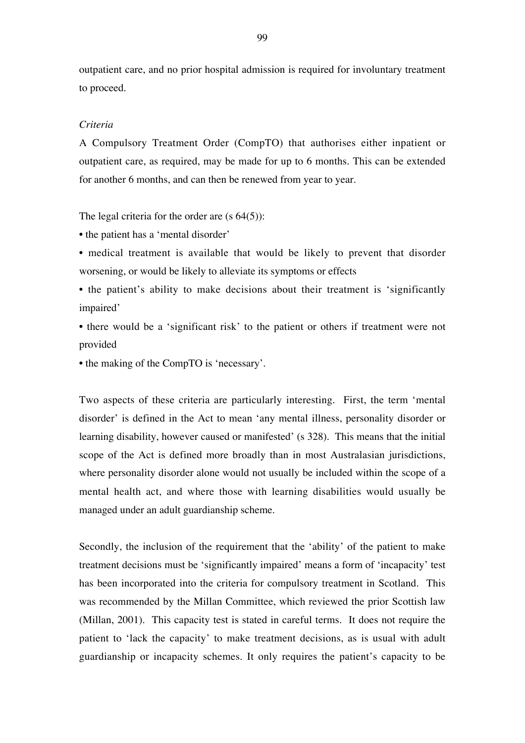outpatient care, and no prior hospital admission is required for involuntary treatment to proceed.

*Criteria*

A Compulsory Treatment Order (CompTO) that authorises either inpatient or outpatient care, as required, may be made for up to 6 months. This can be extended for another 6 months, and can then be renewed from year to year.

The legal criteria for the order are (s 64(5)):

- the patient has a 'mental disorder'
- medical treatment is available that would be likely to prevent that disorder worsening, or would be likely to alleviate its symptoms or effects
- the patient's ability to make decisions about their treatment is 'significantly impaired'
- there would be a 'significant risk' to the patient or others if treatment were not provided
- the making of the CompTO is 'necessary'.

Two aspects of these criteria are particularly interesting. First, the term 'mental disorder' is defined in the Act to mean 'any mental illness, personality disorder or learning disability, however caused or manifested' (s 328). This means that the initial scope of the Act is defined more broadly than in most Australasian jurisdictions, where personality disorder alone would not usually be included within the scope of a mental health act, and where those with learning disabilities would usually be managed under an adult guardianship scheme.

Secondly, the inclusion of the requirement that the 'ability' of the patient to make treatment decisions must be 'significantly impaired' means a form of 'incapacity' test has been incorporated into the criteria for compulsory treatment in Scotland. This was recommended by the Millan Committee, which reviewed the prior Scottish law (Millan, 2001). This capacity test is stated in careful terms. It does not require the patient to 'lack the capacity' to make treatment decisions, as is usual with adult guardianship or incapacity schemes. It only requires the patient's capacity to be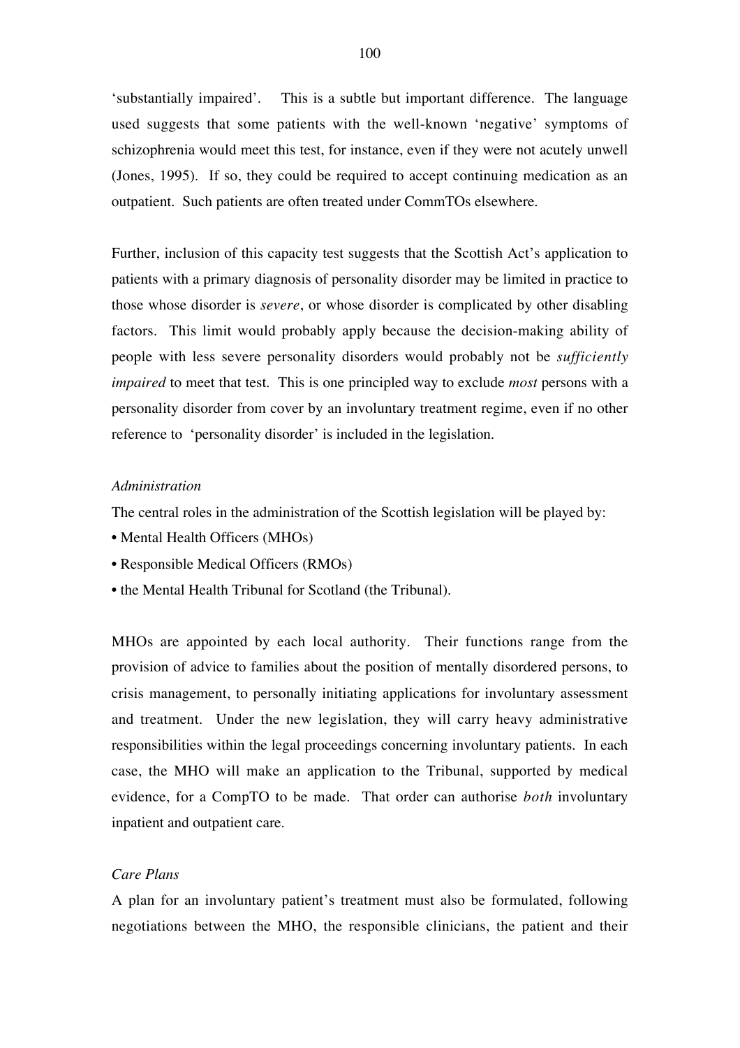'substantially impaired'. This is a subtle but important difference. The language used suggests that some patients with the well-known 'negative' symptoms of schizophrenia would meet this test, for instance, even if they were not acutely unwell (Jones, 1995). If so, they could be required to accept continuing medication as an outpatient. Such patients are often treated under CommTOs elsewhere.

Further, inclusion of this capacity test suggests that the Scottish Act's application to patients with a primary diagnosis of personality disorder may be limited in practice to those whose disorder is *severe*, or whose disorder is complicated by other disabling factors. This limit would probably apply because the decision-making ability of people with less severe personality disorders would probably not be *sufficiently impaired* to meet that test. This is one principled way to exclude *most* persons with a personality disorder from cover by an involuntary treatment regime, even if no other reference to 'personality disorder' is included in the legislation.

*Administration*

The central roles in the administration of the Scottish legislation will be played by:

- Mental Health Officers (MHOs)
- Responsible Medical Officers (RMOs)
- the Mental Health Tribunal for Scotland (the Tribunal).

MHOs are appointed by each local authority. Their functions range from the provision of advice to families about the position of mentally disordered persons, to crisis management, to personally initiating applications for involuntary assessment and treatment. Under the new legislation, they will carry heavy administrative responsibilities within the legal proceedings concerning involuntary patients. In each case, the MHO will make an application to the Tribunal, supported by medical evidence, for a CompTO to be made. That order can authorise *both* involuntary inpatient and outpatient care.

*Care Plans*

A plan for an involuntary patient's treatment must also be formulated, following negotiations between the MHO, the responsible clinicians, the patient and their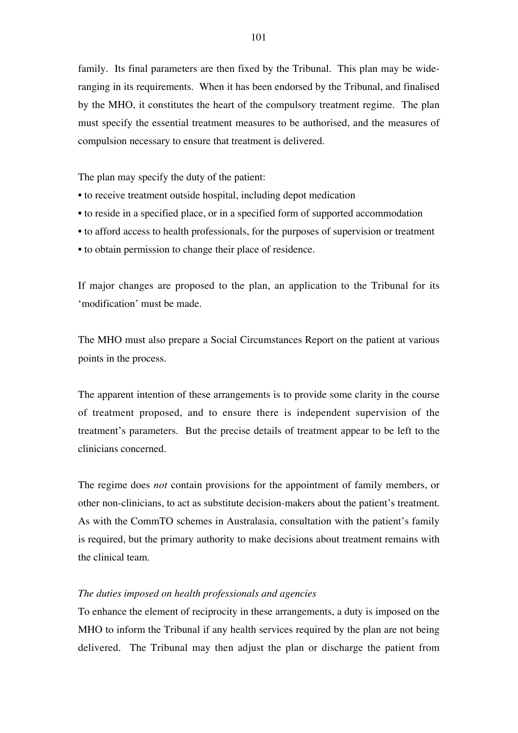family. Its final parameters are then fixed by the Tribunal. This plan may be wide-ranging in its requirements. When it has been endorsed by the Tribunal, and finalised by the MHO, it constitutes the heart of the compulsory treatment regime. The plan must specify the essential treatment measures to be authorised, and the measures of compulsion necessary to ensure that treatment is delivered.

The plan may specify the duty of the patient:

- to receive treatment outside hospital, including depot medication
- to reside in a specified place, or in a specified form of supported accommodation
- to afford access to health professionals, for the purposes of supervision or treatment
- to obtain permission to change their place of residence.

If major changes are proposed to the plan, an application to the Tribunal for its 'modification' must be made.

The MHO must also prepare a Social Circumstances Report on the patient at various points in the process.

The apparent intention of these arrangements is to provide some clarity in the course of treatment proposed, and to ensure there is independent supervision of the treatment's parameters. But the precise details of treatment appear to be left to the clinicians concerned.

The regime does *not* contain provisions for the appointment of family members, or other non-clinicians, to act as substitute decision-makers about the patient's treatment. As with the CommTO schemes in Australasia, consultation with the patient's family is required, but the primary authority to make decisions about treatment remains with the clinical team.

*The duties imposed on health professionals and agencies*

To enhance the element of reciprocity in these arrangements, a duty is imposed on the MHO to inform the Tribunal if any health services required by the plan are not being delivered. The Tribunal may then adjust the plan or discharge the patient from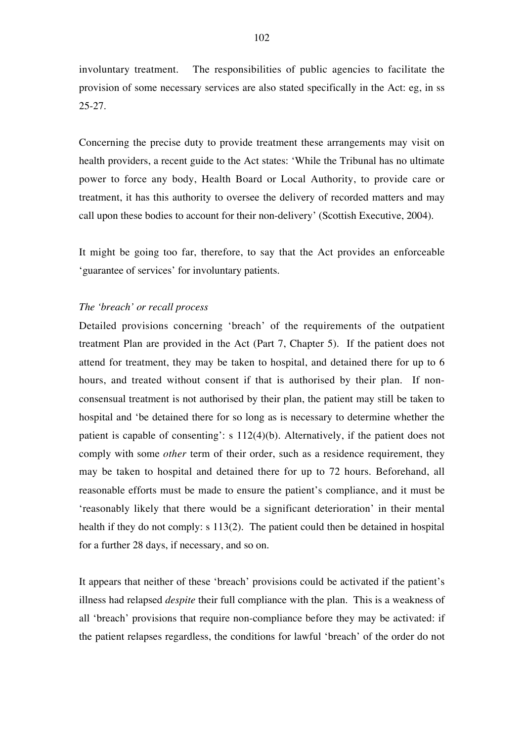involuntary treatment. The responsibilities of public agencies to facilitate the provision of some necessary services are also stated specifically in the Act: eg, in ss 25-27.

Concerning the precise duty to provide treatment these arrangements may visit on health providers, a recent guide to the Act states: 'While the Tribunal has no ultimate power to force any body, Health Board or Local Authority, to provide care or treatment, it has this authority to oversee the delivery of recorded matters and may call upon these bodies to account for their non-delivery' (Scottish Executive, 2004).

It might be going too far, therefore, to say that the Act provides an enforceable 'guarantee of services' for involuntary patients.

*The 'breach' or recall process*

Detailed provisions concerning 'breach' of the requirements of the outpatient treatment Plan are provided in the Act (Part 7, Chapter 5). If the patient does not attend for treatment, they may be taken to hospital, and detained there for up to 6 hours, and treated without consent if that is authorised by their plan. If non-consensual treatment is not authorised by their plan, the patient may still be taken to hospital and 'be detained there for so long as is necessary to determine whether the patient is capable of consenting': s 112(4)(b). Alternatively, if the patient does not comply with some *other* term of their order, such as a residence requirement, they may be taken to hospital and detained there for up to 72 hours. Beforehand, all reasonable efforts must be made to ensure the patient's compliance, and it must be 'reasonably likely that there would be a significant deterioration' in their mental health if they do not comply: s 113(2). The patient could then be detained in hospital for a further 28 days, if necessary, and so on.

It appears that neither of these 'breach' provisions could be activated if the patient's illness had relapsed *despite* their full compliance with the plan. This is a weakness of all 'breach' provisions that require non-compliance before they may be activated: if the patient relapses regardless, the conditions for lawful 'breach' of the order do not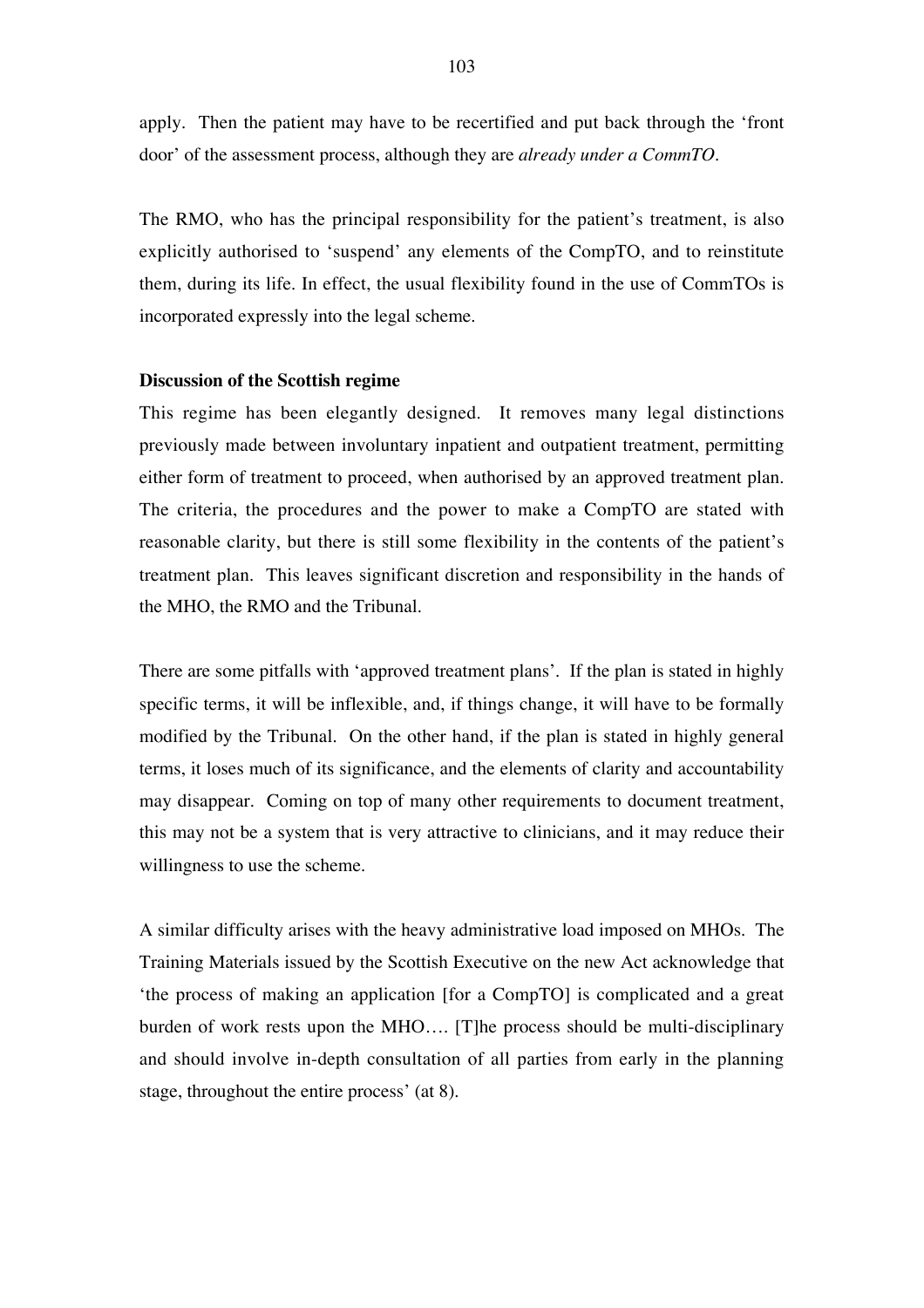apply. Then the patient may have to be recertified and put back through the 'front door' of the assessment process, although they are *already under a CommTO*.

The RMO, who has the principal responsibility for the patient's treatment, is also explicitly authorised to 'suspend' any elements of the CompTO, and to reinstitute them, during its life. In effect, the usual flexibility found in the use of CommTOs is incorporated expressly into the legal scheme.

**Discussion of the Scottish regime**

This regime has been elegantly designed. It removes many legal distinctions previously made between involuntary inpatient and outpatient treatment, permitting either form of treatment to proceed, when authorised by an approved treatment plan. The criteria, the procedures and the power to make a CompTO are stated with reasonable clarity, but there is still some flexibility in the contents of the patient's treatment plan. This leaves significant discretion and responsibility in the hands of the MHO, the RMO and the Tribunal.

There are some pitfalls with 'approved treatment plans'. If the plan is stated in highly specific terms, it will be inflexible, and, if things change, it will have to be formally modified by the Tribunal. On the other hand, if the plan is stated in highly general terms, it loses much of its significance, and the elements of clarity and accountability may disappear. Coming on top of many other requirements to document treatment, this may not be a system that is very attractive to clinicians, and it may reduce their willingness to use the scheme.

A similar difficulty arises with the heavy administrative load imposed on MHOs. The Training Materials issued by the Scottish Executive on the new Act acknowledge that 'the process of making an application [for a CompTO] is complicated and a great burden of work rests upon the MHO…. [T]he process should be multi-disciplinary and should involve in-depth consultation of all parties from early in the planning stage, throughout the entire process' (at 8).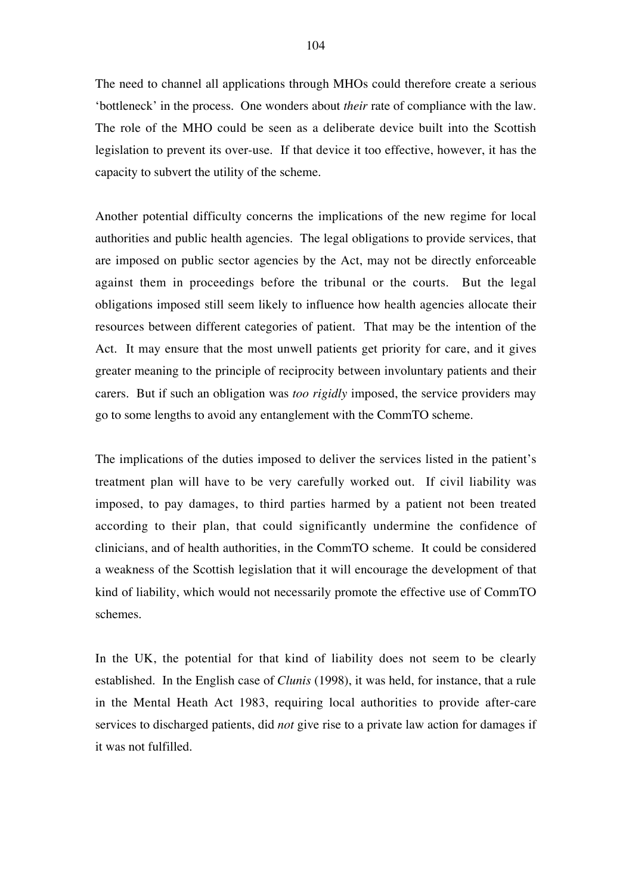The need to channel all applications through MHOs could therefore create a serious 'bottleneck' in the process. One wonders about *their* rate of compliance with the law. The role of the MHO could be seen as a deliberate device built into the Scottish legislation to prevent its over-use. If that device it too effective, however, it has the capacity to subvert the utility of the scheme.

Another potential difficulty concerns the implications of the new regime for local authorities and public health agencies. The legal obligations to provide services, that are imposed on public sector agencies by the Act, may not be directly enforceable against them in proceedings before the tribunal or the courts. But the legal obligations imposed still seem likely to influence how health agencies allocate their resources between different categories of patient. That may be the intention of the Act. It may ensure that the most unwell patients get priority for care, and it gives greater meaning to the principle of reciprocity between involuntary patients and their carers. But if such an obligation was *too rigidly* imposed, the service providers may go to some lengths to avoid any entanglement with the CommTO scheme.

The implications of the duties imposed to deliver the services listed in the patient's treatment plan will have to be very carefully worked out. If civil liability was imposed, to pay damages, to third parties harmed by a patient not been treated according to their plan, that could significantly undermine the confidence of clinicians, and of health authorities, in the CommTO scheme. It could be considered a weakness of the Scottish legislation that it will encourage the development of that kind of liability, which would not necessarily promote the effective use of CommTO schemes.

In the UK, the potential for that kind of liability does not seem to be clearly established. In the English case of *Clunis* (1998), it was held, for instance, that a rule in the Mental Heath Act 1983, requiring local authorities to provide after-care services to discharged patients, did *not* give rise to a private law action for damages if it was not fulfilled.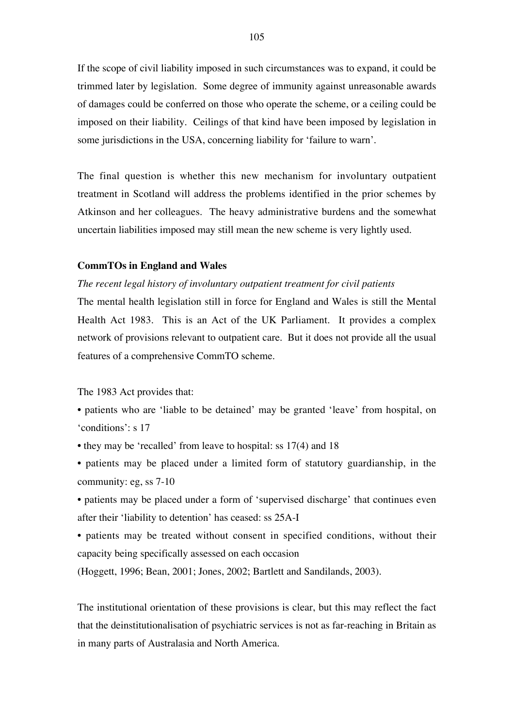If the scope of civil liability imposed in such circumstances was to expand, it could be trimmed later by legislation. Some degree of immunity against unreasonable awards of damages could be conferred on those who operate the scheme, or a ceiling could be imposed on their liability. Ceilings of that kind have been imposed by legislation in some jurisdictions in the USA, concerning liability for 'failure to warn'.

The final question is whether this new mechanism for involuntary outpatient treatment in Scotland will address the problems identified in the prior schemes by Atkinson and her colleagues. The heavy administrative burdens and the somewhat uncertain liabilities imposed may still mean the new scheme is very lightly used.

**CommTOs in England and Wales**

*The recent legal history of involuntary outpatient treatment for civil patients*

The mental health legislation still in force for England and Wales is still the Mental Health Act 1983. This is an Act of the UK Parliament. It provides a complex network of provisions relevant to outpatient care. But it does not provide all the usual features of a comprehensive CommTO scheme.

The 1983 Act provides that:

- patients who are 'liable to be detained' may be granted 'leave' from hospital, on 'conditions': s 17
- they may be 'recalled' from leave to hospital: ss 17(4) and 18
- patients may be placed under a limited form of statutory guardianship, in the community: eg, ss 7-10
- patients may be placed under a form of 'supervised discharge' that continues even after their 'liability to detention' has ceased: ss 25A-I
- patients may be treated without consent in specified conditions, without their capacity being specifically assessed on each occasion

(Hoggett, 1996; Bean, 2001; Jones, 2002; Bartlett and Sandilands, 2003).

The institutional orientation of these provisions is clear, but this may reflect the fact that the deinstitutionalisation of psychiatric services is not as far-reaching in Britain as in many parts of Australasia and North America.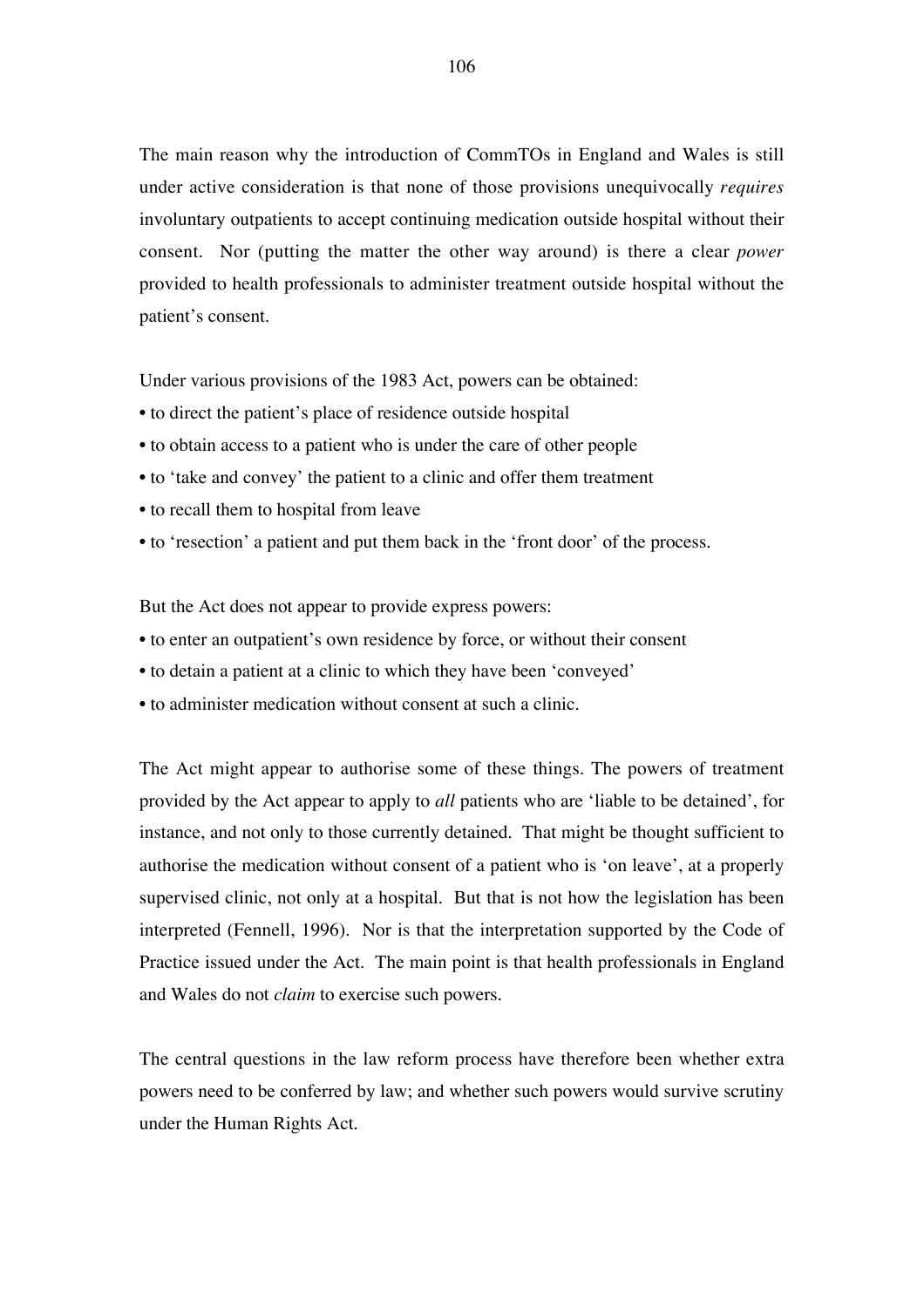The main reason why the introduction of CommTOs in England and Wales is still under active consideration is that none of those provisions unequivocally *requires* involuntary outpatients to accept continuing medication outside hospital without their consent. Nor (putting the matter the other way around) is there a clear *power* provided to health professionals to administer treatment outside hospital without the patient's consent.

Under various provisions of the 1983 Act, powers can be obtained:

- to direct the patient's place of residence outside hospital
- to obtain access to a patient who is under the care of other people
- to 'take and convey' the patient to a clinic and offer them treatment
- to recall them to hospital from leave
- to 'resection' a patient and put them back in the 'front door' of the process.

But the Act does not appear to provide express powers:

- to enter an outpatient's own residence by force, or without their consent
- to detain a patient at a clinic to which they have been 'conveyed'
- to administer medication without consent at such a clinic.

The Act might appear to authorise some of these things. The powers of treatment provided by the Act appear to apply to *all* patients who are 'liable to be detained', for instance, and not only to those currently detained. That might be thought sufficient to authorise the medication without consent of a patient who is 'on leave', at a properly supervised clinic, not only at a hospital. But that is not how the legislation has been interpreted (Fennell, 1996). Nor is that the interpretation supported by the Code of Practice issued under the Act. The main point is that health professionals in England and Wales do not *claim* to exercise such powers.

The central questions in the law reform process have therefore been whether extra powers need to be conferred by law; and whether such powers would survive scrutiny under the Human Rights Act.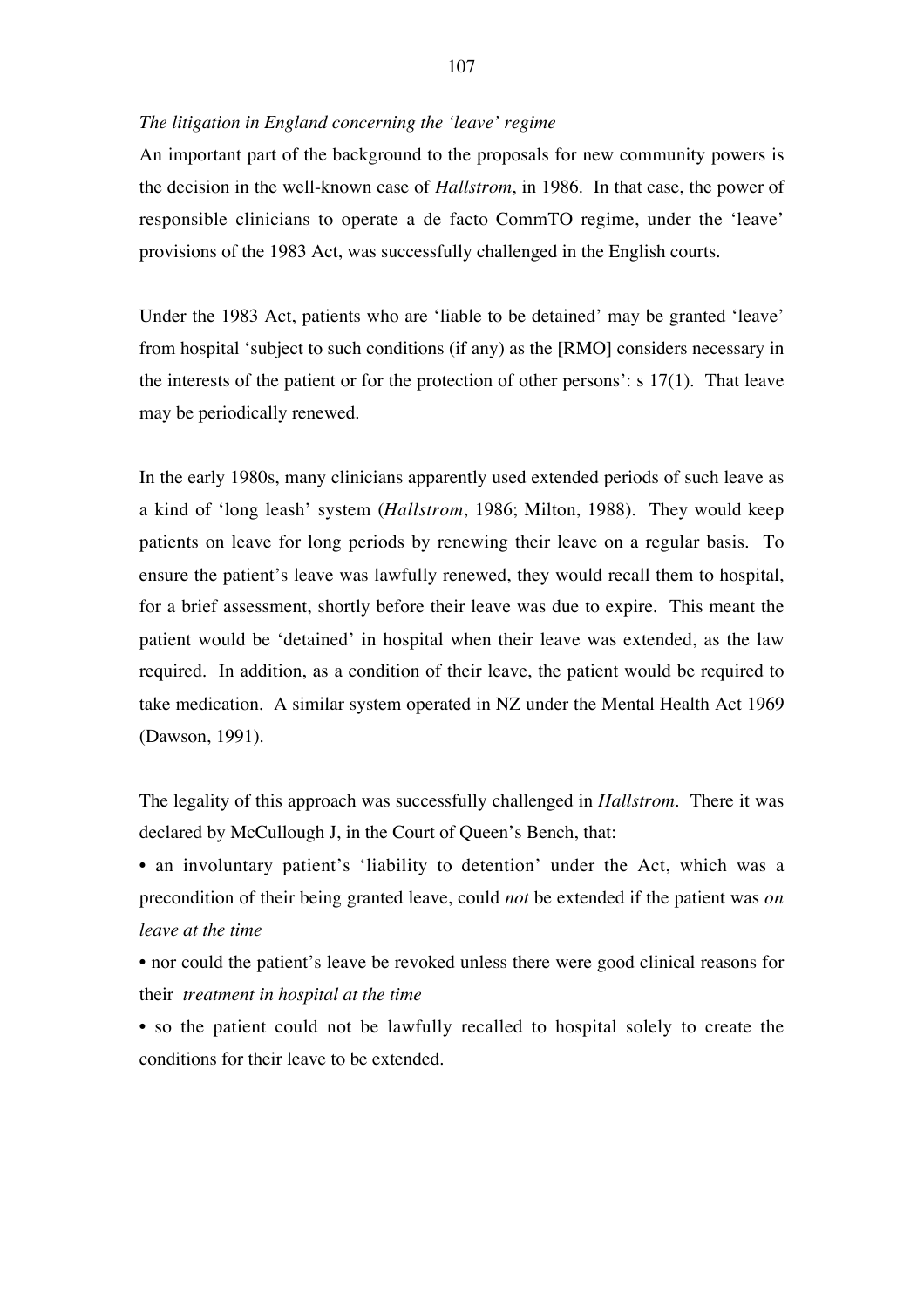*The litigation in England concerning the 'leave' regime*

An important part of the background to the proposals for new community powers is the decision in the well-known case of *Hallstrom*, in 1986. In that case, the power of responsible clinicians to operate a de facto CommTO regime, under the 'leave' provisions of the 1983 Act, was successfully challenged in the English courts.

Under the 1983 Act, patients who are 'liable to be detained' may be granted 'leave' from hospital 'subject to such conditions (if any) as the [RMO] considers necessary in the interests of the patient or for the protection of other persons': s 17(1). That leave may be periodically renewed.

In the early 1980s, many clinicians apparently used extended periods of such leave as a kind of 'long leash' system (*Hallstrom*, 1986; Milton, 1988). They would keep patients on leave for long periods by renewing their leave on a regular basis. To ensure the patient's leave was lawfully renewed, they would recall them to hospital, for a brief assessment, shortly before their leave was due to expire. This meant the patient would be 'detained' in hospital when their leave was extended, as the law required. In addition, as a condition of their leave, the patient would be required to take medication. A similar system operated in NZ under the Mental Health Act 1969 (Dawson, 1991).

The legality of this approach was successfully challenged in *Hallstrom*. There it was declared by McCullough J, in the Court of Queen's Bench, that:

- an involuntary patient's 'liability to detention' under the Act, which was a precondition of their being granted leave, could *not* be extended if the patient was *on leave at the time*
- nor could the patient's leave be revoked unless there were good clinical reasons for their *treatment in hospital at the time*
- so the patient could not be lawfully recalled to hospital solely to create the conditions for their leave to be extended.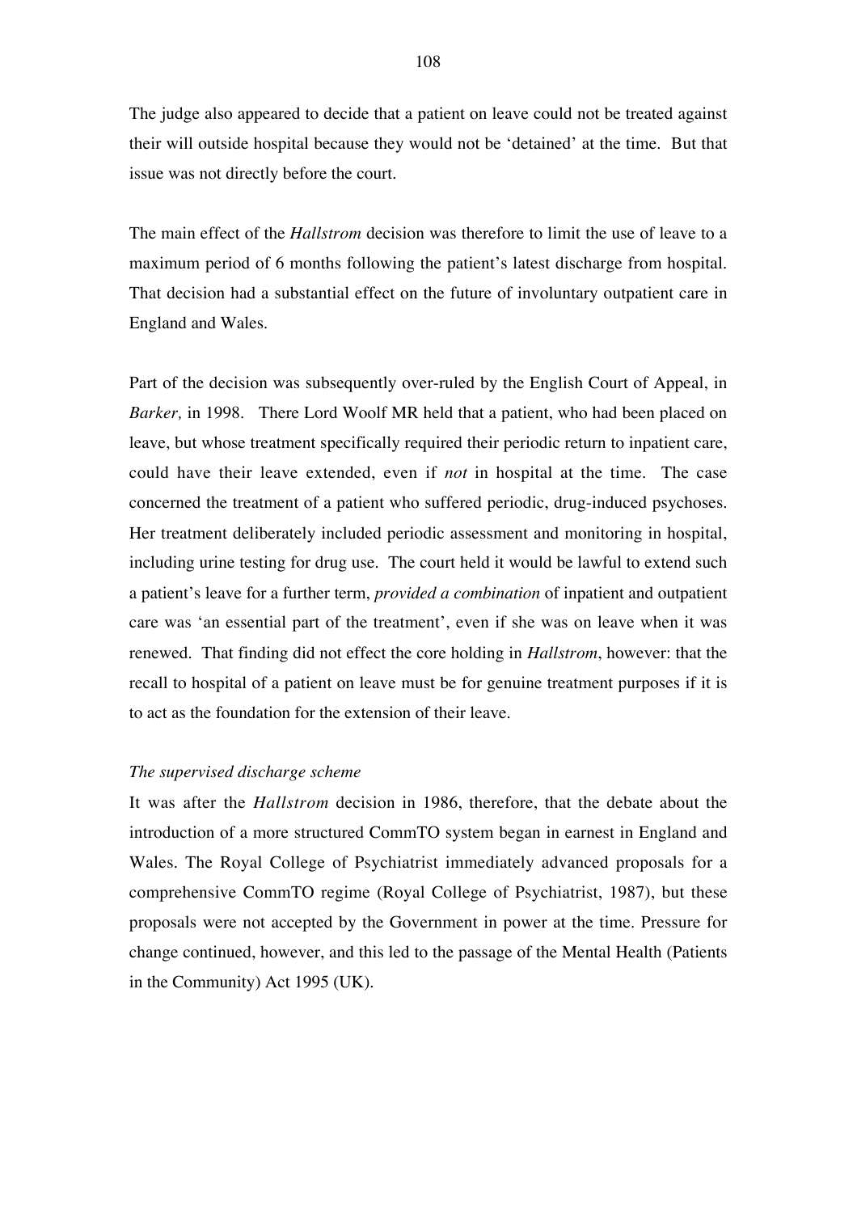The judge also appeared to decide that a patient on leave could not be treated against their will outside hospital because they would not be 'detained' at the time. But that issue was not directly before the court.

The main effect of the *Hallstrom* decision was therefore to limit the use of leave to a maximum period of 6 months following the patient's latest discharge from hospital. That decision had a substantial effect on the future of involuntary outpatient care in England and Wales.

Part of the decision was subsequently over-ruled by the English Court of Appeal, in *Barker,* in 1998. There Lord Woolf MR held that a patient, who had been placed on leave, but whose treatment specifically required their periodic return to inpatient care, could have their leave extended, even if *not* in hospital at the time. The case concerned the treatment of a patient who suffered periodic, drug-induced psychoses. Her treatment deliberately included periodic assessment and monitoring in hospital, including urine testing for drug use. The court held it would be lawful to extend such a patient's leave for a further term, *provided a combination* of inpatient and outpatient care was 'an essential part of the treatment', even if she was on leave when it was renewed. That finding did not effect the core holding in *Hallstrom*, however: that the recall to hospital of a patient on leave must be for genuine treatment purposes if it is to act as the foundation for the extension of their leave.

*The supervised discharge scheme*

It was after the *Hallstrom* decision in 1986, therefore, that the debate about the introduction of a more structured CommTO system began in earnest in England and Wales. The Royal College of Psychiatrist immediately advanced proposals for a comprehensive CommTO regime (Royal College of Psychiatrist, 1987), but these proposals were not accepted by the Government in power at the time. Pressure for change continued, however, and this led to the passage of the Mental Health (Patients in the Community) Act 1995 (UK).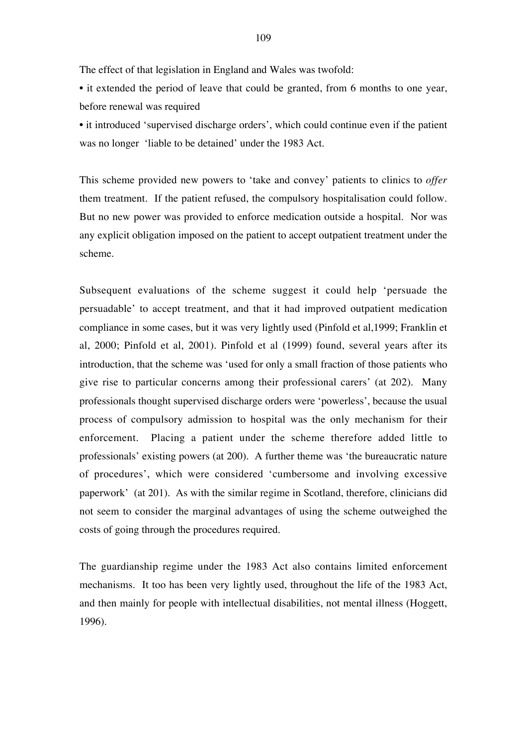The effect of that legislation in England and Wales was twofold:

- it extended the period of leave that could be granted, from 6 months to one year, before renewal was required
- it introduced 'supervised discharge orders', which could continue even if the patient was no longer 'liable to be detained' under the 1983 Act.

This scheme provided new powers to 'take and convey' patients to clinics to *offer* them treatment. If the patient refused, the compulsory hospitalisation could follow. But no new power was provided to enforce medication outside a hospital. Nor was any explicit obligation imposed on the patient to accept outpatient treatment under the scheme.

Subsequent evaluations of the scheme suggest it could help 'persuade the persuadable' to accept treatment, and that it had improved outpatient medication compliance in some cases, but it was very lightly used (Pinfold et al,1999; Franklin et al, 2000; Pinfold et al, 2001). Pinfold et al (1999) found, several years after its introduction, that the scheme was 'used for only a small fraction of those patients who give rise to particular concerns among their professional carers' (at 202). Many professionals thought supervised discharge orders were 'powerless', because the usual process of compulsory admission to hospital was the only mechanism for their enforcement. Placing a patient under the scheme therefore added little to professionals' existing powers (at 200). A further theme was 'the bureaucratic nature of procedures', which were considered 'cumbersome and involving excessive paperwork' (at 201). As with the similar regime in Scotland, therefore, clinicians did not seem to consider the marginal advantages of using the scheme outweighed the costs of going through the procedures required.

The guardianship regime under the 1983 Act also contains limited enforcement mechanisms. It too has been very lightly used, throughout the life of the 1983 Act, and then mainly for people with intellectual disabilities, not mental illness (Hoggett, 1996).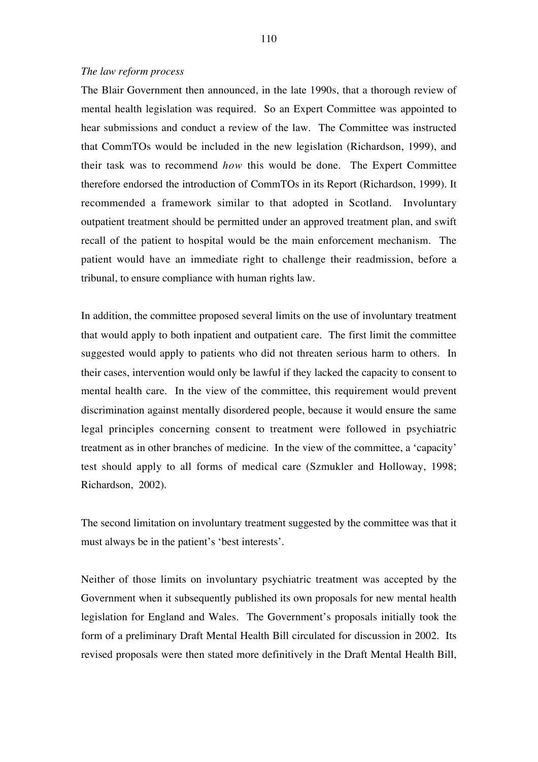*The law reform process*

The Blair Government then announced, in the late 1990s, that a thorough review of mental health legislation was required. So an Expert Committee was appointed to hear submissions and conduct a review of the law. The Committee was instructed that CommTOs would be included in the new legislation (Richardson, 1999), and their task was to recommend *how* this would be done. The Expert Committee therefore endorsed the introduction of CommTOs in its Report (Richardson, 1999). It recommended a framework similar to that adopted in Scotland. Involuntary outpatient treatment should be permitted under an approved treatment plan, and swift recall of the patient to hospital would be the main enforcement mechanism. The patient would have an immediate right to challenge their readmission, before a tribunal, to ensure compliance with human rights law.

In addition, the committee proposed several limits on the use of involuntary treatment that would apply to both inpatient and outpatient care. The first limit the committee suggested would apply to patients who did not threaten serious harm to others. In their cases, intervention would only be lawful if they lacked the capacity to consent to mental health care. In the view of the committee, this requirement would prevent discrimination against mentally disordered people, because it would ensure the same legal principles concerning consent to treatment were followed in psychiatric treatment as in other branches of medicine. In the view of the committee, a 'capacity' test should apply to all forms of medical care (Szmukler and Holloway, 1998; Richardson, 2002).

The second limitation on involuntary treatment suggested by the committee was that it must always be in the patient's 'best interests'.

Neither of those limits on involuntary psychiatric treatment was accepted by the Government when it subsequently published its own proposals for new mental health legislation for England and Wales. The Government's proposals initially took the form of a preliminary Draft Mental Health Bill circulated for discussion in 2002. Its revised proposals were then stated more definitively in the Draft Mental Health Bill,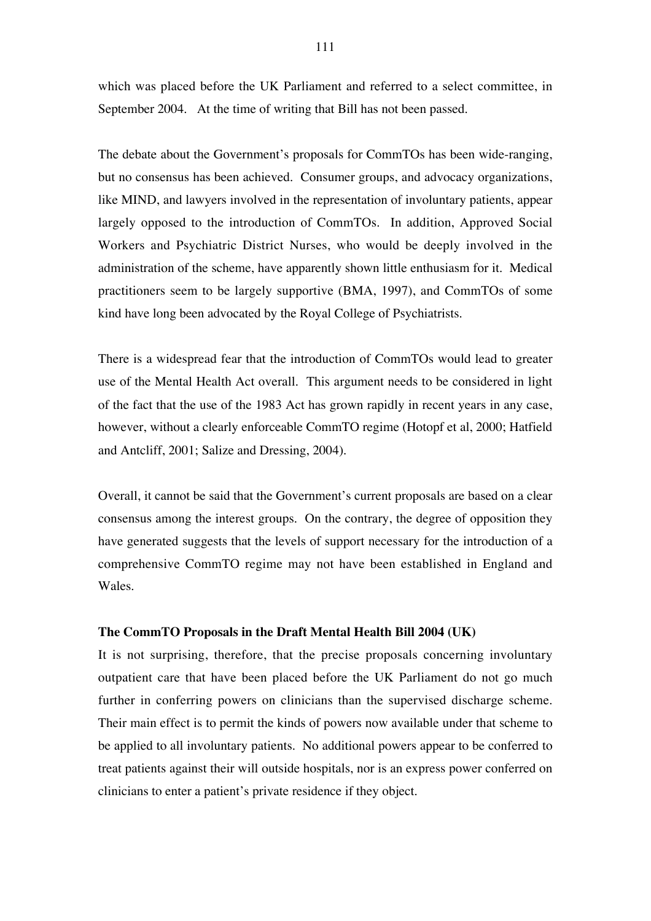which was placed before the UK Parliament and referred to a select committee, in September 2004. At the time of writing that Bill has not been passed.

The debate about the Government's proposals for CommTOs has been wide-ranging, but no consensus has been achieved. Consumer groups, and advocacy organizations, like MIND, and lawyers involved in the representation of involuntary patients, appear largely opposed to the introduction of CommTOs. In addition, Approved Social Workers and Psychiatric District Nurses, who would be deeply involved in the administration of the scheme, have apparently shown little enthusiasm for it. Medical practitioners seem to be largely supportive (BMA, 1997), and CommTOs of some kind have long been advocated by the Royal College of Psychiatrists.

There is a widespread fear that the introduction of CommTOs would lead to greater use of the Mental Health Act overall. This argument needs to be considered in light of the fact that the use of the 1983 Act has grown rapidly in recent years in any case, however, without a clearly enforceable CommTO regime (Hotopf et al, 2000; Hatfield and Antcliff, 2001; Salize and Dressing, 2004).

Overall, it cannot be said that the Government's current proposals are based on a clear consensus among the interest groups. On the contrary, the degree of opposition they have generated suggests that the levels of support necessary for the introduction of a comprehensive CommTO regime may not have been established in England and Wales.

**The CommTO Proposals in the Draft Mental Health Bill 2004 (UK)**

It is not surprising, therefore, that the precise proposals concerning involuntary outpatient care that have been placed before the UK Parliament do not go much further in conferring powers on clinicians than the supervised discharge scheme. Their main effect is to permit the kinds of powers now available under that scheme to be applied to all involuntary patients. No additional powers appear to be conferred to treat patients against their will outside hospitals, nor is an express power conferred on clinicians to enter a patient's private residence if they object.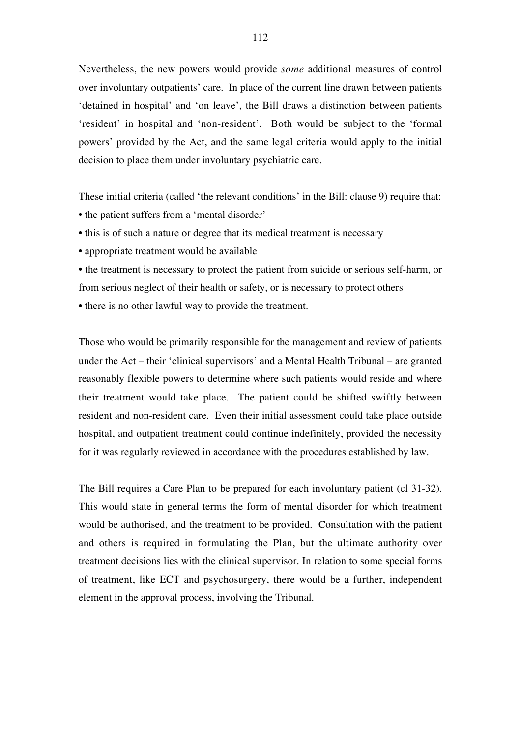Nevertheless, the new powers would provide *some* additional measures of control over involuntary outpatients' care. In place of the current line drawn between patients 'detained in hospital' and 'on leave', the Bill draws a distinction between patients 'resident' in hospital and 'non-resident'. Both would be subject to the 'formal powers' provided by the Act, and the same legal criteria would apply to the initial decision to place them under involuntary psychiatric care.

These initial criteria (called 'the relevant conditions' in the Bill: clause 9) require that:

- the patient suffers from a 'mental disorder'
- this is of such a nature or degree that its medical treatment is necessary
- appropriate treatment would be available
- the treatment is necessary to protect the patient from suicide or serious self-harm, or from serious neglect of their health or safety, or is necessary to protect others
- there is no other lawful way to provide the treatment.

Those who would be primarily responsible for the management and review of patients under the Act – their 'clinical supervisors' and a Mental Health Tribunal – are granted reasonably flexible powers to determine where such patients would reside and where their treatment would take place. The patient could be shifted swiftly between resident and non-resident care. Even their initial assessment could take place outside hospital, and outpatient treatment could continue indefinitely, provided the necessity for it was regularly reviewed in accordance with the procedures established by law.

The Bill requires a Care Plan to be prepared for each involuntary patient (cl 31-32). This would state in general terms the form of mental disorder for which treatment would be authorised, and the treatment to be provided. Consultation with the patient and others is required in formulating the Plan, but the ultimate authority over treatment decisions lies with the clinical supervisor. In relation to some special forms of treatment, like ECT and psychosurgery, there would be a further, independent element in the approval process, involving the Tribunal.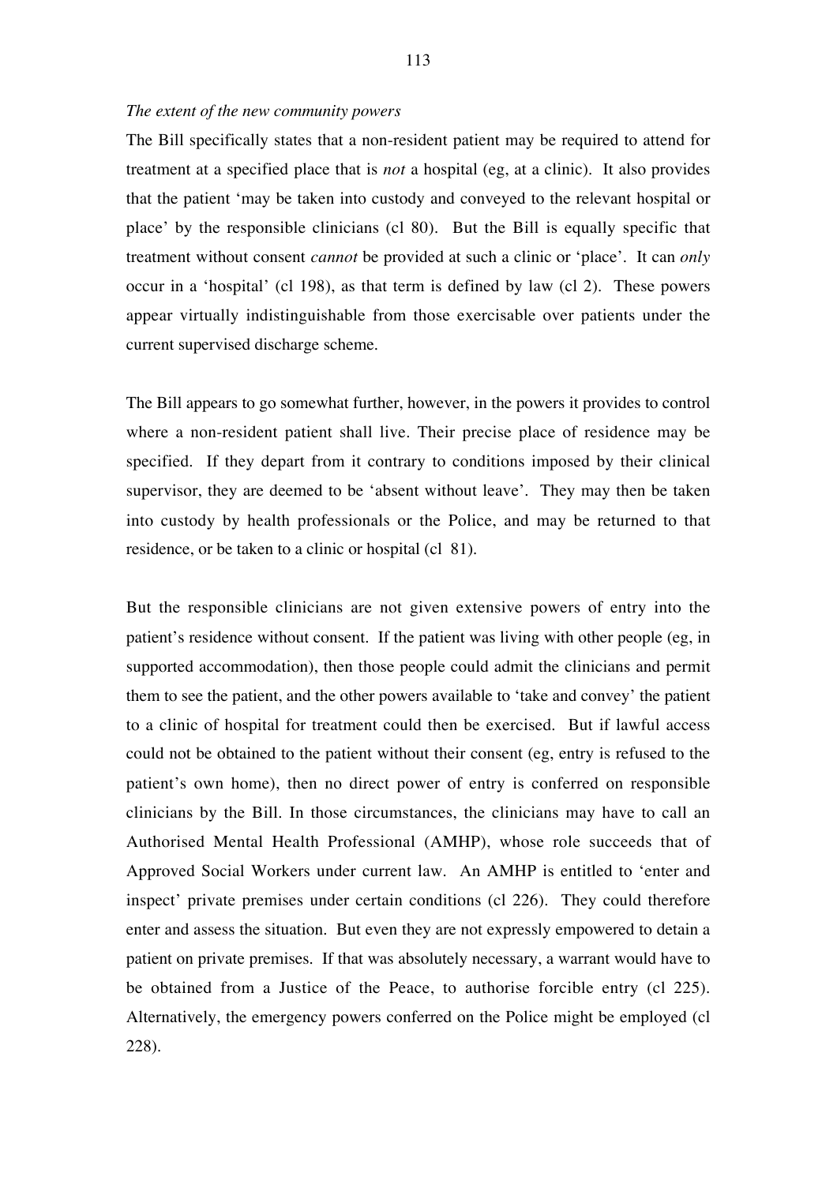*The extent of the new community powers*

The Bill specifically states that a non-resident patient may be required to attend for treatment at a specified place that is *not* a hospital (eg, at a clinic). It also provides that the patient 'may be taken into custody and conveyed to the relevant hospital or place' by the responsible clinicians (cl 80). But the Bill is equally specific that treatment without consent *cannot* be provided at such a clinic or 'place'. It can *only* occur in a 'hospital' (cl 198), as that term is defined by law (cl 2). These powers appear virtually indistinguishable from those exercisable over patients under the current supervised discharge scheme.

The Bill appears to go somewhat further, however, in the powers it provides to control where a non-resident patient shall live. Their precise place of residence may be specified. If they depart from it contrary to conditions imposed by their clinical supervisor, they are deemed to be 'absent without leave'. They may then be taken into custody by health professionals or the Police, and may be returned to that residence, or be taken to a clinic or hospital (cl 81).

But the responsible clinicians are not given extensive powers of entry into the patient's residence without consent. If the patient was living with other people (eg, in supported accommodation), then those people could admit the clinicians and permit them to see the patient, and the other powers available to 'take and convey' the patient to a clinic of hospital for treatment could then be exercised. But if lawful access could not be obtained to the patient without their consent (eg, entry is refused to the patient's own home), then no direct power of entry is conferred on responsible clinicians by the Bill. In those circumstances, the clinicians may have to call an Authorised Mental Health Professional (AMHP), whose role succeeds that of Approved Social Workers under current law. An AMHP is entitled to 'enter and inspect' private premises under certain conditions (cl 226). They could therefore enter and assess the situation. But even they are not expressly empowered to detain a patient on private premises. If that was absolutely necessary, a warrant would have to be obtained from a Justice of the Peace, to authorise forcible entry (cl 225). Alternatively, the emergency powers conferred on the Police might be employed (cl 228).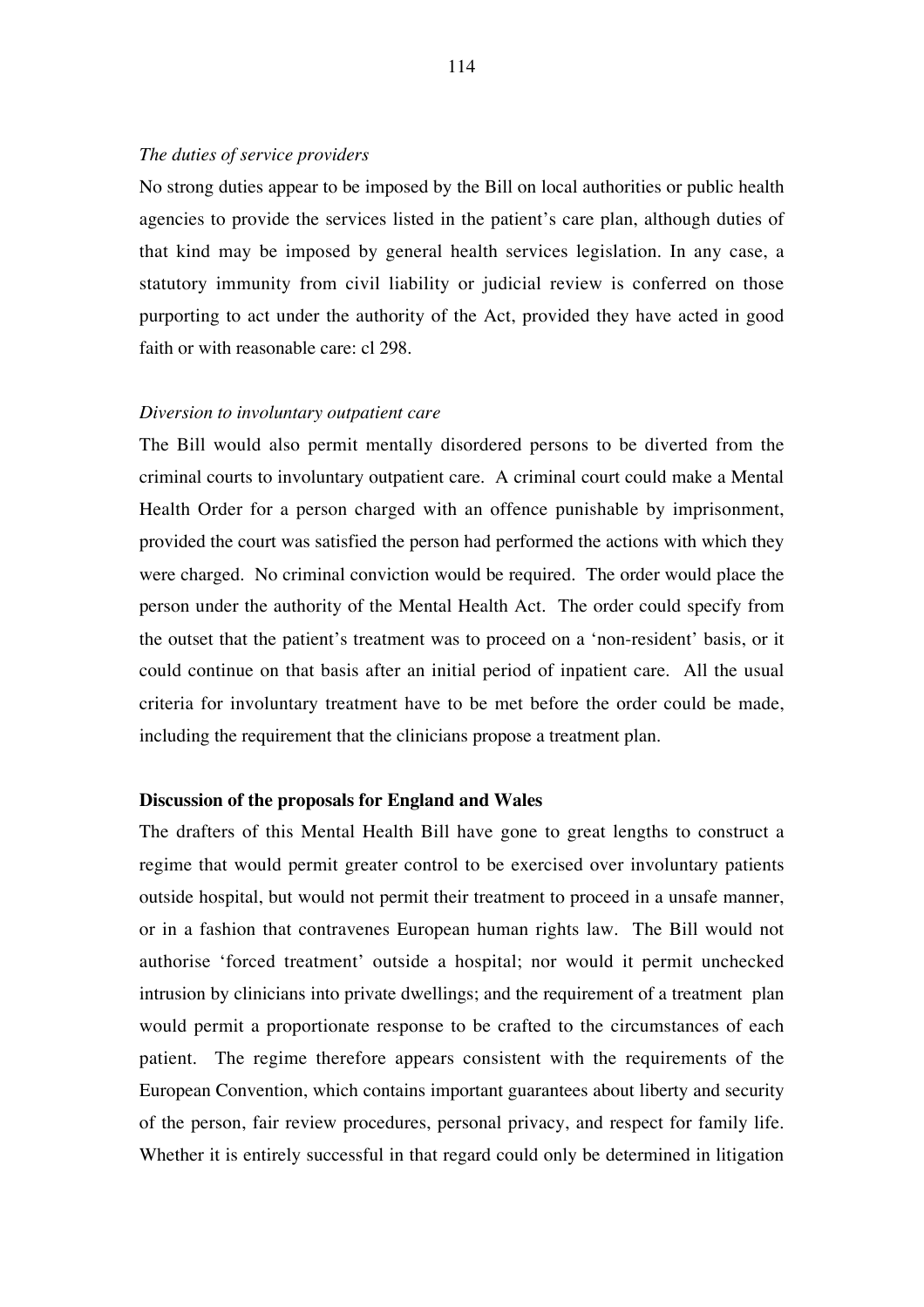*The duties of service providers*

No strong duties appear to be imposed by the Bill on local authorities or public health agencies to provide the services listed in the patient's care plan, although duties of that kind may be imposed by general health services legislation. In any case, a statutory immunity from civil liability or judicial review is conferred on those purporting to act under the authority of the Act, provided they have acted in good faith or with reasonable care: cl 298.

*Diversion to involuntary outpatient care*

The Bill would also permit mentally disordered persons to be diverted from the criminal courts to involuntary outpatient care. A criminal court could make a Mental Health Order for a person charged with an offence punishable by imprisonment, provided the court was satisfied the person had performed the actions with which they were charged. No criminal conviction would be required. The order would place the person under the authority of the Mental Health Act. The order could specify from the outset that the patient's treatment was to proceed on a 'non-resident' basis, or it could continue on that basis after an initial period of inpatient care. All the usual criteria for involuntary treatment have to be met before the order could be made, including the requirement that the clinicians propose a treatment plan.

**Discussion of the proposals for England and Wales**

The drafters of this Mental Health Bill have gone to great lengths to construct a regime that would permit greater control to be exercised over involuntary patients outside hospital, but would not permit their treatment to proceed in a unsafe manner, or in a fashion that contravenes European human rights law. The Bill would not authorise 'forced treatment' outside a hospital; nor would it permit unchecked intrusion by clinicians into private dwellings; and the requirement of a treatment plan would permit a proportionate response to be crafted to the circumstances of each patient. The regime therefore appears consistent with the requirements of the European Convention, which contains important guarantees about liberty and security of the person, fair review procedures, personal privacy, and respect for family life. Whether it is entirely successful in that regard could only be determined in litigation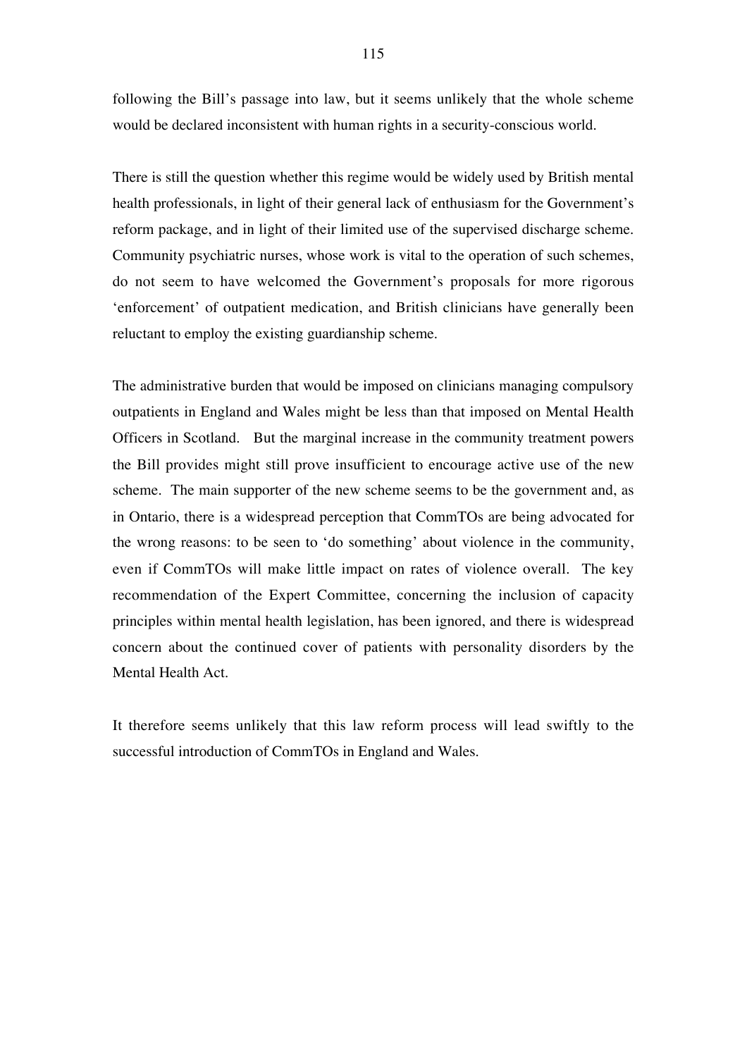following the Bill's passage into law, but it seems unlikely that the whole scheme would be declared inconsistent with human rights in a security-conscious world.

There is still the question whether this regime would be widely used by British mental health professionals, in light of their general lack of enthusiasm for the Government's reform package, and in light of their limited use of the supervised discharge scheme. Community psychiatric nurses, whose work is vital to the operation of such schemes, do not seem to have welcomed the Government's proposals for more rigorous 'enforcement' of outpatient medication, and British clinicians have generally been reluctant to employ the existing guardianship scheme.

The administrative burden that would be imposed on clinicians managing compulsory outpatients in England and Wales might be less than that imposed on Mental Health Officers in Scotland. But the marginal increase in the community treatment powers the Bill provides might still prove insufficient to encourage active use of the new scheme. The main supporter of the new scheme seems to be the government and, as in Ontario, there is a widespread perception that CommTOs are being advocated for the wrong reasons: to be seen to 'do something' about violence in the community, even if CommTOs will make little impact on rates of violence overall. The key recommendation of the Expert Committee, concerning the inclusion of capacity principles within mental health legislation, has been ignored, and there is widespread concern about the continued cover of patients with personality disorders by the Mental Health Act.

It therefore seems unlikely that this law reform process will lead swiftly to the successful introduction of CommTOs in England and Wales.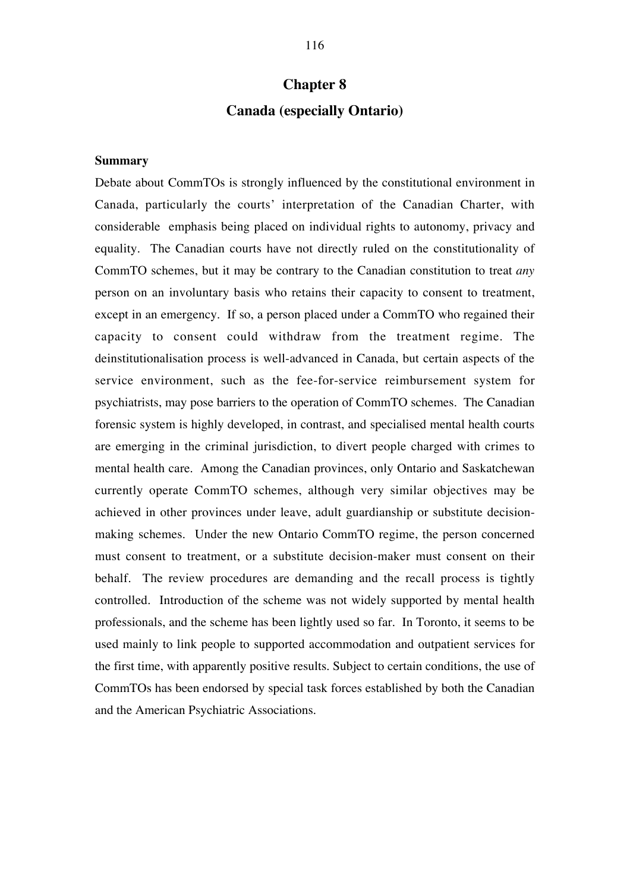# Chapter 8

# Canada (especially Ontario)

**Summary**

Debate about CommTOs is strongly influenced by the constitutional environment in Canada, particularly the courts' interpretation of the Canadian Charter, with considerable emphasis being placed on individual rights to autonomy, privacy and equality. The Canadian courts have not directly ruled on the constitutionality of CommTO schemes, but it may be contrary to the Canadian constitution to treat *any* person on an involuntary basis who retains their capacity to consent to treatment, except in an emergency. If so, a person placed under a CommTO who regained their capacity to consent could withdraw from the treatment regime. The deinstitutionalisation process is well-advanced in Canada, but certain aspects of the service environment, such as the fee-for-service reimbursement system for psychiatrists, may pose barriers to the operation of CommTO schemes. The Canadian forensic system is highly developed, in contrast, and specialised mental health courts are emerging in the criminal jurisdiction, to divert people charged with crimes to mental health care. Among the Canadian provinces, only Ontario and Saskatchewan currently operate CommTO schemes, although very similar objectives may be achieved in other provinces under leave, adult guardianship or substitute decision-making schemes. Under the new Ontario CommTO regime, the person concerned must consent to treatment, or a substitute decision-maker must consent on their behalf. The review procedures are demanding and the recall process is tightly controlled. Introduction of the scheme was not widely supported by mental health professionals, and the scheme has been lightly used so far. In Toronto, it seems to be used mainly to link people to supported accommodation and outpatient services for the first time, with apparently positive results. Subject to certain conditions, the use of CommTOs has been endorsed by special task forces established by both the Canadian and the American Psychiatric Associations.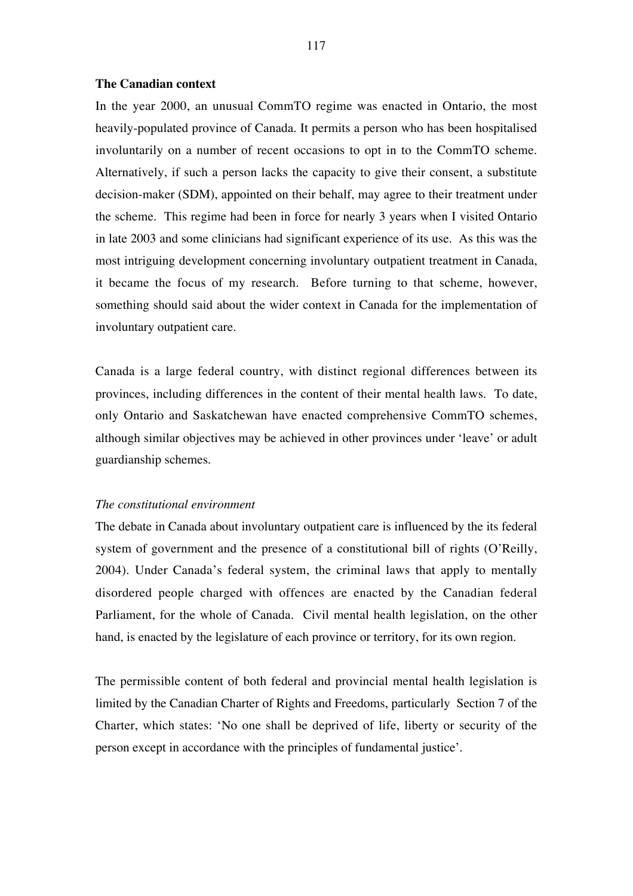**The Canadian context**

In the year 2000, an unusual CommTO regime was enacted in Ontario, the most heavily-populated province of Canada. It permits a person who has been hospitalised involuntarily on a number of recent occasions to opt in to the CommTO scheme. Alternatively, if such a person lacks the capacity to give their consent, a substitute decision-maker (SDM), appointed on their behalf, may agree to their treatment under the scheme. This regime had been in force for nearly 3 years when I visited Ontario in late 2003 and some clinicians had significant experience of its use. As this was the most intriguing development concerning involuntary outpatient treatment in Canada, it became the focus of my research. Before turning to that scheme, however, something should said about the wider context in Canada for the implementation of involuntary outpatient care.

Canada is a large federal country, with distinct regional differences between its provinces, including differences in the content of their mental health laws. To date, only Ontario and Saskatchewan have enacted comprehensive CommTO schemes, although similar objectives may be achieved in other provinces under 'leave' or adult guardianship schemes.

*The constitutional environment*

The debate in Canada about involuntary outpatient care is influenced by the its federal system of government and the presence of a constitutional bill of rights (O'Reilly, 2004). Under Canada's federal system, the criminal laws that apply to mentally disordered people charged with offences are enacted by the Canadian federal Parliament, for the whole of Canada. Civil mental health legislation, on the other hand, is enacted by the legislature of each province or territory, for its own region.

The permissible content of both federal and provincial mental health legislation is limited by the Canadian Charter of Rights and Freedoms, particularly Section 7 of the Charter, which states: 'No one shall be deprived of life, liberty or security of the person except in accordance with the principles of fundamental justice'.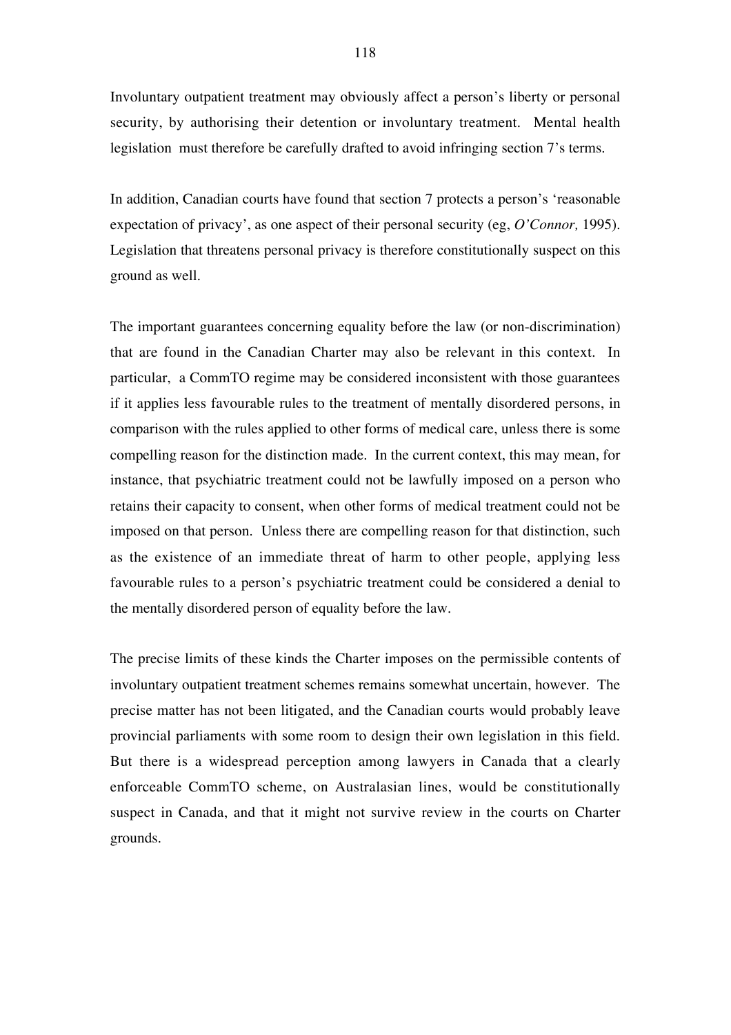Involuntary outpatient treatment may obviously affect a person's liberty or personal security, by authorising their detention or involuntary treatment. Mental health legislation must therefore be carefully drafted to avoid infringing section 7's terms.

In addition, Canadian courts have found that section 7 protects a person's 'reasonable expectation of privacy', as one aspect of their personal security (eg, *O'Connor,* 1995). Legislation that threatens personal privacy is therefore constitutionally suspect on this ground as well.

The important guarantees concerning equality before the law (or non-discrimination) that are found in the Canadian Charter may also be relevant in this context. In particular, a CommTO regime may be considered inconsistent with those guarantees if it applies less favourable rules to the treatment of mentally disordered persons, in comparison with the rules applied to other forms of medical care, unless there is some compelling reason for the distinction made. In the current context, this may mean, for instance, that psychiatric treatment could not be lawfully imposed on a person who retains their capacity to consent, when other forms of medical treatment could not be imposed on that person. Unless there are compelling reason for that distinction, such as the existence of an immediate threat of harm to other people, applying less favourable rules to a person's psychiatric treatment could be considered a denial to the mentally disordered person of equality before the law.

The precise limits of these kinds the Charter imposes on the permissible contents of involuntary outpatient treatment schemes remains somewhat uncertain, however. The precise matter has not been litigated, and the Canadian courts would probably leave provincial parliaments with some room to design their own legislation in this field. But there is a widespread perception among lawyers in Canada that a clearly enforceable CommTO scheme, on Australasian lines, would be constitutionally suspect in Canada, and that it might not survive review in the courts on Charter grounds.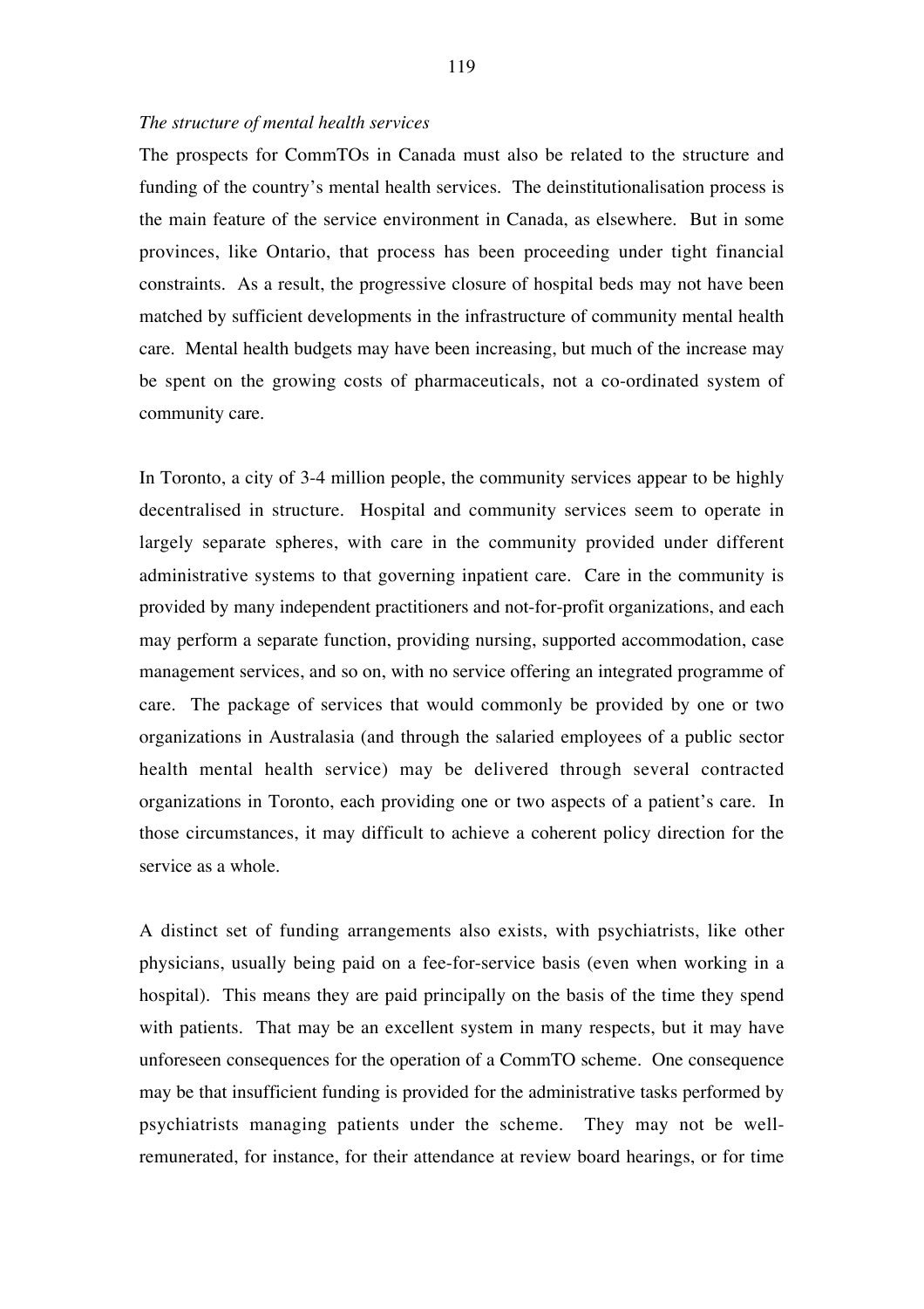*The structure of mental health services*

The prospects for CommTOs in Canada must also be related to the structure and funding of the country's mental health services. The deinstitutionalisation process is the main feature of the service environment in Canada, as elsewhere. But in some provinces, like Ontario, that process has been proceeding under tight financial constraints. As a result, the progressive closure of hospital beds may not have been matched by sufficient developments in the infrastructure of community mental health care. Mental health budgets may have been increasing, but much of the increase may be spent on the growing costs of pharmaceuticals, not a co-ordinated system of community care.

In Toronto, a city of 3-4 million people, the community services appear to be highly decentralised in structure. Hospital and community services seem to operate in largely separate spheres, with care in the community provided under different administrative systems to that governing inpatient care. Care in the community is provided by many independent practitioners and not-for-profit organizations, and each may perform a separate function, providing nursing, supported accommodation, case management services, and so on, with no service offering an integrated programme of care. The package of services that would commonly be provided by one or two organizations in Australasia (and through the salaried employees of a public sector health mental health service) may be delivered through several contracted organizations in Toronto, each providing one or two aspects of a patient's care. In those circumstances, it may difficult to achieve a coherent policy direction for the service as a whole.

A distinct set of funding arrangements also exists, with psychiatrists, like other physicians, usually being paid on a fee-for-service basis (even when working in a hospital). This means they are paid principally on the basis of the time they spend with patients. That may be an excellent system in many respects, but it may have unforeseen consequences for the operation of a CommTO scheme. One consequence may be that insufficient funding is provided for the administrative tasks performed by psychiatrists managing patients under the scheme. They may not be well-remunerated, for instance, for their attendance at review board hearings, or for time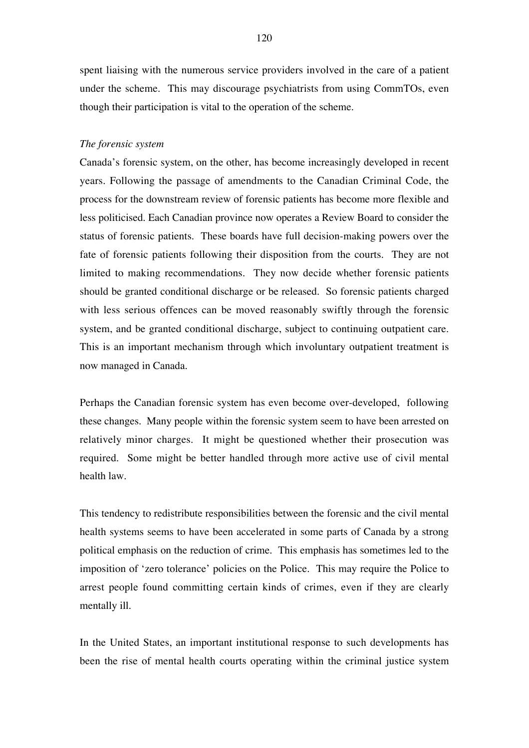spent liaising with the numerous service providers involved in the care of a patient under the scheme. This may discourage psychiatrists from using CommTOs, even though their participation is vital to the operation of the scheme.

*The forensic system*

Canada's forensic system, on the other, has become increasingly developed in recent years. Following the passage of amendments to the Canadian Criminal Code, the process for the downstream review of forensic patients has become more flexible and less politicised. Each Canadian province now operates a Review Board to consider the status of forensic patients. These boards have full decision-making powers over the fate of forensic patients following their disposition from the courts. They are not limited to making recommendations. They now decide whether forensic patients should be granted conditional discharge or be released. So forensic patients charged with less serious offences can be moved reasonably swiftly through the forensic system, and be granted conditional discharge, subject to continuing outpatient care. This is an important mechanism through which involuntary outpatient treatment is now managed in Canada.

Perhaps the Canadian forensic system has even become over-developed, following these changes. Many people within the forensic system seem to have been arrested on relatively minor charges. It might be questioned whether their prosecution was required. Some might be better handled through more active use of civil mental health law.

This tendency to redistribute responsibilities between the forensic and the civil mental health systems seems to have been accelerated in some parts of Canada by a strong political emphasis on the reduction of crime. This emphasis has sometimes led to the imposition of 'zero tolerance' policies on the Police. This may require the Police to arrest people found committing certain kinds of crimes, even if they are clearly mentally ill.

In the United States, an important institutional response to such developments has been the rise of mental health courts operating within the criminal justice system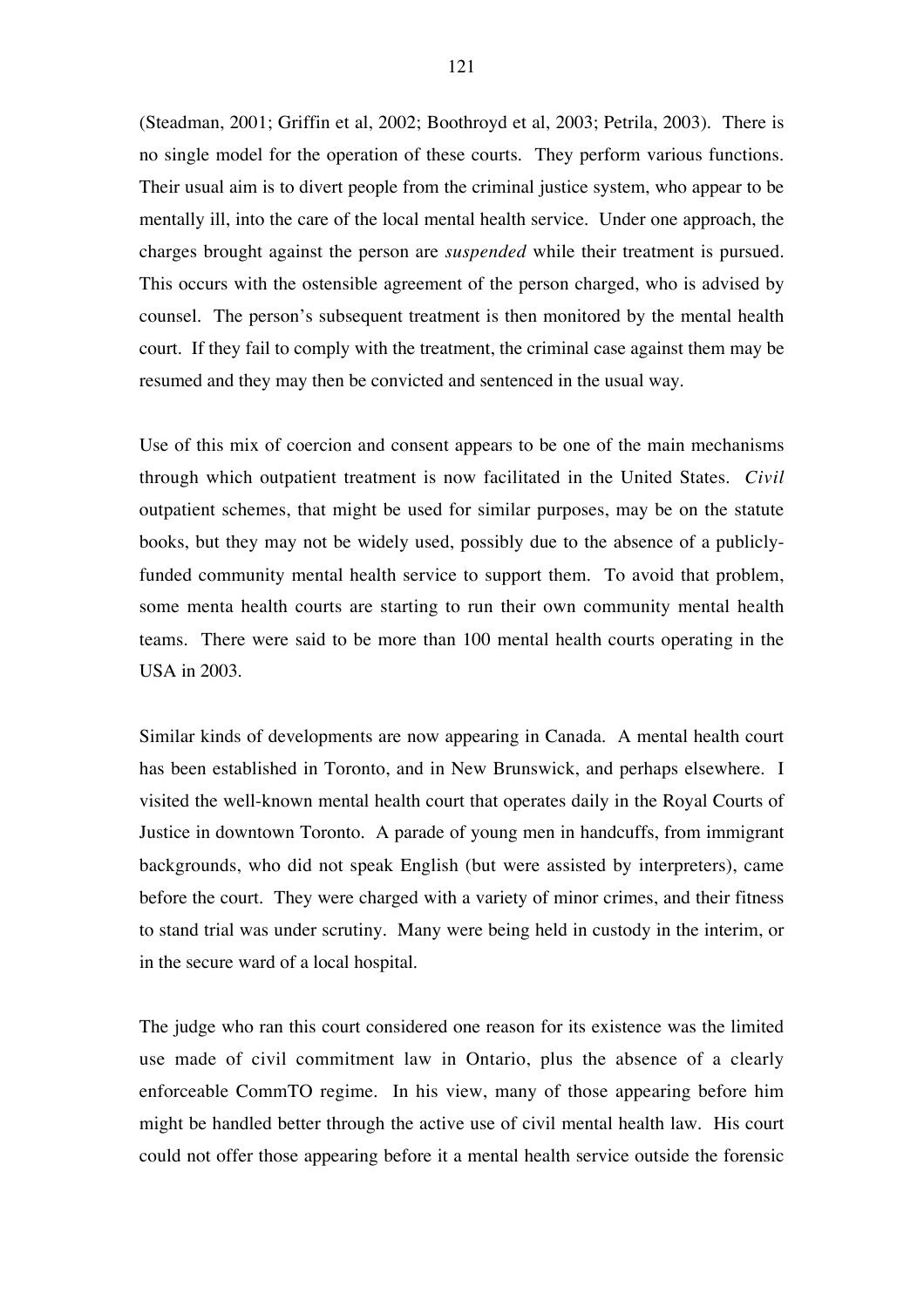(Steadman, 2001; Griffin et al, 2002; Boothroyd et al, 2003; Petrila, 2003). There is no single model for the operation of these courts. They perform various functions. Their usual aim is to divert people from the criminal justice system, who appear to be mentally ill, into the care of the local mental health service. Under one approach, the charges brought against the person are *suspended* while their treatment is pursued. This occurs with the ostensible agreement of the person charged, who is advised by counsel. The person's subsequent treatment is then monitored by the mental health court. If they fail to comply with the treatment, the criminal case against them may be resumed and they may then be convicted and sentenced in the usual way.

Use of this mix of coercion and consent appears to be one of the main mechanisms through which outpatient treatment is now facilitated in the United States. *Civil* outpatient schemes, that might be used for similar purposes, may be on the statute books, but they may not be widely used, possibly due to the absence of a publicly-funded community mental health service to support them. To avoid that problem, some menta health courts are starting to run their own community mental health teams. There were said to be more than 100 mental health courts operating in the USA in 2003.

Similar kinds of developments are now appearing in Canada. A mental health court has been established in Toronto, and in New Brunswick, and perhaps elsewhere. I visited the well-known mental health court that operates daily in the Royal Courts of Justice in downtown Toronto. A parade of young men in handcuffs, from immigrant backgrounds, who did not speak English (but were assisted by interpreters), came before the court. They were charged with a variety of minor crimes, and their fitness to stand trial was under scrutiny. Many were being held in custody in the interim, or in the secure ward of a local hospital.

The judge who ran this court considered one reason for its existence was the limited use made of civil commitment law in Ontario, plus the absence of a clearly enforceable CommTO regime. In his view, many of those appearing before him might be handled better through the active use of civil mental health law. His court could not offer those appearing before it a mental health service outside the forensic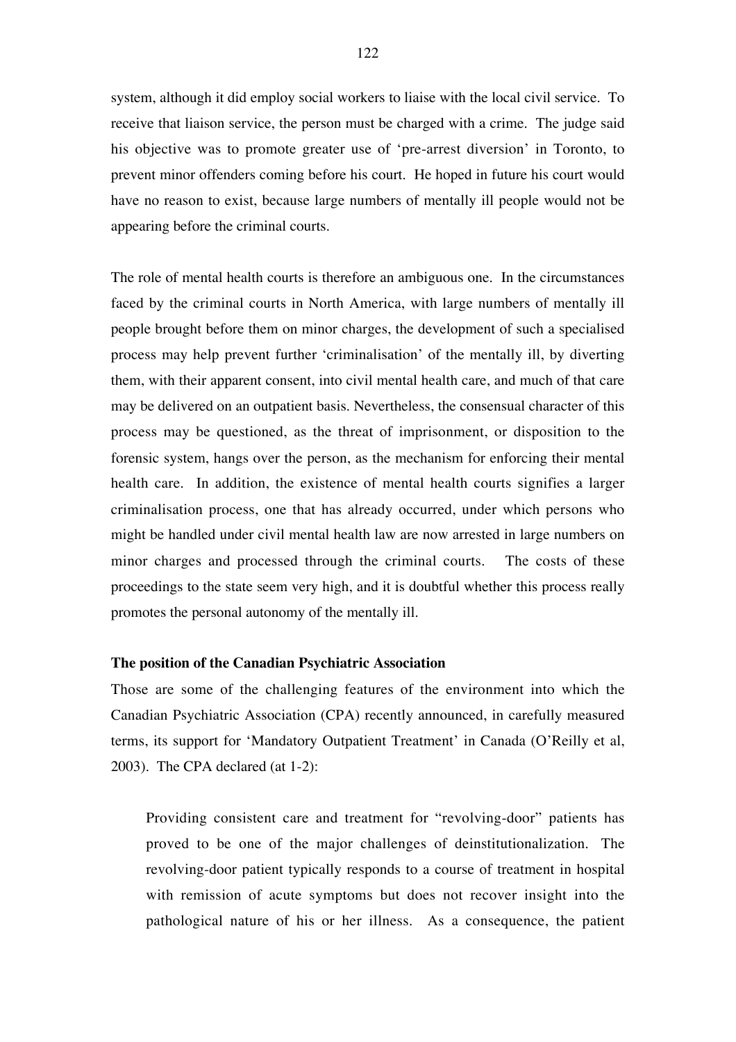system, although it did employ social workers to liaise with the local civil service. To receive that liaison service, the person must be charged with a crime. The judge said his objective was to promote greater use of 'pre-arrest diversion' in Toronto, to prevent minor offenders coming before his court. He hoped in future his court would have no reason to exist, because large numbers of mentally ill people would not be appearing before the criminal courts.

The role of mental health courts is therefore an ambiguous one. In the circumstances faced by the criminal courts in North America, with large numbers of mentally ill people brought before them on minor charges, the development of such a specialised process may help prevent further 'criminalisation' of the mentally ill, by diverting them, with their apparent consent, into civil mental health care, and much of that care may be delivered on an outpatient basis. Nevertheless, the consensual character of this process may be questioned, as the threat of imprisonment, or disposition to the forensic system, hangs over the person, as the mechanism for enforcing their mental health care. In addition, the existence of mental health courts signifies a larger criminalisation process, one that has already occurred, under which persons who might be handled under civil mental health law are now arrested in large numbers on minor charges and processed through the criminal courts. The costs of these proceedings to the state seem very high, and it is doubtful whether this process really promotes the personal autonomy of the mentally ill.

**The position of the Canadian Psychiatric Association**

Those are some of the challenging features of the environment into which the Canadian Psychiatric Association (CPA) recently announced, in carefully measured terms, its support for 'Mandatory Outpatient Treatment' in Canada (O'Reilly et al, 2003). The CPA declared (at 1-2):

> Providing consistent care and treatment for "revolving-door" patients has proved to be one of the major challenges of deinstitutionalization. The revolving-door patient typically responds to a course of treatment in hospital with remission of acute symptoms but does not recover insight into the pathological nature of his or her illness. As a consequence, the patient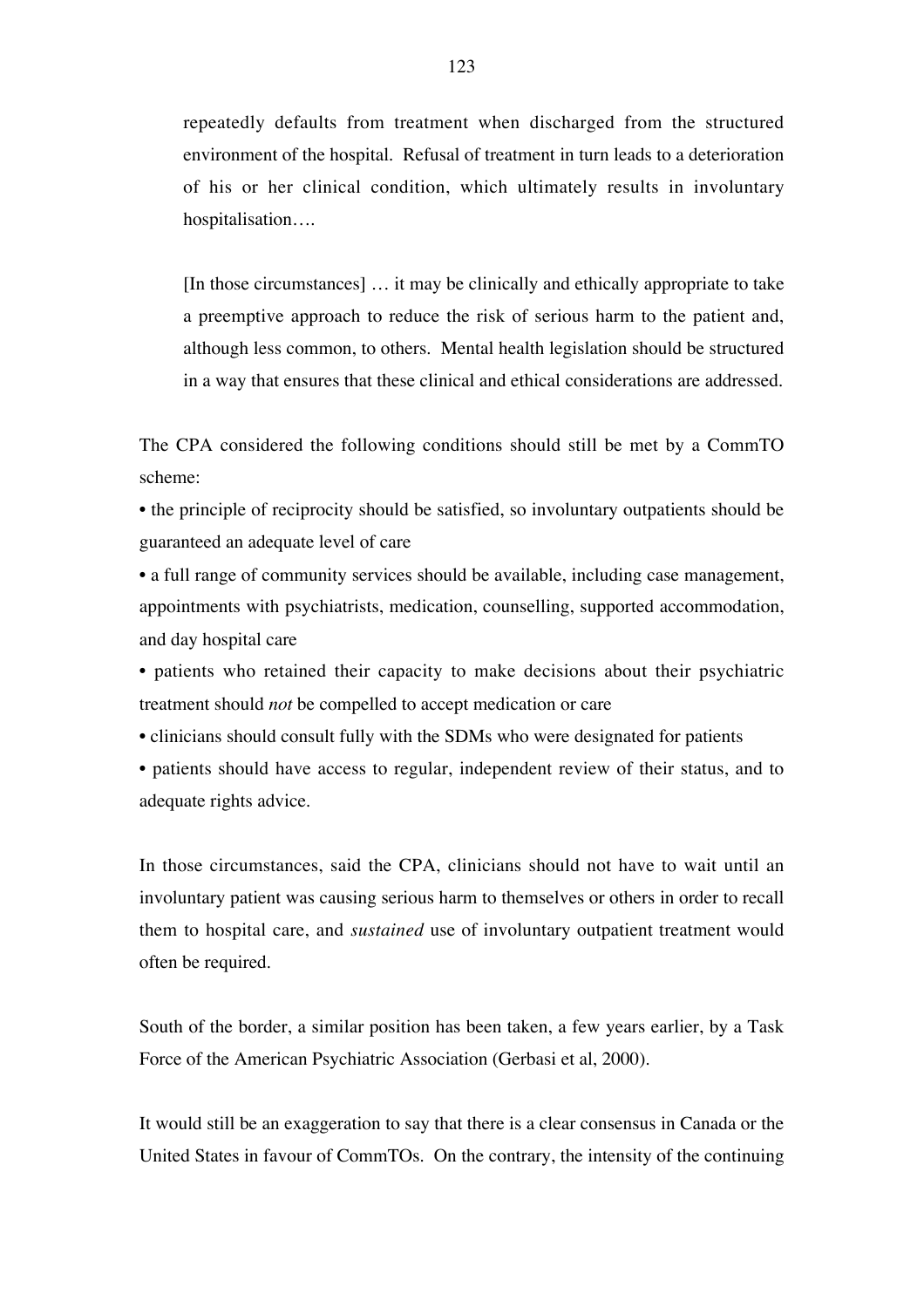> repeatedly defaults from treatment when discharged from the structured environment of the hospital. Refusal of treatment in turn leads to a deterioration of his or her clinical condition, which ultimately results in involuntary hospitalisation….
>
> [In those circumstances] … it may be clinically and ethically appropriate to take a preemptive approach to reduce the risk of serious harm to the patient and, although less common, to others. Mental health legislation should be structured in a way that ensures that these clinical and ethical considerations are addressed.

The CPA considered the following conditions should still be met by a CommTO scheme:

- the principle of reciprocity should be satisfied, so involuntary outpatients should be guaranteed an adequate level of care
- a full range of community services should be available, including case management, appointments with psychiatrists, medication, counselling, supported accommodation, and day hospital care
- patients who retained their capacity to make decisions about their psychiatric treatment should *not* be compelled to accept medication or care
- clinicians should consult fully with the SDMs who were designated for patients
- patients should have access to regular, independent review of their status, and to adequate rights advice.

In those circumstances, said the CPA, clinicians should not have to wait until an involuntary patient was causing serious harm to themselves or others in order to recall them to hospital care, and *sustained* use of involuntary outpatient treatment would often be required.

South of the border, a similar position has been taken, a few years earlier, by a Task Force of the American Psychiatric Association (Gerbasi et al, 2000).

It would still be an exaggeration to say that there is a clear consensus in Canada or the United States in favour of CommTOs. On the contrary, the intensity of the continuing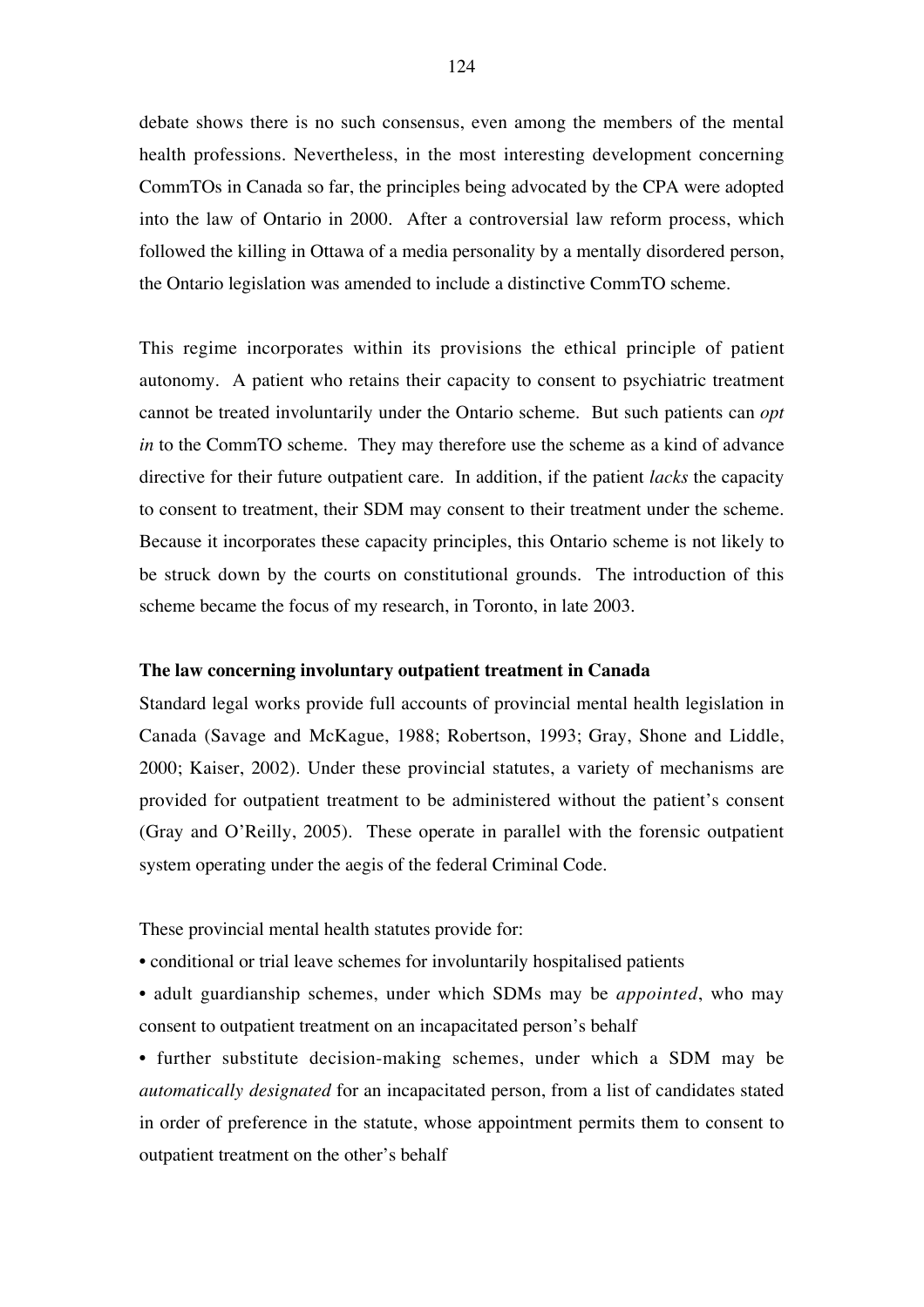debate shows there is no such consensus, even among the members of the mental health professions. Nevertheless, in the most interesting development concerning CommTOs in Canada so far, the principles being advocated by the CPA were adopted into the law of Ontario in 2000. After a controversial law reform process, which followed the killing in Ottawa of a media personality by a mentally disordered person, the Ontario legislation was amended to include a distinctive CommTO scheme.

This regime incorporates within its provisions the ethical principle of patient autonomy. A patient who retains their capacity to consent to psychiatric treatment cannot be treated involuntarily under the Ontario scheme. But such patients can *opt in* to the CommTO scheme. They may therefore use the scheme as a kind of advance directive for their future outpatient care. In addition, if the patient *lacks* the capacity to consent to treatment, their SDM may consent to their treatment under the scheme. Because it incorporates these capacity principles, this Ontario scheme is not likely to be struck down by the courts on constitutional grounds. The introduction of this scheme became the focus of my research, in Toronto, in late 2003.

**The law concerning involuntary outpatient treatment in Canada**

Standard legal works provide full accounts of provincial mental health legislation in Canada (Savage and McKague, 1988; Robertson, 1993; Gray, Shone and Liddle, 2000; Kaiser, 2002). Under these provincial statutes, a variety of mechanisms are provided for outpatient treatment to be administered without the patient's consent (Gray and O'Reilly, 2005). These operate in parallel with the forensic outpatient system operating under the aegis of the federal Criminal Code.

These provincial mental health statutes provide for:

- conditional or trial leave schemes for involuntarily hospitalised patients
- adult guardianship schemes, under which SDMs may be *appointed*, who may consent to outpatient treatment on an incapacitated person's behalf
- further substitute decision-making schemes, under which a SDM may be *automatically designated* for an incapacitated person, from a list of candidates stated in order of preference in the statute, whose appointment permits them to consent to outpatient treatment on the other's behalf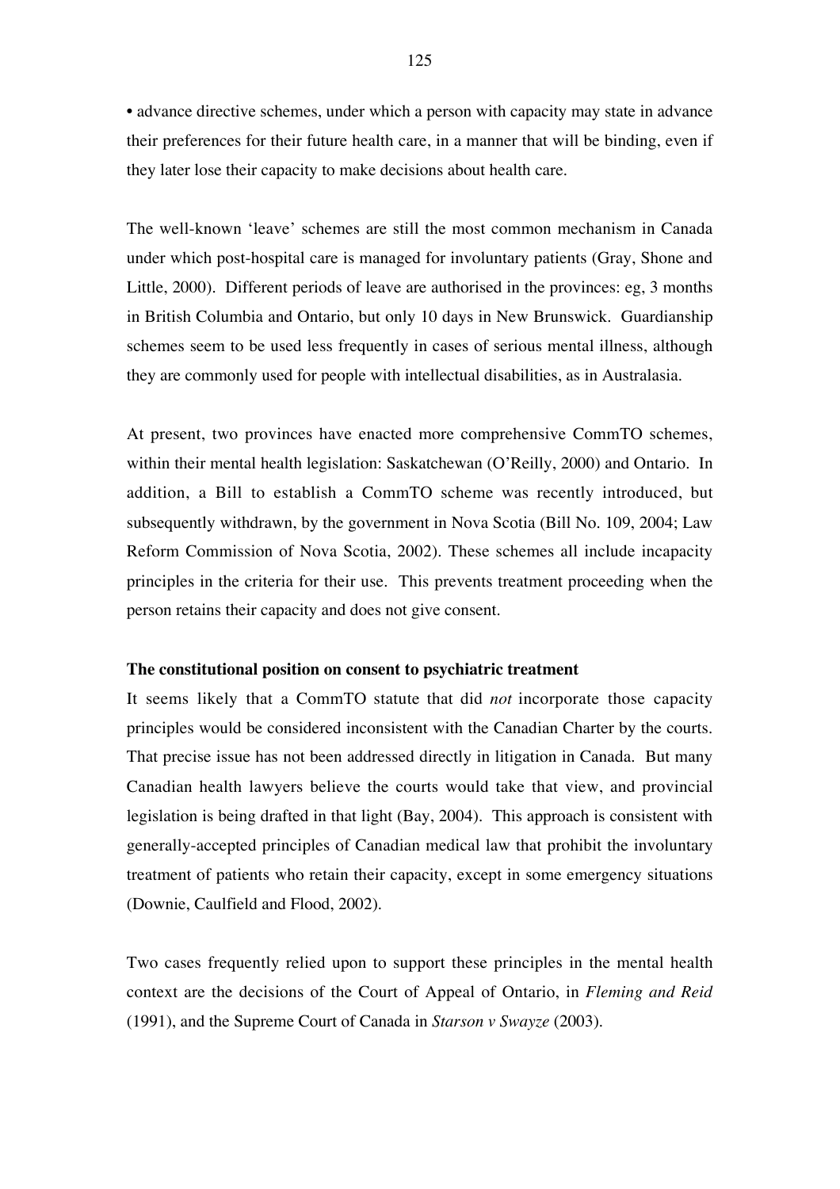• advance directive schemes, under which a person with capacity may state in advance their preferences for their future health care, in a manner that will be binding, even if they later lose their capacity to make decisions about health care.

The well-known 'leave' schemes are still the most common mechanism in Canada under which post-hospital care is managed for involuntary patients (Gray, Shone and Little, 2000). Different periods of leave are authorised in the provinces: eg, 3 months in British Columbia and Ontario, but only 10 days in New Brunswick. Guardianship schemes seem to be used less frequently in cases of serious mental illness, although they are commonly used for people with intellectual disabilities, as in Australasia.

At present, two provinces have enacted more comprehensive CommTO schemes, within their mental health legislation: Saskatchewan (O'Reilly, 2000) and Ontario. In addition, a Bill to establish a CommTO scheme was recently introduced, but subsequently withdrawn, by the government in Nova Scotia (Bill No. 109, 2004; Law Reform Commission of Nova Scotia, 2002). These schemes all include incapacity principles in the criteria for their use. This prevents treatment proceeding when the person retains their capacity and does not give consent.

**The constitutional position on consent to psychiatric treatment**

It seems likely that a CommTO statute that did *not* incorporate those capacity principles would be considered inconsistent with the Canadian Charter by the courts. That precise issue has not been addressed directly in litigation in Canada. But many Canadian health lawyers believe the courts would take that view, and provincial legislation is being drafted in that light (Bay, 2004). This approach is consistent with generally-accepted principles of Canadian medical law that prohibit the involuntary treatment of patients who retain their capacity, except in some emergency situations (Downie, Caulfield and Flood, 2002).

Two cases frequently relied upon to support these principles in the mental health context are the decisions of the Court of Appeal of Ontario, in *Fleming and Reid* (1991), and the Supreme Court of Canada in *Starson v Swayze* (2003).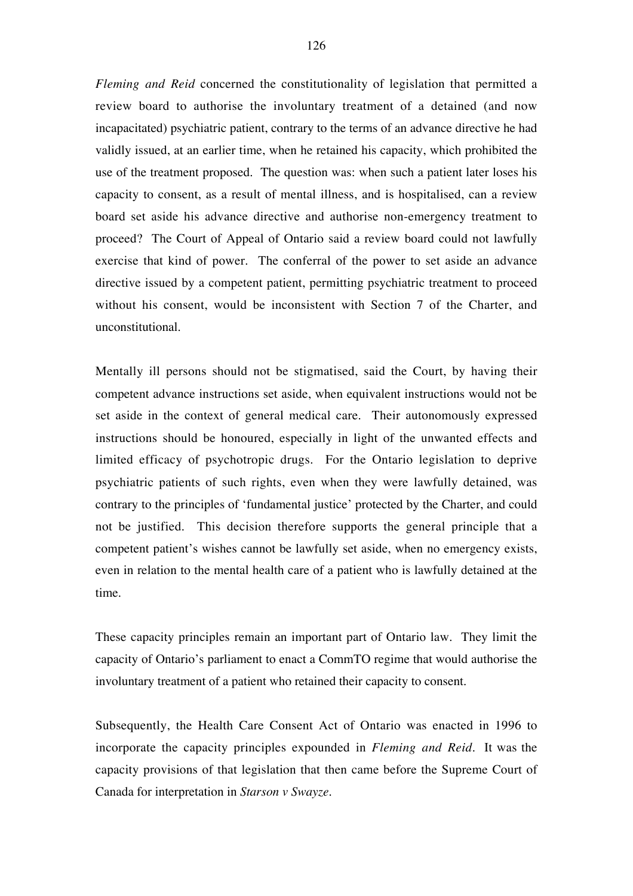*Fleming and Reid* concerned the constitutionality of legislation that permitted a review board to authorise the involuntary treatment of a detained (and now incapacitated) psychiatric patient, contrary to the terms of an advance directive he had validly issued, at an earlier time, when he retained his capacity, which prohibited the use of the treatment proposed. The question was: when such a patient later loses his capacity to consent, as a result of mental illness, and is hospitalised, can a review board set aside his advance directive and authorise non-emergency treatment to proceed? The Court of Appeal of Ontario said a review board could not lawfully exercise that kind of power. The conferral of the power to set aside an advance directive issued by a competent patient, permitting psychiatric treatment to proceed without his consent, would be inconsistent with Section 7 of the Charter, and unconstitutional.

Mentally ill persons should not be stigmatised, said the Court, by having their competent advance instructions set aside, when equivalent instructions would not be set aside in the context of general medical care. Their autonomously expressed instructions should be honoured, especially in light of the unwanted effects and limited efficacy of psychotropic drugs. For the Ontario legislation to deprive psychiatric patients of such rights, even when they were lawfully detained, was contrary to the principles of 'fundamental justice' protected by the Charter, and could not be justified. This decision therefore supports the general principle that a competent patient's wishes cannot be lawfully set aside, when no emergency exists, even in relation to the mental health care of a patient who is lawfully detained at the time.

These capacity principles remain an important part of Ontario law. They limit the capacity of Ontario's parliament to enact a CommTO regime that would authorise the involuntary treatment of a patient who retained their capacity to consent.

Subsequently, the Health Care Consent Act of Ontario was enacted in 1996 to incorporate the capacity principles expounded in *Fleming and Reid*. It was the capacity provisions of that legislation that then came before the Supreme Court of Canada for interpretation in *Starson v Swayze*.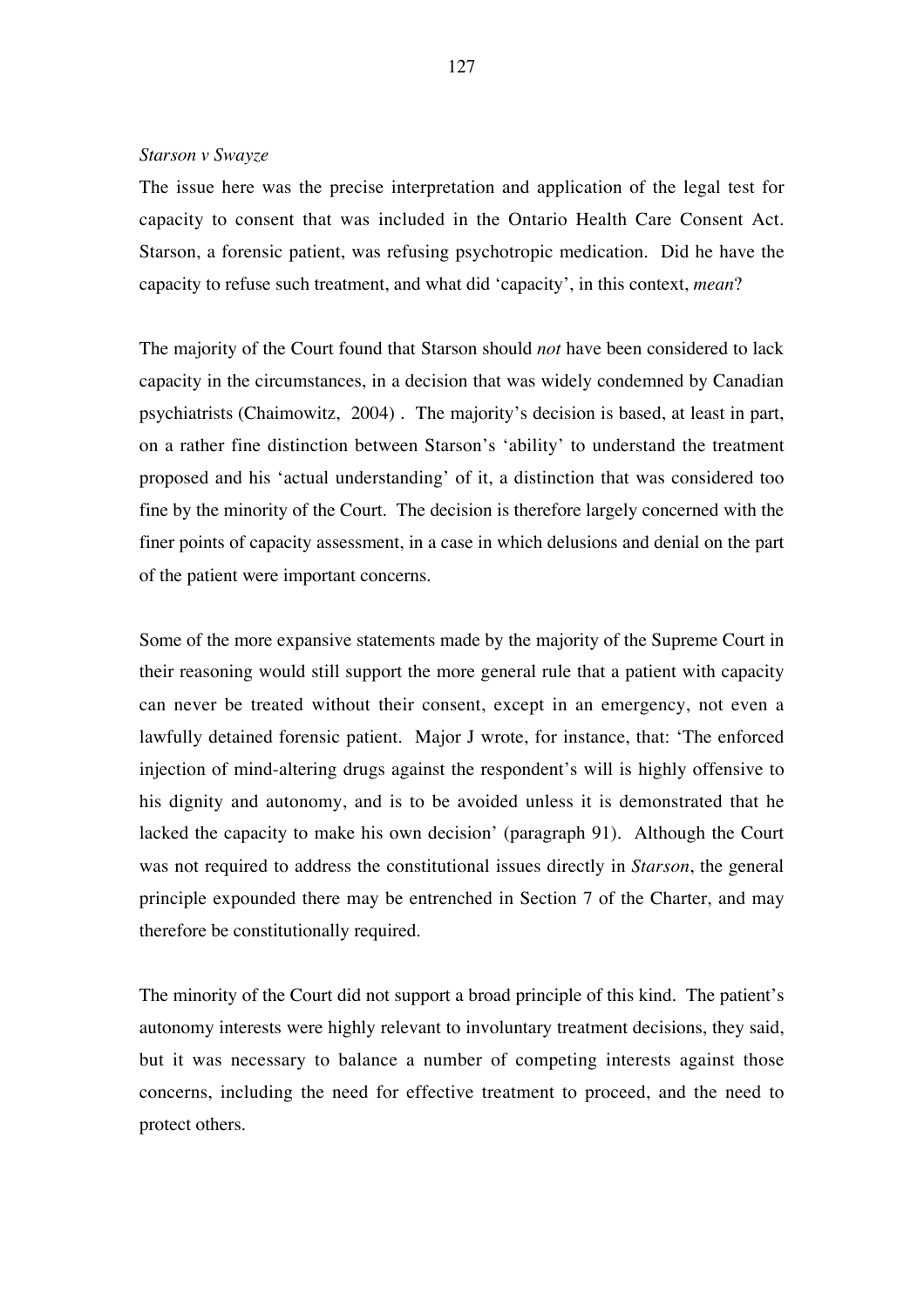*Starson v Swayze*

The issue here was the precise interpretation and application of the legal test for capacity to consent that was included in the Ontario Health Care Consent Act. Starson, a forensic patient, was refusing psychotropic medication. Did he have the capacity to refuse such treatment, and what did 'capacity', in this context, *mean*?

The majority of the Court found that Starson should *not* have been considered to lack capacity in the circumstances, in a decision that was widely condemned by Canadian psychiatrists (Chaimowitz, 2004) . The majority's decision is based, at least in part, on a rather fine distinction between Starson's 'ability' to understand the treatment proposed and his 'actual understanding' of it, a distinction that was considered too fine by the minority of the Court. The decision is therefore largely concerned with the finer points of capacity assessment, in a case in which delusions and denial on the part of the patient were important concerns.

Some of the more expansive statements made by the majority of the Supreme Court in their reasoning would still support the more general rule that a patient with capacity can never be treated without their consent, except in an emergency, not even a lawfully detained forensic patient. Major J wrote, for instance, that: 'The enforced injection of mind-altering drugs against the respondent's will is highly offensive to his dignity and autonomy, and is to be avoided unless it is demonstrated that he lacked the capacity to make his own decision' (paragraph 91). Although the Court was not required to address the constitutional issues directly in *Starson*, the general principle expounded there may be entrenched in Section 7 of the Charter, and may therefore be constitutionally required.

The minority of the Court did not support a broad principle of this kind. The patient's autonomy interests were highly relevant to involuntary treatment decisions, they said, but it was necessary to balance a number of competing interests against those concerns, including the need for effective treatment to proceed, and the need to protect others.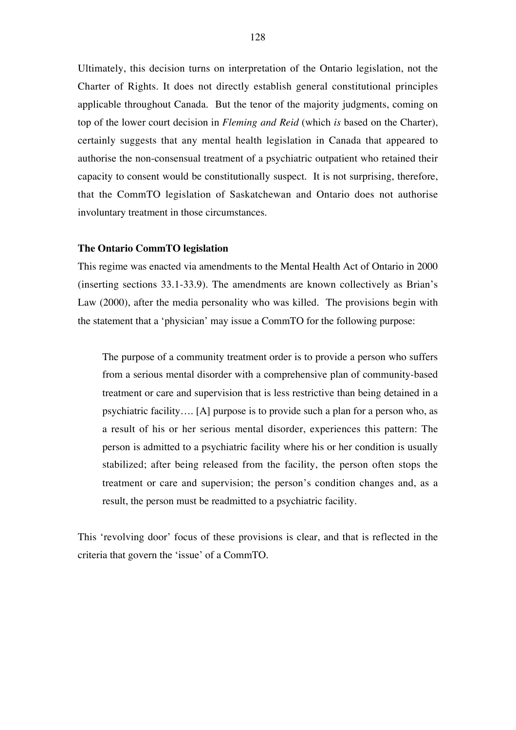Ultimately, this decision turns on interpretation of the Ontario legislation, not the Charter of Rights. It does not directly establish general constitutional principles applicable throughout Canada. But the tenor of the majority judgments, coming on top of the lower court decision in *Fleming and Reid* (which *is* based on the Charter), certainly suggests that any mental health legislation in Canada that appeared to authorise the non-consensual treatment of a psychiatric outpatient who retained their capacity to consent would be constitutionally suspect. It is not surprising, therefore, that the CommTO legislation of Saskatchewan and Ontario does not authorise involuntary treatment in those circumstances.

**The Ontario CommTO legislation**

This regime was enacted via amendments to the Mental Health Act of Ontario in 2000 (inserting sections 33.1-33.9). The amendments are known collectively as Brian's Law (2000), after the media personality who was killed. The provisions begin with the statement that a 'physician' may issue a CommTO for the following purpose:

> The purpose of a community treatment order is to provide a person who suffers from a serious mental disorder with a comprehensive plan of community-based treatment or care and supervision that is less restrictive than being detained in a psychiatric facility…. [A] purpose is to provide such a plan for a person who, as a result of his or her serious mental disorder, experiences this pattern: The person is admitted to a psychiatric facility where his or her condition is usually stabilized; after being released from the facility, the person often stops the treatment or care and supervision; the person's condition changes and, as a result, the person must be readmitted to a psychiatric facility.

This 'revolving door' focus of these provisions is clear, and that is reflected in the criteria that govern the 'issue' of a CommTO.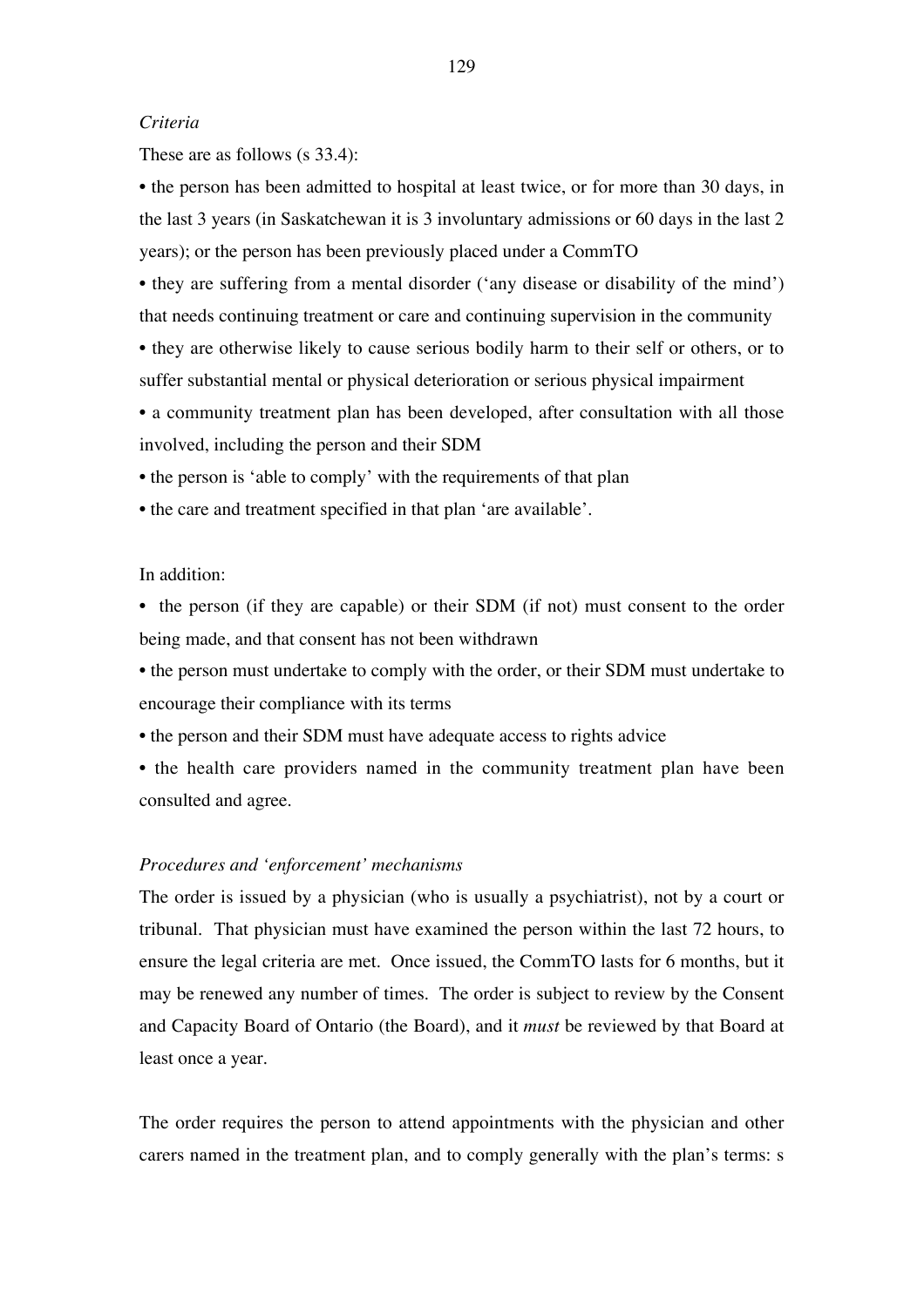*Criteria*

These are as follows (s 33.4):

- the person has been admitted to hospital at least twice, or for more than 30 days, in the last 3 years (in Saskatchewan it is 3 involuntary admissions or 60 days in the last 2 years); or the person has been previously placed under a CommTO
- they are suffering from a mental disorder ('any disease or disability of the mind') that needs continuing treatment or care and continuing supervision in the community
- they are otherwise likely to cause serious bodily harm to their self or others, or to suffer substantial mental or physical deterioration or serious physical impairment
- a community treatment plan has been developed, after consultation with all those involved, including the person and their SDM
- the person is 'able to comply' with the requirements of that plan
- the care and treatment specified in that plan 'are available'.

In addition:

- the person (if they are capable) or their SDM (if not) must consent to the order being made, and that consent has not been withdrawn
- the person must undertake to comply with the order, or their SDM must undertake to encourage their compliance with its terms
- the person and their SDM must have adequate access to rights advice
- the health care providers named in the community treatment plan have been consulted and agree.

*Procedures and 'enforcement' mechanisms*

The order is issued by a physician (who is usually a psychiatrist), not by a court or tribunal. That physician must have examined the person within the last 72 hours, to ensure the legal criteria are met. Once issued, the CommTO lasts for 6 months, but it may be renewed any number of times. The order is subject to review by the Consent and Capacity Board of Ontario (the Board), and it *must* be reviewed by that Board at least once a year.

The order requires the person to attend appointments with the physician and other carers named in the treatment plan, and to comply generally with the plan's terms: s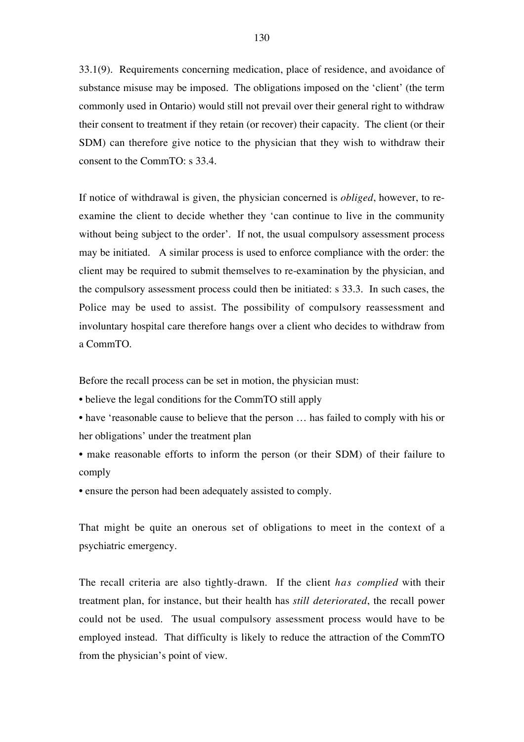33.1(9). Requirements concerning medication, place of residence, and avoidance of substance misuse may be imposed. The obligations imposed on the 'client' (the term commonly used in Ontario) would still not prevail over their general right to withdraw their consent to treatment if they retain (or recover) their capacity. The client (or their SDM) can therefore give notice to the physician that they wish to withdraw their consent to the CommTO: s 33.4.

If notice of withdrawal is given, the physician concerned is *obliged*, however, to re-examine the client to decide whether they 'can continue to live in the community without being subject to the order'. If not, the usual compulsory assessment process may be initiated. A similar process is used to enforce compliance with the order: the client may be required to submit themselves to re-examination by the physician, and the compulsory assessment process could then be initiated: s 33.3. In such cases, the Police may be used to assist. The possibility of compulsory reassessment and involuntary hospital care therefore hangs over a client who decides to withdraw from a CommTO.

Before the recall process can be set in motion, the physician must:

- believe the legal conditions for the CommTO still apply
- have 'reasonable cause to believe that the person … has failed to comply with his or her obligations' under the treatment plan
- make reasonable efforts to inform the person (or their SDM) of their failure to comply
- ensure the person had been adequately assisted to comply.

That might be quite an onerous set of obligations to meet in the context of a psychiatric emergency.

The recall criteria are also tightly-drawn. If the client *has complied* with their treatment plan, for instance, but their health has *still deteriorated*, the recall power could not be used. The usual compulsory assessment process would have to be employed instead. That difficulty is likely to reduce the attraction of the CommTO from the physician's point of view.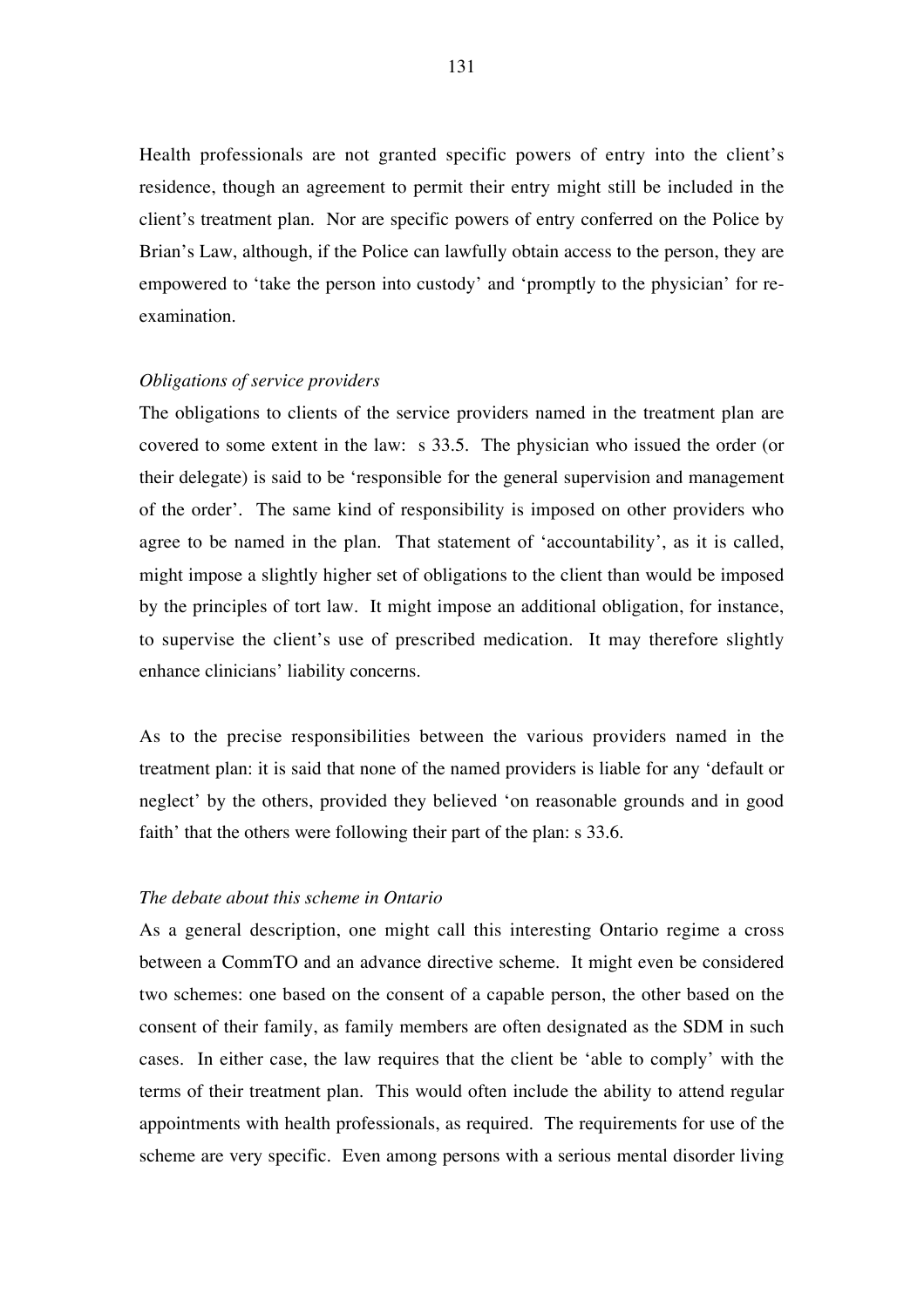Health professionals are not granted specific powers of entry into the client's residence, though an agreement to permit their entry might still be included in the client's treatment plan. Nor are specific powers of entry conferred on the Police by Brian's Law, although, if the Police can lawfully obtain access to the person, they are empowered to 'take the person into custody' and 'promptly to the physician' for re-examination.

*Obligations of service providers*

The obligations to clients of the service providers named in the treatment plan are covered to some extent in the law: s 33.5. The physician who issued the order (or their delegate) is said to be 'responsible for the general supervision and management of the order'. The same kind of responsibility is imposed on other providers who agree to be named in the plan. That statement of 'accountability', as it is called, might impose a slightly higher set of obligations to the client than would be imposed by the principles of tort law. It might impose an additional obligation, for instance, to supervise the client's use of prescribed medication. It may therefore slightly enhance clinicians' liability concerns.

As to the precise responsibilities between the various providers named in the treatment plan: it is said that none of the named providers is liable for any 'default or neglect' by the others, provided they believed 'on reasonable grounds and in good faith' that the others were following their part of the plan: s 33.6.

*The debate about this scheme in Ontario*

As a general description, one might call this interesting Ontario regime a cross between a CommTO and an advance directive scheme. It might even be considered two schemes: one based on the consent of a capable person, the other based on the consent of their family, as family members are often designated as the SDM in such cases. In either case, the law requires that the client be 'able to comply' with the terms of their treatment plan. This would often include the ability to attend regular appointments with health professionals, as required. The requirements for use of the scheme are very specific. Even among persons with a serious mental disorder living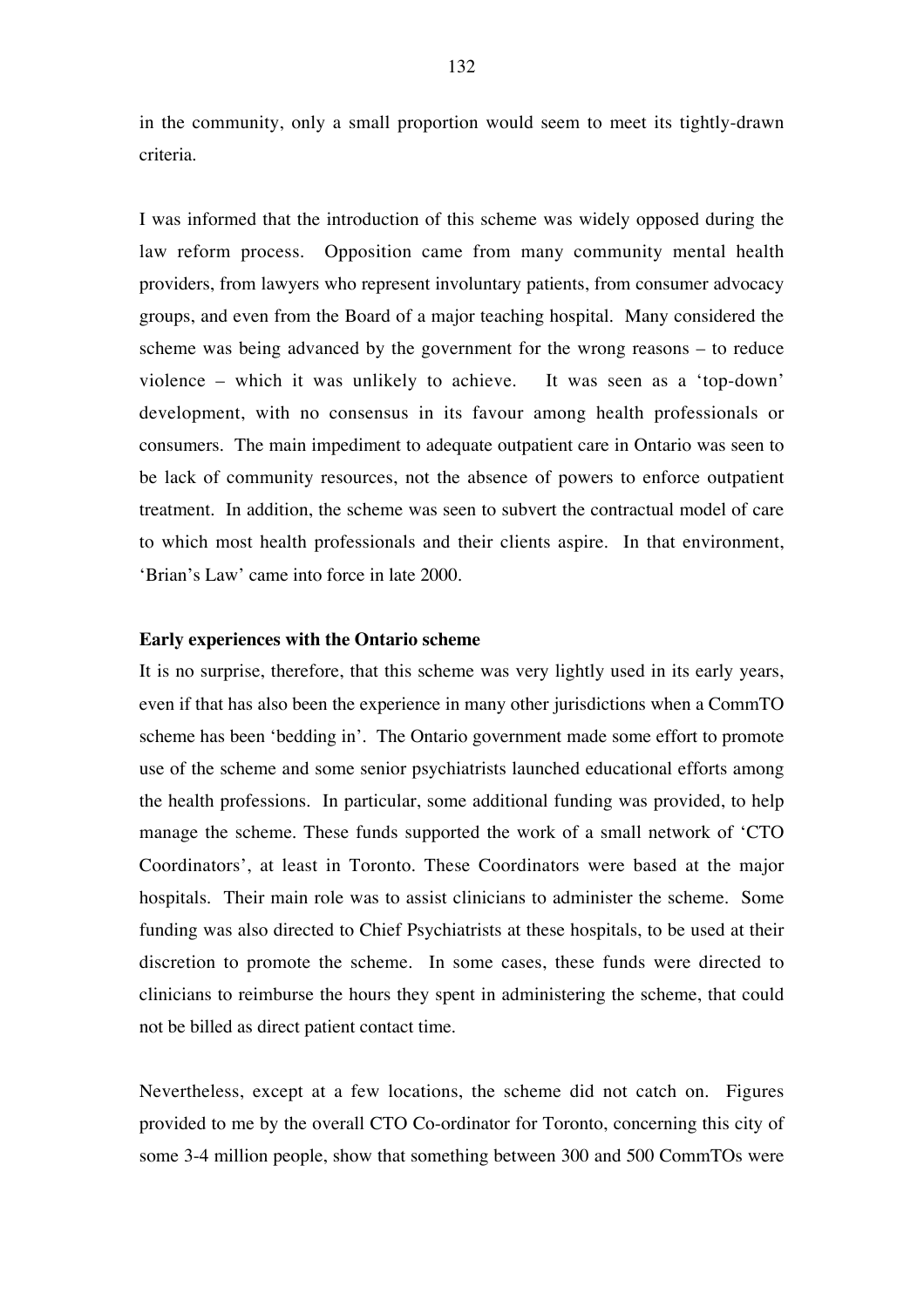in the community, only a small proportion would seem to meet its tightly-drawn criteria.

I was informed that the introduction of this scheme was widely opposed during the law reform process. Opposition came from many community mental health providers, from lawyers who represent involuntary patients, from consumer advocacy groups, and even from the Board of a major teaching hospital. Many considered the scheme was being advanced by the government for the wrong reasons – to reduce violence – which it was unlikely to achieve. It was seen as a 'top-down' development, with no consensus in its favour among health professionals or consumers. The main impediment to adequate outpatient care in Ontario was seen to be lack of community resources, not the absence of powers to enforce outpatient treatment. In addition, the scheme was seen to subvert the contractual model of care to which most health professionals and their clients aspire. In that environment, 'Brian's Law' came into force in late 2000.

**Early experiences with the Ontario scheme**

It is no surprise, therefore, that this scheme was very lightly used in its early years, even if that has also been the experience in many other jurisdictions when a CommTO scheme has been 'bedding in'. The Ontario government made some effort to promote use of the scheme and some senior psychiatrists launched educational efforts among the health professions. In particular, some additional funding was provided, to help manage the scheme. These funds supported the work of a small network of 'CTO Coordinators', at least in Toronto. These Coordinators were based at the major hospitals. Their main role was to assist clinicians to administer the scheme. Some funding was also directed to Chief Psychiatrists at these hospitals, to be used at their discretion to promote the scheme. In some cases, these funds were directed to clinicians to reimburse the hours they spent in administering the scheme, that could not be billed as direct patient contact time.

Nevertheless, except at a few locations, the scheme did not catch on. Figures provided to me by the overall CTO Co-ordinator for Toronto, concerning this city of some 3-4 million people, show that something between 300 and 500 CommTOs were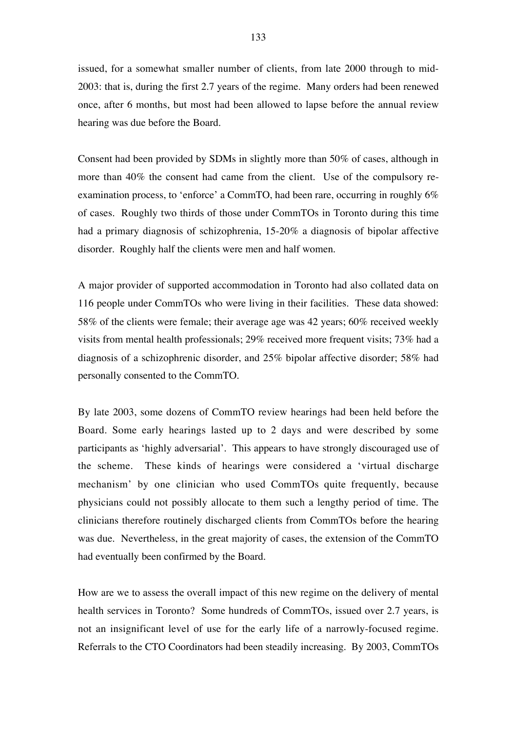issued, for a somewhat smaller number of clients, from late 2000 through to mid-2003: that is, during the first 2.7 years of the regime. Many orders had been renewed once, after 6 months, but most had been allowed to lapse before the annual review hearing was due before the Board.

Consent had been provided by SDMs in slightly more than 50% of cases, although in more than 40% the consent had came from the client. Use of the compulsory re-examination process, to 'enforce' a CommTO, had been rare, occurring in roughly 6% of cases. Roughly two thirds of those under CommTOs in Toronto during this time had a primary diagnosis of schizophrenia, 15-20% a diagnosis of bipolar affective disorder. Roughly half the clients were men and half women.

A major provider of supported accommodation in Toronto had also collated data on 116 people under CommTOs who were living in their facilities. These data showed: 58% of the clients were female; their average age was 42 years; 60% received weekly visits from mental health professionals; 29% received more frequent visits; 73% had a diagnosis of a schizophrenic disorder, and 25% bipolar affective disorder; 58% had personally consented to the CommTO.

By late 2003, some dozens of CommTO review hearings had been held before the Board. Some early hearings lasted up to 2 days and were described by some participants as 'highly adversarial'. This appears to have strongly discouraged use of the scheme. These kinds of hearings were considered a 'virtual discharge mechanism' by one clinician who used CommTOs quite frequently, because physicians could not possibly allocate to them such a lengthy period of time. The clinicians therefore routinely discharged clients from CommTOs before the hearing was due. Nevertheless, in the great majority of cases, the extension of the CommTO had eventually been confirmed by the Board.

How are we to assess the overall impact of this new regime on the delivery of mental health services in Toronto? Some hundreds of CommTOs, issued over 2.7 years, is not an insignificant level of use for the early life of a narrowly-focused regime. Referrals to the CTO Coordinators had been steadily increasing. By 2003, CommTOs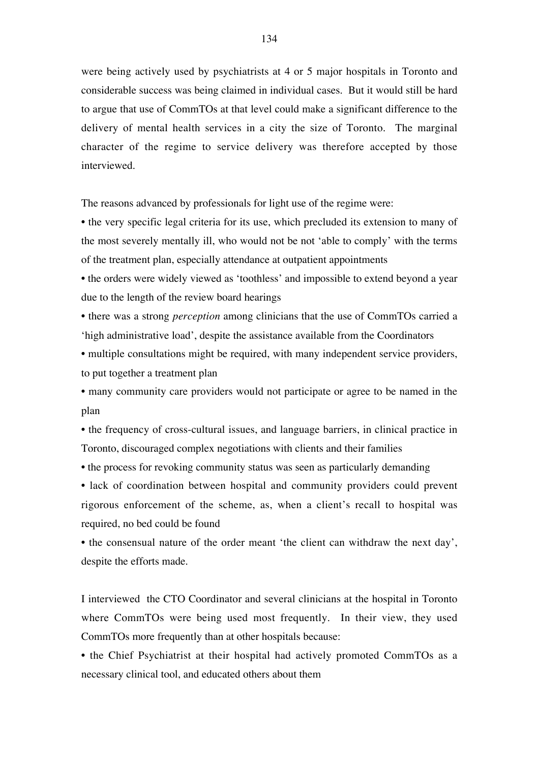were being actively used by psychiatrists at 4 or 5 major hospitals in Toronto and considerable success was being claimed in individual cases. But it would still be hard to argue that use of CommTOs at that level could make a significant difference to the delivery of mental health services in a city the size of Toronto. The marginal character of the regime to service delivery was therefore accepted by those interviewed.

The reasons advanced by professionals for light use of the regime were:

- the very specific legal criteria for its use, which precluded its extension to many of the most severely mentally ill, who would not be not 'able to comply' with the terms of the treatment plan, especially attendance at outpatient appointments
- the orders were widely viewed as 'toothless' and impossible to extend beyond a year due to the length of the review board hearings
- there was a strong *perception* among clinicians that the use of CommTOs carried a 'high administrative load', despite the assistance available from the Coordinators
- multiple consultations might be required, with many independent service providers, to put together a treatment plan
- many community care providers would not participate or agree to be named in the plan
- the frequency of cross-cultural issues, and language barriers, in clinical practice in Toronto, discouraged complex negotiations with clients and their families
- the process for revoking community status was seen as particularly demanding
- lack of coordination between hospital and community providers could prevent rigorous enforcement of the scheme, as, when a client's recall to hospital was required, no bed could be found
- the consensual nature of the order meant 'the client can withdraw the next day', despite the efforts made.

I interviewed the CTO Coordinator and several clinicians at the hospital in Toronto where CommTOs were being used most frequently. In their view, they used CommTOs more frequently than at other hospitals because:

- the Chief Psychiatrist at their hospital had actively promoted CommTOs as a necessary clinical tool, and educated others about them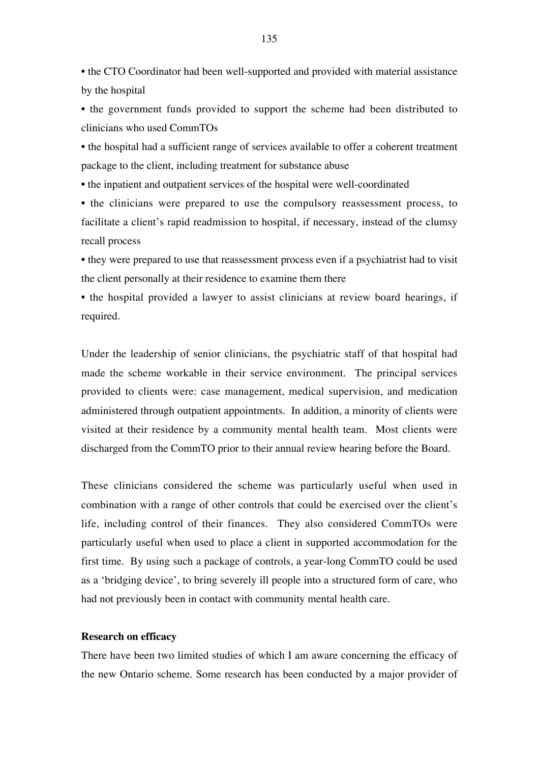- the CTO Coordinator had been well-supported and provided with material assistance by the hospital
- the government funds provided to support the scheme had been distributed to clinicians who used CommTOs
- the hospital had a sufficient range of services available to offer a coherent treatment package to the client, including treatment for substance abuse
- the inpatient and outpatient services of the hospital were well-coordinated
- the clinicians were prepared to use the compulsory reassessment process, to facilitate a client's rapid readmission to hospital, if necessary, instead of the clumsy recall process
- they were prepared to use that reassessment process even if a psychiatrist had to visit the client personally at their residence to examine them there
- the hospital provided a lawyer to assist clinicians at review board hearings, if required.

Under the leadership of senior clinicians, the psychiatric staff of that hospital had made the scheme workable in their service environment. The principal services provided to clients were: case management, medical supervision, and medication administered through outpatient appointments. In addition, a minority of clients were visited at their residence by a community mental health team. Most clients were discharged from the CommTO prior to their annual review hearing before the Board.

These clinicians considered the scheme was particularly useful when used in combination with a range of other controls that could be exercised over the client's life, including control of their finances. They also considered CommTOs were particularly useful when used to place a client in supported accommodation for the first time. By using such a package of controls, a year-long CommTO could be used as a 'bridging device', to bring severely ill people into a structured form of care, who had not previously been in contact with community mental health care.

**Research on efficacy**

There have been two limited studies of which I am aware concerning the efficacy of the new Ontario scheme. Some research has been conducted by a major provider of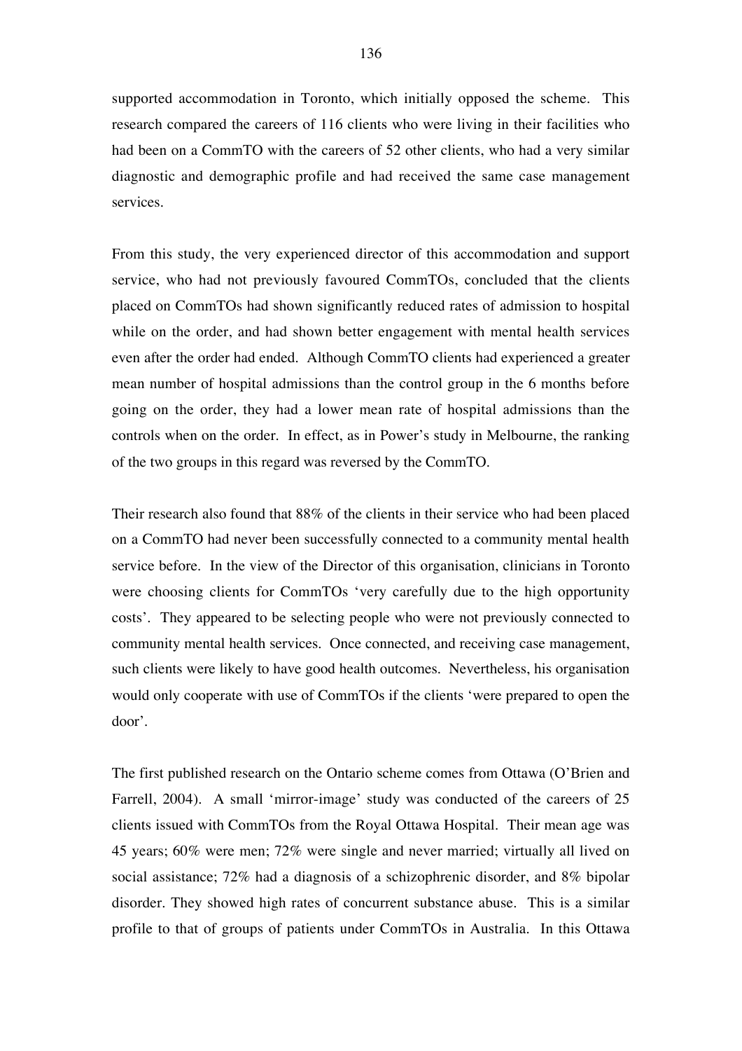supported accommodation in Toronto, which initially opposed the scheme. This research compared the careers of 116 clients who were living in their facilities who had been on a CommTO with the careers of 52 other clients, who had a very similar diagnostic and demographic profile and had received the same case management services.

From this study, the very experienced director of this accommodation and support service, who had not previously favoured CommTOs, concluded that the clients placed on CommTOs had shown significantly reduced rates of admission to hospital while on the order, and had shown better engagement with mental health services even after the order had ended. Although CommTO clients had experienced a greater mean number of hospital admissions than the control group in the 6 months before going on the order, they had a lower mean rate of hospital admissions than the controls when on the order. In effect, as in Power's study in Melbourne, the ranking of the two groups in this regard was reversed by the CommTO.

Their research also found that 88% of the clients in their service who had been placed on a CommTO had never been successfully connected to a community mental health service before. In the view of the Director of this organisation, clinicians in Toronto were choosing clients for CommTOs 'very carefully due to the high opportunity costs'. They appeared to be selecting people who were not previously connected to community mental health services. Once connected, and receiving case management, such clients were likely to have good health outcomes. Nevertheless, his organisation would only cooperate with use of CommTOs if the clients 'were prepared to open the door'.

The first published research on the Ontario scheme comes from Ottawa (O'Brien and Farrell, 2004). A small 'mirror-image' study was conducted of the careers of 25 clients issued with CommTOs from the Royal Ottawa Hospital. Their mean age was 45 years; 60% were men; 72% were single and never married; virtually all lived on social assistance; 72% had a diagnosis of a schizophrenic disorder, and 8% bipolar disorder. They showed high rates of concurrent substance abuse. This is a similar profile to that of groups of patients under CommTOs in Australia. In this Ottawa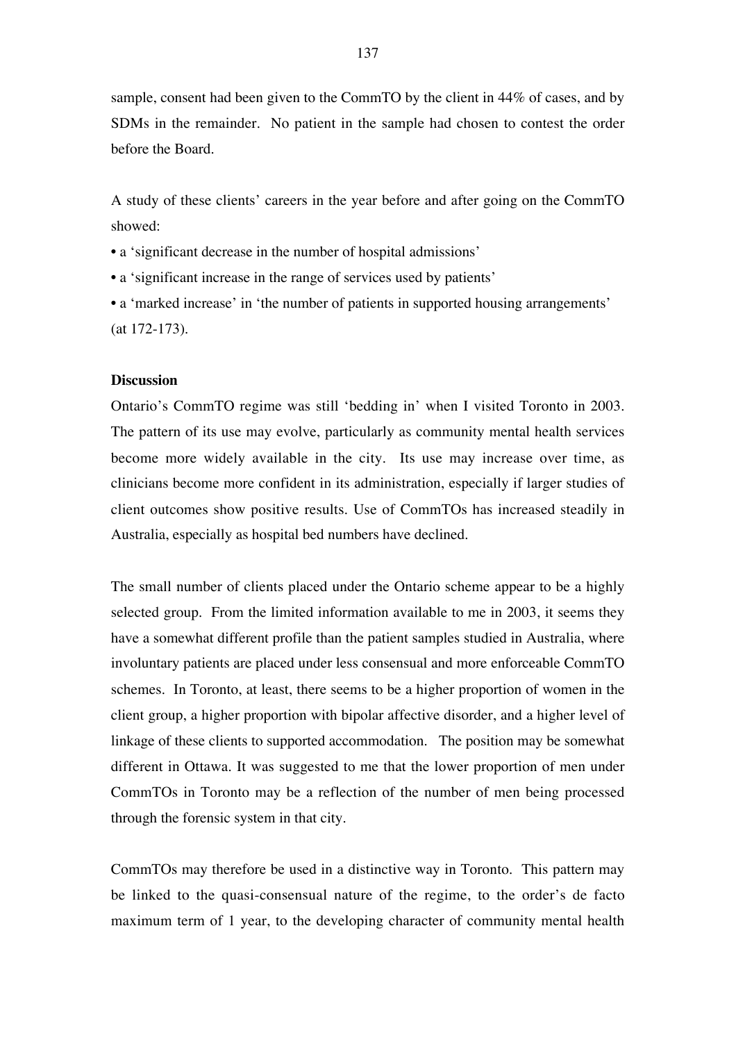sample, consent had been given to the CommTO by the client in 44% of cases, and by SDMs in the remainder. No patient in the sample had chosen to contest the order before the Board.

A study of these clients' careers in the year before and after going on the CommTO showed:

- a 'significant decrease in the number of hospital admissions'
- a 'significant increase in the range of services used by patients'
- a 'marked increase' in 'the number of patients in supported housing arrangements'

(at 172-173).

**Discussion**

Ontario's CommTO regime was still 'bedding in' when I visited Toronto in 2003. The pattern of its use may evolve, particularly as community mental health services become more widely available in the city. Its use may increase over time, as clinicians become more confident in its administration, especially if larger studies of client outcomes show positive results. Use of CommTOs has increased steadily in Australia, especially as hospital bed numbers have declined.

The small number of clients placed under the Ontario scheme appear to be a highly selected group. From the limited information available to me in 2003, it seems they have a somewhat different profile than the patient samples studied in Australia, where involuntary patients are placed under less consensual and more enforceable CommTO schemes. In Toronto, at least, there seems to be a higher proportion of women in the client group, a higher proportion with bipolar affective disorder, and a higher level of linkage of these clients to supported accommodation. The position may be somewhat different in Ottawa. It was suggested to me that the lower proportion of men under CommTOs in Toronto may be a reflection of the number of men being processed through the forensic system in that city.

CommTOs may therefore be used in a distinctive way in Toronto. This pattern may be linked to the quasi-consensual nature of the regime, to the order's de facto maximum term of 1 year, to the developing character of community mental health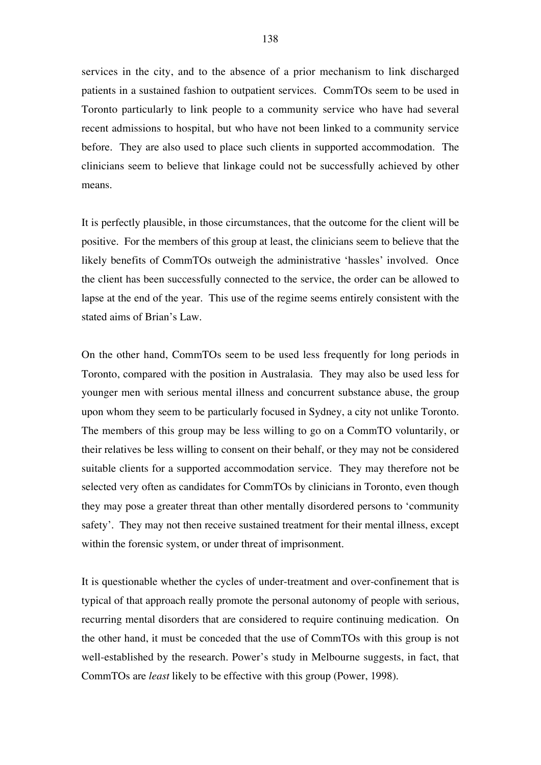services in the city, and to the absence of a prior mechanism to link discharged patients in a sustained fashion to outpatient services. CommTOs seem to be used in Toronto particularly to link people to a community service who have had several recent admissions to hospital, but who have not been linked to a community service before. They are also used to place such clients in supported accommodation. The clinicians seem to believe that linkage could not be successfully achieved by other means.

It is perfectly plausible, in those circumstances, that the outcome for the client will be positive. For the members of this group at least, the clinicians seem to believe that the likely benefits of CommTOs outweigh the administrative 'hassles' involved. Once the client has been successfully connected to the service, the order can be allowed to lapse at the end of the year. This use of the regime seems entirely consistent with the stated aims of Brian's Law.

On the other hand, CommTOs seem to be used less frequently for long periods in Toronto, compared with the position in Australasia. They may also be used less for younger men with serious mental illness and concurrent substance abuse, the group upon whom they seem to be particularly focused in Sydney, a city not unlike Toronto. The members of this group may be less willing to go on a CommTO voluntarily, or their relatives be less willing to consent on their behalf, or they may not be considered suitable clients for a supported accommodation service. They may therefore not be selected very often as candidates for CommTOs by clinicians in Toronto, even though they may pose a greater threat than other mentally disordered persons to 'community safety'. They may not then receive sustained treatment for their mental illness, except within the forensic system, or under threat of imprisonment.

It is questionable whether the cycles of under-treatment and over-confinement that is typical of that approach really promote the personal autonomy of people with serious, recurring mental disorders that are considered to require continuing medication. On the other hand, it must be conceded that the use of CommTOs with this group is not well-established by the research. Power's study in Melbourne suggests, in fact, that CommTOs are *least* likely to be effective with this group (Power, 1998).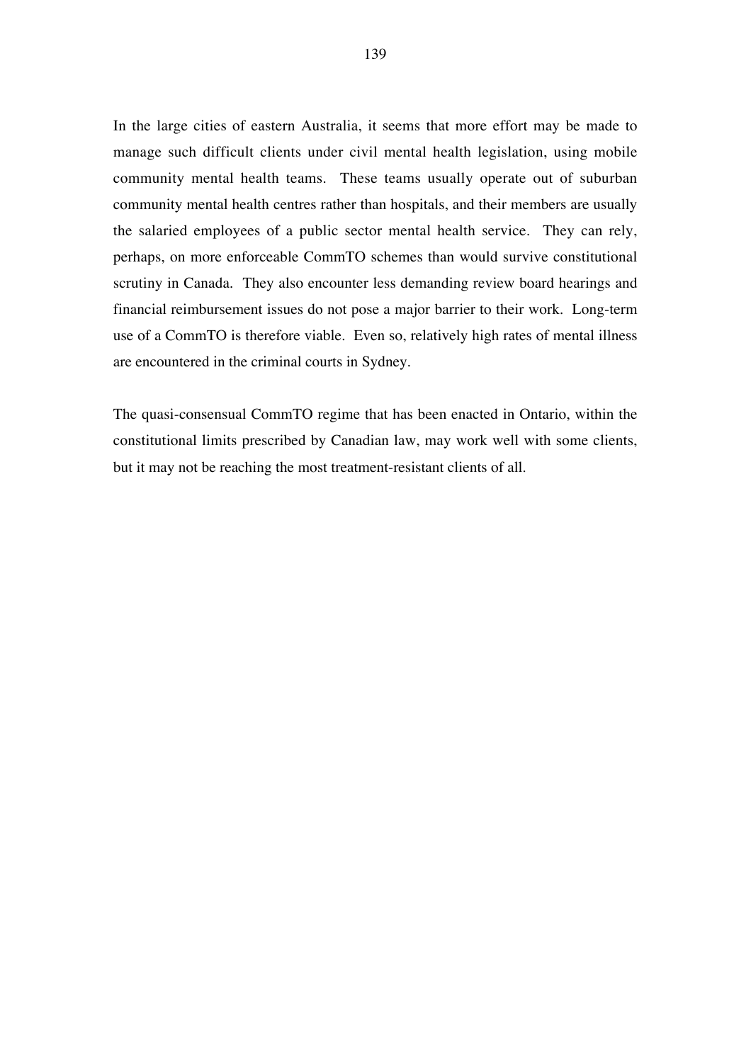In the large cities of eastern Australia, it seems that more effort may be made to manage such difficult clients under civil mental health legislation, using mobile community mental health teams. These teams usually operate out of suburban community mental health centres rather than hospitals, and their members are usually the salaried employees of a public sector mental health service. They can rely, perhaps, on more enforceable CommTO schemes than would survive constitutional scrutiny in Canada. They also encounter less demanding review board hearings and financial reimbursement issues do not pose a major barrier to their work. Long-term use of a CommTO is therefore viable. Even so, relatively high rates of mental illness are encountered in the criminal courts in Sydney.

The quasi-consensual CommTO regime that has been enacted in Ontario, within the constitutional limits prescribed by Canadian law, may work well with some clients, but it may not be reaching the most treatment-resistant clients of all.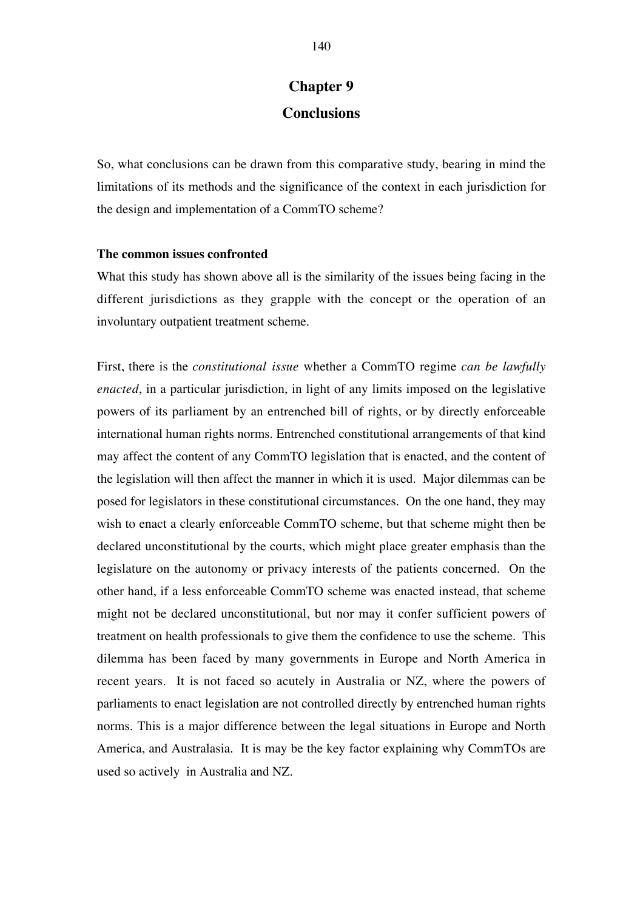# Chapter 9

# Conclusions

So, what conclusions can be drawn from this comparative study, bearing in mind the limitations of its methods and the significance of the context in each jurisdiction for the design and implementation of a CommTO scheme?

**The common issues confronted**

What this study has shown above all is the similarity of the issues being facing in the different jurisdictions as they grapple with the concept or the operation of an involuntary outpatient treatment scheme.

First, there is the *constitutional issue* whether a CommTO regime *can be lawfully enacted*, in a particular jurisdiction, in light of any limits imposed on the legislative powers of its parliament by an entrenched bill of rights, or by directly enforceable international human rights norms. Entrenched constitutional arrangements of that kind may affect the content of any CommTO legislation that is enacted, and the content of the legislation will then affect the manner in which it is used. Major dilemmas can be posed for legislators in these constitutional circumstances. On the one hand, they may wish to enact a clearly enforceable CommTO scheme, but that scheme might then be declared unconstitutional by the courts, which might place greater emphasis than the legislature on the autonomy or privacy interests of the patients concerned. On the other hand, if a less enforceable CommTO scheme was enacted instead, that scheme might not be declared unconstitutional, but nor may it confer sufficient powers of treatment on health professionals to give them the confidence to use the scheme. This dilemma has been faced by many governments in Europe and North America in recent years. It is not faced so acutely in Australia or NZ, where the powers of parliaments to enact legislation are not controlled directly by entrenched human rights norms. This is a major difference between the legal situations in Europe and North America, and Australasia. It is may be the key factor explaining why CommTOs are used so actively in Australia and NZ.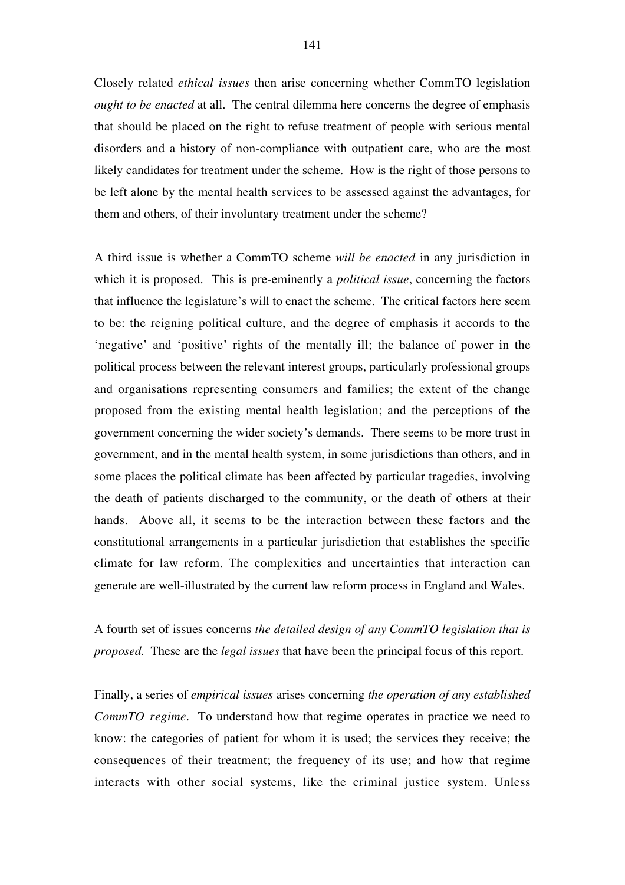Closely related *ethical issues* then arise concerning whether CommTO legislation *ought to be enacted* at all. The central dilemma here concerns the degree of emphasis that should be placed on the right to refuse treatment of people with serious mental disorders and a history of non-compliance with outpatient care, who are the most likely candidates for treatment under the scheme. How is the right of those persons to be left alone by the mental health services to be assessed against the advantages, for them and others, of their involuntary treatment under the scheme?

A third issue is whether a CommTO scheme *will be enacted* in any jurisdiction in which it is proposed. This is pre-eminently a *political issue*, concerning the factors that influence the legislature's will to enact the scheme. The critical factors here seem to be: the reigning political culture, and the degree of emphasis it accords to the 'negative' and 'positive' rights of the mentally ill; the balance of power in the political process between the relevant interest groups, particularly professional groups and organisations representing consumers and families; the extent of the change proposed from the existing mental health legislation; and the perceptions of the government concerning the wider society's demands. There seems to be more trust in government, and in the mental health system, in some jurisdictions than others, and in some places the political climate has been affected by particular tragedies, involving the death of patients discharged to the community, or the death of others at their hands. Above all, it seems to be the interaction between these factors and the constitutional arrangements in a particular jurisdiction that establishes the specific climate for law reform. The complexities and uncertainties that interaction can generate are well-illustrated by the current law reform process in England and Wales.

A fourth set of issues concerns *the detailed design of any CommTO legislation that is proposed*. These are the *legal issues* that have been the principal focus of this report.

Finally, a series of *empirical issues* arises concerning *the operation of any established CommTO regime*. To understand how that regime operates in practice we need to know: the categories of patient for whom it is used; the services they receive; the consequences of their treatment; the frequency of its use; and how that regime interacts with other social systems, like the criminal justice system. Unless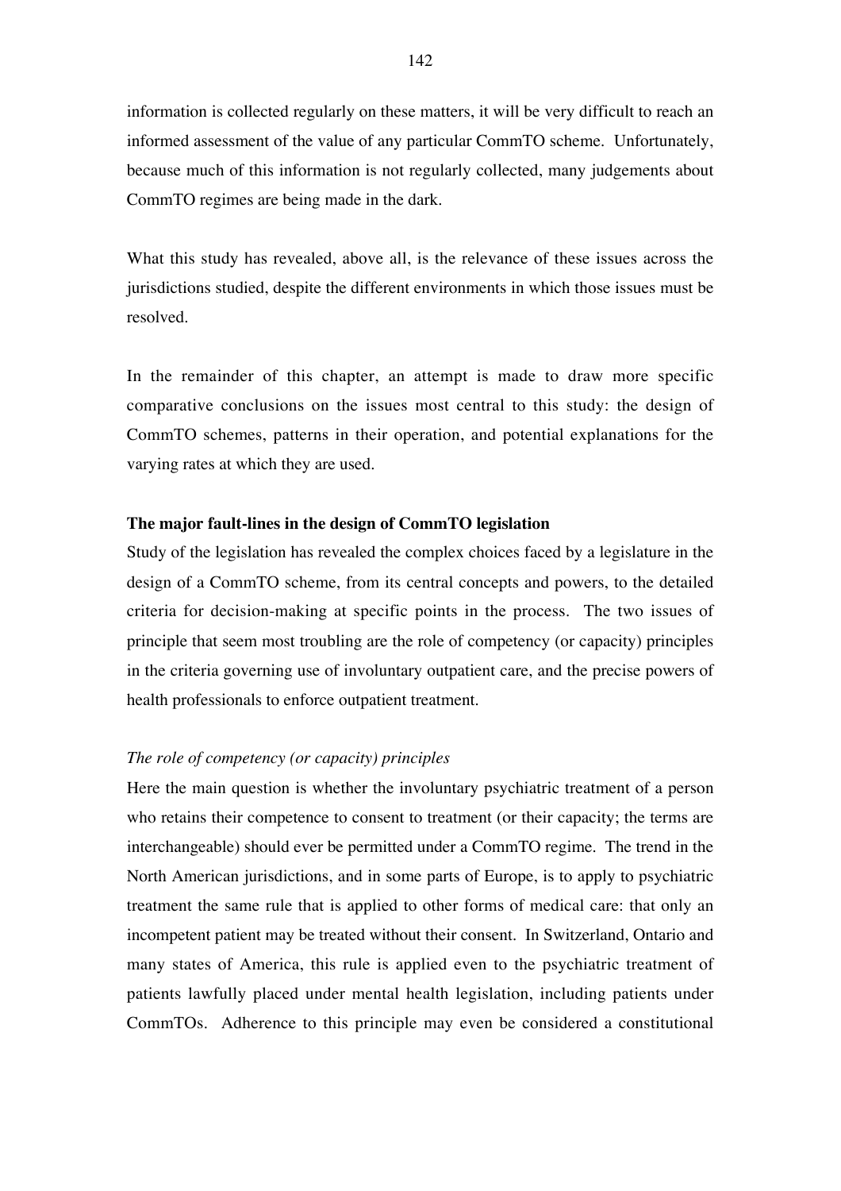information is collected regularly on these matters, it will be very difficult to reach an informed assessment of the value of any particular CommTO scheme. Unfortunately, because much of this information is not regularly collected, many judgements about CommTO regimes are being made in the dark.

What this study has revealed, above all, is the relevance of these issues across the jurisdictions studied, despite the different environments in which those issues must be resolved.

In the remainder of this chapter, an attempt is made to draw more specific comparative conclusions on the issues most central to this study: the design of CommTO schemes, patterns in their operation, and potential explanations for the varying rates at which they are used.

**The major fault-lines in the design of CommTO legislation**

Study of the legislation has revealed the complex choices faced by a legislature in the design of a CommTO scheme, from its central concepts and powers, to the detailed criteria for decision-making at specific points in the process. The two issues of principle that seem most troubling are the role of competency (or capacity) principles in the criteria governing use of involuntary outpatient care, and the precise powers of health professionals to enforce outpatient treatment.

*The role of competency (or capacity) principles*

Here the main question is whether the involuntary psychiatric treatment of a person who retains their competence to consent to treatment (or their capacity; the terms are interchangeable) should ever be permitted under a CommTO regime. The trend in the North American jurisdictions, and in some parts of Europe, is to apply to psychiatric treatment the same rule that is applied to other forms of medical care: that only an incompetent patient may be treated without their consent. In Switzerland, Ontario and many states of America, this rule is applied even to the psychiatric treatment of patients lawfully placed under mental health legislation, including patients under CommTOs. Adherence to this principle may even be considered a constitutional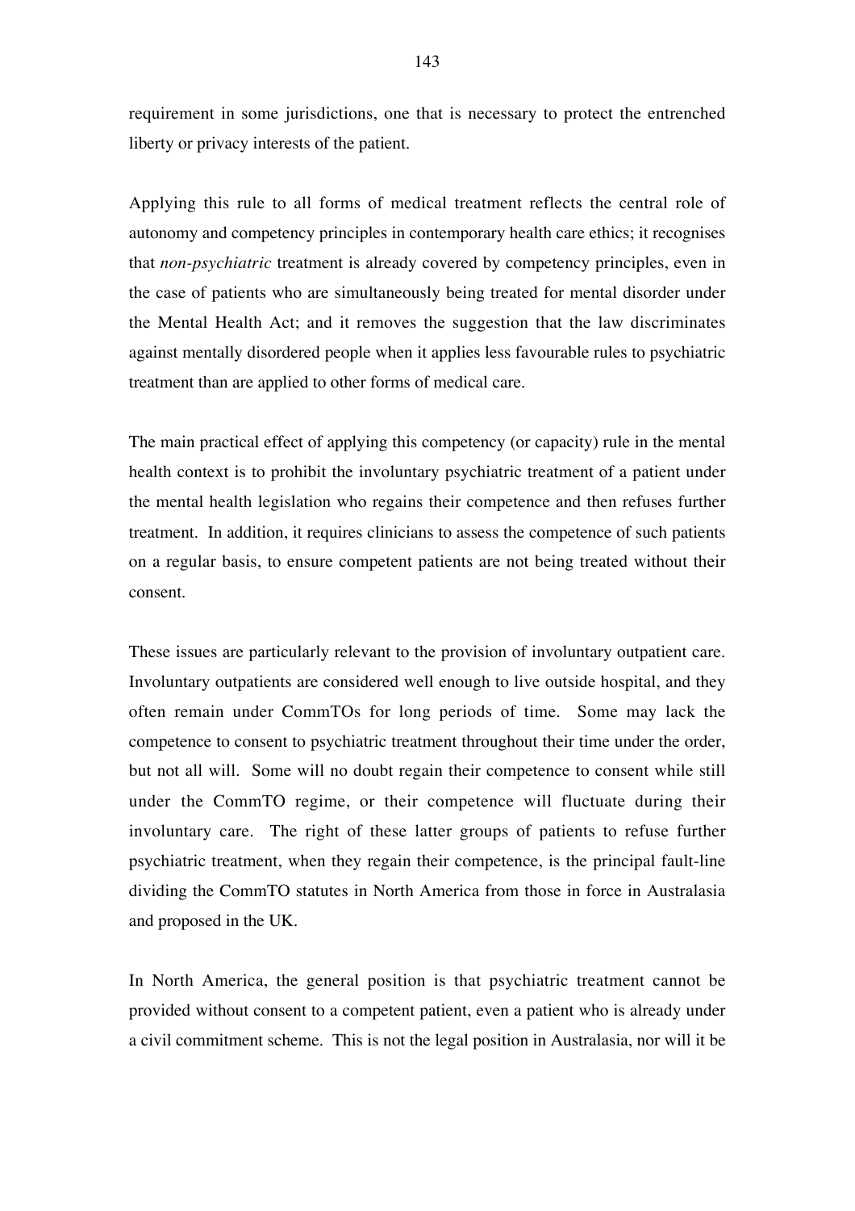requirement in some jurisdictions, one that is necessary to protect the entrenched liberty or privacy interests of the patient.

Applying this rule to all forms of medical treatment reflects the central role of autonomy and competency principles in contemporary health care ethics; it recognises that *non-psychiatric* treatment is already covered by competency principles, even in the case of patients who are simultaneously being treated for mental disorder under the Mental Health Act; and it removes the suggestion that the law discriminates against mentally disordered people when it applies less favourable rules to psychiatric treatment than are applied to other forms of medical care.

The main practical effect of applying this competency (or capacity) rule in the mental health context is to prohibit the involuntary psychiatric treatment of a patient under the mental health legislation who regains their competence and then refuses further treatment. In addition, it requires clinicians to assess the competence of such patients on a regular basis, to ensure competent patients are not being treated without their consent.

These issues are particularly relevant to the provision of involuntary outpatient care. Involuntary outpatients are considered well enough to live outside hospital, and they often remain under CommTOs for long periods of time. Some may lack the competence to consent to psychiatric treatment throughout their time under the order, but not all will. Some will no doubt regain their competence to consent while still under the CommTO regime, or their competence will fluctuate during their involuntary care. The right of these latter groups of patients to refuse further psychiatric treatment, when they regain their competence, is the principal fault-line dividing the CommTO statutes in North America from those in force in Australasia and proposed in the UK.

In North America, the general position is that psychiatric treatment cannot be provided without consent to a competent patient, even a patient who is already under a civil commitment scheme. This is not the legal position in Australasia, nor will it be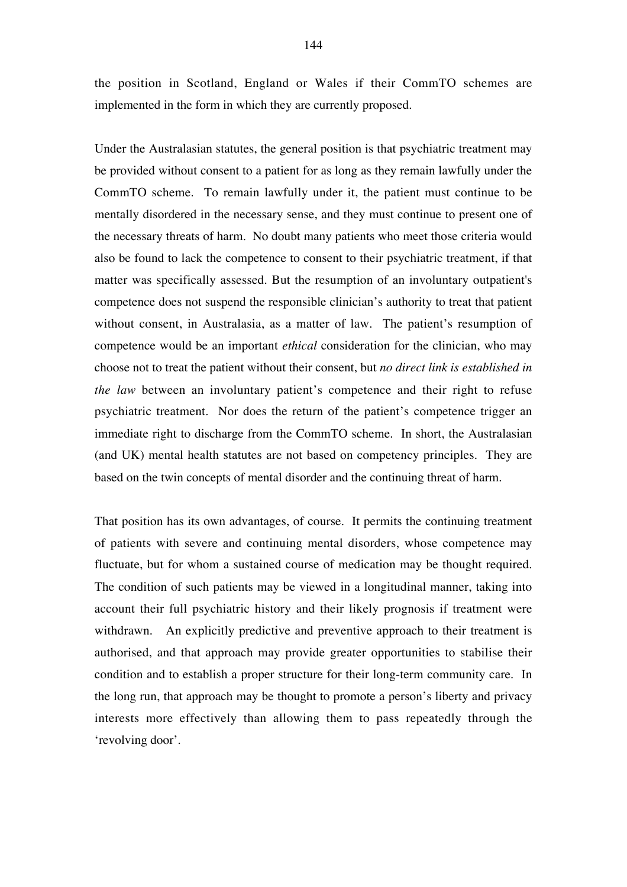the position in Scotland, England or Wales if their CommTO schemes are implemented in the form in which they are currently proposed.

Under the Australasian statutes, the general position is that psychiatric treatment may be provided without consent to a patient for as long as they remain lawfully under the CommTO scheme. To remain lawfully under it, the patient must continue to be mentally disordered in the necessary sense, and they must continue to present one of the necessary threats of harm. No doubt many patients who meet those criteria would also be found to lack the competence to consent to their psychiatric treatment, if that matter was specifically assessed. But the resumption of an involuntary outpatient's competence does not suspend the responsible clinician's authority to treat that patient without consent, in Australasia, as a matter of law. The patient's resumption of competence would be an important *ethical* consideration for the clinician, who may choose not to treat the patient without their consent, but *no direct link is established in the law* between an involuntary patient's competence and their right to refuse psychiatric treatment. Nor does the return of the patient's competence trigger an immediate right to discharge from the CommTO scheme. In short, the Australasian (and UK) mental health statutes are not based on competency principles. They are based on the twin concepts of mental disorder and the continuing threat of harm.

That position has its own advantages, of course. It permits the continuing treatment of patients with severe and continuing mental disorders, whose competence may fluctuate, but for whom a sustained course of medication may be thought required. The condition of such patients may be viewed in a longitudinal manner, taking into account their full psychiatric history and their likely prognosis if treatment were withdrawn. An explicitly predictive and preventive approach to their treatment is authorised, and that approach may provide greater opportunities to stabilise their condition and to establish a proper structure for their long-term community care. In the long run, that approach may be thought to promote a person's liberty and privacy interests more effectively than allowing them to pass repeatedly through the 'revolving door'.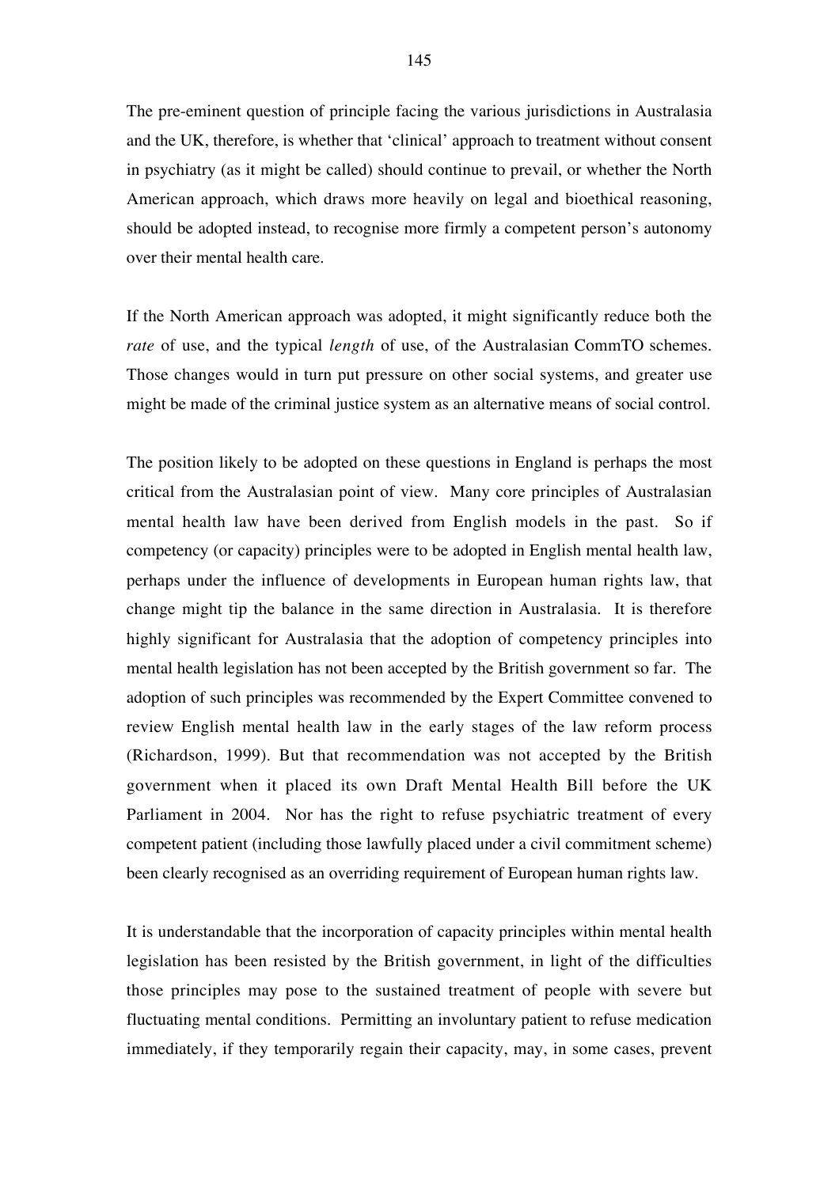The pre-eminent question of principle facing the various jurisdictions in Australasia and the UK, therefore, is whether that 'clinical' approach to treatment without consent in psychiatry (as it might be called) should continue to prevail, or whether the North American approach, which draws more heavily on legal and bioethical reasoning, should be adopted instead, to recognise more firmly a competent person's autonomy over their mental health care.

If the North American approach was adopted, it might significantly reduce both the *rate* of use, and the typical *length* of use, of the Australasian CommTO schemes. Those changes would in turn put pressure on other social systems, and greater use might be made of the criminal justice system as an alternative means of social control.

The position likely to be adopted on these questions in England is perhaps the most critical from the Australasian point of view. Many core principles of Australasian mental health law have been derived from English models in the past. So if competency (or capacity) principles were to be adopted in English mental health law, perhaps under the influence of developments in European human rights law, that change might tip the balance in the same direction in Australasia. It is therefore highly significant for Australasia that the adoption of competency principles into mental health legislation has not been accepted by the British government so far. The adoption of such principles was recommended by the Expert Committee convened to review English mental health law in the early stages of the law reform process (Richardson, 1999). But that recommendation was not accepted by the British government when it placed its own Draft Mental Health Bill before the UK Parliament in 2004. Nor has the right to refuse psychiatric treatment of every competent patient (including those lawfully placed under a civil commitment scheme) been clearly recognised as an overriding requirement of European human rights law.

It is understandable that the incorporation of capacity principles within mental health legislation has been resisted by the British government, in light of the difficulties those principles may pose to the sustained treatment of people with severe but fluctuating mental conditions. Permitting an involuntary patient to refuse medication immediately, if they temporarily regain their capacity, may, in some cases, prevent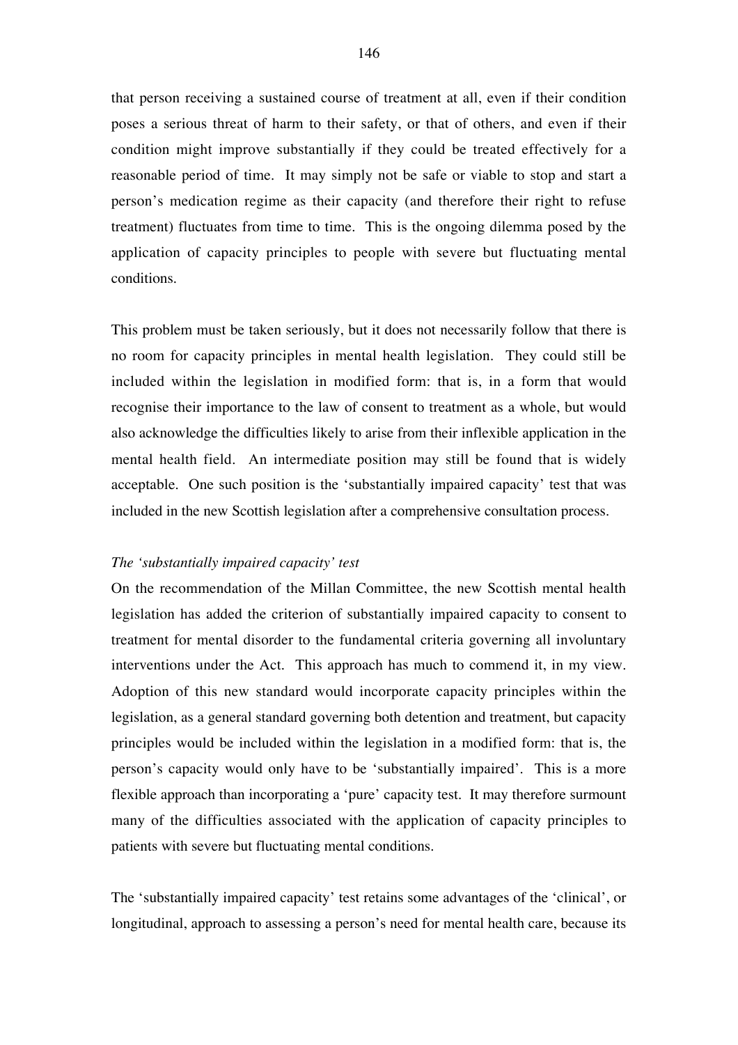that person receiving a sustained course of treatment at all, even if their condition poses a serious threat of harm to their safety, or that of others, and even if their condition might improve substantially if they could be treated effectively for a reasonable period of time. It may simply not be safe or viable to stop and start a person's medication regime as their capacity (and therefore their right to refuse treatment) fluctuates from time to time. This is the ongoing dilemma posed by the application of capacity principles to people with severe but fluctuating mental conditions.

This problem must be taken seriously, but it does not necessarily follow that there is no room for capacity principles in mental health legislation. They could still be included within the legislation in modified form: that is, in a form that would recognise their importance to the law of consent to treatment as a whole, but would also acknowledge the difficulties likely to arise from their inflexible application in the mental health field. An intermediate position may still be found that is widely acceptable. One such position is the 'substantially impaired capacity' test that was included in the new Scottish legislation after a comprehensive consultation process.

*The 'substantially impaired capacity' test*

On the recommendation of the Millan Committee, the new Scottish mental health legislation has added the criterion of substantially impaired capacity to consent to treatment for mental disorder to the fundamental criteria governing all involuntary interventions under the Act. This approach has much to commend it, in my view. Adoption of this new standard would incorporate capacity principles within the legislation, as a general standard governing both detention and treatment, but capacity principles would be included within the legislation in a modified form: that is, the person's capacity would only have to be 'substantially impaired'. This is a more flexible approach than incorporating a 'pure' capacity test. It may therefore surmount many of the difficulties associated with the application of capacity principles to patients with severe but fluctuating mental conditions.

The 'substantially impaired capacity' test retains some advantages of the 'clinical', or longitudinal, approach to assessing a person's need for mental health care, because its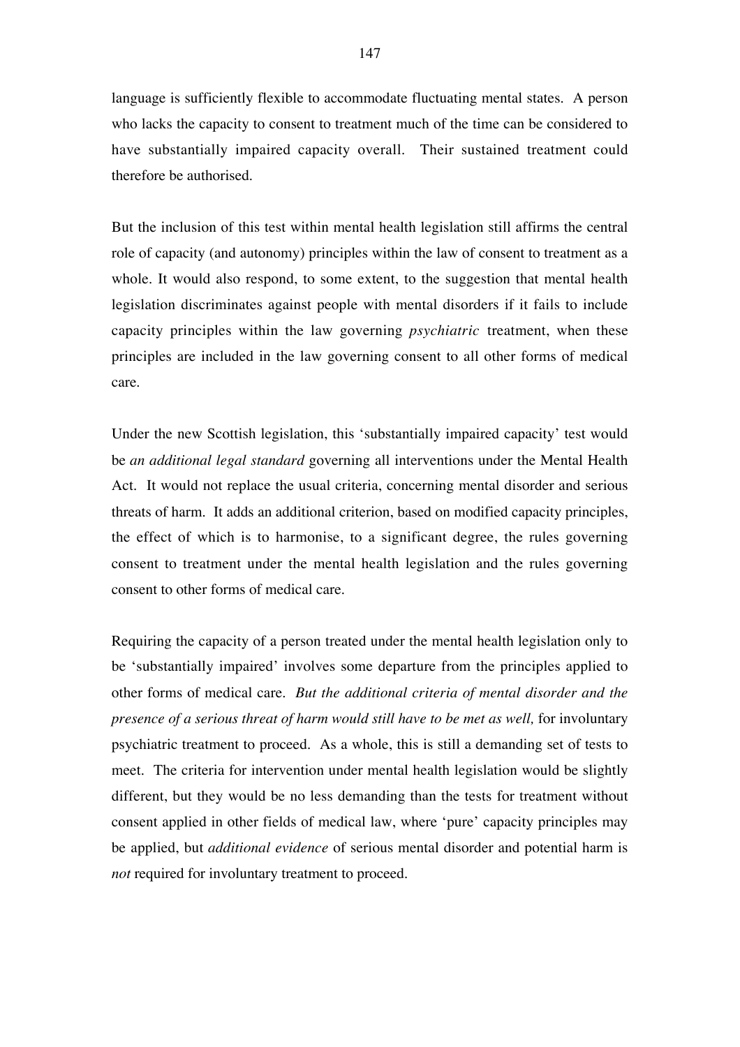language is sufficiently flexible to accommodate fluctuating mental states. A person who lacks the capacity to consent to treatment much of the time can be considered to have substantially impaired capacity overall. Their sustained treatment could therefore be authorised.

But the inclusion of this test within mental health legislation still affirms the central role of capacity (and autonomy) principles within the law of consent to treatment as a whole. It would also respond, to some extent, to the suggestion that mental health legislation discriminates against people with mental disorders if it fails to include capacity principles within the law governing *psychiatric* treatment, when these principles are included in the law governing consent to all other forms of medical care.

Under the new Scottish legislation, this 'substantially impaired capacity' test would be *an additional legal standard* governing all interventions under the Mental Health Act. It would not replace the usual criteria, concerning mental disorder and serious threats of harm. It adds an additional criterion, based on modified capacity principles, the effect of which is to harmonise, to a significant degree, the rules governing consent to treatment under the mental health legislation and the rules governing consent to other forms of medical care.

Requiring the capacity of a person treated under the mental health legislation only to be 'substantially impaired' involves some departure from the principles applied to other forms of medical care. *But the additional criteria of mental disorder and the presence of a serious threat of harm would still have to be met as well,* for involuntary psychiatric treatment to proceed. As a whole, this is still a demanding set of tests to meet. The criteria for intervention under mental health legislation would be slightly different, but they would be no less demanding than the tests for treatment without consent applied in other fields of medical law, where 'pure' capacity principles may be applied, but *additional evidence* of serious mental disorder and potential harm is *not* required for involuntary treatment to proceed.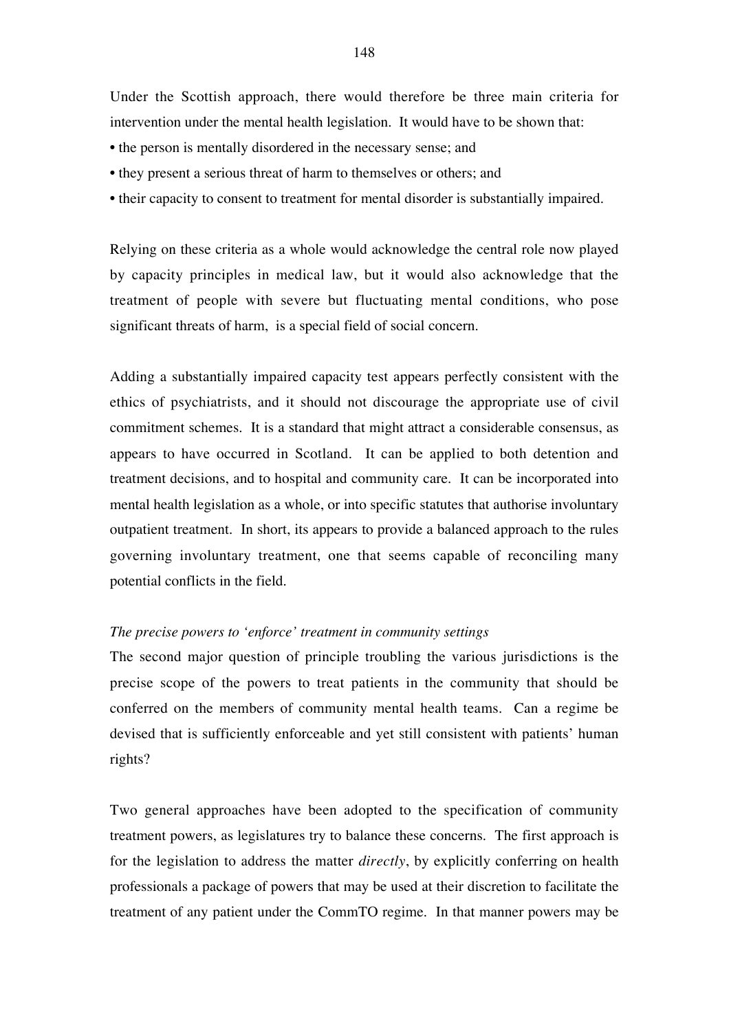Under the Scottish approach, there would therefore be three main criteria for intervention under the mental health legislation. It would have to be shown that:

- the person is mentally disordered in the necessary sense; and
- they present a serious threat of harm to themselves or others; and
- their capacity to consent to treatment for mental disorder is substantially impaired.

Relying on these criteria as a whole would acknowledge the central role now played by capacity principles in medical law, but it would also acknowledge that the treatment of people with severe but fluctuating mental conditions, who pose significant threats of harm, is a special field of social concern.

Adding a substantially impaired capacity test appears perfectly consistent with the ethics of psychiatrists, and it should not discourage the appropriate use of civil commitment schemes. It is a standard that might attract a considerable consensus, as appears to have occurred in Scotland. It can be applied to both detention and treatment decisions, and to hospital and community care. It can be incorporated into mental health legislation as a whole, or into specific statutes that authorise involuntary outpatient treatment. In short, its appears to provide a balanced approach to the rules governing involuntary treatment, one that seems capable of reconciling many potential conflicts in the field.

*The precise powers to 'enforce' treatment in community settings*

The second major question of principle troubling the various jurisdictions is the precise scope of the powers to treat patients in the community that should be conferred on the members of community mental health teams. Can a regime be devised that is sufficiently enforceable and yet still consistent with patients' human rights?

Two general approaches have been adopted to the specification of community treatment powers, as legislatures try to balance these concerns. The first approach is for the legislation to address the matter *directly*, by explicitly conferring on health professionals a package of powers that may be used at their discretion to facilitate the treatment of any patient under the CommTO regime. In that manner powers may be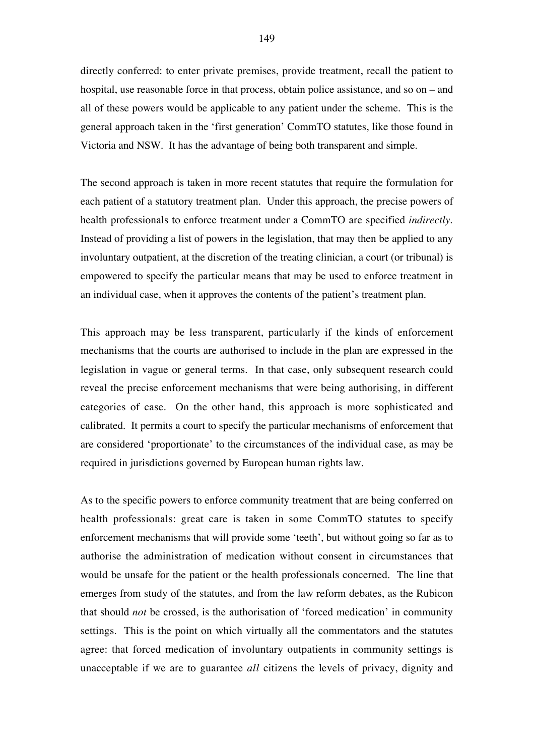directly conferred: to enter private premises, provide treatment, recall the patient to hospital, use reasonable force in that process, obtain police assistance, and so on – and all of these powers would be applicable to any patient under the scheme. This is the general approach taken in the 'first generation' CommTO statutes, like those found in Victoria and NSW. It has the advantage of being both transparent and simple.

The second approach is taken in more recent statutes that require the formulation for each patient of a statutory treatment plan. Under this approach, the precise powers of health professionals to enforce treatment under a CommTO are specified *indirectly*. Instead of providing a list of powers in the legislation, that may then be applied to any involuntary outpatient, at the discretion of the treating clinician, a court (or tribunal) is empowered to specify the particular means that may be used to enforce treatment in an individual case, when it approves the contents of the patient's treatment plan.

This approach may be less transparent, particularly if the kinds of enforcement mechanisms that the courts are authorised to include in the plan are expressed in the legislation in vague or general terms. In that case, only subsequent research could reveal the precise enforcement mechanisms that were being authorising, in different categories of case. On the other hand, this approach is more sophisticated and calibrated. It permits a court to specify the particular mechanisms of enforcement that are considered 'proportionate' to the circumstances of the individual case, as may be required in jurisdictions governed by European human rights law.

As to the specific powers to enforce community treatment that are being conferred on health professionals: great care is taken in some CommTO statutes to specify enforcement mechanisms that will provide some 'teeth', but without going so far as to authorise the administration of medication without consent in circumstances that would be unsafe for the patient or the health professionals concerned. The line that emerges from study of the statutes, and from the law reform debates, as the Rubicon that should *not* be crossed, is the authorisation of 'forced medication' in community settings. This is the point on which virtually all the commentators and the statutes agree: that forced medication of involuntary outpatients in community settings is unacceptable if we are to guarantee *all* citizens the levels of privacy, dignity and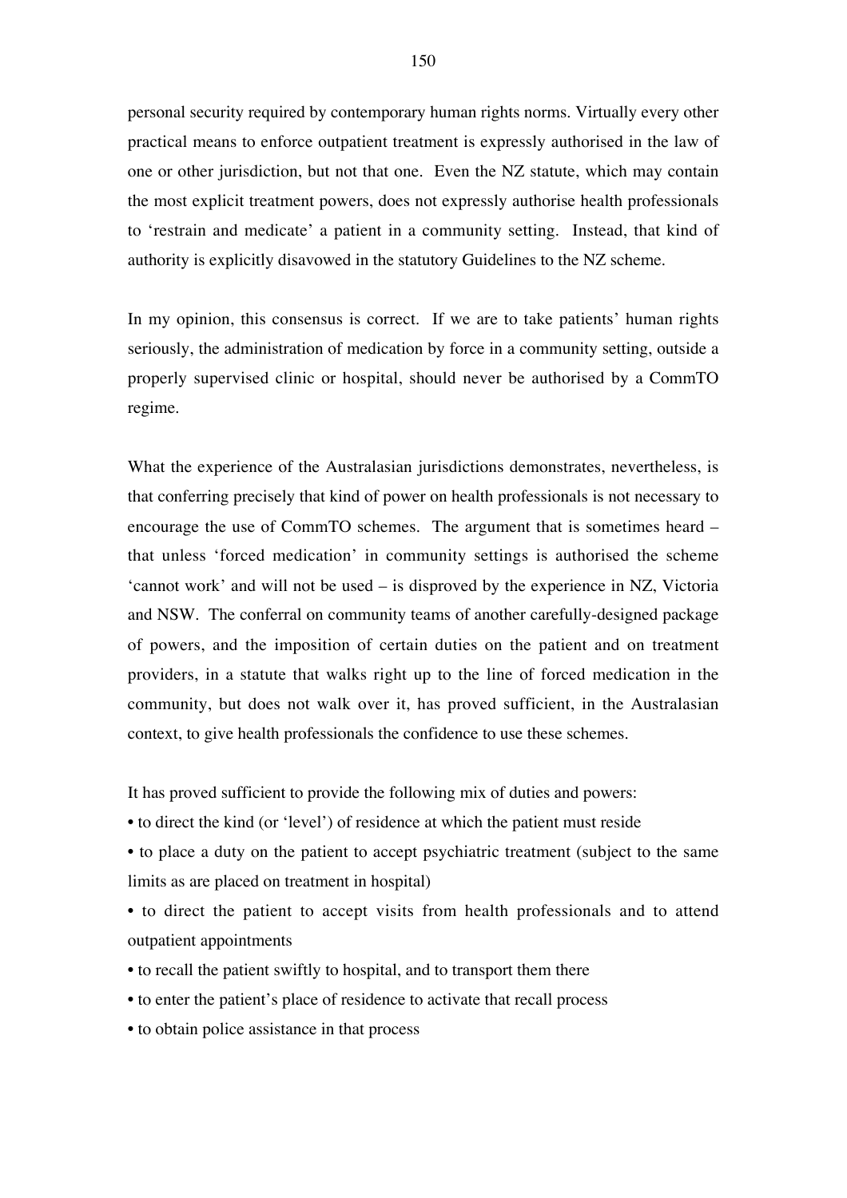personal security required by contemporary human rights norms. Virtually every other practical means to enforce outpatient treatment is expressly authorised in the law of one or other jurisdiction, but not that one. Even the NZ statute, which may contain the most explicit treatment powers, does not expressly authorise health professionals to 'restrain and medicate' a patient in a community setting. Instead, that kind of authority is explicitly disavowed in the statutory Guidelines to the NZ scheme.

In my opinion, this consensus is correct. If we are to take patients' human rights seriously, the administration of medication by force in a community setting, outside a properly supervised clinic or hospital, should never be authorised by a CommTO regime.

What the experience of the Australasian jurisdictions demonstrates, nevertheless, is that conferring precisely that kind of power on health professionals is not necessary to encourage the use of CommTO schemes. The argument that is sometimes heard – that unless 'forced medication' in community settings is authorised the scheme 'cannot work' and will not be used – is disproved by the experience in NZ, Victoria and NSW. The conferral on community teams of another carefully-designed package of powers, and the imposition of certain duties on the patient and on treatment providers, in a statute that walks right up to the line of forced medication in the community, but does not walk over it, has proved sufficient, in the Australasian context, to give health professionals the confidence to use these schemes.

It has proved sufficient to provide the following mix of duties and powers:

- to direct the kind (or 'level') of residence at which the patient must reside
- to place a duty on the patient to accept psychiatric treatment (subject to the same limits as are placed on treatment in hospital)
- to direct the patient to accept visits from health professionals and to attend outpatient appointments
- to recall the patient swiftly to hospital, and to transport them there
- to enter the patient's place of residence to activate that recall process
- to obtain police assistance in that process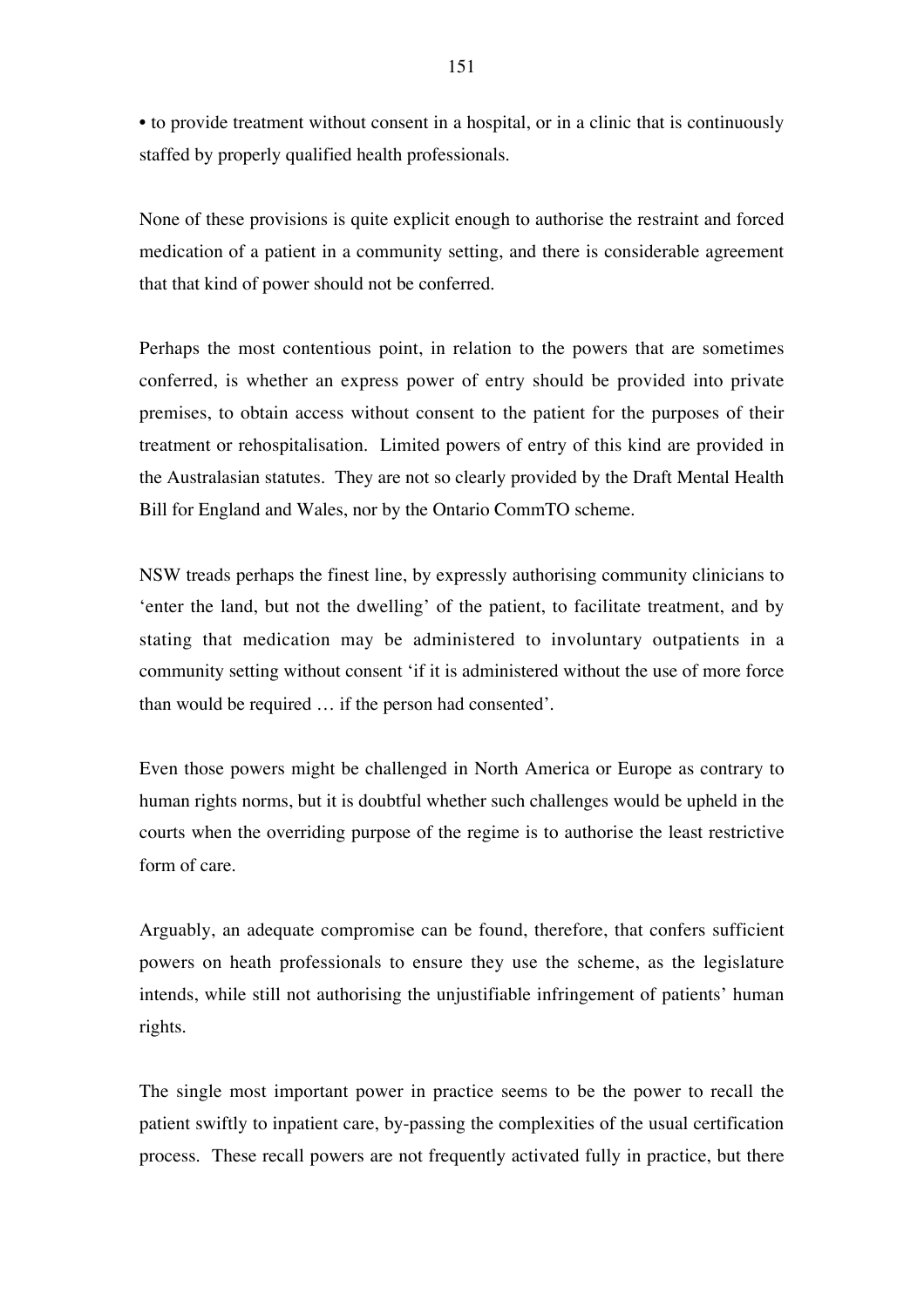• to provide treatment without consent in a hospital, or in a clinic that is continuously staffed by properly qualified health professionals.

None of these provisions is quite explicit enough to authorise the restraint and forced medication of a patient in a community setting, and there is considerable agreement that that kind of power should not be conferred.

Perhaps the most contentious point, in relation to the powers that are sometimes conferred, is whether an express power of entry should be provided into private premises, to obtain access without consent to the patient for the purposes of their treatment or rehospitalisation. Limited powers of entry of this kind are provided in the Australasian statutes. They are not so clearly provided by the Draft Mental Health Bill for England and Wales, nor by the Ontario CommTO scheme.

NSW treads perhaps the finest line, by expressly authorising community clinicians to 'enter the land, but not the dwelling' of the patient, to facilitate treatment, and by stating that medication may be administered to involuntary outpatients in a community setting without consent 'if it is administered without the use of more force than would be required … if the person had consented'.

Even those powers might be challenged in North America or Europe as contrary to human rights norms, but it is doubtful whether such challenges would be upheld in the courts when the overriding purpose of the regime is to authorise the least restrictive form of care.

Arguably, an adequate compromise can be found, therefore, that confers sufficient powers on heath professionals to ensure they use the scheme, as the legislature intends, while still not authorising the unjustifiable infringement of patients' human rights.

The single most important power in practice seems to be the power to recall the patient swiftly to inpatient care, by-passing the complexities of the usual certification process. These recall powers are not frequently activated fully in practice, but there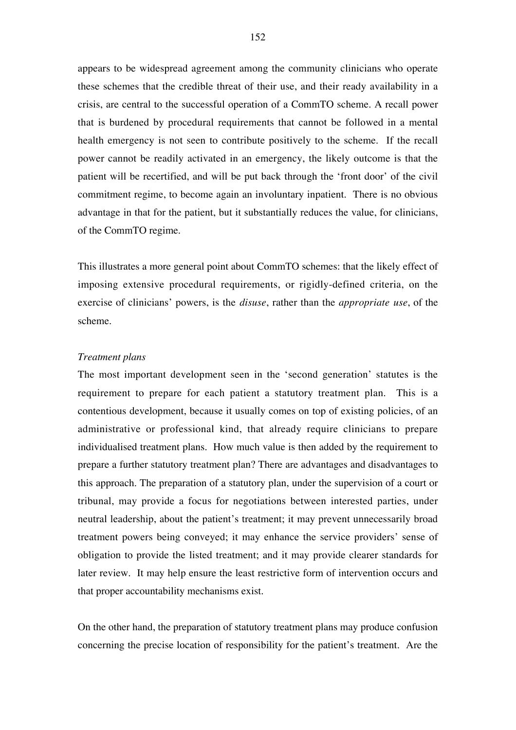appears to be widespread agreement among the community clinicians who operate these schemes that the credible threat of their use, and their ready availability in a crisis, are central to the successful operation of a CommTO scheme. A recall power that is burdened by procedural requirements that cannot be followed in a mental health emergency is not seen to contribute positively to the scheme. If the recall power cannot be readily activated in an emergency, the likely outcome is that the patient will be recertified, and will be put back through the 'front door' of the civil commitment regime, to become again an involuntary inpatient. There is no obvious advantage in that for the patient, but it substantially reduces the value, for clinicians, of the CommTO regime.

This illustrates a more general point about CommTO schemes: that the likely effect of imposing extensive procedural requirements, or rigidly-defined criteria, on the exercise of clinicians' powers, is the *disuse*, rather than the *appropriate use*, of the scheme.

*Treatment plans*

The most important development seen in the 'second generation' statutes is the requirement to prepare for each patient a statutory treatment plan. This is a contentious development, because it usually comes on top of existing policies, of an administrative or professional kind, that already require clinicians to prepare individualised treatment plans. How much value is then added by the requirement to prepare a further statutory treatment plan? There are advantages and disadvantages to this approach. The preparation of a statutory plan, under the supervision of a court or tribunal, may provide a focus for negotiations between interested parties, under neutral leadership, about the patient's treatment; it may prevent unnecessarily broad treatment powers being conveyed; it may enhance the service providers' sense of obligation to provide the listed treatment; and it may provide clearer standards for later review. It may help ensure the least restrictive form of intervention occurs and that proper accountability mechanisms exist.

On the other hand, the preparation of statutory treatment plans may produce confusion concerning the precise location of responsibility for the patient's treatment. Are the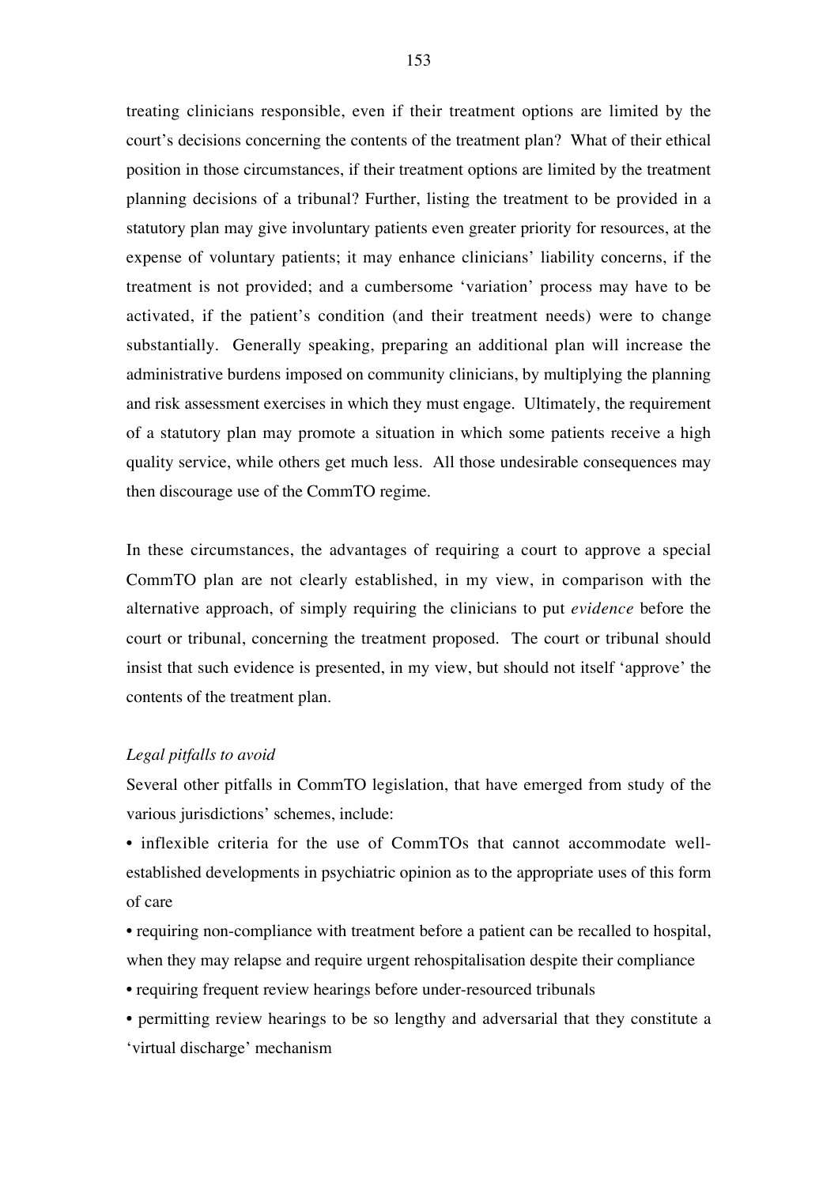treating clinicians responsible, even if their treatment options are limited by the court's decisions concerning the contents of the treatment plan? What of their ethical position in those circumstances, if their treatment options are limited by the treatment planning decisions of a tribunal? Further, listing the treatment to be provided in a statutory plan may give involuntary patients even greater priority for resources, at the expense of voluntary patients; it may enhance clinicians' liability concerns, if the treatment is not provided; and a cumbersome 'variation' process may have to be activated, if the patient's condition (and their treatment needs) were to change substantially. Generally speaking, preparing an additional plan will increase the administrative burdens imposed on community clinicians, by multiplying the planning and risk assessment exercises in which they must engage. Ultimately, the requirement of a statutory plan may promote a situation in which some patients receive a high quality service, while others get much less. All those undesirable consequences may then discourage use of the CommTO regime.

In these circumstances, the advantages of requiring a court to approve a special CommTO plan are not clearly established, in my view, in comparison with the alternative approach, of simply requiring the clinicians to put *evidence* before the court or tribunal, concerning the treatment proposed. The court or tribunal should insist that such evidence is presented, in my view, but should not itself 'approve' the contents of the treatment plan.

*Legal pitfalls to avoid*

Several other pitfalls in CommTO legislation, that have emerged from study of the various jurisdictions' schemes, include:

- inflexible criteria for the use of CommTOs that cannot accommodate well-established developments in psychiatric opinion as to the appropriate uses of this form of care
- requiring non-compliance with treatment before a patient can be recalled to hospital, when they may relapse and require urgent rehospitalisation despite their compliance
- requiring frequent review hearings before under-resourced tribunals
- permitting review hearings to be so lengthy and adversarial that they constitute a 'virtual discharge' mechanism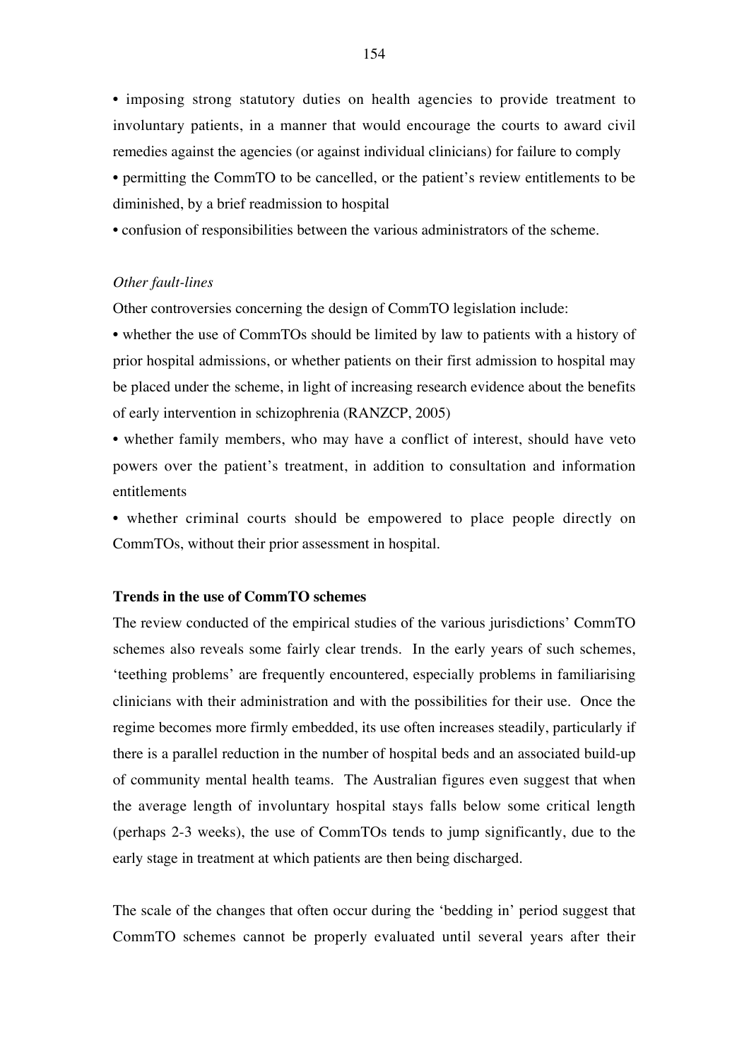• imposing strong statutory duties on health agencies to provide treatment to involuntary patients, in a manner that would encourage the courts to award civil remedies against the agencies (or against individual clinicians) for failure to comply

• permitting the CommTO to be cancelled, or the patient's review entitlements to be diminished, by a brief readmission to hospital

• confusion of responsibilities between the various administrators of the scheme.

*Other fault-lines*

Other controversies concerning the design of CommTO legislation include:

• whether the use of CommTOs should be limited by law to patients with a history of prior hospital admissions, or whether patients on their first admission to hospital may be placed under the scheme, in light of increasing research evidence about the benefits of early intervention in schizophrenia (RANZCP, 2005)

• whether family members, who may have a conflict of interest, should have veto powers over the patient's treatment, in addition to consultation and information entitlements

• whether criminal courts should be empowered to place people directly on CommTOs, without their prior assessment in hospital.

**Trends in the use of CommTO schemes**

The review conducted of the empirical studies of the various jurisdictions' CommTO schemes also reveals some fairly clear trends. In the early years of such schemes, 'teething problems' are frequently encountered, especially problems in familiarising clinicians with their administration and with the possibilities for their use. Once the regime becomes more firmly embedded, its use often increases steadily, particularly if there is a parallel reduction in the number of hospital beds and an associated build-up of community mental health teams. The Australian figures even suggest that when the average length of involuntary hospital stays falls below some critical length (perhaps 2-3 weeks), the use of CommTOs tends to jump significantly, due to the early stage in treatment at which patients are then being discharged.

The scale of the changes that often occur during the 'bedding in' period suggest that CommTO schemes cannot be properly evaluated until several years after their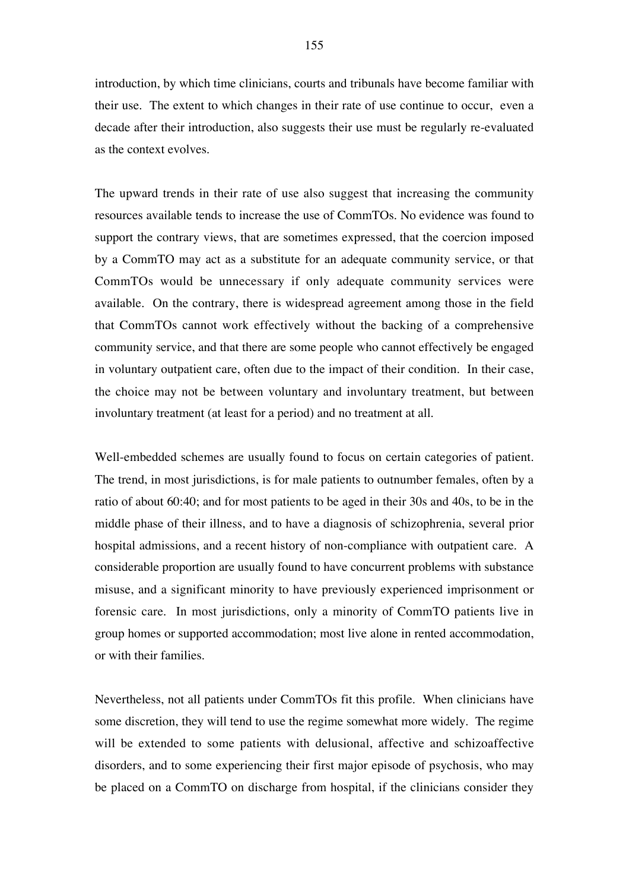introduction, by which time clinicians, courts and tribunals have become familiar with their use. The extent to which changes in their rate of use continue to occur, even a decade after their introduction, also suggests their use must be regularly re-evaluated as the context evolves.

The upward trends in their rate of use also suggest that increasing the community resources available tends to increase the use of CommTOs. No evidence was found to support the contrary views, that are sometimes expressed, that the coercion imposed by a CommTO may act as a substitute for an adequate community service, or that CommTOs would be unnecessary if only adequate community services were available. On the contrary, there is widespread agreement among those in the field that CommTOs cannot work effectively without the backing of a comprehensive community service, and that there are some people who cannot effectively be engaged in voluntary outpatient care, often due to the impact of their condition. In their case, the choice may not be between voluntary and involuntary treatment, but between involuntary treatment (at least for a period) and no treatment at all.

Well-embedded schemes are usually found to focus on certain categories of patient. The trend, in most jurisdictions, is for male patients to outnumber females, often by a ratio of about 60:40; and for most patients to be aged in their 30s and 40s, to be in the middle phase of their illness, and to have a diagnosis of schizophrenia, several prior hospital admissions, and a recent history of non-compliance with outpatient care. A considerable proportion are usually found to have concurrent problems with substance misuse, and a significant minority to have previously experienced imprisonment or forensic care. In most jurisdictions, only a minority of CommTO patients live in group homes or supported accommodation; most live alone in rented accommodation, or with their families.

Nevertheless, not all patients under CommTOs fit this profile. When clinicians have some discretion, they will tend to use the regime somewhat more widely. The regime will be extended to some patients with delusional, affective and schizoaffective disorders, and to some experiencing their first major episode of psychosis, who may be placed on a CommTO on discharge from hospital, if the clinicians consider they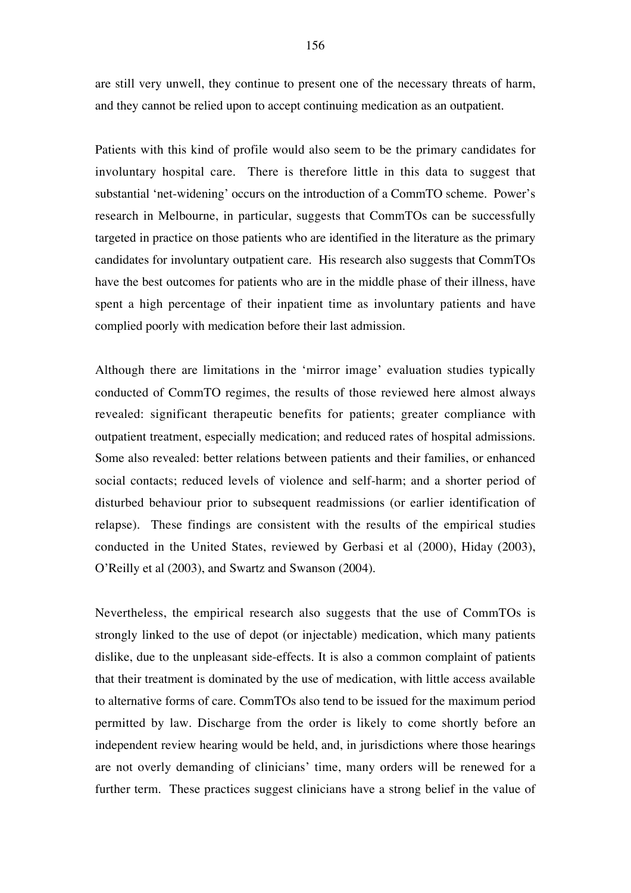are still very unwell, they continue to present one of the necessary threats of harm, and they cannot be relied upon to accept continuing medication as an outpatient.

Patients with this kind of profile would also seem to be the primary candidates for involuntary hospital care. There is therefore little in this data to suggest that substantial 'net-widening' occurs on the introduction of a CommTO scheme. Power's research in Melbourne, in particular, suggests that CommTOs can be successfully targeted in practice on those patients who are identified in the literature as the primary candidates for involuntary outpatient care. His research also suggests that CommTOs have the best outcomes for patients who are in the middle phase of their illness, have spent a high percentage of their inpatient time as involuntary patients and have complied poorly with medication before their last admission.

Although there are limitations in the 'mirror image' evaluation studies typically conducted of CommTO regimes, the results of those reviewed here almost always revealed: significant therapeutic benefits for patients; greater compliance with outpatient treatment, especially medication; and reduced rates of hospital admissions. Some also revealed: better relations between patients and their families, or enhanced social contacts; reduced levels of violence and self-harm; and a shorter period of disturbed behaviour prior to subsequent readmissions (or earlier identification of relapse). These findings are consistent with the results of the empirical studies conducted in the United States, reviewed by Gerbasi et al (2000), Hiday (2003), O'Reilly et al (2003), and Swartz and Swanson (2004).

Nevertheless, the empirical research also suggests that the use of CommTOs is strongly linked to the use of depot (or injectable) medication, which many patients dislike, due to the unpleasant side-effects. It is also a common complaint of patients that their treatment is dominated by the use of medication, with little access available to alternative forms of care. CommTOs also tend to be issued for the maximum period permitted by law. Discharge from the order is likely to come shortly before an independent review hearing would be held, and, in jurisdictions where those hearings are not overly demanding of clinicians' time, many orders will be renewed for a further term. These practices suggest clinicians have a strong belief in the value of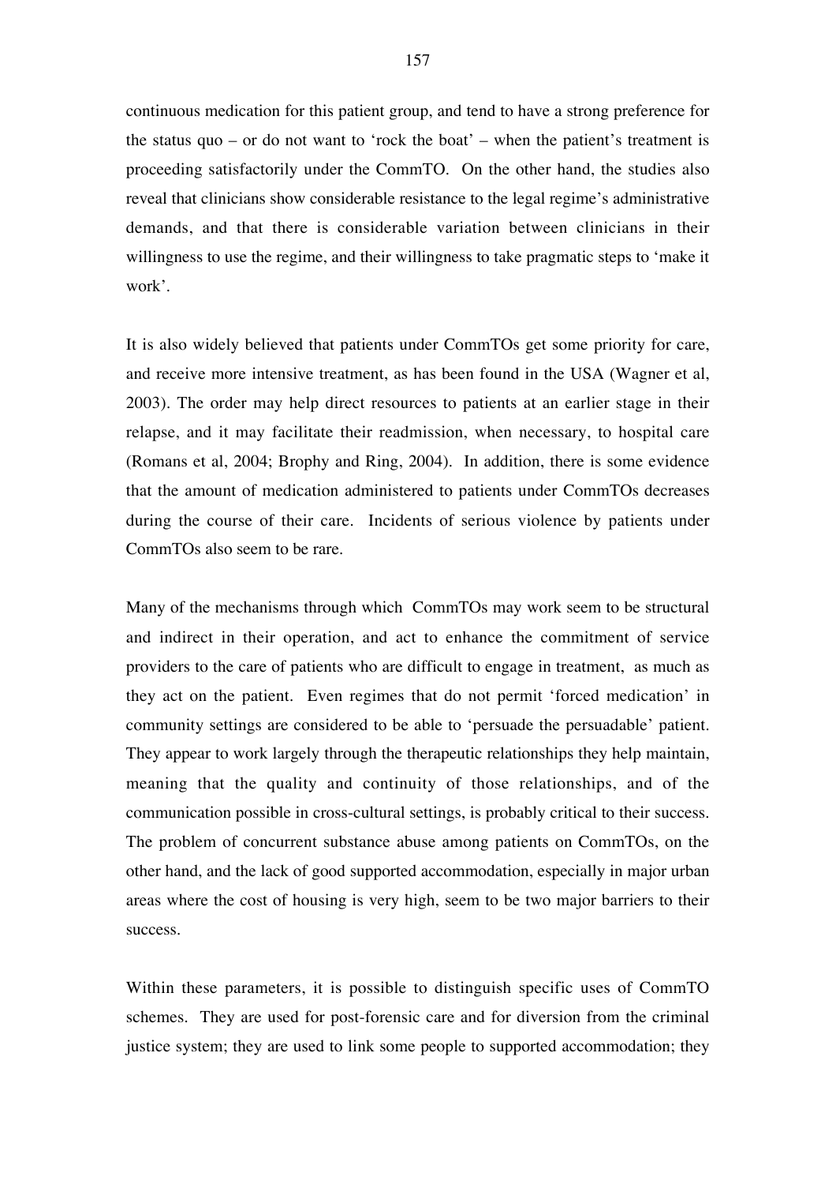continuous medication for this patient group, and tend to have a strong preference for the status quo – or do not want to 'rock the boat' – when the patient's treatment is proceeding satisfactorily under the CommTO. On the other hand, the studies also reveal that clinicians show considerable resistance to the legal regime's administrative demands, and that there is considerable variation between clinicians in their willingness to use the regime, and their willingness to take pragmatic steps to 'make it work'.

It is also widely believed that patients under CommTOs get some priority for care, and receive more intensive treatment, as has been found in the USA (Wagner et al, 2003). The order may help direct resources to patients at an earlier stage in their relapse, and it may facilitate their readmission, when necessary, to hospital care (Romans et al, 2004; Brophy and Ring, 2004). In addition, there is some evidence that the amount of medication administered to patients under CommTOs decreases during the course of their care. Incidents of serious violence by patients under CommTOs also seem to be rare.

Many of the mechanisms through which CommTOs may work seem to be structural and indirect in their operation, and act to enhance the commitment of service providers to the care of patients who are difficult to engage in treatment, as much as they act on the patient. Even regimes that do not permit 'forced medication' in community settings are considered to be able to 'persuade the persuadable' patient. They appear to work largely through the therapeutic relationships they help maintain, meaning that the quality and continuity of those relationships, and of the communication possible in cross-cultural settings, is probably critical to their success. The problem of concurrent substance abuse among patients on CommTOs, on the other hand, and the lack of good supported accommodation, especially in major urban areas where the cost of housing is very high, seem to be two major barriers to their success.

Within these parameters, it is possible to distinguish specific uses of CommTO schemes. They are used for post-forensic care and for diversion from the criminal justice system; they are used to link some people to supported accommodation; they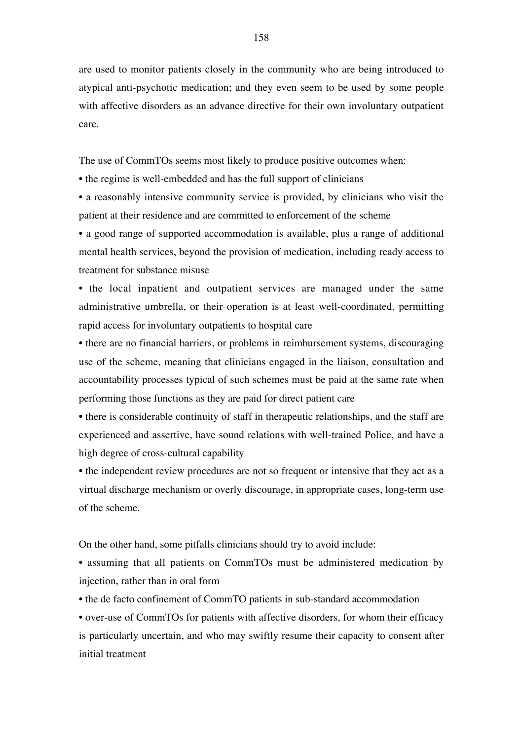are used to monitor patients closely in the community who are being introduced to atypical anti-psychotic medication; and they even seem to be used by some people with affective disorders as an advance directive for their own involuntary outpatient care.

The use of CommTOs seems most likely to produce positive outcomes when:

- the regime is well-embedded and has the full support of clinicians
- a reasonably intensive community service is provided, by clinicians who visit the patient at their residence and are committed to enforcement of the scheme
- a good range of supported accommodation is available, plus a range of additional mental health services, beyond the provision of medication, including ready access to treatment for substance misuse
- the local inpatient and outpatient services are managed under the same administrative umbrella, or their operation is at least well-coordinated, permitting rapid access for involuntary outpatients to hospital care
- there are no financial barriers, or problems in reimbursement systems, discouraging use of the scheme, meaning that clinicians engaged in the liaison, consultation and accountability processes typical of such schemes must be paid at the same rate when performing those functions as they are paid for direct patient care
- there is considerable continuity of staff in therapeutic relationships, and the staff are experienced and assertive, have sound relations with well-trained Police, and have a high degree of cross-cultural capability
- the independent review procedures are not so frequent or intensive that they act as a virtual discharge mechanism or overly discourage, in appropriate cases, long-term use of the scheme.

On the other hand, some pitfalls clinicians should try to avoid include:

- assuming that all patients on CommTOs must be administered medication by injection, rather than in oral form
- the de facto confinement of CommTO patients in sub-standard accommodation
- over-use of CommTOs for patients with affective disorders, for whom their efficacy is particularly uncertain, and who may swiftly resume their capacity to consent after initial treatment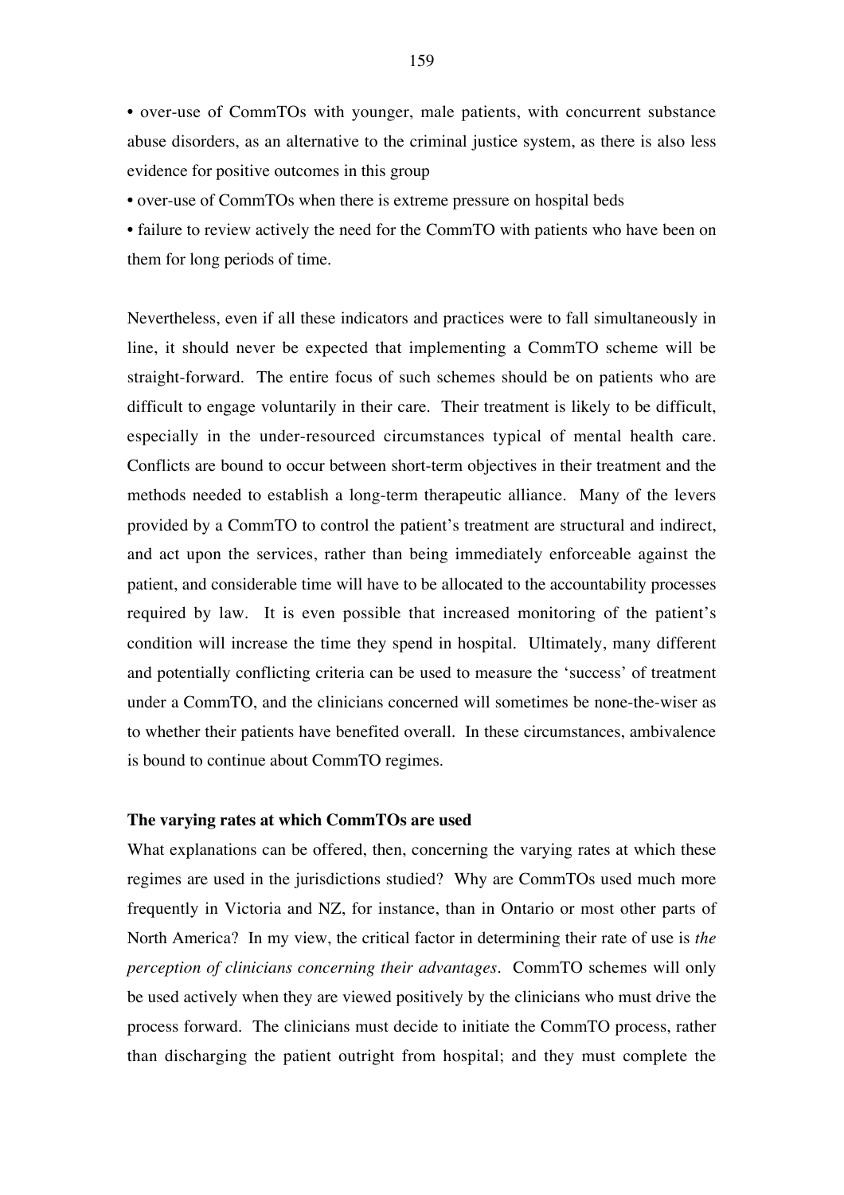- over-use of CommTOs with younger, male patients, with concurrent substance abuse disorders, as an alternative to the criminal justice system, as there is also less evidence for positive outcomes in this group
- over-use of CommTOs when there is extreme pressure on hospital beds
- failure to review actively the need for the CommTO with patients who have been on them for long periods of time.

Nevertheless, even if all these indicators and practices were to fall simultaneously in line, it should never be expected that implementing a CommTO scheme will be straight-forward. The entire focus of such schemes should be on patients who are difficult to engage voluntarily in their care. Their treatment is likely to be difficult, especially in the under-resourced circumstances typical of mental health care. Conflicts are bound to occur between short-term objectives in their treatment and the methods needed to establish a long-term therapeutic alliance. Many of the levers provided by a CommTO to control the patient's treatment are structural and indirect, and act upon the services, rather than being immediately enforceable against the patient, and considerable time will have to be allocated to the accountability processes required by law. It is even possible that increased monitoring of the patient's condition will increase the time they spend in hospital. Ultimately, many different and potentially conflicting criteria can be used to measure the 'success' of treatment under a CommTO, and the clinicians concerned will sometimes be none-the-wiser as to whether their patients have benefited overall. In these circumstances, ambivalence is bound to continue about CommTO regimes.

**The varying rates at which CommTOs are used**

What explanations can be offered, then, concerning the varying rates at which these regimes are used in the jurisdictions studied? Why are CommTOs used much more frequently in Victoria and NZ, for instance, than in Ontario or most other parts of North America? In my view, the critical factor in determining their rate of use is *the perception of clinicians concerning their advantages*. CommTO schemes will only be used actively when they are viewed positively by the clinicians who must drive the process forward. The clinicians must decide to initiate the CommTO process, rather than discharging the patient outright from hospital; and they must complete the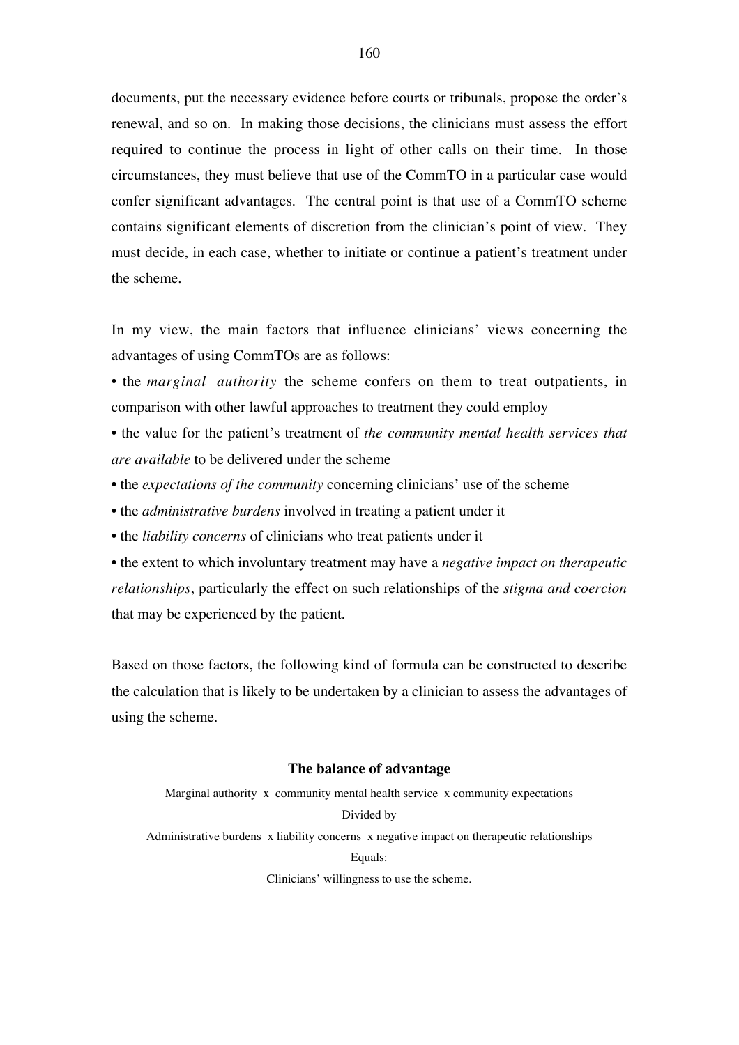documents, put the necessary evidence before courts or tribunals, propose the order's renewal, and so on. In making those decisions, the clinicians must assess the effort required to continue the process in light of other calls on their time. In those circumstances, they must believe that use of the CommTO in a particular case would confer significant advantages. The central point is that use of a CommTO scheme contains significant elements of discretion from the clinician's point of view. They must decide, in each case, whether to initiate or continue a patient's treatment under the scheme.

In my view, the main factors that influence clinicians' views concerning the advantages of using CommTOs are as follows:

- the *marginal authority* the scheme confers on them to treat outpatients, in comparison with other lawful approaches to treatment they could employ
- the value for the patient's treatment of *the community mental health services that are available* to be delivered under the scheme
- the *expectations of the community* concerning clinicians' use of the scheme
- the *administrative burdens* involved in treating a patient under it
- the *liability concerns* of clinicians who treat patients under it
- the extent to which involuntary treatment may have a *negative impact on therapeutic relationships*, particularly the effect on such relationships of the *stigma and coercion* that may be experienced by the patient.

Based on those factors, the following kind of formula can be constructed to describe the calculation that is likely to be undertaken by a clinician to assess the advantages of using the scheme.

**The balance of advantage**

Marginal authority x community mental health service x community expectations

Divided by

Administrative burdens x liability concerns x negative impact on therapeutic relationships

Equals:

Clinicians' willingness to use the scheme.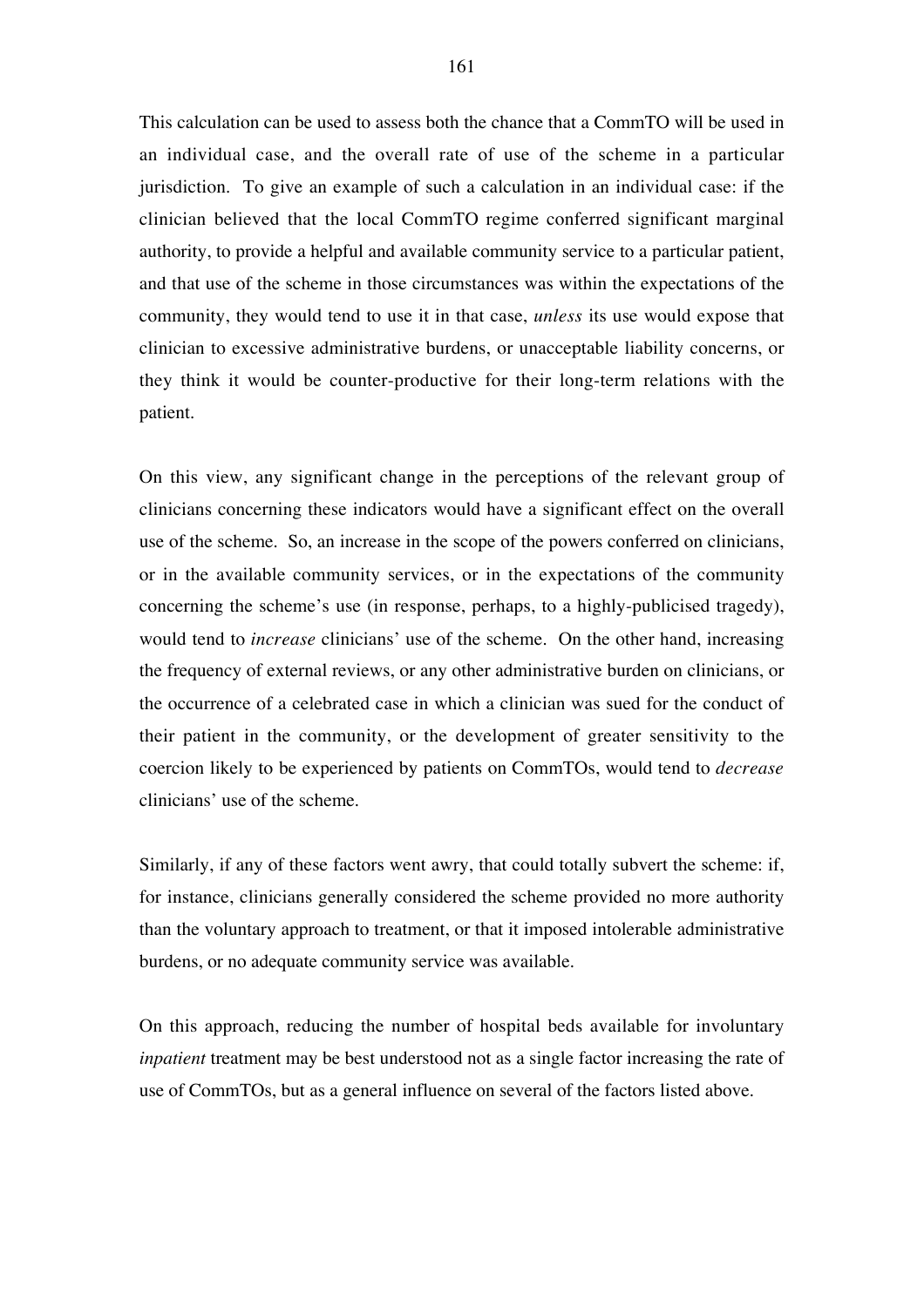This calculation can be used to assess both the chance that a CommTO will be used in an individual case, and the overall rate of use of the scheme in a particular jurisdiction. To give an example of such a calculation in an individual case: if the clinician believed that the local CommTO regime conferred significant marginal authority, to provide a helpful and available community service to a particular patient, and that use of the scheme in those circumstances was within the expectations of the community, they would tend to use it in that case, *unless* its use would expose that clinician to excessive administrative burdens, or unacceptable liability concerns, or they think it would be counter-productive for their long-term relations with the patient.

On this view, any significant change in the perceptions of the relevant group of clinicians concerning these indicators would have a significant effect on the overall use of the scheme. So, an increase in the scope of the powers conferred on clinicians, or in the available community services, or in the expectations of the community concerning the scheme's use (in response, perhaps, to a highly-publicised tragedy), would tend to *increase* clinicians' use of the scheme. On the other hand, increasing the frequency of external reviews, or any other administrative burden on clinicians, or the occurrence of a celebrated case in which a clinician was sued for the conduct of their patient in the community, or the development of greater sensitivity to the coercion likely to be experienced by patients on CommTOs, would tend to *decrease* clinicians' use of the scheme.

Similarly, if any of these factors went awry, that could totally subvert the scheme: if, for instance, clinicians generally considered the scheme provided no more authority than the voluntary approach to treatment, or that it imposed intolerable administrative burdens, or no adequate community service was available.

On this approach, reducing the number of hospital beds available for involuntary *inpatient* treatment may be best understood not as a single factor increasing the rate of use of CommTOs, but as a general influence on several of the factors listed above.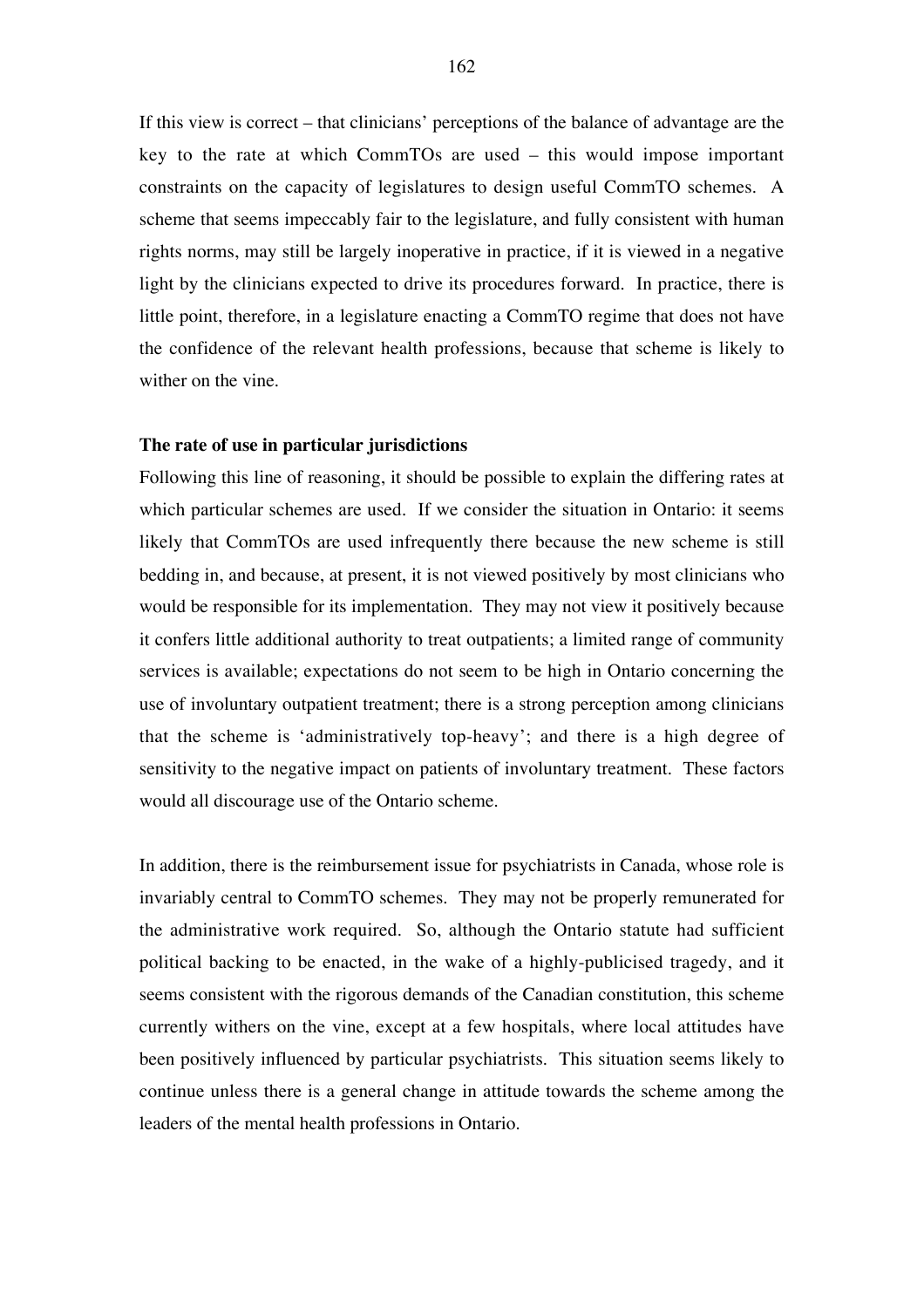If this view is correct – that clinicians' perceptions of the balance of advantage are the key to the rate at which CommTOs are used – this would impose important constraints on the capacity of legislatures to design useful CommTO schemes. A scheme that seems impeccably fair to the legislature, and fully consistent with human rights norms, may still be largely inoperative in practice, if it is viewed in a negative light by the clinicians expected to drive its procedures forward. In practice, there is little point, therefore, in a legislature enacting a CommTO regime that does not have the confidence of the relevant health professions, because that scheme is likely to wither on the vine.

**The rate of use in particular jurisdictions**

Following this line of reasoning, it should be possible to explain the differing rates at which particular schemes are used. If we consider the situation in Ontario: it seems likely that CommTOs are used infrequently there because the new scheme is still bedding in, and because, at present, it is not viewed positively by most clinicians who would be responsible for its implementation. They may not view it positively because it confers little additional authority to treat outpatients; a limited range of community services is available; expectations do not seem to be high in Ontario concerning the use of involuntary outpatient treatment; there is a strong perception among clinicians that the scheme is 'administratively top-heavy'; and there is a high degree of sensitivity to the negative impact on patients of involuntary treatment. These factors would all discourage use of the Ontario scheme.

In addition, there is the reimbursement issue for psychiatrists in Canada, whose role is invariably central to CommTO schemes. They may not be properly remunerated for the administrative work required. So, although the Ontario statute had sufficient political backing to be enacted, in the wake of a highly-publicised tragedy, and it seems consistent with the rigorous demands of the Canadian constitution, this scheme currently withers on the vine, except at a few hospitals, where local attitudes have been positively influenced by particular psychiatrists. This situation seems likely to continue unless there is a general change in attitude towards the scheme among the leaders of the mental health professions in Ontario.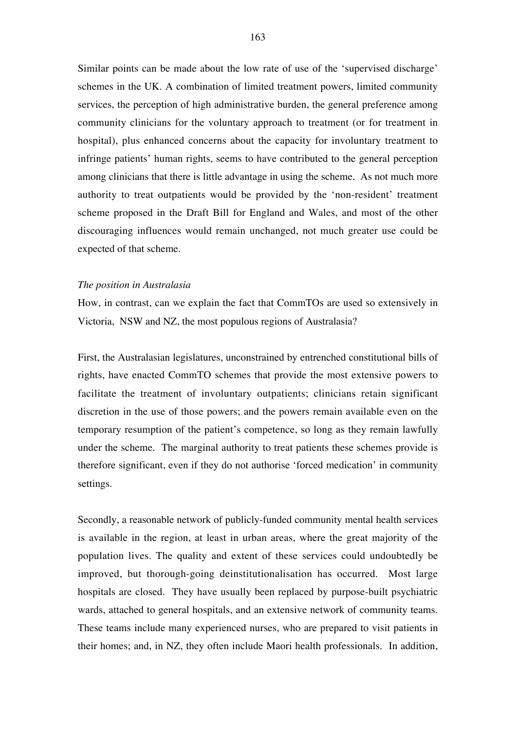Similar points can be made about the low rate of use of the 'supervised discharge' schemes in the UK. A combination of limited treatment powers, limited community services, the perception of high administrative burden, the general preference among community clinicians for the voluntary approach to treatment (or for treatment in hospital), plus enhanced concerns about the capacity for involuntary treatment to infringe patients' human rights, seems to have contributed to the general perception among clinicians that there is little advantage in using the scheme. As not much more authority to treat outpatients would be provided by the 'non-resident' treatment scheme proposed in the Draft Bill for England and Wales, and most of the other discouraging influences would remain unchanged, not much greater use could be expected of that scheme.

*The position in Australasia*

How, in contrast, can we explain the fact that CommTOs are used so extensively in Victoria, NSW and NZ, the most populous regions of Australasia?

First, the Australasian legislatures, unconstrained by entrenched constitutional bills of rights, have enacted CommTO schemes that provide the most extensive powers to facilitate the treatment of involuntary outpatients; clinicians retain significant discretion in the use of those powers; and the powers remain available even on the temporary resumption of the patient's competence, so long as they remain lawfully under the scheme. The marginal authority to treat patients these schemes provide is therefore significant, even if they do not authorise 'forced medication' in community settings.

Secondly, a reasonable network of publicly-funded community mental health services is available in the region, at least in urban areas, where the great majority of the population lives. The quality and extent of these services could undoubtedly be improved, but thorough-going deinstitutionalisation has occurred. Most large hospitals are closed. They have usually been replaced by purpose-built psychiatric wards, attached to general hospitals, and an extensive network of community teams. These teams include many experienced nurses, who are prepared to visit patients in their homes; and, in NZ, they often include Maori health professionals. In addition,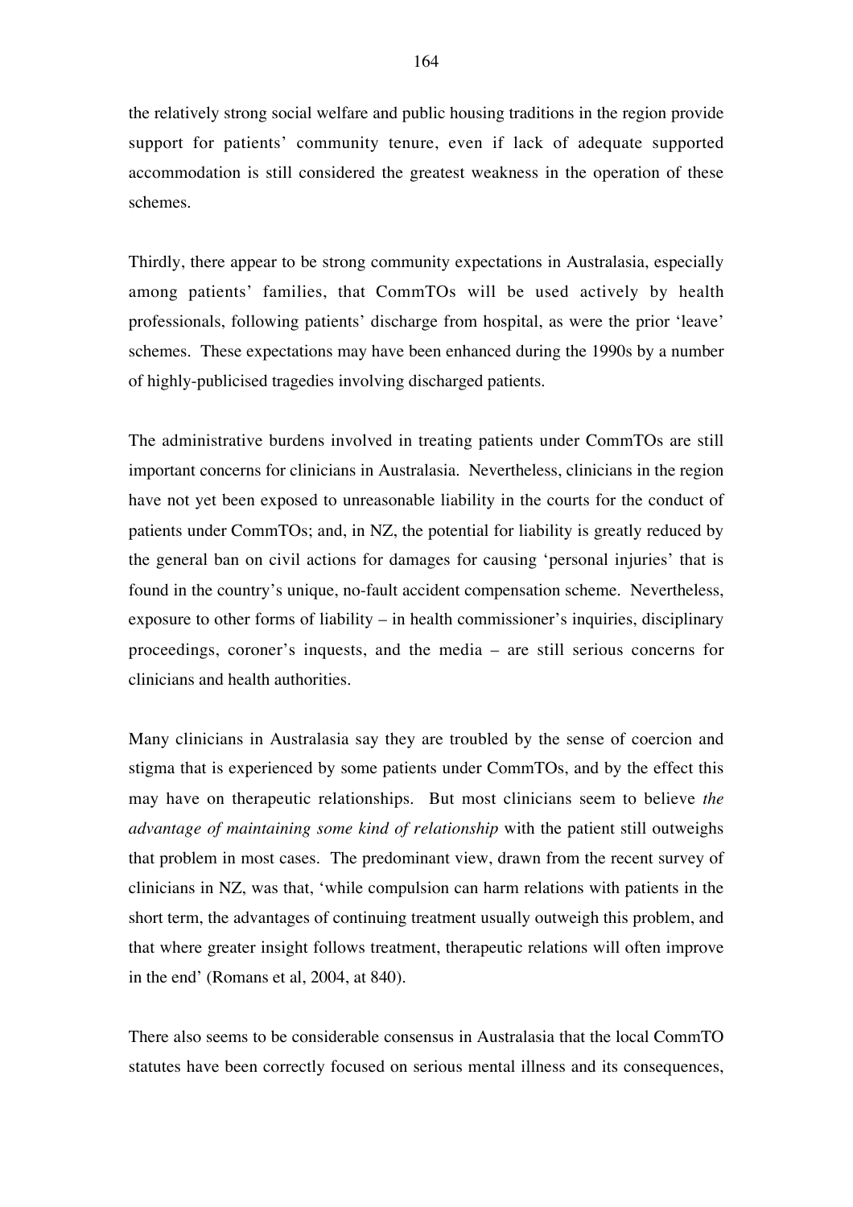the relatively strong social welfare and public housing traditions in the region provide support for patients' community tenure, even if lack of adequate supported accommodation is still considered the greatest weakness in the operation of these schemes.

Thirdly, there appear to be strong community expectations in Australasia, especially among patients' families, that CommTOs will be used actively by health professionals, following patients' discharge from hospital, as were the prior 'leave' schemes. These expectations may have been enhanced during the 1990s by a number of highly-publicised tragedies involving discharged patients.

The administrative burdens involved in treating patients under CommTOs are still important concerns for clinicians in Australasia. Nevertheless, clinicians in the region have not yet been exposed to unreasonable liability in the courts for the conduct of patients under CommTOs; and, in NZ, the potential for liability is greatly reduced by the general ban on civil actions for damages for causing 'personal injuries' that is found in the country's unique, no-fault accident compensation scheme. Nevertheless, exposure to other forms of liability – in health commissioner's inquiries, disciplinary proceedings, coroner's inquests, and the media – are still serious concerns for clinicians and health authorities.

Many clinicians in Australasia say they are troubled by the sense of coercion and stigma that is experienced by some patients under CommTOs, and by the effect this may have on therapeutic relationships. But most clinicians seem to believe *the advantage of maintaining some kind of relationship* with the patient still outweighs that problem in most cases. The predominant view, drawn from the recent survey of clinicians in NZ, was that, 'while compulsion can harm relations with patients in the short term, the advantages of continuing treatment usually outweigh this problem, and that where greater insight follows treatment, therapeutic relations will often improve in the end' (Romans et al, 2004, at 840).

There also seems to be considerable consensus in Australasia that the local CommTO statutes have been correctly focused on serious mental illness and its consequences,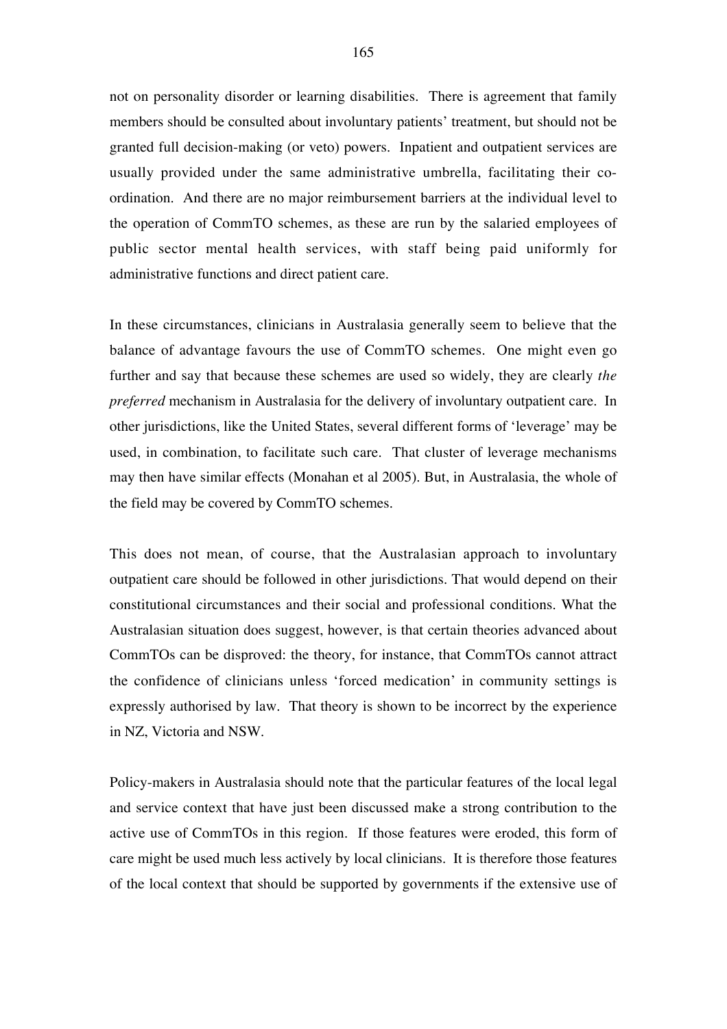not on personality disorder or learning disabilities. There is agreement that family members should be consulted about involuntary patients' treatment, but should not be granted full decision-making (or veto) powers. Inpatient and outpatient services are usually provided under the same administrative umbrella, facilitating their co-ordination. And there are no major reimbursement barriers at the individual level to the operation of CommTO schemes, as these are run by the salaried employees of public sector mental health services, with staff being paid uniformly for administrative functions and direct patient care.

In these circumstances, clinicians in Australasia generally seem to believe that the balance of advantage favours the use of CommTO schemes. One might even go further and say that because these schemes are used so widely, they are clearly *the preferred* mechanism in Australasia for the delivery of involuntary outpatient care. In other jurisdictions, like the United States, several different forms of 'leverage' may be used, in combination, to facilitate such care. That cluster of leverage mechanisms may then have similar effects (Monahan et al 2005). But, in Australasia, the whole of the field may be covered by CommTO schemes.

This does not mean, of course, that the Australasian approach to involuntary outpatient care should be followed in other jurisdictions. That would depend on their constitutional circumstances and their social and professional conditions. What the Australasian situation does suggest, however, is that certain theories advanced about CommTOs can be disproved: the theory, for instance, that CommTOs cannot attract the confidence of clinicians unless 'forced medication' in community settings is expressly authorised by law. That theory is shown to be incorrect by the experience in NZ, Victoria and NSW.

Policy-makers in Australasia should note that the particular features of the local legal and service context that have just been discussed make a strong contribution to the active use of CommTOs in this region. If those features were eroded, this form of care might be used much less actively by local clinicians. It is therefore those features of the local context that should be supported by governments if the extensive use of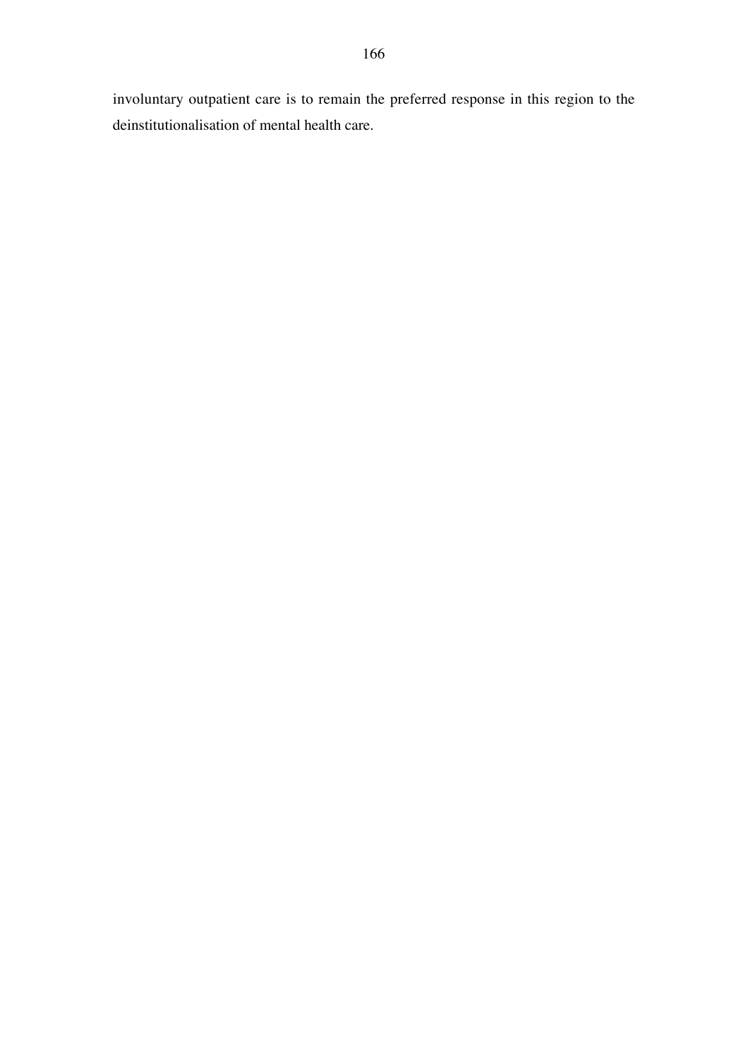involuntary outpatient care is to remain the preferred response in this region to the deinstitutionalisation of mental health care.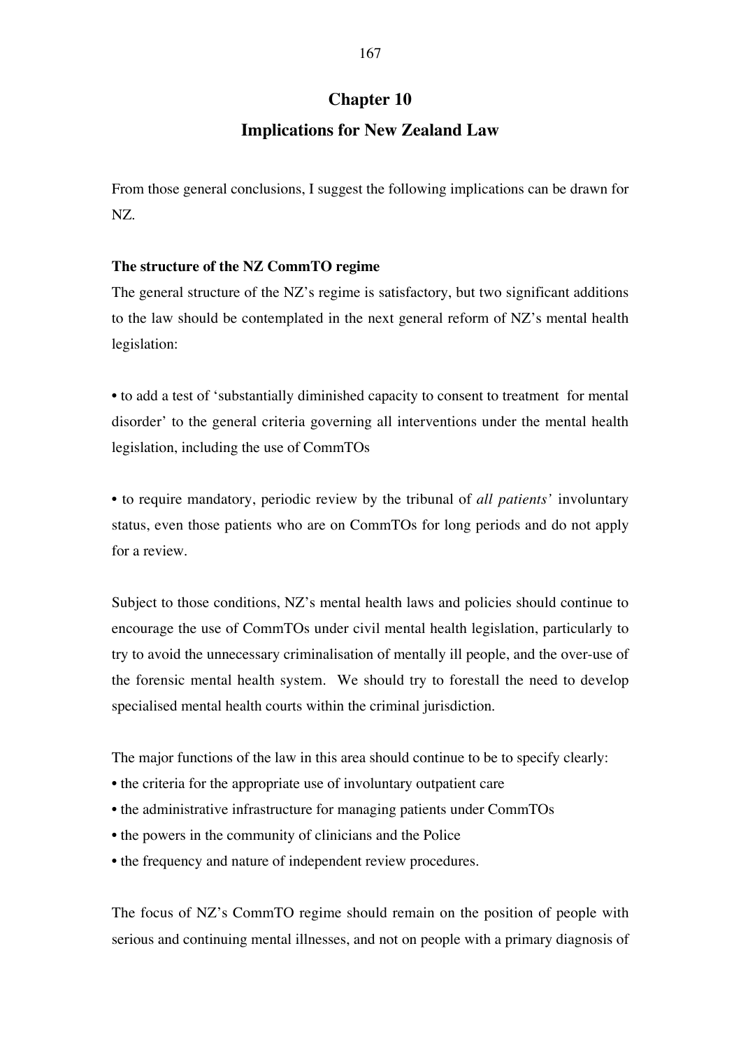# Chapter 10

# Implications for New Zealand Law

From those general conclusions, I suggest the following implications can be drawn for NZ.

**The structure of the NZ CommTO regime**

The general structure of the NZ's regime is satisfactory, but two significant additions to the law should be contemplated in the next general reform of NZ's mental health legislation:

• to add a test of 'substantially diminished capacity to consent to treatment for mental disorder' to the general criteria governing all interventions under the mental health legislation, including the use of CommTOs

• to require mandatory, periodic review by the tribunal of *all patients'* involuntary status, even those patients who are on CommTOs for long periods and do not apply for a review.

Subject to those conditions, NZ's mental health laws and policies should continue to encourage the use of CommTOs under civil mental health legislation, particularly to try to avoid the unnecessary criminalisation of mentally ill people, and the over-use of the forensic mental health system. We should try to forestall the need to develop specialised mental health courts within the criminal jurisdiction.

The major functions of the law in this area should continue to be to specify clearly:

• the criteria for the appropriate use of involuntary outpatient care
• the administrative infrastructure for managing patients under CommTOs
• the powers in the community of clinicians and the Police
• the frequency and nature of independent review procedures.

The focus of NZ's CommTO regime should remain on the position of people with serious and continuing mental illnesses, and not on people with a primary diagnosis of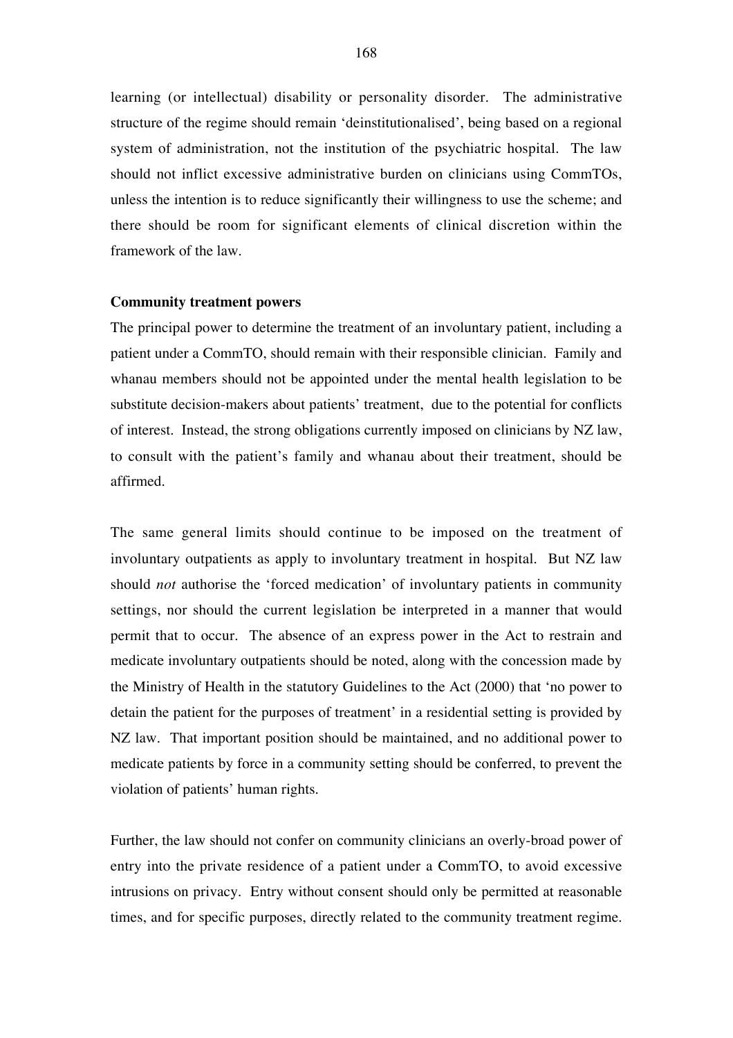learning (or intellectual) disability or personality disorder. The administrative structure of the regime should remain 'deinstitutionalised', being based on a regional system of administration, not the institution of the psychiatric hospital. The law should not inflict excessive administrative burden on clinicians using CommTOs, unless the intention is to reduce significantly their willingness to use the scheme; and there should be room for significant elements of clinical discretion within the framework of the law.

**Community treatment powers**

The principal power to determine the treatment of an involuntary patient, including a patient under a CommTO, should remain with their responsible clinician. Family and whanau members should not be appointed under the mental health legislation to be substitute decision-makers about patients' treatment, due to the potential for conflicts of interest. Instead, the strong obligations currently imposed on clinicians by NZ law, to consult with the patient's family and whanau about their treatment, should be affirmed.

The same general limits should continue to be imposed on the treatment of involuntary outpatients as apply to involuntary treatment in hospital. But NZ law should *not* authorise the 'forced medication' of involuntary patients in community settings, nor should the current legislation be interpreted in a manner that would permit that to occur. The absence of an express power in the Act to restrain and medicate involuntary outpatients should be noted, along with the concession made by the Ministry of Health in the statutory Guidelines to the Act (2000) that 'no power to detain the patient for the purposes of treatment' in a residential setting is provided by NZ law. That important position should be maintained, and no additional power to medicate patients by force in a community setting should be conferred, to prevent the violation of patients' human rights.

Further, the law should not confer on community clinicians an overly-broad power of entry into the private residence of a patient under a CommTO, to avoid excessive intrusions on privacy. Entry without consent should only be permitted at reasonable times, and for specific purposes, directly related to the community treatment regime.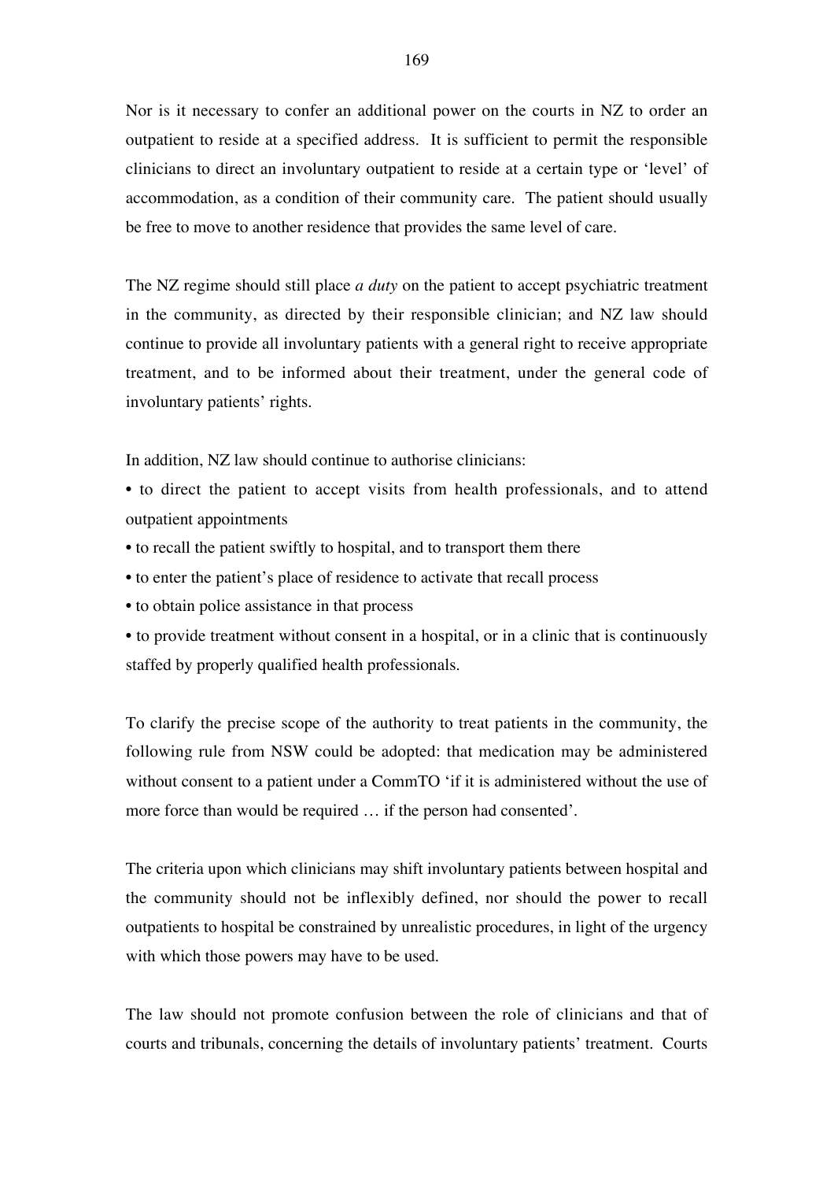Nor is it necessary to confer an additional power on the courts in NZ to order an outpatient to reside at a specified address. It is sufficient to permit the responsible clinicians to direct an involuntary outpatient to reside at a certain type or 'level' of accommodation, as a condition of their community care. The patient should usually be free to move to another residence that provides the same level of care.

The NZ regime should still place *a duty* on the patient to accept psychiatric treatment in the community, as directed by their responsible clinician; and NZ law should continue to provide all involuntary patients with a general right to receive appropriate treatment, and to be informed about their treatment, under the general code of involuntary patients' rights.

In addition, NZ law should continue to authorise clinicians:

- to direct the patient to accept visits from health professionals, and to attend outpatient appointments
- to recall the patient swiftly to hospital, and to transport them there
- to enter the patient's place of residence to activate that recall process
- to obtain police assistance in that process
- to provide treatment without consent in a hospital, or in a clinic that is continuously staffed by properly qualified health professionals.

To clarify the precise scope of the authority to treat patients in the community, the following rule from NSW could be adopted: that medication may be administered without consent to a patient under a CommTO 'if it is administered without the use of more force than would be required … if the person had consented'.

The criteria upon which clinicians may shift involuntary patients between hospital and the community should not be inflexibly defined, nor should the power to recall outpatients to hospital be constrained by unrealistic procedures, in light of the urgency with which those powers may have to be used.

The law should not promote confusion between the role of clinicians and that of courts and tribunals, concerning the details of involuntary patients' treatment. Courts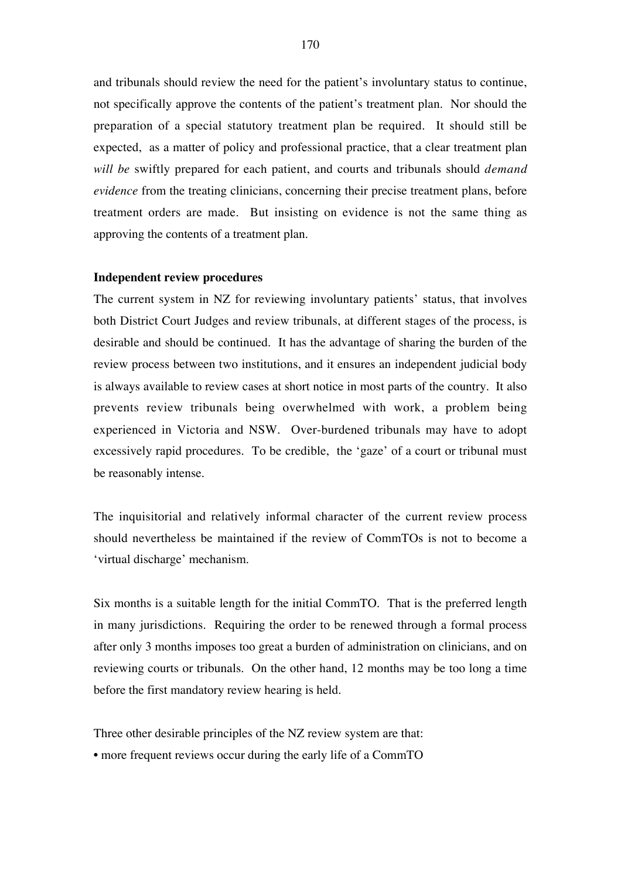and tribunals should review the need for the patient's involuntary status to continue, not specifically approve the contents of the patient's treatment plan. Nor should the preparation of a special statutory treatment plan be required. It should still be expected, as a matter of policy and professional practice, that a clear treatment plan *will be* swiftly prepared for each patient, and courts and tribunals should *demand evidence* from the treating clinicians, concerning their precise treatment plans, before treatment orders are made. But insisting on evidence is not the same thing as approving the contents of a treatment plan.

**Independent review procedures**

The current system in NZ for reviewing involuntary patients' status, that involves both District Court Judges and review tribunals, at different stages of the process, is desirable and should be continued. It has the advantage of sharing the burden of the review process between two institutions, and it ensures an independent judicial body is always available to review cases at short notice in most parts of the country. It also prevents review tribunals being overwhelmed with work, a problem being experienced in Victoria and NSW. Over-burdened tribunals may have to adopt excessively rapid procedures. To be credible, the 'gaze' of a court or tribunal must be reasonably intense.

The inquisitorial and relatively informal character of the current review process should nevertheless be maintained if the review of CommTOs is not to become a 'virtual discharge' mechanism.

Six months is a suitable length for the initial CommTO. That is the preferred length in many jurisdictions. Requiring the order to be renewed through a formal process after only 3 months imposes too great a burden of administration on clinicians, and on reviewing courts or tribunals. On the other hand, 12 months may be too long a time before the first mandatory review hearing is held.

Three other desirable principles of the NZ review system are that:

- more frequent reviews occur during the early life of a CommTO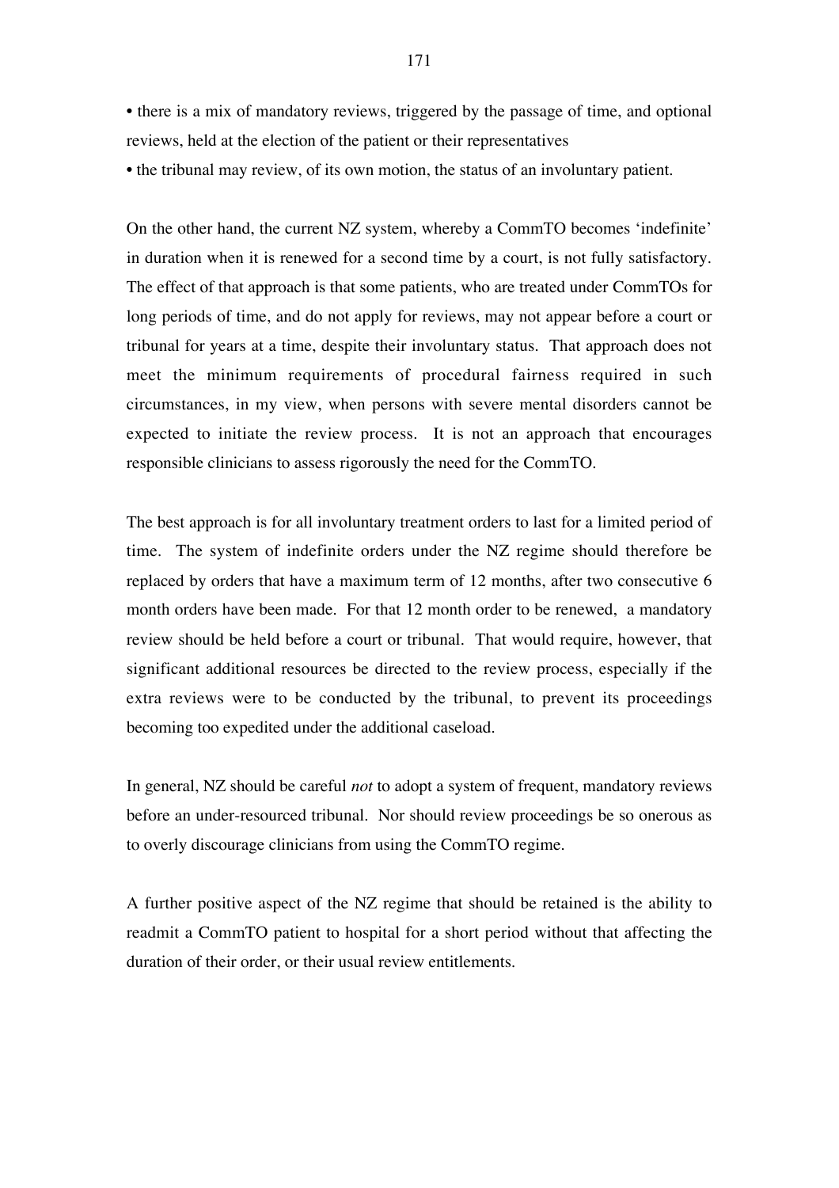- there is a mix of mandatory reviews, triggered by the passage of time, and optional reviews, held at the election of the patient or their representatives
- the tribunal may review, of its own motion, the status of an involuntary patient.

On the other hand, the current NZ system, whereby a CommTO becomes 'indefinite' in duration when it is renewed for a second time by a court, is not fully satisfactory. The effect of that approach is that some patients, who are treated under CommTOs for long periods of time, and do not apply for reviews, may not appear before a court or tribunal for years at a time, despite their involuntary status. That approach does not meet the minimum requirements of procedural fairness required in such circumstances, in my view, when persons with severe mental disorders cannot be expected to initiate the review process. It is not an approach that encourages responsible clinicians to assess rigorously the need for the CommTO.

The best approach is for all involuntary treatment orders to last for a limited period of time. The system of indefinite orders under the NZ regime should therefore be replaced by orders that have a maximum term of 12 months, after two consecutive 6 month orders have been made. For that 12 month order to be renewed, a mandatory review should be held before a court or tribunal. That would require, however, that significant additional resources be directed to the review process, especially if the extra reviews were to be conducted by the tribunal, to prevent its proceedings becoming too expedited under the additional caseload.

In general, NZ should be careful *not* to adopt a system of frequent, mandatory reviews before an under-resourced tribunal. Nor should review proceedings be so onerous as to overly discourage clinicians from using the CommTO regime.

A further positive aspect of the NZ regime that should be retained is the ability to readmit a CommTO patient to hospital for a short period without that affecting the duration of their order, or their usual review entitlements.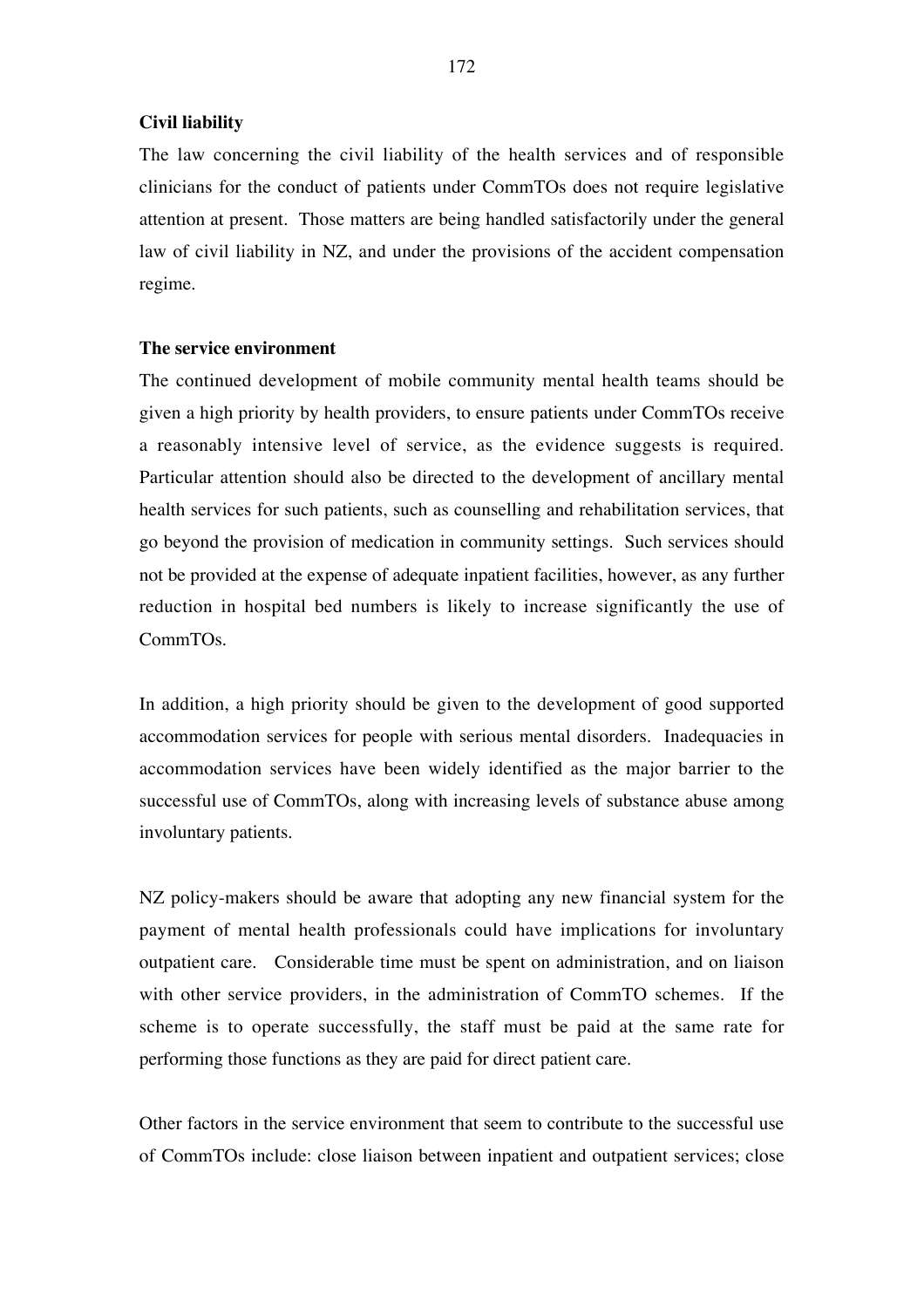**Civil liability**

The law concerning the civil liability of the health services and of responsible clinicians for the conduct of patients under CommTOs does not require legislative attention at present. Those matters are being handled satisfactorily under the general law of civil liability in NZ, and under the provisions of the accident compensation regime.

**The service environment**

The continued development of mobile community mental health teams should be given a high priority by health providers, to ensure patients under CommTOs receive a reasonably intensive level of service, as the evidence suggests is required. Particular attention should also be directed to the development of ancillary mental health services for such patients, such as counselling and rehabilitation services, that go beyond the provision of medication in community settings. Such services should not be provided at the expense of adequate inpatient facilities, however, as any further reduction in hospital bed numbers is likely to increase significantly the use of CommTOs.

In addition, a high priority should be given to the development of good supported accommodation services for people with serious mental disorders. Inadequacies in accommodation services have been widely identified as the major barrier to the successful use of CommTOs, along with increasing levels of substance abuse among involuntary patients.

NZ policy-makers should be aware that adopting any new financial system for the payment of mental health professionals could have implications for involuntary outpatient care. Considerable time must be spent on administration, and on liaison with other service providers, in the administration of CommTO schemes. If the scheme is to operate successfully, the staff must be paid at the same rate for performing those functions as they are paid for direct patient care.

Other factors in the service environment that seem to contribute to the successful use of CommTOs include: close liaison between inpatient and outpatient services; close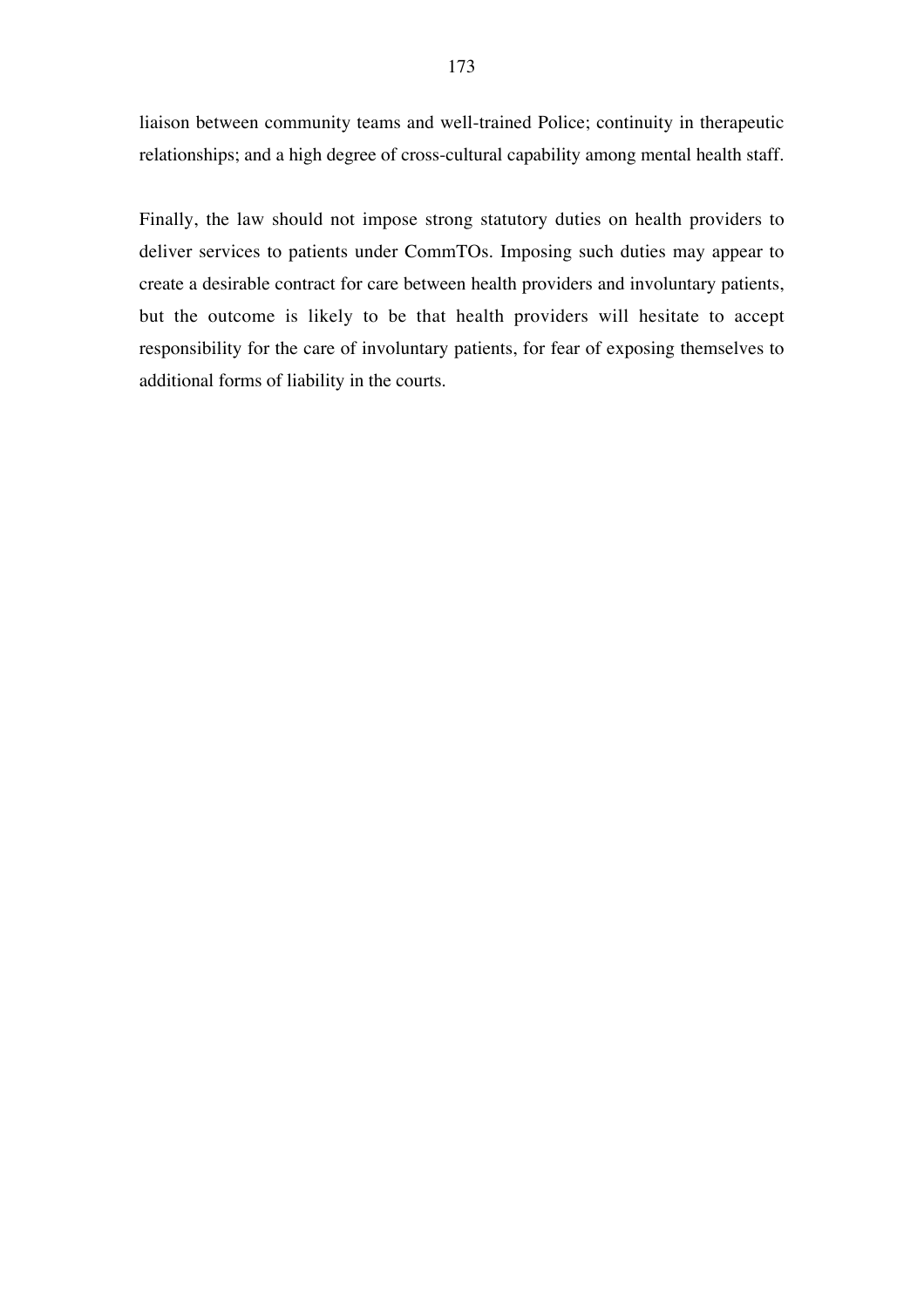liaison between community teams and well-trained Police; continuity in therapeutic relationships; and a high degree of cross-cultural capability among mental health staff.

Finally, the law should not impose strong statutory duties on health providers to deliver services to patients under CommTOs. Imposing such duties may appear to create a desirable contract for care between health providers and involuntary patients, but the outcome is likely to be that health providers will hesitate to accept responsibility for the care of involuntary patients, for fear of exposing themselves to additional forms of liability in the courts.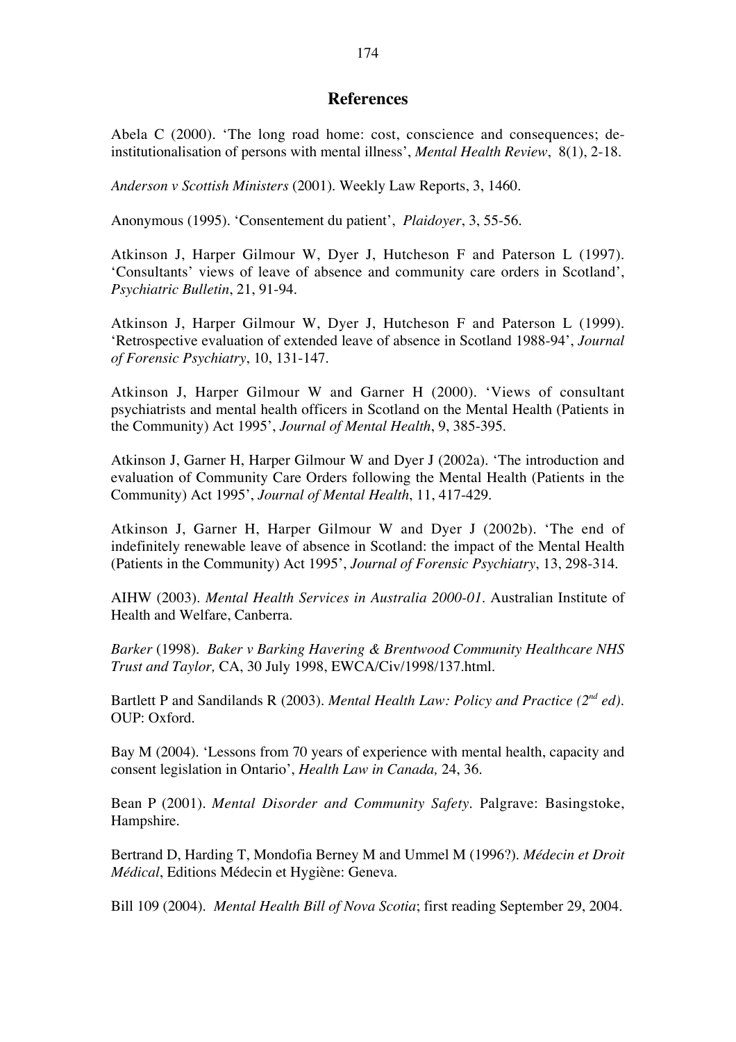## References

Abela C (2000). 'The long road home: cost, conscience and consequences; de-institutionalisation of persons with mental illness', *Mental Health Review*, 8(1), 2-18.

*Anderson v Scottish Ministers* (2001). Weekly Law Reports, 3, 1460.

Anonymous (1995). 'Consentement du patient', *Plaidoyer*, 3, 55-56.

Atkinson J, Harper Gilmour W, Dyer J, Hutcheson F and Paterson L (1997). 'Consultants' views of leave of absence and community care orders in Scotland', *Psychiatric Bulletin*, 21, 91-94.

Atkinson J, Harper Gilmour W, Dyer J, Hutcheson F and Paterson L (1999). 'Retrospective evaluation of extended leave of absence in Scotland 1988-94', *Journal of Forensic Psychiatry*, 10, 131-147.

Atkinson J, Harper Gilmour W and Garner H (2000). 'Views of consultant psychiatrists and mental health officers in Scotland on the Mental Health (Patients in the Community) Act 1995', *Journal of Mental Health*, 9, 385-395.

Atkinson J, Garner H, Harper Gilmour W and Dyer J (2002a). 'The introduction and evaluation of Community Care Orders following the Mental Health (Patients in the Community) Act 1995', *Journal of Mental Health*, 11, 417-429.

Atkinson J, Garner H, Harper Gilmour W and Dyer J (2002b). 'The end of indefinitely renewable leave of absence in Scotland: the impact of the Mental Health (Patients in the Community) Act 1995', *Journal of Forensic Psychiatry*, 13, 298-314.

AIHW (2003). *Mental Health Services in Australia 2000-01*. Australian Institute of Health and Welfare, Canberra.

*Barker* (1998). *Baker v Barking Havering & Brentwood Community Healthcare NHS Trust and Taylor,* CA, 30 July 1998, EWCA/Civ/1998/137.html.

Bartlett P and Sandilands R (2003). *Mental Health Law: Policy and Practice (2nd ed)*. OUP: Oxford.

Bay M (2004). 'Lessons from 70 years of experience with mental health, capacity and consent legislation in Ontario', *Health Law in Canada,* 24, 36.

Bean P (2001). *Mental Disorder and Community Safety*. Palgrave: Basingstoke, Hampshire.

Bertrand D, Harding T, Mondofia Berney M and Ummel M (1996?). *Médecin et Droit Médical*, Editions Médecin et Hygiène: Geneva.

Bill 109 (2004). *Mental Health Bill of Nova Scotia*; first reading September 29, 2004.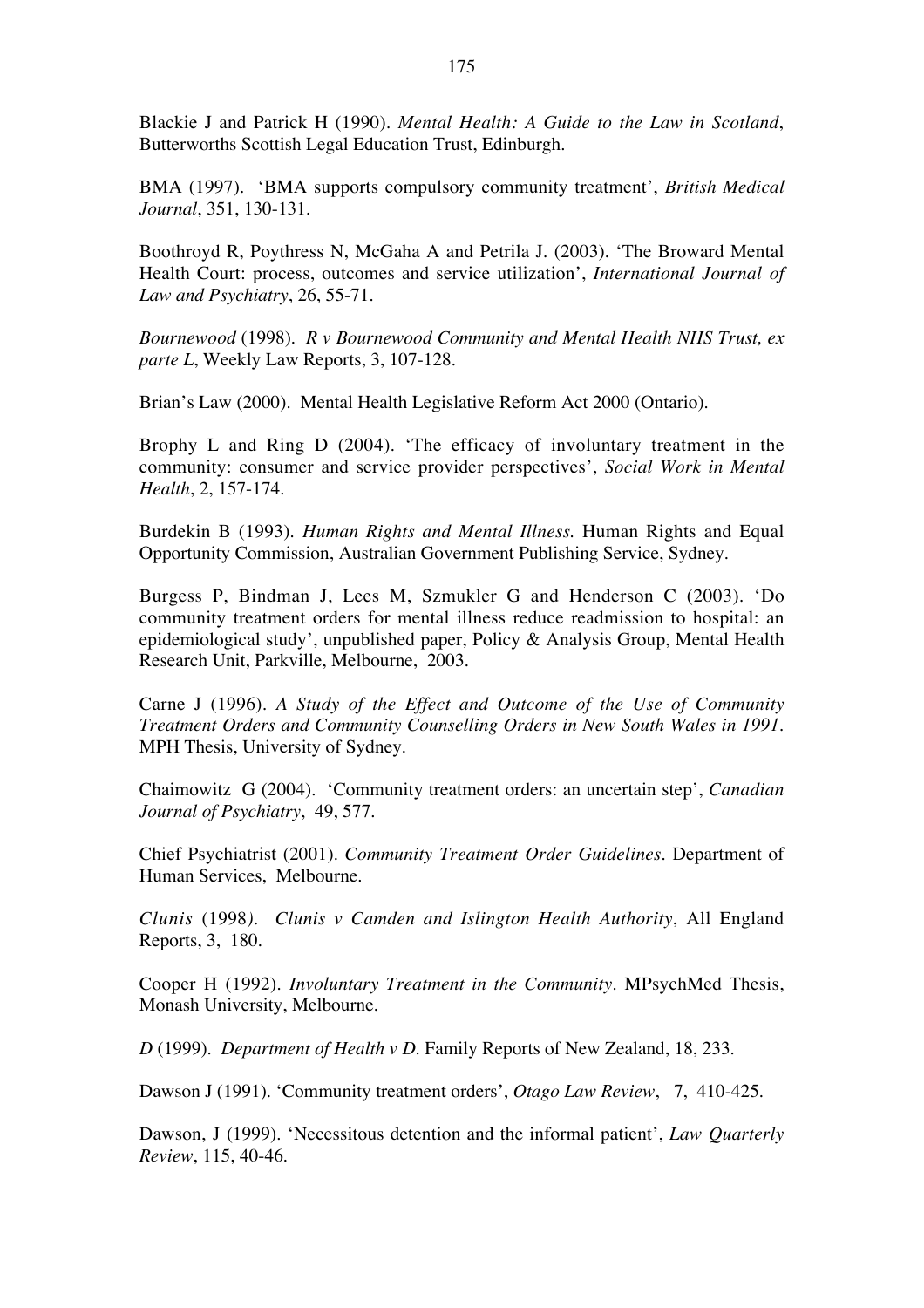Blackie J and Patrick H (1990). *Mental Health: A Guide to the Law in Scotland*, Butterworths Scottish Legal Education Trust, Edinburgh.

BMA (1997). 'BMA supports compulsory community treatment', *British Medical Journal*, 351, 130-131.

Boothroyd R, Poythress N, McGaha A and Petrila J. (2003). 'The Broward Mental Health Court: process, outcomes and service utilization', *International Journal of Law and Psychiatry*, 26, 55-71.

*Bournewood* (1998). *R v Bournewood Community and Mental Health NHS Trust, ex parte L*, Weekly Law Reports, 3, 107-128.

Brian's Law (2000). Mental Health Legislative Reform Act 2000 (Ontario).

Brophy L and Ring D (2004). 'The efficacy of involuntary treatment in the community: consumer and service provider perspectives', *Social Work in Mental Health*, 2, 157-174.

Burdekin B (1993). *Human Rights and Mental Illness.* Human Rights and Equal Opportunity Commission, Australian Government Publishing Service, Sydney.

Burgess P, Bindman J, Lees M, Szmukler G and Henderson C (2003). 'Do community treatment orders for mental illness reduce readmission to hospital: an epidemiological study', unpublished paper, Policy & Analysis Group, Mental Health Research Unit, Parkville, Melbourne, 2003.

Carne J (1996). *A Study of the Effect and Outcome of the Use of Community Treatment Orders and Community Counselling Orders in New South Wales in 1991.* MPH Thesis, University of Sydney.

Chaimowitz G (2004). 'Community treatment orders: an uncertain step', *Canadian Journal of Psychiatry*, 49, 577.

Chief Psychiatrist (2001). *Community Treatment Order Guidelines*. Department of Human Services, Melbourne.

*Clunis* (1998). *Clunis v Camden and Islington Health Authority*, All England Reports, 3, 180.

Cooper H (1992). *Involuntary Treatment in the Community*. MPsychMed Thesis, Monash University, Melbourne.

*D* (1999). *Department of Health v D.* Family Reports of New Zealand, 18, 233.

Dawson J (1991). 'Community treatment orders', *Otago Law Review*, 7, 410-425.

Dawson, J (1999). 'Necessitous detention and the informal patient', *Law Quarterly Review*, 115, 40-46.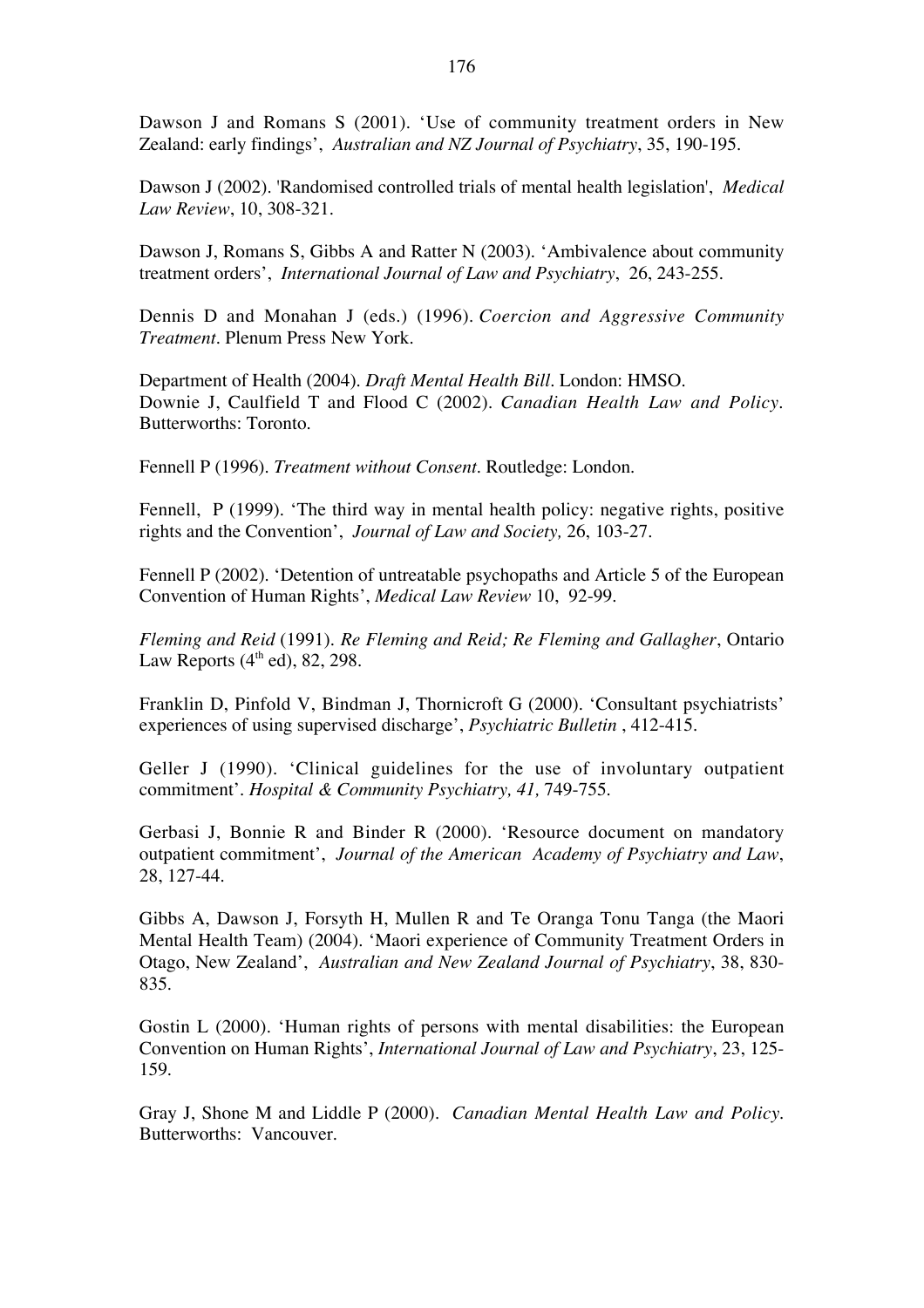Dawson J and Romans S (2001). 'Use of community treatment orders in New Zealand: early findings', *Australian and NZ Journal of Psychiatry*, 35, 190-195.

Dawson J (2002). 'Randomised controlled trials of mental health legislation', *Medical Law Review*, 10, 308-321.

Dawson J, Romans S, Gibbs A and Ratter N (2003). 'Ambivalence about community treatment orders', *International Journal of Law and Psychiatry*, 26, 243-255.

Dennis D and Monahan J (eds.) (1996). *Coercion and Aggressive Community Treatment*. Plenum Press New York.

Department of Health (2004). *Draft Mental Health Bill*. London: HMSO.
Downie J, Caulfield T and Flood C (2002). *Canadian Health Law and Policy*. Butterworths: Toronto.

Fennell P (1996). *Treatment without Consent*. Routledge: London.

Fennell, P (1999). 'The third way in mental health policy: negative rights, positive rights and the Convention', *Journal of Law and Society,* 26, 103-27.

Fennell P (2002). 'Detention of untreatable psychopaths and Article 5 of the European Convention of Human Rights', *Medical Law Review* 10, 92-99.

*Fleming and Reid* (1991). *Re Fleming and Reid; Re Fleming and Gallagher*, Ontario Law Reports (4th ed), 82, 298.

Franklin D, Pinfold V, Bindman J, Thornicroft G (2000). 'Consultant psychiatrists' experiences of using supervised discharge', *Psychiatric Bulletin* , 412-415.

Geller J (1990). 'Clinical guidelines for the use of involuntary outpatient commitment'. *Hospital & Community Psychiatry, 41,* 749-755.

Gerbasi J, Bonnie R and Binder R (2000). 'Resource document on mandatory outpatient commitment', *Journal of the American Academy of Psychiatry and Law*, 28, 127-44.

Gibbs A, Dawson J, Forsyth H, Mullen R and Te Oranga Tonu Tanga (the Maori Mental Health Team) (2004). 'Maori experience of Community Treatment Orders in Otago, New Zealand', *Australian and New Zealand Journal of Psychiatry*, 38, 830-835.

Gostin L (2000). 'Human rights of persons with mental disabilities: the European Convention on Human Rights', *International Journal of Law and Psychiatry*, 23, 125-159.

Gray J, Shone M and Liddle P (2000). *Canadian Mental Health Law and Policy.* Butterworths: Vancouver.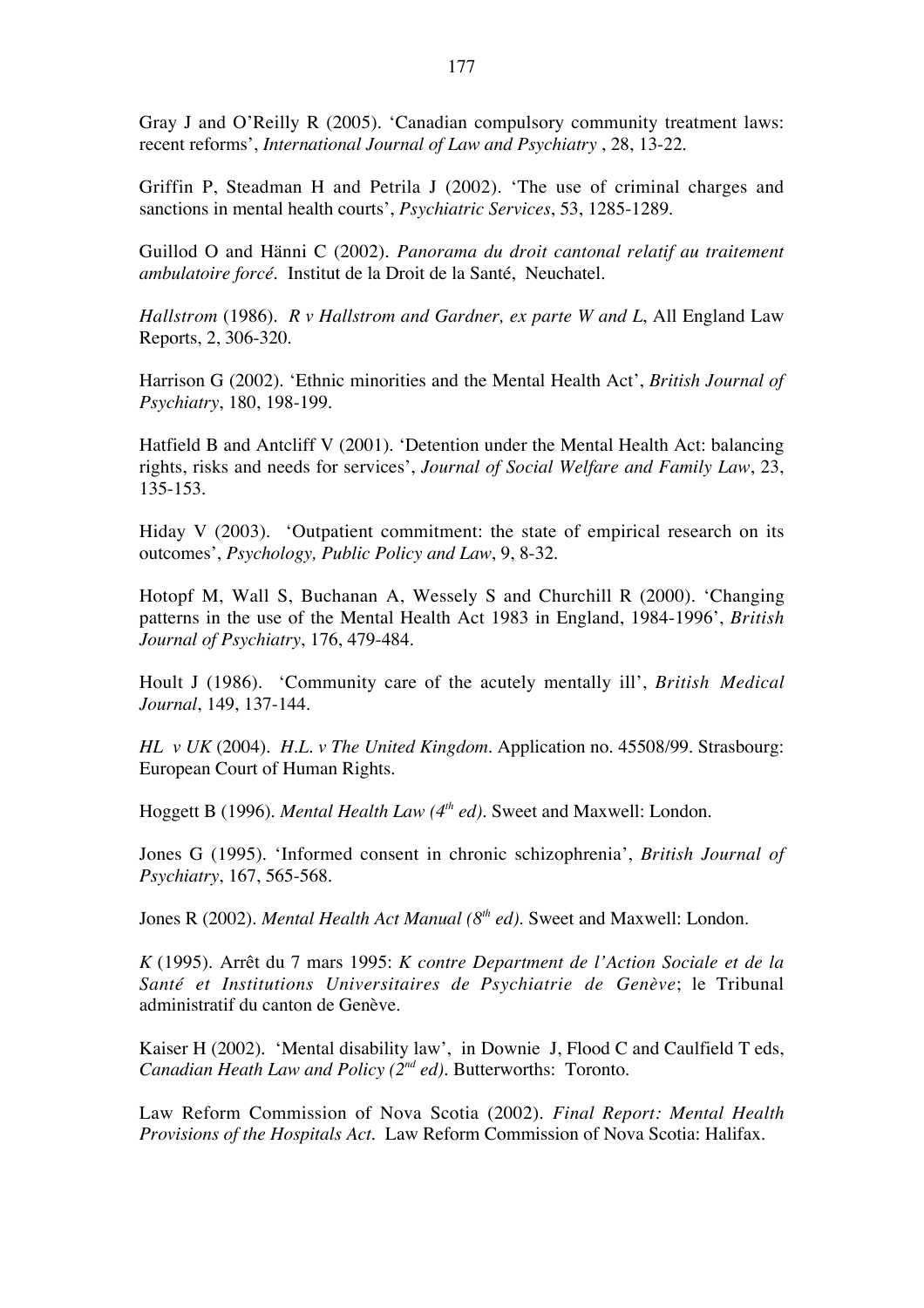Gray J and O'Reilly R (2005). 'Canadian compulsory community treatment laws: recent reforms', *International Journal of Law and Psychiatry* , 28, 13-22.

Griffin P, Steadman H and Petrila J (2002). 'The use of criminal charges and sanctions in mental health courts', *Psychiatric Services*, 53, 1285-1289.

Guillod O and Hänni C (2002). *Panorama du droit cantonal relatif au traitement ambulatoire forcé*. Institut de la Droit de la Santé, Neuchatel.

*Hallstrom* (1986). *R v Hallstrom and Gardner, ex parte W and L*, All England Law Reports, 2, 306-320.

Harrison G (2002). 'Ethnic minorities and the Mental Health Act', *British Journal of Psychiatry*, 180, 198-199.

Hatfield B and Antcliff V (2001). 'Detention under the Mental Health Act: balancing rights, risks and needs for services', *Journal of Social Welfare and Family Law*, 23, 135-153.

Hiday V (2003). 'Outpatient commitment: the state of empirical research on its outcomes', *Psychology, Public Policy and Law*, 9, 8-32.

Hotopf M, Wall S, Buchanan A, Wessely S and Churchill R (2000). 'Changing patterns in the use of the Mental Health Act 1983 in England, 1984-1996', *British Journal of Psychiatry*, 176, 479-484.

Hoult J (1986). 'Community care of the acutely mentally ill', *British Medical Journal*, 149, 137-144.

*HL v UK* (2004). *H.L. v The United Kingdom*. Application no. 45508/99. Strasbourg: European Court of Human Rights.

Hoggett B (1996). *Mental Health Law (4th ed)*. Sweet and Maxwell: London.

Jones G (1995). 'Informed consent in chronic schizophrenia', *British Journal of Psychiatry*, 167, 565-568.

Jones R (2002). *Mental Health Act Manual (8th ed)*. Sweet and Maxwell: London.

*K* (1995). Arrêt du 7 mars 1995: *K contre Department de l'Action Sociale et de la Santé et Institutions Universitaires de Psychiatrie de Genève*; le Tribunal administratif du canton de Genève.

Kaiser H (2002). 'Mental disability law', in Downie J, Flood C and Caulfield T eds, *Canadian Heath Law and Policy (2nd ed)*. Butterworths: Toronto.

Law Reform Commission of Nova Scotia (2002). *Final Report: Mental Health Provisions of the Hospitals Act*. Law Reform Commission of Nova Scotia: Halifax.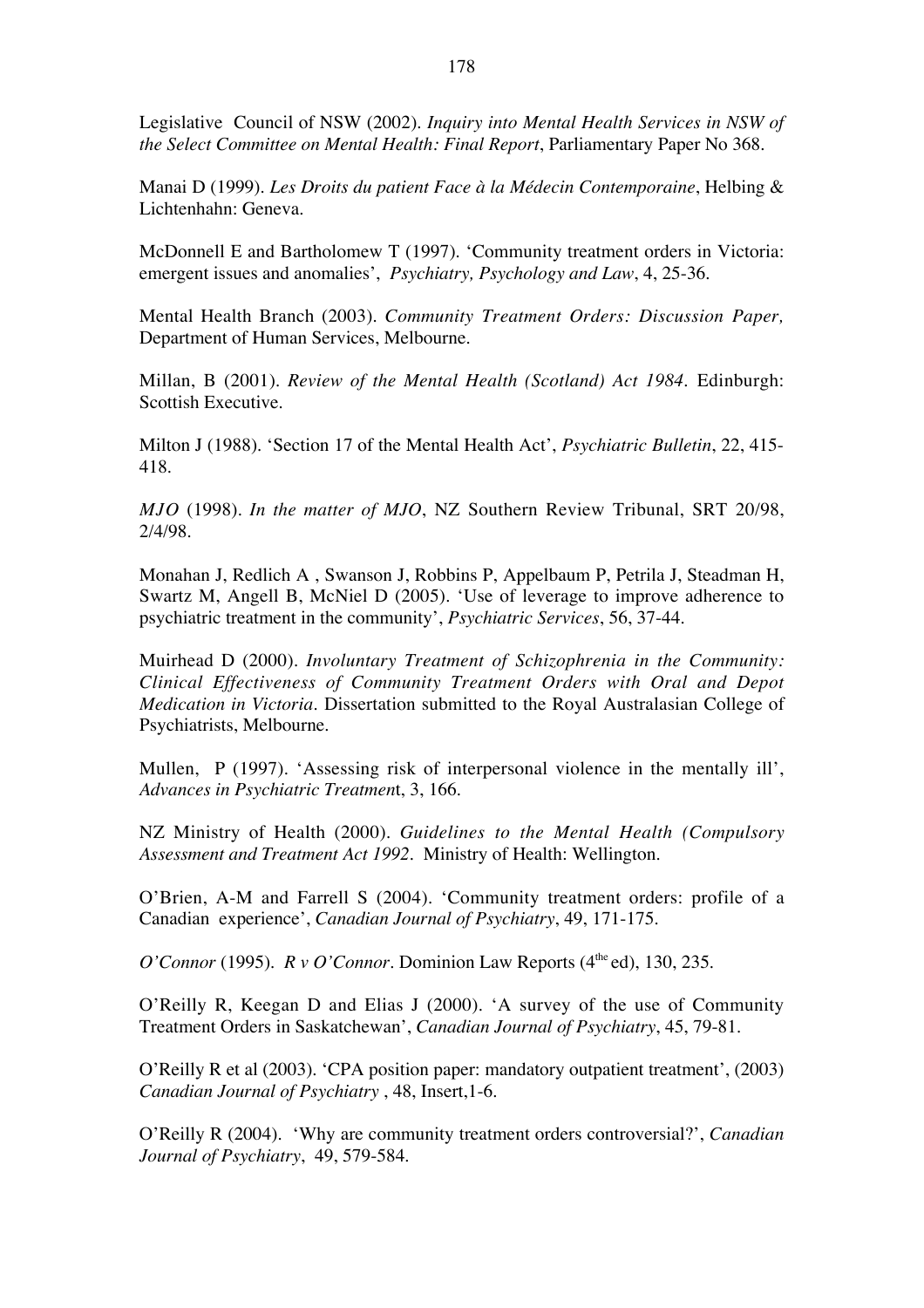Legislative Council of NSW (2002). *Inquiry into Mental Health Services in NSW of the Select Committee on Mental Health: Final Report*, Parliamentary Paper No 368.

Manai D (1999). *Les Droits du patient Face à la Médecin Contemporaine*, Helbing & Lichtenhahn: Geneva.

McDonnell E and Bartholomew T (1997). 'Community treatment orders in Victoria: emergent issues and anomalies', *Psychiatry, Psychology and Law*, 4, 25-36.

Mental Health Branch (2003). *Community Treatment Orders: Discussion Paper,* Department of Human Services, Melbourne.

Millan, B (2001). *Review of the Mental Health (Scotland) Act 1984*. Edinburgh: Scottish Executive.

Milton J (1988). 'Section 17 of the Mental Health Act', *Psychiatric Bulletin*, 22, 415-418.

*MJO* (1998). *In the matter of MJO*, NZ Southern Review Tribunal, SRT 20/98, 2/4/98.

Monahan J, Redlich A , Swanson J, Robbins P, Appelbaum P, Petrila J, Steadman H, Swartz M, Angell B, McNiel D (2005). 'Use of leverage to improve adherence to psychiatric treatment in the community', *Psychiatric Services*, 56, 37-44.

Muirhead D (2000). *Involuntary Treatment of Schizophrenia in the Community: Clinical Effectiveness of Community Treatment Orders with Oral and Depot Medication in Victoria*. Dissertation submitted to the Royal Australasian College of Psychiatrists, Melbourne.

Mullen, P (1997). 'Assessing risk of interpersonal violence in the mentally ill', *Advances in Psychiatric Treatment*, 3, 166.

NZ Ministry of Health (2000). *Guidelines to the Mental Health (Compulsory Assessment and Treatment Act 1992*. Ministry of Health: Wellington.

O'Brien, A-M and Farrell S (2004). 'Community treatment orders: profile of a Canadian experience', *Canadian Journal of Psychiatry*, 49, 171-175.

*O'Connor* (1995). *R v O'Connor*. Dominion Law Reports (4the ed), 130, 235.

O'Reilly R, Keegan D and Elias J (2000). 'A survey of the use of Community Treatment Orders in Saskatchewan', *Canadian Journal of Psychiatry*, 45, 79-81.

O'Reilly R et al (2003). 'CPA position paper: mandatory outpatient treatment', (2003) *Canadian Journal of Psychiatry* , 48, Insert,1-6.

O'Reilly R (2004). 'Why are community treatment orders controversial?', *Canadian Journal of Psychiatry*, 49, 579-584.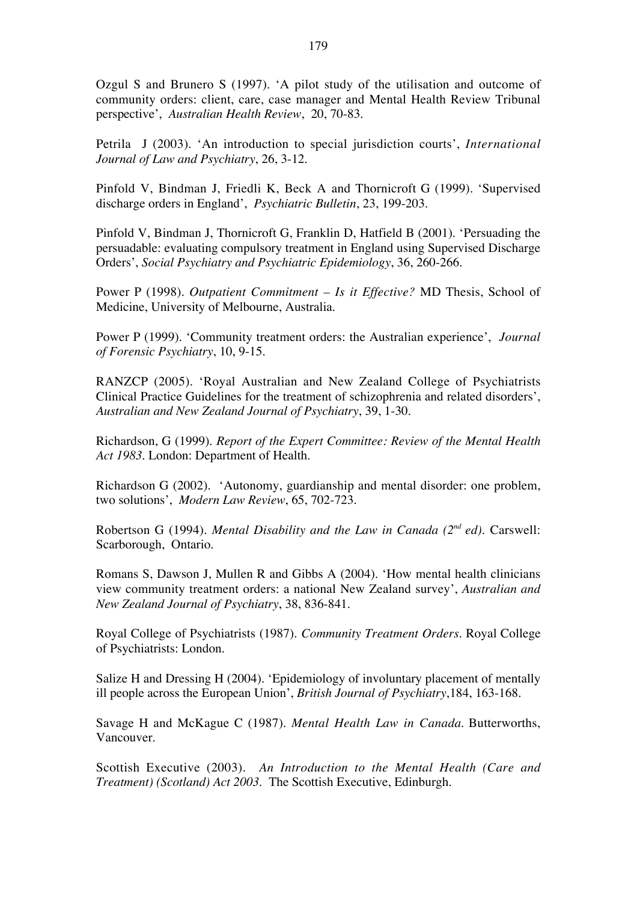Ozgul S and Brunero S (1997). 'A pilot study of the utilisation and outcome of community orders: client, care, case manager and Mental Health Review Tribunal perspective', *Australian Health Review*, 20, 70-83.

Petrila J (2003). 'An introduction to special jurisdiction courts', *International Journal of Law and Psychiatry*, 26, 3-12.

Pinfold V, Bindman J, Friedli K, Beck A and Thornicroft G (1999). 'Supervised discharge orders in England', *Psychiatric Bulletin*, 23, 199-203.

Pinfold V, Bindman J, Thornicroft G, Franklin D, Hatfield B (2001). 'Persuading the persuadable: evaluating compulsory treatment in England using Supervised Discharge Orders', *Social Psychiatry and Psychiatric Epidemiology*, 36, 260-266.

Power P (1998). *Outpatient Commitment – Is it Effective?* MD Thesis, School of Medicine, University of Melbourne, Australia.

Power P (1999). 'Community treatment orders: the Australian experience', *Journal of Forensic Psychiatry*, 10, 9-15.

RANZCP (2005). 'Royal Australian and New Zealand College of Psychiatrists Clinical Practice Guidelines for the treatment of schizophrenia and related disorders', *Australian and New Zealand Journal of Psychiatry*, 39, 1-30.

Richardson, G (1999). *Report of the Expert Committee: Review of the Mental Health Act 1983*. London: Department of Health.

Richardson G (2002). 'Autonomy, guardianship and mental disorder: one problem, two solutions', *Modern Law Review*, 65, 702-723.

Robertson G (1994). *Mental Disability and the Law in Canada (2nd ed)*. Carswell: Scarborough, Ontario.

Romans S, Dawson J, Mullen R and Gibbs A (2004). 'How mental health clinicians view community treatment orders: a national New Zealand survey', *Australian and New Zealand Journal of Psychiatry*, 38, 836-841.

Royal College of Psychiatrists (1987). *Community Treatment Orders*. Royal College of Psychiatrists: London.

Salize H and Dressing H (2004). 'Epidemiology of involuntary placement of mentally ill people across the European Union', *British Journal of Psychiatry*,184, 163-168.

Savage H and McKague C (1987). *Mental Health Law in Canada*. Butterworths, Vancouver.

Scottish Executive (2003). *An Introduction to the Mental Health (Care and Treatment) (Scotland) Act 2003*. The Scottish Executive, Edinburgh.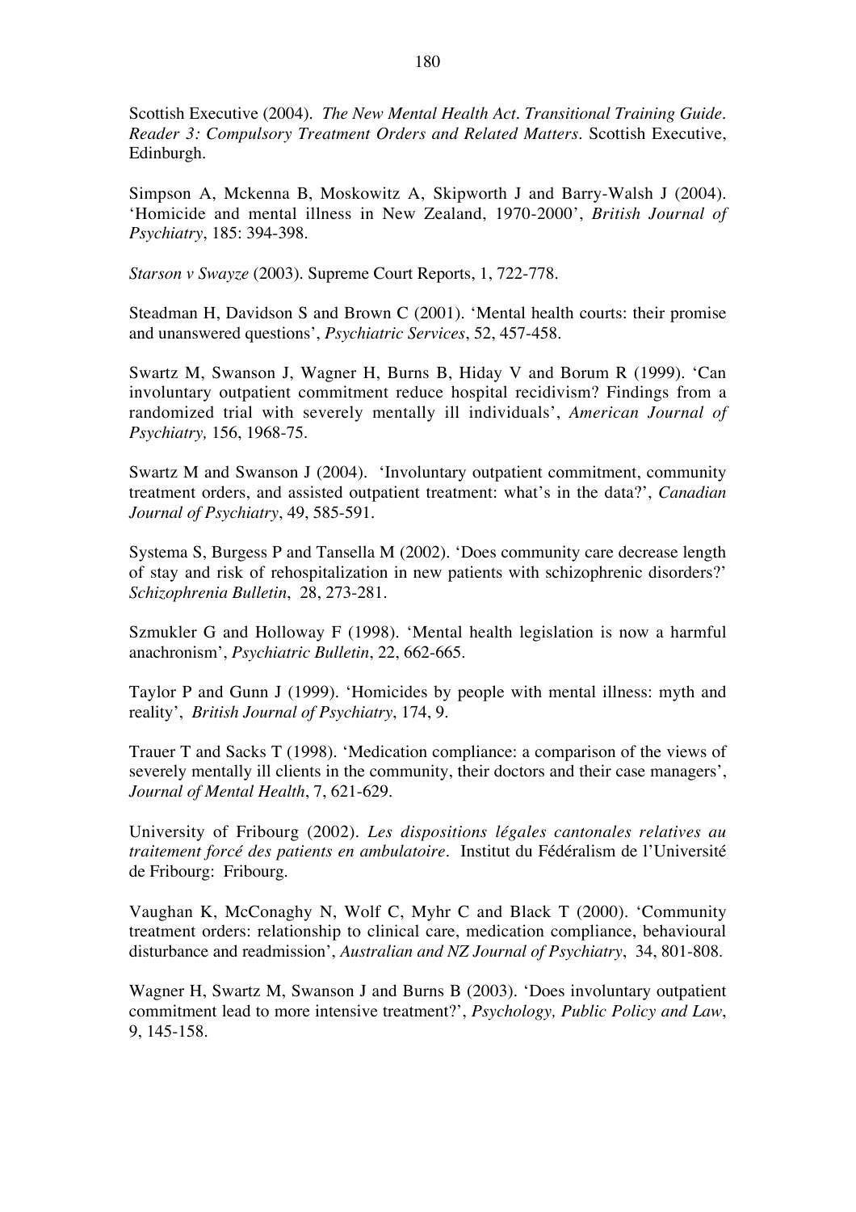Scottish Executive (2004). *The New Mental Health Act. Transitional Training Guide. Reader 3: Compulsory Treatment Orders and Related Matters*. Scottish Executive, Edinburgh.

Simpson A, Mckenna B, Moskowitz A, Skipworth J and Barry-Walsh J (2004). 'Homicide and mental illness in New Zealand, 1970-2000', *British Journal of Psychiatry*, 185: 394-398.

*Starson v Swayze* (2003). Supreme Court Reports, 1, 722-778.

Steadman H, Davidson S and Brown C (2001). 'Mental health courts: their promise and unanswered questions', *Psychiatric Services*, 52, 457-458.

Swartz M, Swanson J, Wagner H, Burns B, Hiday V and Borum R (1999). 'Can involuntary outpatient commitment reduce hospital recidivism? Findings from a randomized trial with severely mentally ill individuals', *American Journal of Psychiatry,* 156, 1968-75.

Swartz M and Swanson J (2004). 'Involuntary outpatient commitment, community treatment orders, and assisted outpatient treatment: what's in the data?', *Canadian Journal of Psychiatry*, 49, 585-591.

Systema S, Burgess P and Tansella M (2002). 'Does community care decrease length of stay and risk of rehospitalization in new patients with schizophrenic disorders?' *Schizophrenia Bulletin*, 28, 273-281.

Szmukler G and Holloway F (1998). 'Mental health legislation is now a harmful anachronism', *Psychiatric Bulletin*, 22, 662-665.

Taylor P and Gunn J (1999). 'Homicides by people with mental illness: myth and reality', *British Journal of Psychiatry*, 174, 9.

Trauer T and Sacks T (1998). 'Medication compliance: a comparison of the views of severely mentally ill clients in the community, their doctors and their case managers', *Journal of Mental Health*, 7, 621-629.

University of Fribourg (2002). *Les dispositions légales cantonales relatives au traitement forcé des patients en ambulatoire*. Institut du Fédéralism de l'Université de Fribourg: Fribourg.

Vaughan K, McConaghy N, Wolf C, Myhr C and Black T (2000). 'Community treatment orders: relationship to clinical care, medication compliance, behavioural disturbance and readmission', *Australian and NZ Journal of Psychiatry*, 34, 801-808.

Wagner H, Swartz M, Swanson J and Burns B (2003). 'Does involuntary outpatient commitment lead to more intensive treatment?', *Psychology, Public Policy and Law*, 9, 145-158.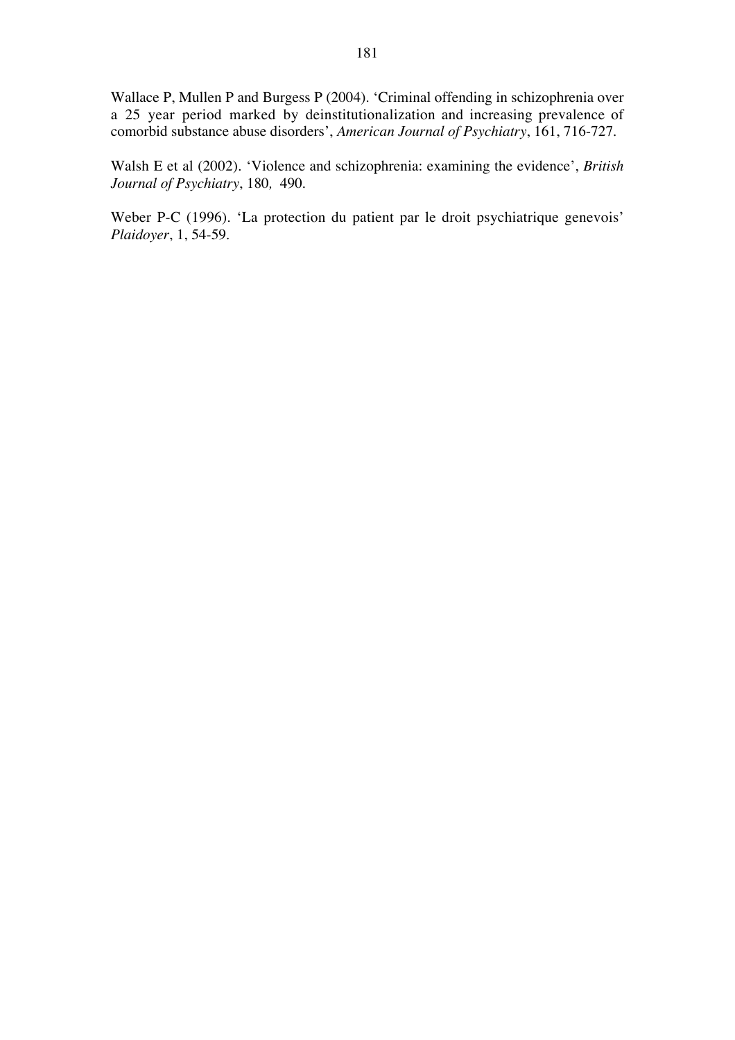Wallace P, Mullen P and Burgess P (2004). 'Criminal offending in schizophrenia over a 25 year period marked by deinstitutionalization and increasing prevalence of comorbid substance abuse disorders', *American Journal of Psychiatry*, 161, 716-727.

Walsh E et al (2002). 'Violence and schizophrenia: examining the evidence', *British Journal of Psychiatry*, 180, 490.

Weber P-C (1996). 'La protection du patient par le droit psychiatrique genevois' *Plaidoyer*, 1, 54-59.